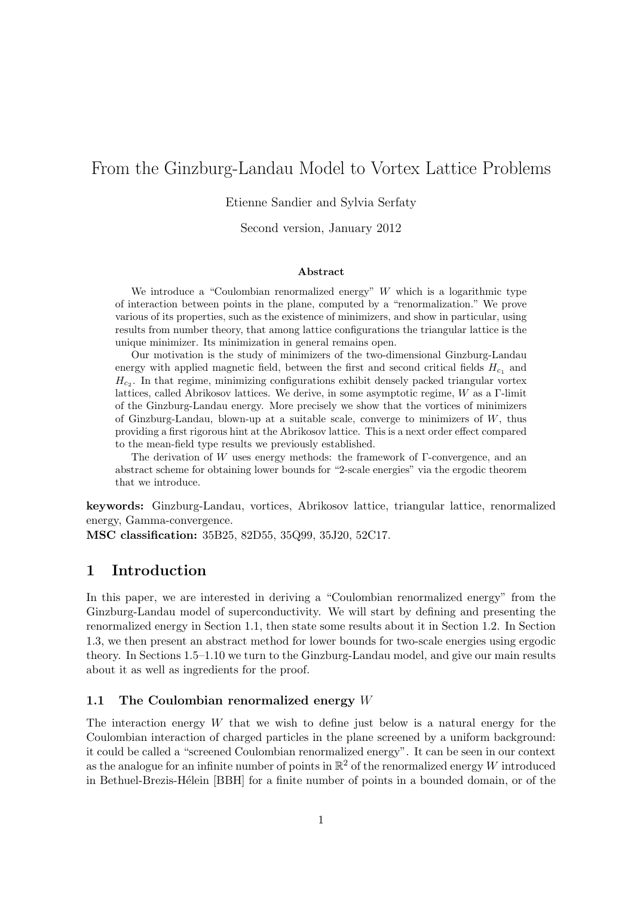# From the Ginzburg-Landau Model to Vortex Lattice Problems

Etienne Sandier and Sylvia Serfaty

Second version, January 2012

### Abstract

We introduce a "Coulombian renormalized energy" $W$ which is a logarithmic type of interaction between points in the plane, computed by a "renormalization." We prove various of its properties, such as the existence of minimizers, and show in particular, using results from number theory, that among lattice configurations the triangular lattice is the unique minimizer. Its minimization in general remains open.

Our motivation is the study of minimizers of the two-dimensional Ginzburg-Landau energy with applied magnetic field, between the first and second critical fields $H_{c_1}$ and $H_{c_2}$. In that regime, minimizing configurations exhibit densely packed triangular vortex lattices, called Abrikosov lattices. We derive, in some asymptotic regime, $W$ as a $\Gamma$-limit of the Ginzburg-Landau energy. More precisely we show that the vortices of minimizers of Ginzburg-Landau, blown-up at a suitable scale, converge to minimizers of $W$, thus providing a first rigorous hint at the Abrikosov lattice. This is a next order effect compared to the mean-field type results we previously established.

The derivation of $W$ uses energy methods: the framework of $\Gamma$-convergence, and an abstract scheme for obtaining lower bounds for "2-scale energies" via the ergodic theorem that we introduce.

**keywords:** Ginzburg-Landau, vortices, Abrikosov lattice, triangular lattice, renormalized energy, Gamma-convergence.
**MSC classification:** 35B25, 82D55, 35Q99, 35J20, 52C17.

## 1 Introduction

In this paper, we are interested in deriving a "Coulombian renormalized energy" from the Ginzburg-Landau model of superconductivity. We will start by defining and presenting the renormalized energy in Section 1.1, then state some results about it in Section 1.2. In Section 1.3, we then present an abstract method for lower bounds for two-scale energies using ergodic theory. In Sections 1.5–1.10 we turn to the Ginzburg-Landau model, and give our main results about it as well as ingredients for the proof.

### 1.1 The Coulombian renormalized energy $W$

The interaction energy $W$ that we wish to define just below is a natural energy for the Coulombian interaction of charged particles in the plane screened by a uniform background: it could be called a "screened Coulombian renormalized energy". It can be seen in our context as the analogue for an infinite number of points in $\mathbb{R}^2$ of the renormalized energy $W$ introduced in Bethuel-Brezis-Hélein [BBH] for a finite number of points in a bounded domain, or of the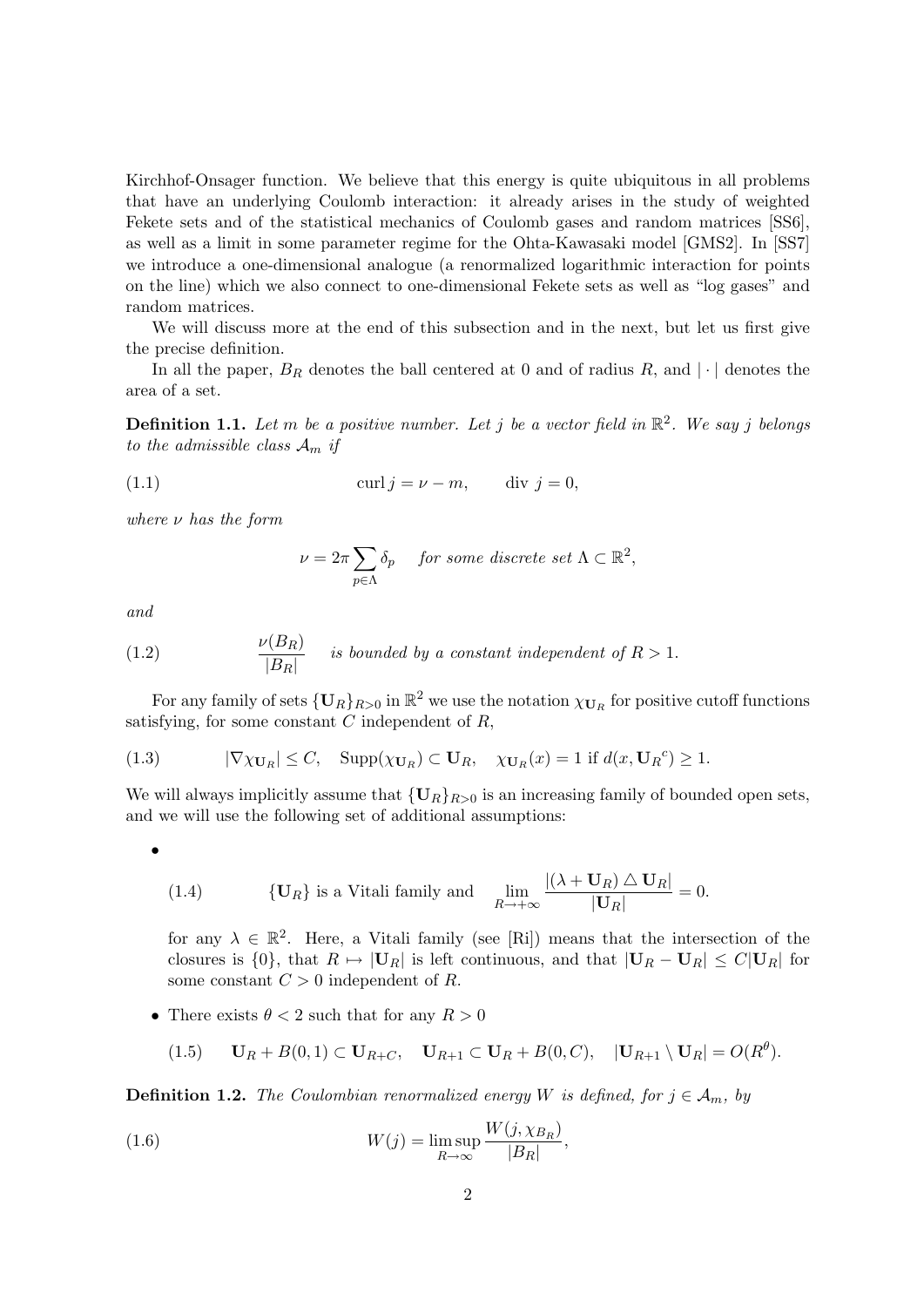Kirchhof-Onsager function. We believe that this energy is quite ubiquitous in all problems that have an underlying Coulomb interaction: it already arises in the study of weighted Fekete sets and of the statistical mechanics of Coulomb gases and random matrices [SS6], as well as a limit in some parameter regime for the Ohta-Kawasaki model [GMS2]. In [SS7] we introduce a one-dimensional analogue (a renormalized logarithmic interaction for points on the line) which we also connect to one-dimensional Fekete sets as well as "log gases" and random matrices.

We will discuss more at the end of this subsection and in the next, but let us first give the precise definition.

In all the paper, $B_R$ denotes the ball centered at 0 and of radius $R$, and $|\cdot|$ denotes the area of a set.

**Definition 1.1.** *Let $m$ be a positive number. Let $j$ be a vector field in $\mathbb{R}^2$. We say $j$ belongs to the admissible class $\mathcal{A}_m$ if*

$$\operatorname{curl} j = \nu - m, \qquad \operatorname{div} j = 0, \tag{1.1}$$

*where $\nu$ has the form*

$$\nu = 2\pi \sum_{p \in \Lambda} \delta_p \quad \textit{for some discrete set } \Lambda \subset \mathbb{R}^2,$$

*and*

$$\frac{\nu(B_R)}{|B_R|} \quad \textit{is bounded by a constant independent of } R > 1. \tag{1.2}$$

For any family of sets $\{\mathbf{U}_R\}_{R>0}$ in $\mathbb{R}^2$ we use the notation $\chi_{\mathbf{U}_R}$ for positive cutoff functions satisfying, for some constant $C$ independent of $R$,

$$|\nabla \chi_{\mathbf{U}_R}| \le C, \quad \operatorname{Supp}(\chi_{\mathbf{U}_R}) \subset \mathbf{U}_R, \quad \chi_{\mathbf{U}_R}(x) = 1 \text{ if } d(x, {\mathbf{U}_R}^c) \ge 1. \tag{1.3}$$

We will always implicitly assume that $\{\mathbf{U}_R\}_{R>0}$ is an increasing family of bounded open sets, and we will use the following set of additional assumptions:

- $$\{\mathbf{U}_R\} \text{ is a Vitali family and } \lim_{R\to+\infty} \frac{|(\lambda + \mathbf{U}_R) \triangle \mathbf{U}_R|}{|\mathbf{U}_R|} = 0. \tag{1.4}$$

  for any $\lambda \in \mathbb{R}^2$. Here, a Vitali family (see [Ri]) means that the intersection of the closures is $\{0\}$, that $R \mapsto |\mathbf{U}_R|$ is left continuous, and that $|\mathbf{U}_R - \mathbf{U}_R| \le C|\mathbf{U}_R|$ for some constant $C > 0$ independent of $R$.

- There exists $\theta < 2$ such that for any $R > 0$

  $$\mathbf{U}_R + B(0,1) \subset \mathbf{U}_{R+C}, \quad \mathbf{U}_{R+1} \subset \mathbf{U}_R + B(0,C), \quad |\mathbf{U}_{R+1} \setminus \mathbf{U}_R| = O(R^\theta). \tag{1.5}$$

**Definition 1.2.** *The Coulombian renormalized energy $W$ is defined, for $j \in \mathcal{A}_m$, by*

$$W(j) = \limsup_{R\to\infty} \frac{W(j, \chi_{B_R})}{|B_R|}, \tag{1.6}$$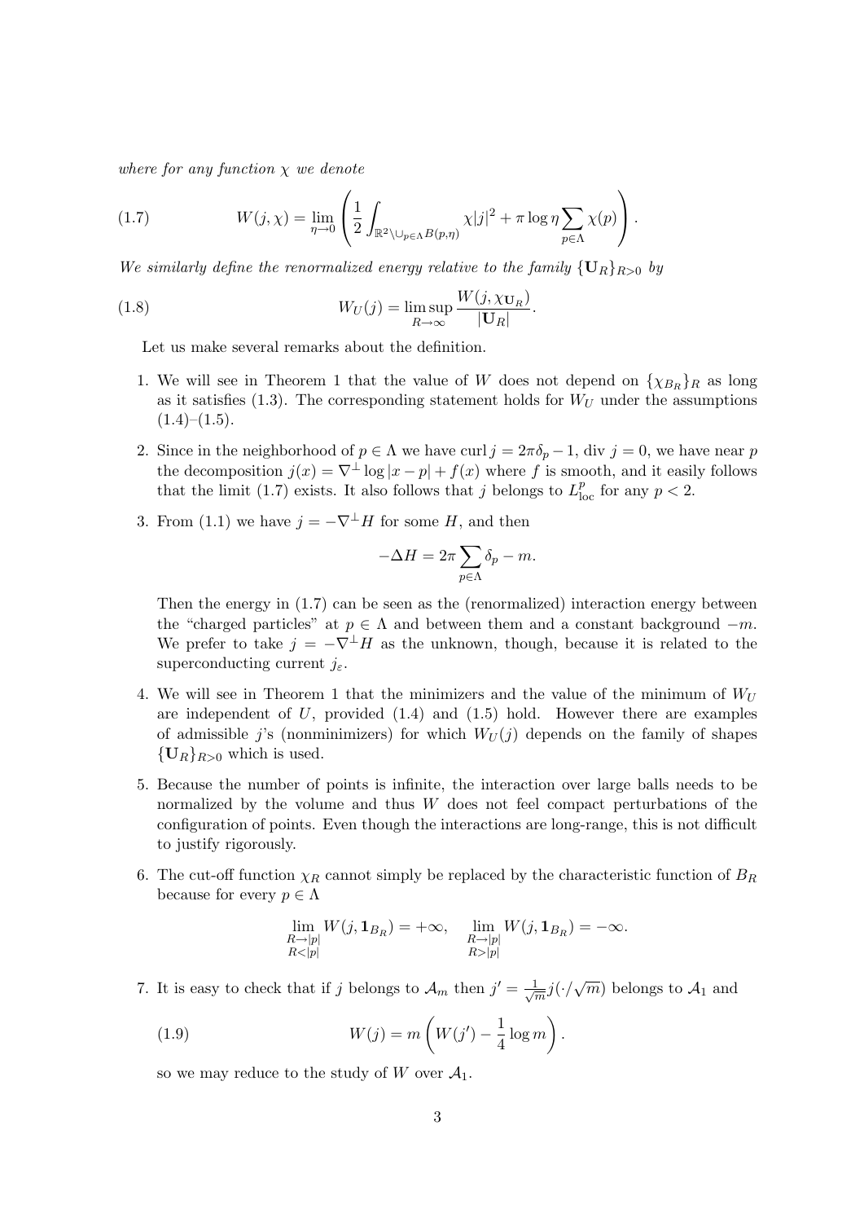*where for any function $\chi$ we denote*

$$W(j,\chi) = \lim_{\eta\to 0}\left(\frac{1}{2}\int_{\mathbb{R}^2\setminus\cup_{p\in\Lambda}B(p,\eta)}\chi|j|^2 + \pi\log\eta\sum_{p\in\Lambda}\chi(p)\right). \tag{1.7}$$

*We similarly define the renormalized energy relative to the family $\{\mathbf{U}_R\}_{R>0}$ by*

$$W_U(j) = \limsup_{R\to\infty}\frac{W(j,\chi_{\mathbf{U}_R})}{|\mathbf{U}_R|}. \tag{1.8}$$

Let us make several remarks about the definition.

1. We will see in Theorem 1 that the value of $W$ does not depend on $\{\chi_{B_R}\}_R$ as long as it satisfies (1.3). The corresponding statement holds for $W_U$ under the assumptions (1.4)–(1.5).

2. Since in the neighborhood of $p\in\Lambda$ we have $\operatorname{curl} j = 2\pi\delta_p - 1$, $\operatorname{div} j = 0$, we have near $p$ the decomposition $j(x) = \nabla^\perp \log|x-p| + f(x)$ where $f$ is smooth, and it easily follows that the limit (1.7) exists. It also follows that $j$ belongs to $L^p_{\text{loc}}$ for any $p<2$.

3. From (1.1) we have $j = -\nabla^\perp H$ for some $H$, and then

$$-\Delta H = 2\pi\sum_{p\in\Lambda}\delta_p - m.$$

   Then the energy in (1.7) can be seen as the (renormalized) interaction energy between the "charged particles" at $p\in\Lambda$ and between them and a constant background $-m$. We prefer to take $j=-\nabla^\perp H$ as the unknown, though, because it is related to the superconducting current $j_\varepsilon$.

4. We will see in Theorem 1 that the minimizers and the value of the minimum of $W_U$ are independent of $U$, provided (1.4) and (1.5) hold. However there are examples of admissible $j$'s (nonminimizers) for which $W_U(j)$ depends on the family of shapes $\{\mathbf{U}_R\}_{R>0}$ which is used.

5. Because the number of points is infinite, the interaction over large balls needs to be normalized by the volume and thus $W$ does not feel compact perturbations of the configuration of points. Even though the interactions are long-range, this is not difficult to justify rigorously.

6. The cut-off function $\chi_R$ cannot simply be replaced by the characteristic function of $B_R$ because for every $p\in\Lambda$

$$\lim_{\substack{R\to|p|\\ R<|p|}} W(j,\mathbf{1}_{B_R}) = +\infty, \quad \lim_{\substack{R\to|p|\\ R>|p|}} W(j,\mathbf{1}_{B_R}) = -\infty.$$

7. It is easy to check that if $j$ belongs to $\mathcal{A}_m$ then $j' = \frac{1}{\sqrt{m}}j(\cdot/\sqrt{m})$ belongs to $\mathcal{A}_1$ and

$$W(j) = m\left(W(j') - \frac{1}{4}\log m\right). \tag{1.9}$$

   so we may reduce to the study of $W$ over $\mathcal{A}_1$.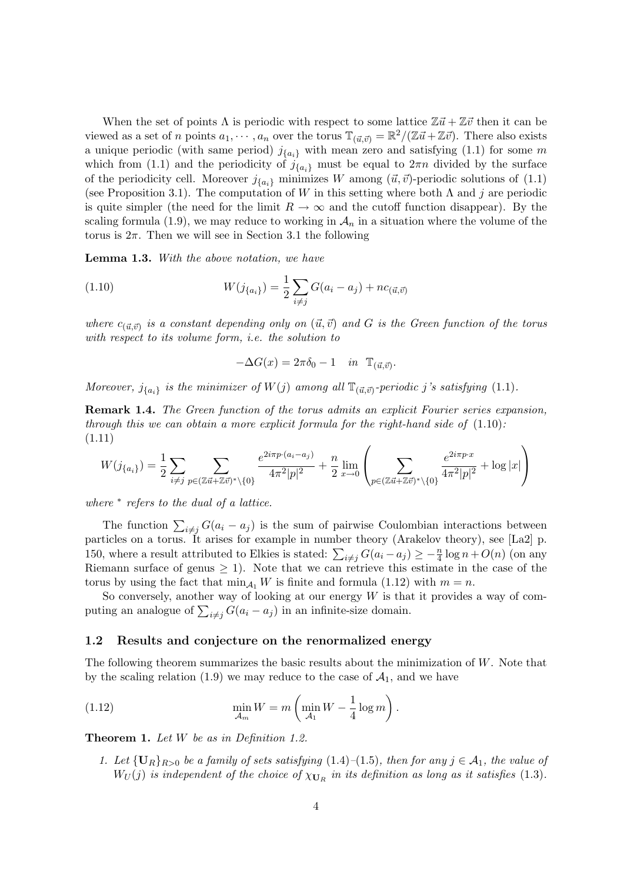When the set of points $\Lambda$ is periodic with respect to some lattice $\mathbb{Z}\vec{u} + \mathbb{Z}\vec{v}$ then it can be viewed as a set of $n$ points $a_1, \cdots, a_n$ over the torus $\mathbb{T}_{(\vec{u},\vec{v})} = \mathbb{R}^2/(\mathbb{Z}\vec{u}+\mathbb{Z}\vec{v})$. There also exists a unique periodic (with same period) $j_{\{a_i\}}$ with mean zero and satisfying (1.1) for some $m$ which from (1.1) and the periodicity of $j_{\{a_i\}}$ must be equal to $2\pi n$ divided by the surface of the periodicity cell. Moreover $j_{\{a_i\}}$ minimizes $W$ among $(\vec{u},\vec{v})$-periodic solutions of (1.1) (see Proposition 3.1). The computation of $W$ in this setting where both $\Lambda$ and $j$ are periodic is quite simpler (the need for the limit $R \to \infty$ and the cutoff function disappear). By the scaling formula (1.9), we may reduce to working in $\mathcal{A}_n$ in a situation where the volume of the torus is $2\pi$. Then we will see in Section 3.1 the following

**Lemma 1.3.** *With the above notation, we have*

$$W(j_{\{a_i\}}) = \frac{1}{2}\sum_{i\neq j} G(a_i - a_j) + nc_{(\vec{u},\vec{v})} \tag{1.10}$$

*where $c_{(\vec{u},\vec{v})}$ is a constant depending only on $(\vec{u},\vec{v})$ and $G$ is the Green function of the torus with respect to its volume form, i.e. the solution to*

$$-\Delta G(x) = 2\pi\delta_0 - 1 \quad in \ \ \mathbb{T}_{(\vec{u},\vec{v})}.$$

*Moreover, $j_{\{a_i\}}$ is the minimizer of $W(j)$ among all $\mathbb{T}_{(\vec{u},\vec{v})}$-periodic $j$'s satisfying (1.1).*

**Remark 1.4.** *The Green function of the torus admits an explicit Fourier series expansion, through this we can obtain a more explicit formula for the right-hand side of (1.10):*

$$W(j_{\{a_i\}}) = \frac{1}{2}\sum_{i\neq j}\sum_{p\in(\mathbb{Z}\vec{u}+\mathbb{Z}\vec{v})^*\setminus\{0\}} \frac{e^{2i\pi p\cdot(a_i-a_j)}}{4\pi^2|p|^2} + \frac{n}{2}\lim_{x\to 0}\left(\sum_{p\in(\mathbb{Z}\vec{u}+\mathbb{Z}\vec{v})^*\setminus\{0\}} \frac{e^{2i\pi p\cdot x}}{4\pi^2|p|^2} + \log|x|\right) \tag{1.11}$$

*where $^*$ refers to the dual of a lattice.*

The function $\sum_{i\neq j} G(a_i - a_j)$ is the sum of pairwise Coulombian interactions between particles on a torus. It arises for example in number theory (Arakelov theory), see [La2] p. 150, where a result attributed to Elkies is stated: $\sum_{i\neq j} G(a_i - a_j) \geq -\frac{n}{4}\log n + O(n)$ (on any Riemann surface of genus $\geq 1$). Note that we can retrieve this estimate in the case of the torus by using the fact that $\min_{\mathcal{A}_1} W$ is finite and formula (1.12) with $m = n$.

So conversely, another way of looking at our energy $W$ is that it provides a way of computing an analogue of $\sum_{i\neq j} G(a_i - a_j)$ in an infinite-size domain.

## 1.2 Results and conjecture on the renormalized energy

The following theorem summarizes the basic results about the minimization of $W$. Note that by the scaling relation (1.9) we may reduce to the case of $\mathcal{A}_1$, and we have

$$\min_{\mathcal{A}_m} W = m\left(\min_{\mathcal{A}_1} W - \frac{1}{4}\log m\right). \tag{1.12}$$

**Theorem 1.** *Let $W$ be as in Definition 1.2.*

1. *Let $\{\mathbf{U}_R\}_{R>0}$ be a family of sets satisfying (1.4)–(1.5), then for any $j \in \mathcal{A}_1$, the value of $W_U(j)$ is independent of the choice of $\chi_{\mathbf{U}_R}$ in its definition as long as it satisfies (1.3).*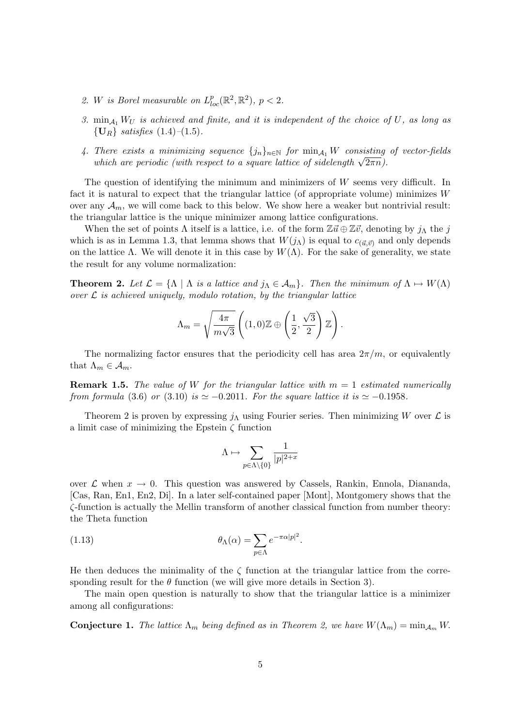2. *$W$ is Borel measurable on $L^p_{loc}(\mathbb{R}^2, \mathbb{R}^2)$, $p < 2$.*

3. *$\min_{\mathcal{A}_1} W_U$ is achieved and finite, and it is independent of the choice of $U$, as long as $\{\mathbf{U}_R\}$ satisfies (1.4)–(1.5).*

4. *There exists a minimizing sequence $\{j_n\}_{n\in\mathbb{N}}$ for $\min_{\mathcal{A}_1} W$ consisting of vector-fields which are periodic (with respect to a square lattice of sidelength $\sqrt{2\pi n}$).*

The question of identifying the minimum and minimizers of $W$ seems very difficult. In fact it is natural to expect that the triangular lattice (of appropriate volume) minimizes $W$ over any $\mathcal{A}_m$, we will come back to this below. We show here a weaker but nontrivial result: the triangular lattice is the unique minimizer among lattice configurations.

When the set of points $\Lambda$ itself is a lattice, i.e. of the form $\mathbb{Z}\vec{u} \oplus \mathbb{Z}\vec{v}$, denoting by $j_\Lambda$ the $j$ which is as in Lemma 1.3, that lemma shows that $W(j_\Lambda)$ is equal to $c_{(\vec{u},\vec{v})}$ and only depends on the lattice $\Lambda$. We will denote it in this case by $W(\Lambda)$. For the sake of generality, we state the result for any volume normalization:

**Theorem 2.** *Let $\mathcal{L} = \{\Lambda \mid \Lambda \text{ is a lattice and } j_\Lambda \in \mathcal{A}_m\}$. Then the minimum of $\Lambda \mapsto W(\Lambda)$ over $\mathcal{L}$ is achieved uniquely, modulo rotation, by the triangular lattice*

$$\Lambda_m = \sqrt{\frac{4\pi}{m\sqrt{3}}}\left((1,0)\mathbb{Z} \oplus \left(\frac{1}{2}, \frac{\sqrt{3}}{2}\right)\mathbb{Z}\right).$$

The normalizing factor ensures that the periodicity cell has area $2\pi/m$, or equivalently that $\Lambda_m \in \mathcal{A}_m$.

**Remark 1.5.** *The value of $W$ for the triangular lattice with $m = 1$ estimated numerically from formula (3.6) or (3.10) is $\simeq -0.2011$. For the square lattice it is $\simeq -0.1958$.*

Theorem 2 is proven by expressing $j_\Lambda$ using Fourier series. Then minimizing $W$ over $\mathcal{L}$ is a limit case of minimizing the Epstein $\zeta$ function

$$\Lambda \mapsto \sum_{p\in\Lambda\setminus\{0\}} \frac{1}{|p|^{2+x}}$$

over $\mathcal{L}$ when $x \to 0$. This question was answered by Cassels, Rankin, Ennola, Diananda, [Cas, Ran, En1, En2, Di]. In a later self-contained paper [Mont], Montgomery shows that the $\zeta$-function is actually the Mellin transform of another classical function from number theory: the Theta function

$$\theta_\Lambda(\alpha) = \sum_{p\in\Lambda} e^{-\pi\alpha|p|^2}. \tag{1.13}$$

He then deduces the minimality of the $\zeta$ function at the triangular lattice from the corresponding result for the $\theta$ function (we will give more details in Section 3).

The main open question is naturally to show that the triangular lattice is a minimizer among all configurations:

**Conjecture 1.** *The lattice $\Lambda_m$ being defined as in Theorem 2, we have $W(\Lambda_m) = \min_{\mathcal{A}_m} W$.*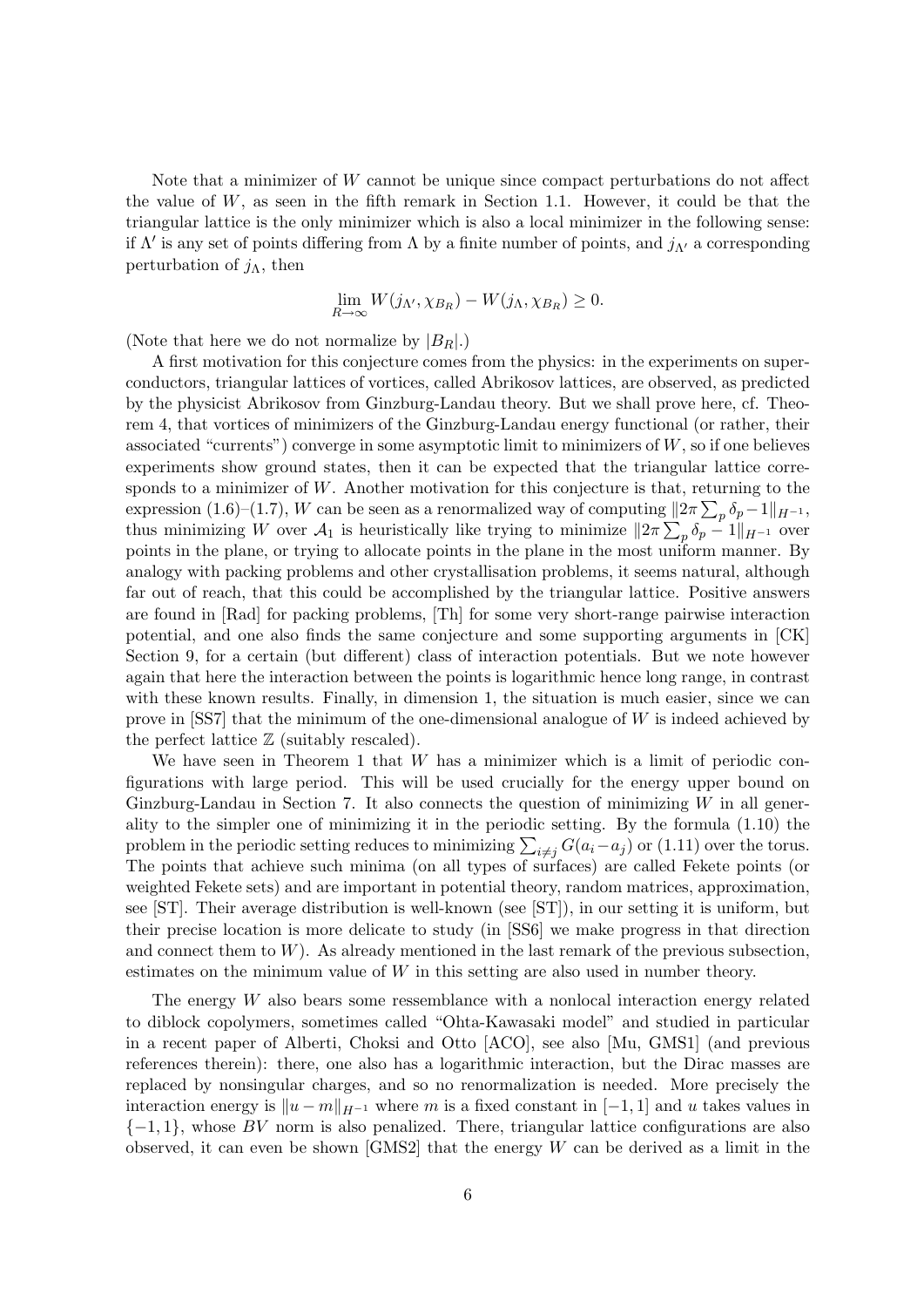Note that a minimizer of $W$ cannot be unique since compact perturbations do not affect the value of $W$, as seen in the fifth remark in Section 1.1. However, it could be that the triangular lattice is the only minimizer which is also a local minimizer in the following sense: if $\Lambda'$ is any set of points differing from $\Lambda$ by a finite number of points, and $j_{\Lambda'}$ a corresponding perturbation of $j_\Lambda$, then

$$\lim_{R\to\infty} W(j_{\Lambda'}, \chi_{B_R}) - W(j_\Lambda, \chi_{B_R}) \geq 0.$$

(Note that here we do not normalize by $|B_R|$.)

A first motivation for this conjecture comes from the physics: in the experiments on superconductors, triangular lattices of vortices, called Abrikosov lattices, are observed, as predicted by the physicist Abrikosov from Ginzburg-Landau theory. But we shall prove here, cf. Theorem 4, that vortices of minimizers of the Ginzburg-Landau energy functional (or rather, their associated "currents") converge in some asymptotic limit to minimizers of $W$, so if one believes experiments show ground states, then it can be expected that the triangular lattice corresponds to a minimizer of $W$. Another motivation for this conjecture is that, returning to the expression (1.6)–(1.7), $W$ can be seen as a renormalized way of computing $\|2\pi \sum_p \delta_p - 1\|_{H^{-1}}$, thus minimizing $W$ over $\mathcal{A}_1$ is heuristically like trying to minimize $\|2\pi \sum_p \delta_p - 1\|_{H^{-1}}$ over points in the plane, or trying to allocate points in the plane in the most uniform manner. By analogy with packing problems and other crystallisation problems, it seems natural, although far out of reach, that this could be accomplished by the triangular lattice. Positive answers are found in [Rad] for packing problems, [Th] for some very short-range pairwise interaction potential, and one also finds the same conjecture and some supporting arguments in [CK] Section 9, for a certain (but different) class of interaction potentials. But we note however again that here the interaction between the points is logarithmic hence long range, in contrast with these known results. Finally, in dimension 1, the situation is much easier, since we can prove in [SS7] that the minimum of the one-dimensional analogue of $W$ is indeed achieved by the perfect lattice $\mathbb{Z}$ (suitably rescaled).

We have seen in Theorem 1 that $W$ has a minimizer which is a limit of periodic configurations with large period. This will be used crucially for the energy upper bound on Ginzburg-Landau in Section 7. It also connects the question of minimizing $W$ in all generality to the simpler one of minimizing it in the periodic setting. By the formula (1.10) the problem in the periodic setting reduces to minimizing $\sum_{i\neq j} G(a_i - a_j)$ or (1.11) over the torus. The points that achieve such minima (on all types of surfaces) are called Fekete points (or weighted Fekete sets) and are important in potential theory, random matrices, approximation, see [ST]. Their average distribution is well-known (see [ST]), in our setting it is uniform, but their precise location is more delicate to study (in [SS6] we make progress in that direction and connect them to $W$). As already mentioned in the last remark of the previous subsection, estimates on the minimum value of $W$ in this setting are also used in number theory.

The energy $W$ also bears some ressemblance with a nonlocal interaction energy related to diblock copolymers, sometimes called "Ohta-Kawasaki model" and studied in particular in a recent paper of Alberti, Choksi and Otto [ACO], see also [Mu, GMS1] (and previous references therein): there, one also has a logarithmic interaction, but the Dirac masses are replaced by nonsingular charges, and so no renormalization is needed. More precisely the interaction energy is $\|u - m\|_{H^{-1}}$ where $m$ is a fixed constant in $[-1, 1]$ and $u$ takes values in $\{-1, 1\}$, whose $BV$ norm is also penalized. There, triangular lattice configurations are also observed, it can even be shown [GMS2] that the energy $W$ can be derived as a limit in the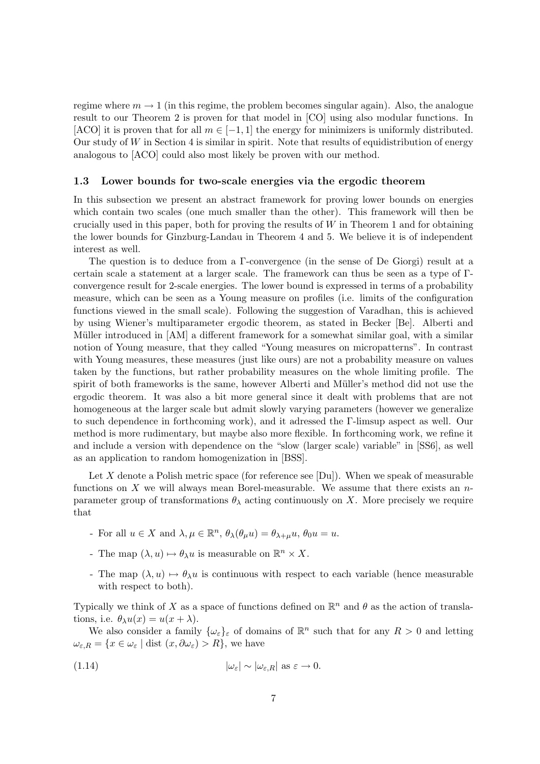regime where $m \to 1$ (in this regime, the problem becomes singular again). Also, the analogue result to our Theorem 2 is proven for that model in [CO] using also modular functions. In [ACO] it is proven that for all $m \in [-1, 1]$ the energy for minimizers is uniformly distributed. Our study of $W$ in Section 4 is similar in spirit. Note that results of equidistribution of energy analogous to [ACO] could also most likely be proven with our method.

### 1.3 Lower bounds for two-scale energies via the ergodic theorem

In this subsection we present an abstract framework for proving lower bounds on energies which contain two scales (one much smaller than the other). This framework will then be crucially used in this paper, both for proving the results of $W$ in Theorem 1 and for obtaining the lower bounds for Ginzburg-Landau in Theorem 4 and 5. We believe it is of independent interest as well.

The question is to deduce from a Γ-convergence (in the sense of De Giorgi) result at a certain scale a statement at a larger scale. The framework can thus be seen as a type of Γ-convergence result for 2-scale energies. The lower bound is expressed in terms of a probability measure, which can be seen as a Young measure on profiles (i.e. limits of the configuration functions viewed in the small scale). Following the suggestion of Varadhan, this is achieved by using Wiener's multiparameter ergodic theorem, as stated in Becker [Be]. Alberti and Müller introduced in [AM] a different framework for a somewhat similar goal, with a similar notion of Young measure, that they called "Young measures on micropatterns". In contrast with Young measures, these measures (just like ours) are not a probability measure on values taken by the functions, but rather probability measures on the whole limiting profile. The spirit of both frameworks is the same, however Alberti and Müller's method did not use the ergodic theorem. It was also a bit more general since it dealt with problems that are not homogeneous at the larger scale but admit slowly varying parameters (however we generalize to such dependence in forthcoming work), and it adressed the Γ-limsup aspect as well. Our method is more rudimentary, but maybe also more flexible. In forthcoming work, we refine it and include a version with dependence on the "slow (larger scale) variable" in [SS6], as well as an application to random homogenization in [BSS].

Let $X$ denote a Polish metric space (for reference see [Du]). When we speak of measurable functions on $X$ we will always mean Borel-measurable. We assume that there exists an $n$-parameter group of transformations $\theta_\lambda$ acting continuously on $X$. More precisely we require that

- For all $u \in X$ and $\lambda, \mu \in \mathbb{R}^n$, $\theta_\lambda(\theta_\mu u) = \theta_{\lambda+\mu} u$, $\theta_0 u = u$.
- The map $(\lambda, u) \mapsto \theta_\lambda u$ is measurable on $\mathbb{R}^n \times X$.
- The map $(\lambda, u) \mapsto \theta_\lambda u$ is continuous with respect to each variable (hence measurable with respect to both).

Typically we think of $X$ as a space of functions defined on $\mathbb{R}^n$ and $\theta$ as the action of translations, i.e. $\theta_\lambda u(x) = u(x + \lambda)$.

We also consider a family $\{\omega_\varepsilon\}_\varepsilon$ of domains of $\mathbb{R}^n$ such that for any $R > 0$ and letting $\omega_{\varepsilon,R} = \{x \in \omega_\varepsilon \mid \text{dist}\,(x, \partial\omega_\varepsilon) > R\}$, we have

$$|\omega_\varepsilon| \sim |\omega_{\varepsilon,R}| \text{ as } \varepsilon \to 0. \tag{1.14}$$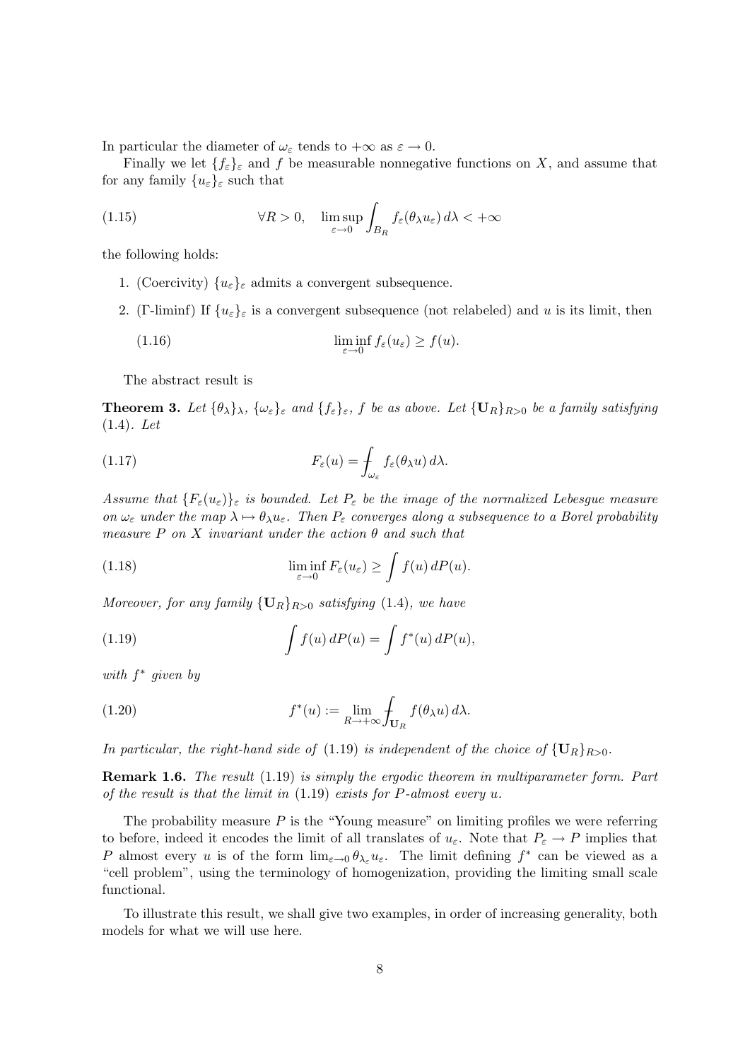In particular the diameter of $\omega_\varepsilon$ tends to $+\infty$ as $\varepsilon \to 0$.

Finally we let $\{f_\varepsilon\}_\varepsilon$ and $f$ be measurable nonnegative functions on $X$, and assume that for any family $\{u_\varepsilon\}_\varepsilon$ such that

$$\forall R > 0, \quad \limsup_{\varepsilon \to 0} \int_{B_R} f_\varepsilon(\theta_\lambda u_\varepsilon)\, d\lambda < +\infty \tag{1.15}$$

the following holds:

1. (Coercivity) $\{u_\varepsilon\}_\varepsilon$ admits a convergent subsequence.
2. ($\Gamma$-liminf) If $\{u_\varepsilon\}_\varepsilon$ is a convergent subsequence (not relabeled) and $u$ is its limit, then

$$\liminf_{\varepsilon \to 0} f_\varepsilon(u_\varepsilon) \geq f(u). \tag{1.16}$$

The abstract result is

**Theorem 3.** *Let $\{\theta_\lambda\}_\lambda$, $\{\omega_\varepsilon\}_\varepsilon$ and $\{f_\varepsilon\}_\varepsilon$, $f$ be as above. Let $\{\mathbf{U}_R\}_{R>0}$ be a family satisfying (1.4). Let*

$$F_\varepsilon(u) = \fint_{\omega_\varepsilon} f_\varepsilon(\theta_\lambda u)\, d\lambda. \tag{1.17}$$

*Assume that $\{F_\varepsilon(u_\varepsilon)\}_\varepsilon$ is bounded. Let $P_\varepsilon$ be the image of the normalized Lebesgue measure on $\omega_\varepsilon$ under the map $\lambda \mapsto \theta_\lambda u_\varepsilon$. Then $P_\varepsilon$ converges along a subsequence to a Borel probability measure $P$ on $X$ invariant under the action $\theta$ and such that*

$$\liminf_{\varepsilon \to 0} F_\varepsilon(u_\varepsilon) \geq \int f(u)\, dP(u). \tag{1.18}$$

*Moreover, for any family $\{\mathbf{U}_R\}_{R>0}$ satisfying (1.4), we have*

$$\int f(u)\, dP(u) = \int f^*(u)\, dP(u), \tag{1.19}$$

*with $f^*$ given by*

$$f^*(u) := \lim_{R \to +\infty} \fint_{\mathbf{U}_R} f(\theta_\lambda u)\, d\lambda. \tag{1.20}$$

*In particular, the right-hand side of (1.19) is independent of the choice of $\{\mathbf{U}_R\}_{R>0}$.*

**Remark 1.6.** *The result (1.19) is simply the ergodic theorem in multiparameter form. Part of the result is that the limit in (1.19) exists for $P$-almost every $u$.*

The probability measure $P$ is the "Young measure" on limiting profiles we were referring to before, indeed it encodes the limit of all translates of $u_\varepsilon$. Note that $P_\varepsilon \to P$ implies that $P$ almost every $u$ is of the form $\lim_{\varepsilon \to 0} \theta_{\lambda_\varepsilon} u_\varepsilon$. The limit defining $f^*$ can be viewed as a "cell problem", using the terminology of homogenization, providing the limiting small scale functional.

To illustrate this result, we shall give two examples, in order of increasing generality, both models for what we will use here.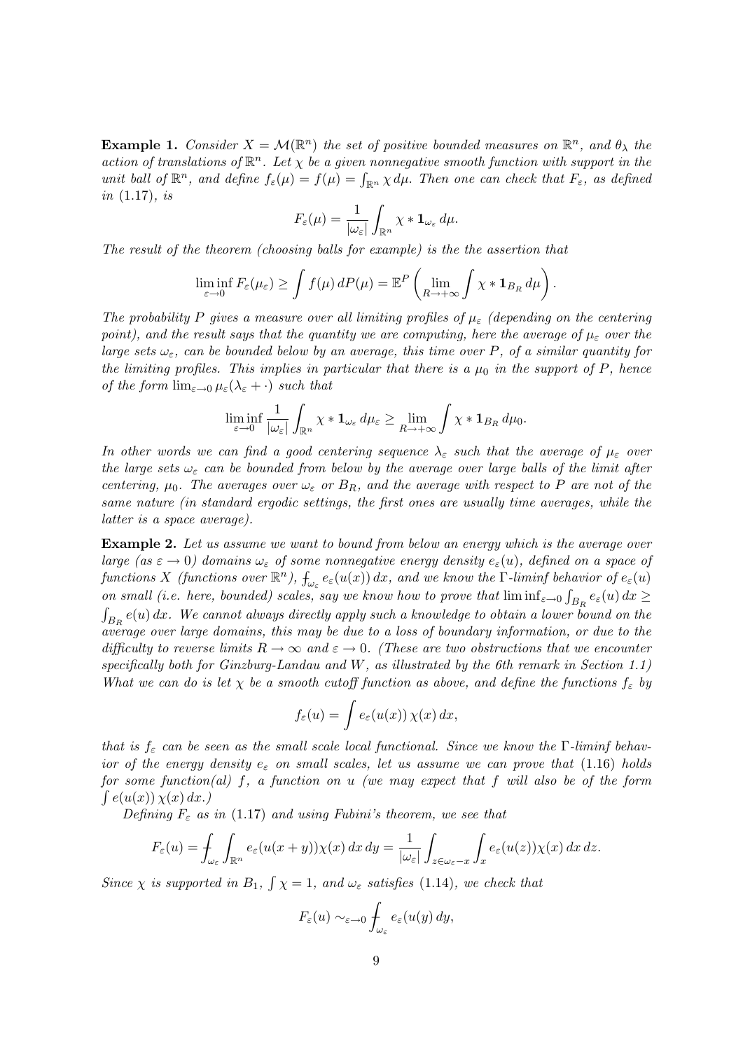**Example 1.** *Consider $X = \mathcal{M}(\mathbb{R}^n)$ the set of positive bounded measures on $\mathbb{R}^n$, and $\theta_\lambda$ the action of translations of $\mathbb{R}^n$. Let $\chi$ be a given nonnegative smooth function with support in the unit ball of $\mathbb{R}^n$, and define $f_\varepsilon(\mu) = f(\mu) = \int_{\mathbb{R}^n} \chi \, d\mu$. Then one can check that $F_\varepsilon$, as defined in (1.17), is*

$$F_\varepsilon(\mu) = \frac{1}{|\omega_\varepsilon|} \int_{\mathbb{R}^n} \chi * \mathbf{1}_{\omega_\varepsilon} \, d\mu.$$

*The result of the theorem (choosing balls for example) is the the assertion that*

$$\liminf_{\varepsilon \to 0} F_\varepsilon(\mu_\varepsilon) \geq \int f(\mu) \, dP(\mu) = \mathbb{E}^P \left( \lim_{R \to +\infty} \int \chi * \mathbf{1}_{B_R} \, d\mu \right).$$

*The probability $P$ gives a measure over all limiting profiles of $\mu_\varepsilon$ (depending on the centering point), and the result says that the quantity we are computing, here the average of $\mu_\varepsilon$ over the large sets $\omega_\varepsilon$, can be bounded below by an average, this time over $P$, of a similar quantity for the limiting profiles. This implies in particular that there is a $\mu_0$ in the support of $P$, hence of the form $\lim_{\varepsilon \to 0} \mu_\varepsilon(\lambda_\varepsilon + \cdot)$ such that*

$$\liminf_{\varepsilon \to 0} \frac{1}{|\omega_\varepsilon|} \int_{\mathbb{R}^n} \chi * \mathbf{1}_{\omega_\varepsilon} \, d\mu_\varepsilon \geq \lim_{R \to +\infty} \int \chi * \mathbf{1}_{B_R} \, d\mu_0.$$

*In other words we can find a good centering sequence $\lambda_\varepsilon$ such that the average of $\mu_\varepsilon$ over the large sets $\omega_\varepsilon$ can be bounded from below by the average over large balls of the limit after centering, $\mu_0$. The averages over $\omega_\varepsilon$ or $B_R$, and the average with respect to $P$ are not of the same nature (in standard ergodic settings, the first ones are usually time averages, while the latter is a space average).*

**Example 2.** *Let us assume we want to bound from below an energy which is the average over large (as $\varepsilon \to 0$) domains $\omega_\varepsilon$ of some nonnegative energy density $e_\varepsilon(u)$, defined on a space of functions $X$ (functions over $\mathbb{R}^n$), $\fint_{\omega_\varepsilon} e_\varepsilon(u(x)) \, dx$, and we know the $\Gamma$-liminf behavior of $e_\varepsilon(u)$ on small (i.e. here, bounded) scales, say we know how to prove that $\liminf_{\varepsilon \to 0} \int_{B_R} e_\varepsilon(u) \, dx \geq \int_{B_R} e(u) \, dx$. We cannot always directly apply such a knowledge to obtain a lower bound on the average over large domains, this may be due to a loss of boundary information, or due to the difficulty to reverse limits $R \to \infty$ and $\varepsilon \to 0$. (These are two obstructions that we encounter specifically both for Ginzburg-Landau and $W$, as illustrated by the 6th remark in Section 1.1) What we can do is let $\chi$ be a smooth cutoff function as above, and define the functions $f_\varepsilon$ by*

$$f_\varepsilon(u) = \int e_\varepsilon(u(x)) \, \chi(x) \, dx,$$

*that is $f_\varepsilon$ can be seen as the small scale local functional. Since we know the $\Gamma$-liminf behavior of the energy density $e_\varepsilon$ on small scales, let us assume we can prove that (1.16) holds for some function(al) $f$, a function on $u$ (we may expect that $f$ will also be of the form $\int e(u(x)) \, \chi(x) \, dx$.)*

*Defining $F_\varepsilon$ as in (1.17) and using Fubini's theorem, we see that*

$$F_\varepsilon(u) = \fint_{\omega_\varepsilon} \int_{\mathbb{R}^n} e_\varepsilon(u(x+y)) \chi(x) \, dx \, dy = \frac{1}{|\omega_\varepsilon|} \int_{z \in \omega_\varepsilon - x} \int_x e_\varepsilon(u(z)) \chi(x) \, dx \, dz.$$

*Since $\chi$ is supported in $B_1$, $\int \chi = 1$, and $\omega_\varepsilon$ satisfies (1.14), we check that*

$$F_\varepsilon(u) \sim_{\varepsilon \to 0} \fint_{\omega_\varepsilon} e_\varepsilon(u(y) \, dy,$$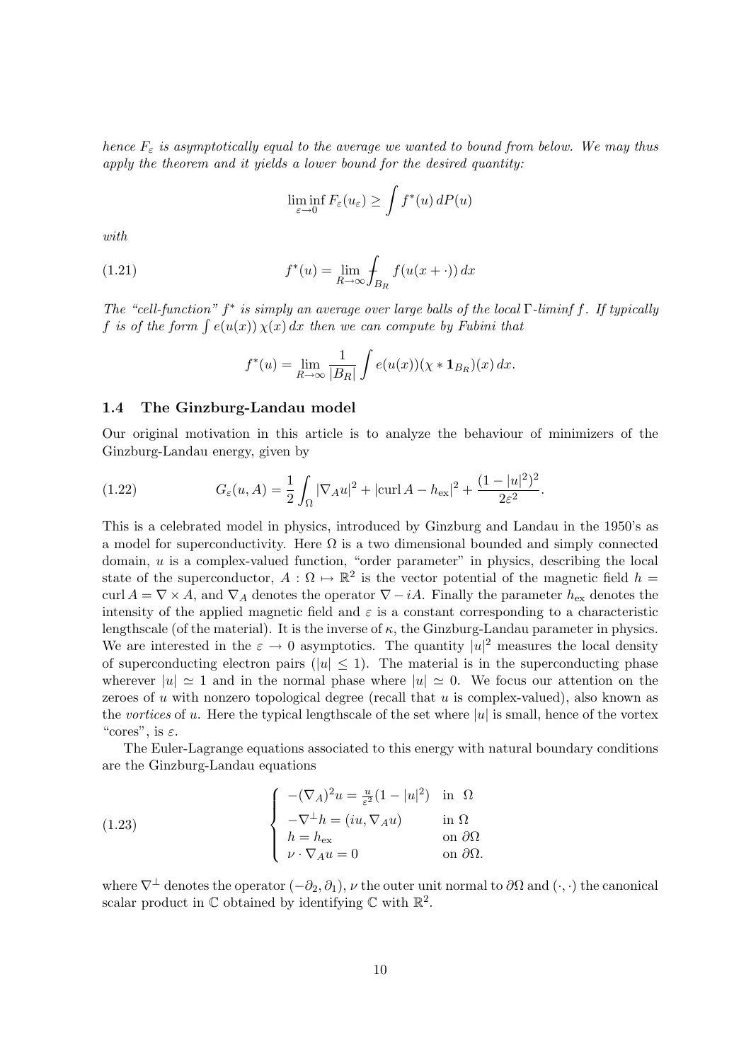*hence $F_\varepsilon$ is asymptotically equal to the average we wanted to bound from below. We may thus apply the theorem and it yields a lower bound for the desired quantity:*

$$\liminf_{\varepsilon\to 0} F_\varepsilon(u_\varepsilon) \ge \int f^*(u)\, dP(u)$$

*with*

$$f^*(u) = \lim_{R\to\infty} \fint_{B_R} f(u(x+\cdot))\, dx \tag{1.21}$$

*The "cell-function" $f^*$ is simply an average over large balls of the local $\Gamma$-liminf $f$. If typically $f$ is of the form $\int e(u(x))\,\chi(x)\,dx$ then we can compute by Fubini that*

$$f^*(u) = \lim_{R\to\infty} \frac{1}{|B_R|} \int e(u(x))(\chi * \mathbf{1}_{B_R})(x)\, dx.$$

### 1.4 The Ginzburg-Landau model

Our original motivation in this article is to analyze the behaviour of minimizers of the Ginzburg-Landau energy, given by

$$G_\varepsilon(u,A) = \frac{1}{2}\int_\Omega |\nabla_A u|^2 + |\mathrm{curl}\, A - h_{\mathrm{ex}}|^2 + \frac{(1-|u|^2)^2}{2\varepsilon^2}. \tag{1.22}$$

This is a celebrated model in physics, introduced by Ginzburg and Landau in the 1950's as a model for superconductivity. Here $\Omega$ is a two dimensional bounded and simply connected domain, $u$ is a complex-valued function, "order parameter" in physics, describing the local state of the superconductor, $A : \Omega \mapsto \mathbb{R}^2$ is the vector potential of the magnetic field $h = \mathrm{curl}\, A = \nabla \times A$, and $\nabla_A$ denotes the operator $\nabla - iA$. Finally the parameter $h_{\mathrm{ex}}$ denotes the intensity of the applied magnetic field and $\varepsilon$ is a constant corresponding to a characteristic lengthscale (of the material). It is the inverse of $\kappa$, the Ginzburg-Landau parameter in physics. We are interested in the $\varepsilon \to 0$ asymptotics. The quantity $|u|^2$ measures the local density of superconducting electron pairs ($|u| \le 1$). The material is in the superconducting phase wherever $|u| \simeq 1$ and in the normal phase where $|u| \simeq 0$. We focus our attention on the zeroes of $u$ with nonzero topological degree (recall that $u$ is complex-valued), also known as the *vortices* of $u$. Here the typical lengthscale of the set where $|u|$ is small, hence of the vortex "cores", is $\varepsilon$.

The Euler-Lagrange equations associated to this energy with natural boundary conditions are the Ginzburg-Landau equations

$$\begin{cases} -(\nabla_A)^2 u = \frac{u}{\varepsilon^2}(1-|u|^2) & \text{in } \Omega \\ -\nabla^\perp h = (iu, \nabla_A u) & \text{in } \Omega \\ h = h_{\mathrm{ex}} & \text{on } \partial\Omega \\ \nu \cdot \nabla_A u = 0 & \text{on } \partial\Omega. \end{cases} \tag{1.23}$$

where $\nabla^\perp$ denotes the operator $(-\partial_2, \partial_1)$, $\nu$ the outer unit normal to $\partial\Omega$ and $(\cdot,\cdot)$ the canonical scalar product in $\mathbb{C}$ obtained by identifying $\mathbb{C}$ with $\mathbb{R}^2$.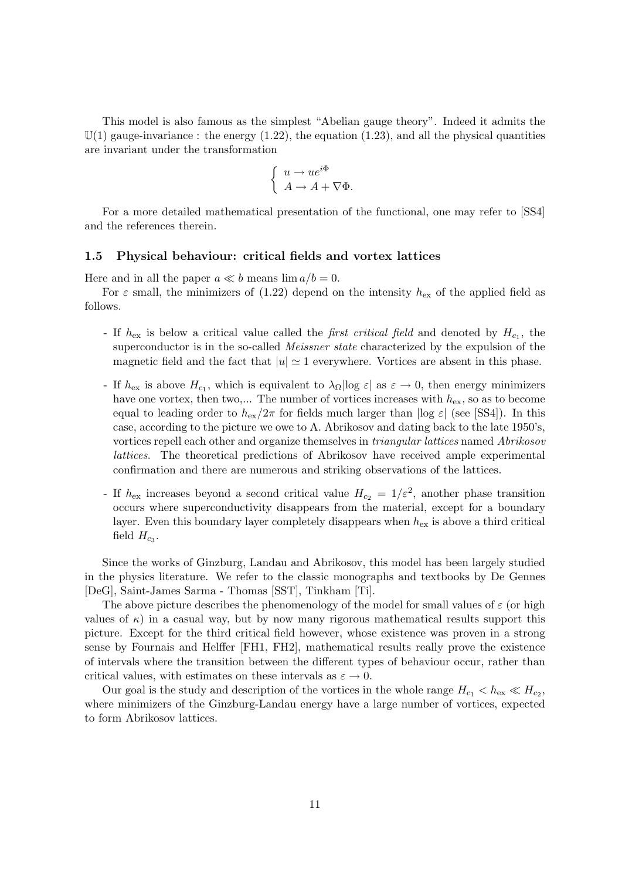This model is also famous as the simplest "Abelian gauge theory". Indeed it admits the $\mathbb{U}(1)$ gauge-invariance : the energy (1.22), the equation (1.23), and all the physical quantities are invariant under the transformation

$$\begin{cases} u \to ue^{i\Phi} \\ A \to A + \nabla\Phi. \end{cases}$$

For a more detailed mathematical presentation of the functional, one may refer to [SS4] and the references therein.

### 1.5 Physical behaviour: critical fields and vortex lattices

Here and in all the paper $a \ll b$ means $\lim a/b = 0$.

For $\varepsilon$ small, the minimizers of (1.22) depend on the intensity $h_{\rm ex}$ of the applied field as follows.

- If $h_{\rm ex}$ is below a critical value called the *first critical field* and denoted by $H_{c_1}$, the superconductor is in the so-called *Meissner state* characterized by the expulsion of the magnetic field and the fact that $|u| \simeq 1$ everywhere. Vortices are absent in this phase.
- If $h_{\rm ex}$ is above $H_{c_1}$, which is equivalent to $\lambda_\Omega|\log\varepsilon|$ as $\varepsilon \to 0$, then energy minimizers have one vortex, then two,... The number of vortices increases with $h_{\rm ex}$, so as to become equal to leading order to $h_{\rm ex}/2\pi$ for fields much larger than $|\log\varepsilon|$ (see [SS4]). In this case, according to the picture we owe to A. Abrikosov and dating back to the late 1950's, vortices repell each other and organize themselves in *triangular lattices* named *Abrikosov lattices*. The theoretical predictions of Abrikosov have received ample experimental confirmation and there are numerous and striking observations of the lattices.
- If $h_{\rm ex}$ increases beyond a second critical value $H_{c_2} = 1/\varepsilon^2$, another phase transition occurs where superconductivity disappears from the material, except for a boundary layer. Even this boundary layer completely disappears when $h_{\rm ex}$ is above a third critical field $H_{c_3}$.

Since the works of Ginzburg, Landau and Abrikosov, this model has been largely studied in the physics literature. We refer to the classic monographs and textbooks by De Gennes [DeG], Saint-James Sarma - Thomas [SST], Tinkham [Ti].

The above picture describes the phenomenology of the model for small values of $\varepsilon$ (or high values of $\kappa$) in a casual way, but by now many rigorous mathematical results support this picture. Except for the third critical field however, whose existence was proven in a strong sense by Fournais and Helffer [FH1, FH2], mathematical results really prove the existence of intervals where the transition between the different types of behaviour occur, rather than critical values, with estimates on these intervals as $\varepsilon \to 0$.

Our goal is the study and description of the vortices in the whole range $H_{c_1} < h_{\rm ex} \ll H_{c_2}$, where minimizers of the Ginzburg-Landau energy have a large number of vortices, expected to form Abrikosov lattices.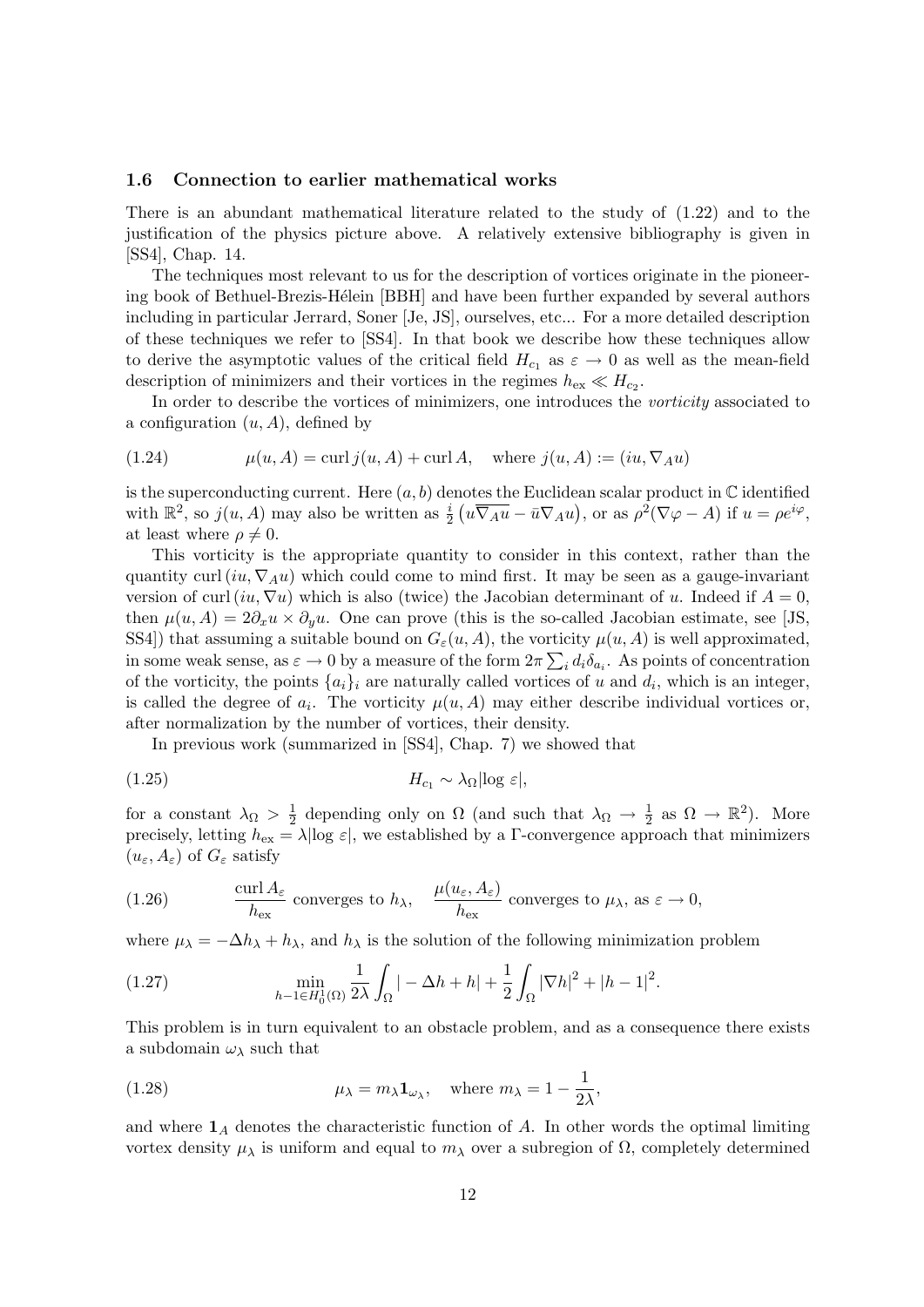### 1.6 Connection to earlier mathematical works

There is an abundant mathematical literature related to the study of (1.22) and to the justification of the physics picture above. A relatively extensive bibliography is given in [SS4], Chap. 14.

The techniques most relevant to us for the description of vortices originate in the pioneering book of Bethuel-Brezis-Hélein [BBH] and have been further expanded by several authors including in particular Jerrard, Soner [Je, JS], ourselves, etc... For a more detailed description of these techniques we refer to [SS4]. In that book we describe how these techniques allow to derive the asymptotic values of the critical field $H_{c_1}$ as $\varepsilon \to 0$ as well as the mean-field description of minimizers and their vortices in the regimes $h_{\rm ex} \ll H_{c_2}$.

In order to describe the vortices of minimizers, one introduces the *vorticity* associated to a configuration $(u, A)$, defined by

$$\mu(u, A) = \operatorname{curl} j(u, A) + \operatorname{curl} A, \quad \text{where } j(u, A) := (iu, \nabla_A u) \tag{1.24}$$

is the superconducting current. Here $(a, b)$ denotes the Euclidean scalar product in $\mathbb{C}$ identified with $\mathbb{R}^2$, so $j(u, A)$ may also be written as $\frac{i}{2}\left(u\overline{\nabla_A u} - \bar{u}\nabla_A u\right)$, or as $\rho^2(\nabla\varphi - A)$ if $u = \rho e^{i\varphi}$, at least where $\rho \neq 0$.

This vorticity is the appropriate quantity to consider in this context, rather than the quantity $\operatorname{curl}(iu, \nabla_A u)$ which could come to mind first. It may be seen as a gauge-invariant version of $\operatorname{curl}(iu, \nabla u)$ which is also (twice) the Jacobian determinant of $u$. Indeed if $A = 0$, then $\mu(u, A) = 2\partial_x u \times \partial_y u$. One can prove (this is the so-called Jacobian estimate, see [JS, SS4]) that assuming a suitable bound on $G_\varepsilon(u, A)$, the vorticity $\mu(u, A)$ is well approximated, in some weak sense, as $\varepsilon \to 0$ by a measure of the form $2\pi \sum_i d_i \delta_{a_i}$. As points of concentration of the vorticity, the points $\{a_i\}_i$ are naturally called vortices of $u$ and $d_i$, which is an integer, is called the degree of $a_i$. The vorticity $\mu(u, A)$ may either describe individual vortices or, after normalization by the number of vortices, their density.

In previous work (summarized in [SS4], Chap. 7) we showed that

$$H_{c_1} \sim \lambda_\Omega |\log \varepsilon|, \tag{1.25}$$

for a constant $\lambda_\Omega > \frac{1}{2}$ depending only on $\Omega$ (and such that $\lambda_\Omega \to \frac{1}{2}$ as $\Omega \to \mathbb{R}^2$). More precisely, letting $h_{\rm ex} = \lambda|\log \varepsilon|$, we established by a Γ-convergence approach that minimizers $(u_\varepsilon, A_\varepsilon)$ of $G_\varepsilon$ satisfy

$$\frac{\operatorname{curl} A_\varepsilon}{h_{\rm ex}} \text{ converges to } h_\lambda, \quad \frac{\mu(u_\varepsilon, A_\varepsilon)}{h_{\rm ex}} \text{ converges to } \mu_\lambda, \text{ as } \varepsilon \to 0, \tag{1.26}$$

where $\mu_\lambda = -\Delta h_\lambda + h_\lambda$, and $h_\lambda$ is the solution of the following minimization problem

$$\min_{h - 1 \in H^1_0(\Omega)} \frac{1}{2\lambda} \int_\Omega |-\Delta h + h| + \frac{1}{2} \int_\Omega |\nabla h|^2 + |h - 1|^2. \tag{1.27}$$

This problem is in turn equivalent to an obstacle problem, and as a consequence there exists a subdomain $\omega_\lambda$ such that

$$\mu_\lambda = m_\lambda \mathbf{1}_{\omega_\lambda}, \quad \text{where } m_\lambda = 1 - \frac{1}{2\lambda}, \tag{1.28}$$

and where $\mathbf{1}_A$ denotes the characteristic function of $A$. In other words the optimal limiting vortex density $\mu_\lambda$ is uniform and equal to $m_\lambda$ over a subregion of $\Omega$, completely determined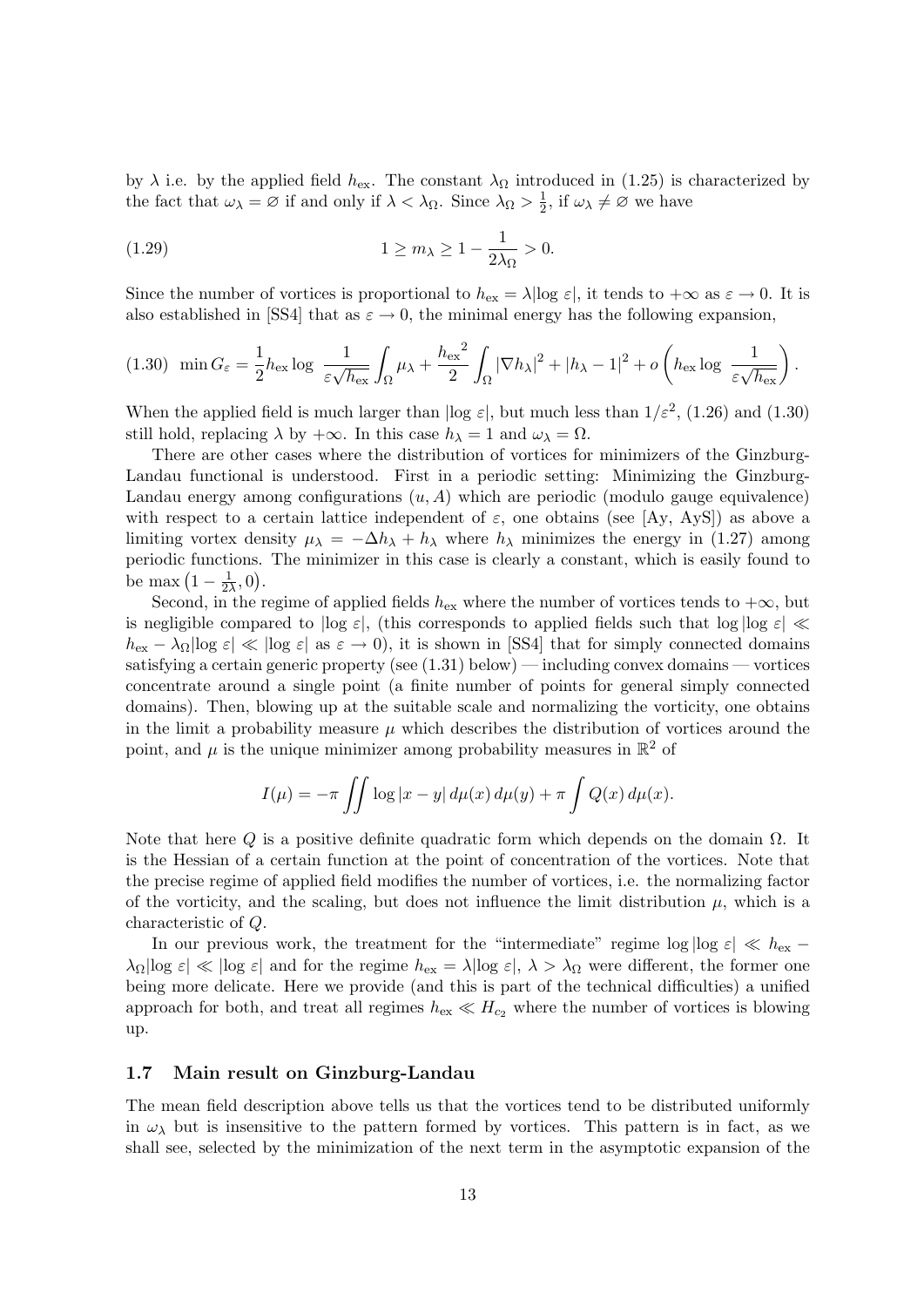by $\lambda$ i.e. by the applied field $h_{\rm ex}$. The constant $\lambda_\Omega$ introduced in (1.25) is characterized by the fact that $\omega_\lambda = \varnothing$ if and only if $\lambda < \lambda_\Omega$. Since $\lambda_\Omega > \frac{1}{2}$, if $\omega_\lambda \neq \varnothing$ we have

$$1 \geq m_\lambda \geq 1 - \frac{1}{2\lambda_\Omega} > 0. \tag{1.29}$$

Since the number of vortices is proportional to $h_{\rm ex} = \lambda|\log \varepsilon|$, it tends to $+\infty$ as $\varepsilon \to 0$. It is also established in [SS4] that as $\varepsilon \to 0$, the minimal energy has the following expansion,

$$\min G_\varepsilon = \frac{1}{2} h_{\rm ex} \log \frac{1}{\varepsilon\sqrt{h_{\rm ex}}} \int_\Omega \mu_\lambda + \frac{{h_{\rm ex}}^2}{2} \int_\Omega |\nabla h_\lambda|^2 + |h_\lambda - 1|^2 + o\left( h_{\rm ex} \log \frac{1}{\varepsilon\sqrt{h_{\rm ex}}}\right). \tag{1.30}$$

When the applied field is much larger than $|\log \varepsilon|$, but much less than $1/\varepsilon^2$, (1.26) and (1.30) still hold, replacing $\lambda$ by $+\infty$. In this case $h_\lambda = 1$ and $\omega_\lambda = \Omega$.

There are other cases where the distribution of vortices for minimizers of the Ginzburg-Landau functional is understood. First in a periodic setting: Minimizing the Ginzburg-Landau energy among configurations $(u, A)$ which are periodic (modulo gauge equivalence) with respect to a certain lattice independent of $\varepsilon$, one obtains (see [Ay, AyS]) as above a limiting vortex density $\mu_\lambda = -\Delta h_\lambda + h_\lambda$ where $h_\lambda$ minimizes the energy in (1.27) among periodic functions. The minimizer in this case is clearly a constant, which is easily found to be $\max\left(1 - \frac{1}{2\lambda}, 0\right)$.

Second, in the regime of applied fields $h_{\rm ex}$ where the number of vortices tends to $+\infty$, but is negligible compared to $|\log \varepsilon|$, (this corresponds to applied fields such that $\log|\log \varepsilon| \ll h_{\rm ex} - \lambda_\Omega|\log \varepsilon| \ll |\log \varepsilon|$ as $\varepsilon \to 0$), it is shown in [SS4] that for simply connected domains satisfying a certain generic property (see (1.31) below) — including convex domains — vortices concentrate around a single point (a finite number of points for general simply connected domains). Then, blowing up at the suitable scale and normalizing the vorticity, one obtains in the limit a probability measure $\mu$ which describes the distribution of vortices around the point, and $\mu$ is the unique minimizer among probability measures in $\mathbb{R}^2$ of

$$I(\mu) = -\pi \iint \log|x - y|\, d\mu(x)\, d\mu(y) + \pi \int Q(x)\, d\mu(x).$$

Note that here $Q$ is a positive definite quadratic form which depends on the domain $\Omega$. It is the Hessian of a certain function at the point of concentration of the vortices. Note that the precise regime of applied field modifies the number of vortices, i.e. the normalizing factor of the vorticity, and the scaling, but does not influence the limit distribution $\mu$, which is a characteristic of $Q$.

In our previous work, the treatment for the "intermediate" regime $\log|\log \varepsilon| \ll h_{\rm ex} - \lambda_\Omega|\log \varepsilon| \ll |\log \varepsilon|$ and for the regime $h_{\rm ex} = \lambda|\log \varepsilon|$, $\lambda > \lambda_\Omega$ were different, the former one being more delicate. Here we provide (and this is part of the technical difficulties) a unified approach for both, and treat all regimes $h_{\rm ex} \ll H_{c_2}$ where the number of vortices is blowing up.

### 1.7 Main result on Ginzburg-Landau

The mean field description above tells us that the vortices tend to be distributed uniformly in $\omega_\lambda$ but is insensitive to the pattern formed by vortices. This pattern is in fact, as we shall see, selected by the minimization of the next term in the asymptotic expansion of the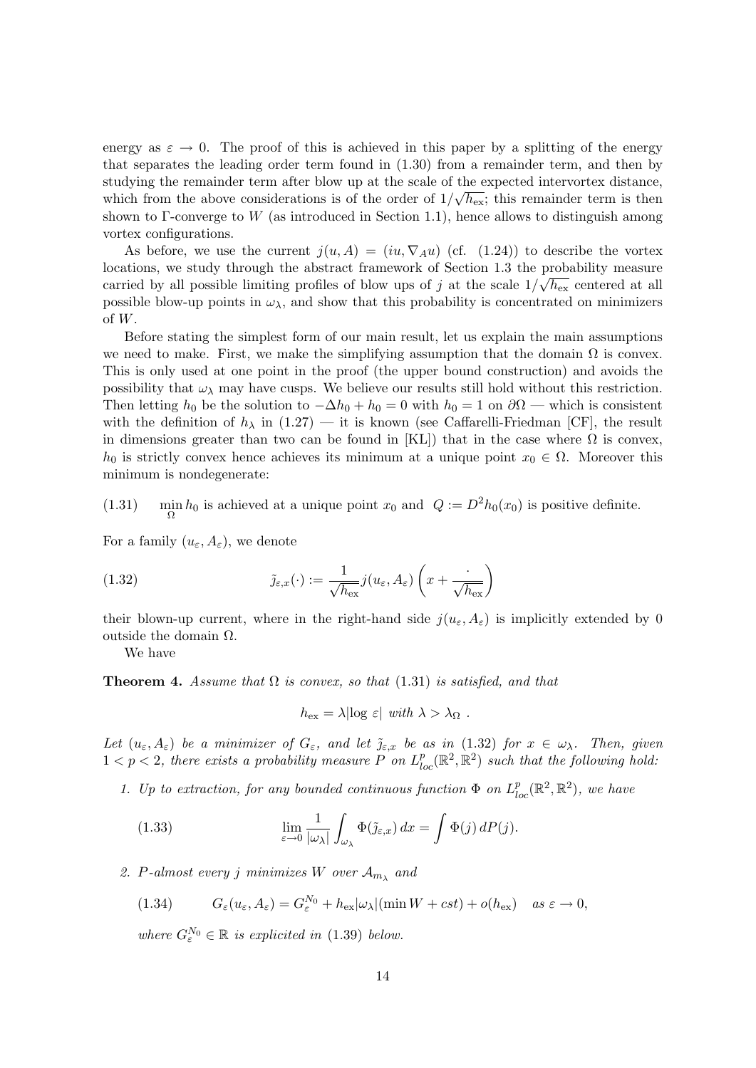energy as $\varepsilon \to 0$. The proof of this is achieved in this paper by a splitting of the energy that separates the leading order term found in (1.30) from a remainder term, and then by studying the remainder term after blow up at the scale of the expected intervortex distance, which from the above considerations is of the order of $1/\sqrt{h_{\rm ex}}$; this remainder term is then shown to Γ-converge to $W$ (as introduced in Section 1.1), hence allows to distinguish among vortex configurations.

As before, we use the current $j(u,A) = (iu, \nabla_A u)$ (cf. (1.24)) to describe the vortex locations, we study through the abstract framework of Section 1.3 the probability measure carried by all possible limiting profiles of blow ups of $j$ at the scale $1/\sqrt{h_{\rm ex}}$ centered at all possible blow-up points in $\omega_\lambda$, and show that this probability is concentrated on minimizers of $W$.

Before stating the simplest form of our main result, let us explain the main assumptions we need to make. First, we make the simplifying assumption that the domain $\Omega$ is convex. This is only used at one point in the proof (the upper bound construction) and avoids the possibility that $\omega_\lambda$ may have cusps. We believe our results still hold without this restriction. Then letting $h_0$ be the solution to $-\Delta h_0 + h_0 = 0$ with $h_0 = 1$ on $\partial\Omega$ — which is consistent with the definition of $h_\lambda$ in (1.27) — it is known (see Caffarelli-Friedman [CF], the result in dimensions greater than two can be found in [KL]) that in the case where $\Omega$ is convex, $h_0$ is strictly convex hence achieves its minimum at a unique point $x_0 \in \Omega$. Moreover this minimum is nondegenerate:

$$\min_\Omega h_0 \text{ is achieved at a unique point } x_0 \text{ and } \ Q := D^2 h_0(x_0) \text{ is positive definite.} \tag{1.31}$$

For a family $(u_\varepsilon, A_\varepsilon)$, we denote

$$\tilde{j}_{\varepsilon,x}(\cdot) := \frac{1}{\sqrt{h_{\rm ex}}} j(u_\varepsilon, A_\varepsilon)\left(x + \frac{\cdot}{\sqrt{h_{\rm ex}}}\right) \tag{1.32}$$

their blown-up current, where in the right-hand side $j(u_\varepsilon, A_\varepsilon)$ is implicitly extended by 0 outside the domain $\Omega$.

We have

**Theorem 4.** *Assume that $\Omega$ is convex, so that (1.31) is satisfied, and that*

$$h_{\rm ex} = \lambda |\log \varepsilon| \text{ with } \lambda > \lambda_\Omega \ .$$

*Let $(u_\varepsilon, A_\varepsilon)$ be a minimizer of $G_\varepsilon$, and let $\tilde{j}_{\varepsilon,x}$ be as in (1.32) for $x \in \omega_\lambda$. Then, given $1 < p < 2$, there exists a probability measure $P$ on $L^p_{loc}(\mathbb{R}^2, \mathbb{R}^2)$ such that the following hold:*

1. *Up to extraction, for any bounded continuous function $\Phi$ on $L^p_{loc}(\mathbb{R}^2, \mathbb{R}^2)$, we have*

$$\lim_{\varepsilon \to 0} \frac{1}{|\omega_\lambda|} \int_{\omega_\lambda} \Phi(\tilde{j}_{\varepsilon,x})\, dx = \int \Phi(j)\, dP(j). \tag{1.33}$$

2. *$P$-almost every $j$ minimizes $W$ over $\mathcal{A}_{m_\lambda}$ and*

$$G_\varepsilon(u_\varepsilon, A_\varepsilon) = G_\varepsilon^{N_0} + h_{\rm ex}|\omega_\lambda|(\min W + cst) + o(h_{\rm ex}) \quad \text{as } \varepsilon \to 0, \tag{1.34}$$

*where $G_\varepsilon^{N_0} \in \mathbb{R}$ is explicit in (1.39) below.*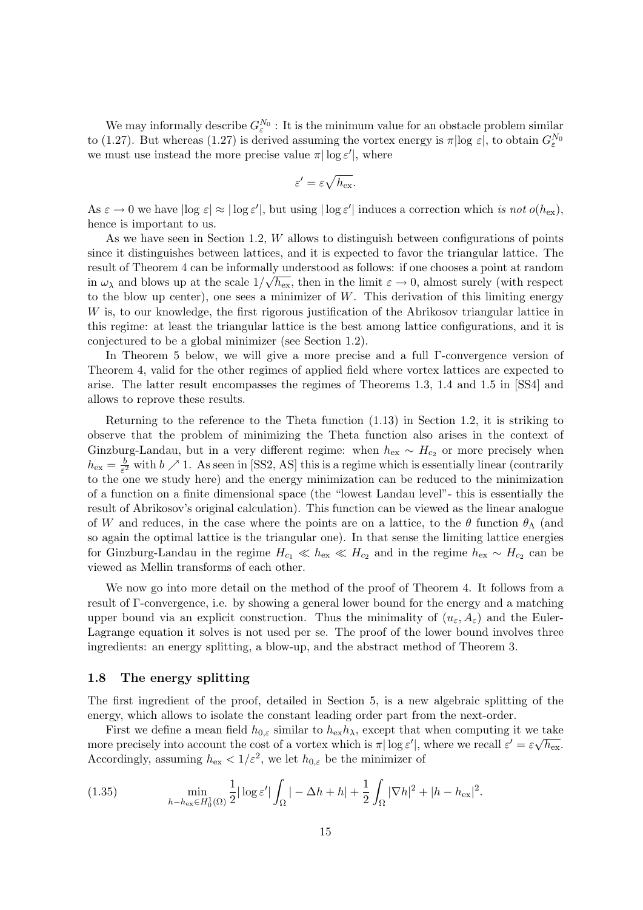We may informally describe $G_\varepsilon^{N_0}$ : It is the minimum value for an obstacle problem similar to (1.27). But whereas (1.27) is derived assuming the vortex energy is $\pi|\log \varepsilon|$, to obtain $G_\varepsilon^{N_0}$ we must use instead the more precise value $\pi|\log \varepsilon'|$, where

$$\varepsilon' = \varepsilon\sqrt{h_{\rm ex}}.$$

As $\varepsilon \to 0$ we have $|\log \varepsilon| \approx |\log \varepsilon'|$, but using $|\log \varepsilon'|$ induces a correction which *is not* $o(h_{\rm ex})$, hence is important to us.

As we have seen in Section 1.2, $W$ allows to distinguish between configurations of points since it distinguishes between lattices, and it is expected to favor the triangular lattice. The result of Theorem 4 can be informally understood as follows: if one chooses a point at random in $\omega_\lambda$ and blows up at the scale $1/\sqrt{h_{\rm ex}}$, then in the limit $\varepsilon \to 0$, almost surely (with respect to the blow up center), one sees a minimizer of $W$. This derivation of this limiting energy $W$ is, to our knowledge, the first rigorous justification of the Abrikosov triangular lattice in this regime: at least the triangular lattice is the best among lattice configurations, and it is conjectured to be a global minimizer (see Section 1.2).

In Theorem 5 below, we will give a more precise and a full Γ-convergence version of Theorem 4, valid for the other regimes of applied field where vortex lattices are expected to arise. The latter result encompasses the regimes of Theorems 1.3, 1.4 and 1.5 in [SS4] and allows to reprove these results.

Returning to the reference to the Theta function (1.13) in Section 1.2, it is striking to observe that the problem of minimizing the Theta function also arises in the context of Ginzburg-Landau, but in a very different regime: when $h_{\rm ex} \sim H_{c_2}$ or more precisely when $h_{\rm ex} = \frac{b}{\varepsilon^2}$ with $b \nearrow 1$. As seen in [SS2, AS] this is a regime which is essentially linear (contrarily to the one we study here) and the energy minimization can be reduced to the minimization of a function on a finite dimensional space (the "lowest Landau level"- this is essentially the result of Abrikosov's original calculation). This function can be viewed as the linear analogue of $W$ and reduces, in the case where the points are on a lattice, to the $\theta$ function $\theta_\Lambda$ (and so again the optimal lattice is the triangular one). In that sense the limiting lattice energies for Ginzburg-Landau in the regime $H_{c_1} \ll h_{\rm ex} \ll H_{c_2}$ and in the regime $h_{\rm ex} \sim H_{c_2}$ can be viewed as Mellin transforms of each other.

We now go into more detail on the method of the proof of Theorem 4. It follows from a result of Γ-convergence, i.e. by showing a general lower bound for the energy and a matching upper bound via an explicit construction. Thus the minimality of $(u_\varepsilon, A_\varepsilon)$ and the Euler-Lagrange equation it solves is not used per se. The proof of the lower bound involves three ingredients: an energy splitting, a blow-up, and the abstract method of Theorem 3.

### 1.8 The energy splitting

The first ingredient of the proof, detailed in Section 5, is a new algebraic splitting of the energy, which allows to isolate the constant leading order part from the next-order.

First we define a mean field $h_{0,\varepsilon}$ similar to $h_{\rm ex}h_\lambda$, except that when computing it we take more precisely into account the cost of a vortex which is $\pi|\log \varepsilon'|$, where we recall $\varepsilon' = \varepsilon\sqrt{h_{\rm ex}}$. Accordingly, assuming $h_{\rm ex} < 1/\varepsilon^2$, we let $h_{0,\varepsilon}$ be the minimizer of

$$\min_{h - h_{\rm ex} \in H_0^1(\Omega)} \frac{1}{2}|\log \varepsilon'| \int_\Omega |-\Delta h + h| + \frac{1}{2}\int_\Omega |\nabla h|^2 + |h - h_{\rm ex}|^2. \tag{1.35}$$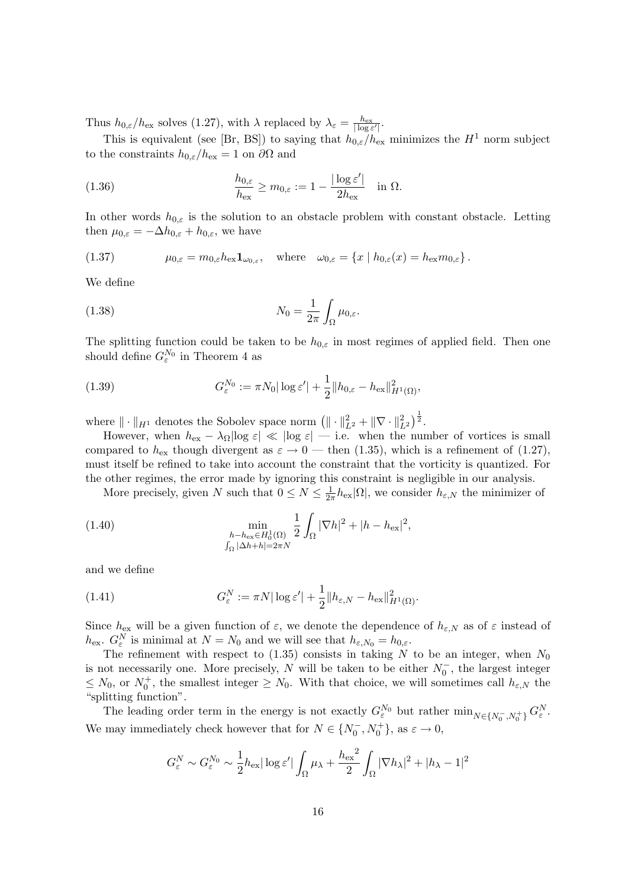Thus $h_{0,\varepsilon}/h_{\mathrm{ex}}$ solves (1.27), with $\lambda$ replaced by $\lambda_\varepsilon = \frac{h_{\mathrm{ex}}}{|\log \varepsilon'|}$.

This is equivalent (see [Br, BS]) to saying that $h_{0,\varepsilon}/h_{\mathrm{ex}}$ minimizes the $H^1$ norm subject to the constraints $h_{0,\varepsilon}/h_{\mathrm{ex}} = 1$ on $\partial\Omega$ and

$$\frac{h_{0,\varepsilon}}{h_{\mathrm{ex}}} \geq m_{0,\varepsilon} := 1 - \frac{|\log \varepsilon'|}{2h_{\mathrm{ex}}} \quad \text{in } \Omega. \tag{1.36}$$

In other words $h_{0,\varepsilon}$ is the solution to an obstacle problem with constant obstacle. Letting then $\mu_{0,\varepsilon} = -\Delta h_{0,\varepsilon} + h_{0,\varepsilon}$, we have

$$\mu_{0,\varepsilon} = m_{0,\varepsilon} h_{\mathrm{ex}} \mathbf{1}_{\omega_{0,\varepsilon}}, \quad \text{where} \quad \omega_{0,\varepsilon} = \{x \mid h_{0,\varepsilon}(x) = h_{\mathrm{ex}} m_{0,\varepsilon}\}. \tag{1.37}$$

We define

$$N_0 = \frac{1}{2\pi} \int_\Omega \mu_{0,\varepsilon}. \tag{1.38}$$

The splitting function could be taken to be $h_{0,\varepsilon}$ in most regimes of applied field. Then one should define $G_\varepsilon^{N_0}$ in Theorem 4 as

$$G_\varepsilon^{N_0} := \pi N_0 |\log \varepsilon'| + \frac{1}{2} \|h_{0,\varepsilon} - h_{\mathrm{ex}}\|^2_{H^1(\Omega)}, \tag{1.39}$$

where $\|\cdot\|_{H^1}$ denotes the Sobolev space norm $\left(\|\cdot\|^2_{L^2} + \|\nabla \cdot\|^2_{L^2}\right)^{\frac{1}{2}}$.

However, when $h_{\mathrm{ex}} - \lambda_\Omega |\log \varepsilon| \ll |\log \varepsilon|$ — i.e. when the number of vortices is small compared to $h_{\mathrm{ex}}$ though divergent as $\varepsilon \to 0$ — then (1.35), which is a refinement of (1.27), must itself be refined to take into account the constraint that the vorticity is quantized. For the other regimes, the error made by ignoring this constraint is negligible in our analysis.

More precisely, given $N$ such that $0 \leq N \leq \frac{1}{2\pi} h_{\mathrm{ex}} |\Omega|$, we consider $h_{\varepsilon,N}$ the minimizer of

$$\min_{\substack{h - h_{\mathrm{ex}} \in H^1_0(\Omega) \\ \int_\Omega |\Delta h + h| = 2\pi N}} \frac{1}{2} \int_\Omega |\nabla h|^2 + |h - h_{\mathrm{ex}}|^2, \tag{1.40}$$

and we define

$$G_\varepsilon^N := \pi N |\log \varepsilon'| + \frac{1}{2} \|h_{\varepsilon,N} - h_{\mathrm{ex}}\|^2_{H^1(\Omega)}. \tag{1.41}$$

Since $h_{\mathrm{ex}}$ will be a given function of $\varepsilon$, we denote the dependence of $h_{\varepsilon,N}$ as of $\varepsilon$ instead of $h_{\mathrm{ex}}$. $G_\varepsilon^N$ is minimal at $N = N_0$ and we will see that $h_{\varepsilon,N_0} = h_{0,\varepsilon}$.

The refinement with respect to (1.35) consists in taking $N$ to be an integer, when $N_0$ is not necessarily one. More precisely, $N$ will be taken to be either $N_0^-$, the largest integer $\leq N_0$, or $N_0^+$, the smallest integer $\geq N_0$. With that choice, we will sometimes call $h_{\varepsilon,N}$ the "splitting function".

The leading order term in the energy is not exactly $G_\varepsilon^{N_0}$ but rather $\min_{N \in \{N_0^-, N_0^+\}} G_\varepsilon^N$. We may immediately check however that for $N \in \{N_0^-, N_0^+\}$, as $\varepsilon \to 0$,

$$G_\varepsilon^N \sim G_\varepsilon^{N_0} \sim \frac{1}{2} h_{\mathrm{ex}} |\log \varepsilon'| \int_\Omega \mu_\lambda + \frac{{h_{\mathrm{ex}}}^2}{2} \int_\Omega |\nabla h_\lambda|^2 + |h_\lambda - 1|^2$$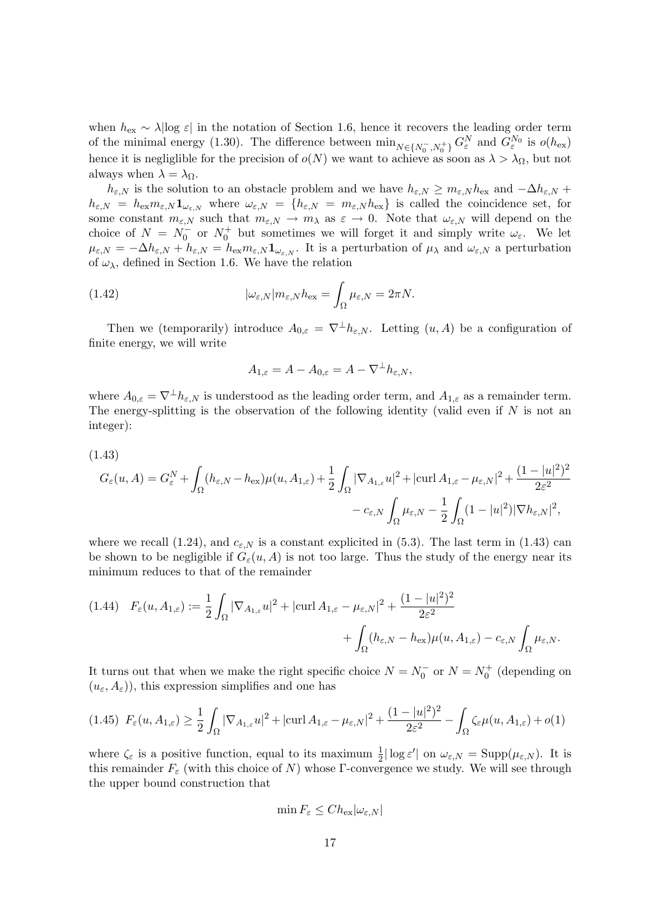when $h_{\rm ex} \sim \lambda|\log \varepsilon|$ in the notation of Section 1.6, hence it recovers the leading order term of the minimal energy (1.30). The difference between $\min_{N\in\{N_0^-,N_0^+\}} G_\varepsilon^N$ and $G_\varepsilon^{N_0}$ is $o(h_{\rm ex})$ hence it is negliglible for the precision of $o(N)$ we want to achieve as soon as $\lambda > \lambda_\Omega$, but not always when $\lambda = \lambda_\Omega$.

$h_{\varepsilon,N}$ is the solution to an obstacle problem and we have $h_{\varepsilon,N} \geq m_{\varepsilon,N} h_{\rm ex}$ and $-\Delta h_{\varepsilon,N} + h_{\varepsilon,N} = h_{\rm ex} m_{\varepsilon,N} \mathbf{1}_{\omega_{\varepsilon,N}}$ where $\omega_{\varepsilon,N} = \{h_{\varepsilon,N} = m_{\varepsilon,N} h_{\rm ex}\}$ is called the coincidence set, for some constant $m_{\varepsilon,N}$ such that $m_{\varepsilon,N} \to m_\lambda$ as $\varepsilon \to 0$. Note that $\omega_{\varepsilon,N}$ will depend on the choice of $N = N_0^-$ or $N_0^+$ but sometimes we will forget it and simply write $\omega_\varepsilon$. We let $\mu_{\varepsilon,N} = -\Delta h_{\varepsilon,N} + h_{\varepsilon,N} = h_{\rm ex} m_{\varepsilon,N} \mathbf{1}_{\omega_{\varepsilon,N}}$. It is a perturbation of $\mu_\lambda$ and $\omega_{\varepsilon,N}$ a perturbation of $\omega_\lambda$, defined in Section 1.6. We have the relation

$$|\omega_{\varepsilon,N}| m_{\varepsilon,N} h_{\rm ex} = \int_\Omega \mu_{\varepsilon,N} = 2\pi N. \tag{1.42}$$

Then we (temporarily) introduce $A_{0,\varepsilon} = \nabla^\perp h_{\varepsilon,N}$. Letting $(u, A)$ be a configuration of finite energy, we will write

$$A_{1,\varepsilon} = A - A_{0,\varepsilon} = A - \nabla^\perp h_{\varepsilon,N},$$

where $A_{0,\varepsilon} = \nabla^\perp h_{\varepsilon,N}$ is understood as the leading order term, and $A_{1,\varepsilon}$ as a remainder term. The energy-splitting is the observation of the following identity (valid even if $N$ is not an integer):

(1.43)
$$G_\varepsilon(u, A) = G_\varepsilon^N + \int_\Omega (h_{\varepsilon,N} - h_{\rm ex})\mu(u, A_{1,\varepsilon}) + \frac{1}{2}\int_\Omega |\nabla_{A_{1,\varepsilon}} u|^2 + |\operatorname{curl} A_{1,\varepsilon} - \mu_{\varepsilon,N}|^2 + \frac{(1-|u|^2)^2}{2\varepsilon^2} - c_{\varepsilon,N}\int_\Omega \mu_{\varepsilon,N} - \frac{1}{2}\int_\Omega (1-|u|^2)|\nabla h_{\varepsilon,N}|^2,$$

where we recall (1.24), and $c_{\varepsilon,N}$ is a constant explicited in (5.3). The last term in (1.43) can be shown to be negligible if $G_\varepsilon(u, A)$ is not too large. Thus the study of the energy near its minimum reduces to that of the remainder

$$F_\varepsilon(u, A_{1,\varepsilon}) := \frac{1}{2}\int_\Omega |\nabla_{A_{1,\varepsilon}} u|^2 + |\operatorname{curl} A_{1,\varepsilon} - \mu_{\varepsilon,N}|^2 + \frac{(1-|u|^2)^2}{2\varepsilon^2} + \int_\Omega (h_{\varepsilon,N} - h_{\rm ex})\mu(u, A_{1,\varepsilon}) - c_{\varepsilon,N}\int_\Omega \mu_{\varepsilon,N}. \tag{1.44}$$

It turns out that when we make the right specific choice $N = N_0^-$ or $N = N_0^+$ (depending on $(u_\varepsilon, A_\varepsilon)$), this expression simplifies and one has

$$F_\varepsilon(u, A_{1,\varepsilon}) \geq \frac{1}{2}\int_\Omega |\nabla_{A_{1,\varepsilon}} u|^2 + |\operatorname{curl} A_{1,\varepsilon} - \mu_{\varepsilon,N}|^2 + \frac{(1-|u|^2)^2}{2\varepsilon^2} - \int_\Omega \zeta_\varepsilon \mu(u, A_{1,\varepsilon}) + o(1) \tag{1.45}$$

where $\zeta_\varepsilon$ is a positive function, equal to its maximum $\frac{1}{2}|\log \varepsilon'|$ on $\omega_{\varepsilon,N} = \operatorname{Supp}(\mu_{\varepsilon,N})$. It is this remainder $F_\varepsilon$ (with this choice of $N$) whose Γ-convergence we study. We will see through the upper bound construction that

$$\min F_\varepsilon \leq C h_{\rm ex} |\omega_{\varepsilon,N}|$$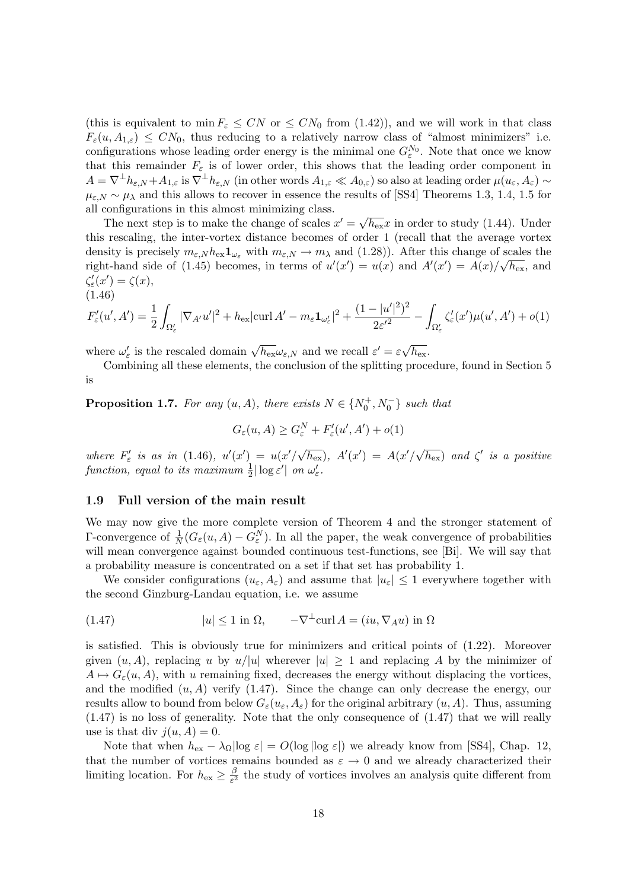(this is equivalent to $\min F_\varepsilon \le CN$ or $\le CN_0$ from (1.42)), and we will work in that class $F_\varepsilon(u, A_{1,\varepsilon}) \le CN_0$, thus reducing to a relatively narrow class of "almost minimizers" i.e. configurations whose leading order energy is the minimal one $G_\varepsilon^{N_0}$. Note that once we know that this remainder $F_\varepsilon$ is of lower order, this shows that the leading order component in $A = \nabla^\perp h_{\varepsilon,N} + A_{1,\varepsilon}$ is $\nabla^\perp h_{\varepsilon,N}$ (in other words $A_{1,\varepsilon} \ll A_{0,\varepsilon}$) so also at leading order $\mu(u_\varepsilon, A_\varepsilon) \sim \mu_{\varepsilon,N} \sim \mu_\lambda$ and this allows to recover in essence the results of [SS4] Theorems 1.3, 1.4, 1.5 for all configurations in this almost minimizing class.

The next step is to make the change of scales $x' = \sqrt{h_{\rm ex}}x$ in order to study (1.44). Under this rescaling, the inter-vortex distance becomes of order 1 (recall that the average vortex density is precisely $m_{\varepsilon,N} h_{\rm ex} \mathbf{1}_{\omega_\varepsilon}$ with $m_{\varepsilon,N} \to m_\lambda$ and (1.28)). After this change of scales the right-hand side of (1.45) becomes, in terms of $u'(x') = u(x)$ and $A'(x') = A(x)/\sqrt{h_{\rm ex}}$, and $\zeta'_\varepsilon(x') = \zeta(x)$,

(1.46)
$$F'_\varepsilon(u', A') = \frac{1}{2}\int_{\Omega'_\varepsilon} |\nabla_{A'} u'|^2 + h_{\rm ex}|\mathrm{curl}\, A' - m_\varepsilon \mathbf{1}_{\omega'_\varepsilon}|^2 + \frac{(1-|u'|^2)^2}{2{\varepsilon'}^2} - \int_{\Omega'_\varepsilon} \zeta'_\varepsilon(x')\mu(u', A') + o(1)$$

where $\omega'_\varepsilon$ is the rescaled domain $\sqrt{h_{\rm ex}}\omega_{\varepsilon,N}$ and we recall $\varepsilon' = \varepsilon\sqrt{h_{\rm ex}}$.

Combining all these elements, the conclusion of the splitting procedure, found in Section 5 is

**Proposition 1.7.** *For any $(u, A)$, there exists $N \in \{N_0^+, N_0^-\}$ such that*

$$G_\varepsilon(u, A) \ge G_\varepsilon^N + F'_\varepsilon(u', A') + o(1)$$

*where $F'_\varepsilon$ is as in (1.46), $u'(x') = u(x'/\sqrt{h_{\rm ex}})$, $A'(x') = A(x'/\sqrt{h_{\rm ex}})$ and $\zeta'$ is a positive function, equal to its maximum $\frac{1}{2}|\log \varepsilon'|$ on $\omega'_\varepsilon$.*

## 1.9 Full version of the main result

We may now give the more complete version of Theorem 4 and the stronger statement of $\Gamma$-convergence of $\frac{1}{N}(G_\varepsilon(u, A) - G_\varepsilon^N)$. In all the paper, the weak convergence of probabilities will mean convergence against bounded continuous test-functions, see [Bi]. We will say that a probability measure is concentrated on a set if that set has probability 1.

We consider configurations $(u_\varepsilon, A_\varepsilon)$ and assume that $|u_\varepsilon| \le 1$ everywhere together with the second Ginzburg-Landau equation, i.e. we assume

$$|u| \le 1 \text{ in } \Omega, \qquad -\nabla^\perp \mathrm{curl}\, A = (iu, \nabla_A u) \text{ in } \Omega \tag{1.47}$$

is satisfied. This is obviously true for minimizers and critical points of (1.22). Moreover given $(u, A)$, replacing $u$ by $u/|u|$ wherever $|u| \ge 1$ and replacing $A$ by the minimizer of $A \mapsto G_\varepsilon(u, A)$, with $u$ remaining fixed, decreases the energy without displacing the vortices, and the modified $(u, A)$ verify (1.47). Since the change can only decrease the energy, our results allow to bound from below $G_\varepsilon(u_\varepsilon, A_\varepsilon)$ for the original arbitrary $(u, A)$. Thus, assuming (1.47) is no loss of generality. Note that the only consequence of (1.47) that we will really use is that $\mathrm{div}\, j(u, A) = 0$.

Note that when $h_{\rm ex} - \lambda_\Omega|\log \varepsilon| = O(\log|\log \varepsilon|)$ we already know from [SS4], Chap. 12, that the number of vortices remains bounded as $\varepsilon \to 0$ and we already characterized their limiting location. For $h_{\rm ex} \ge \frac{\beta}{\varepsilon^2}$ the study of vortices involves an analysis quite different from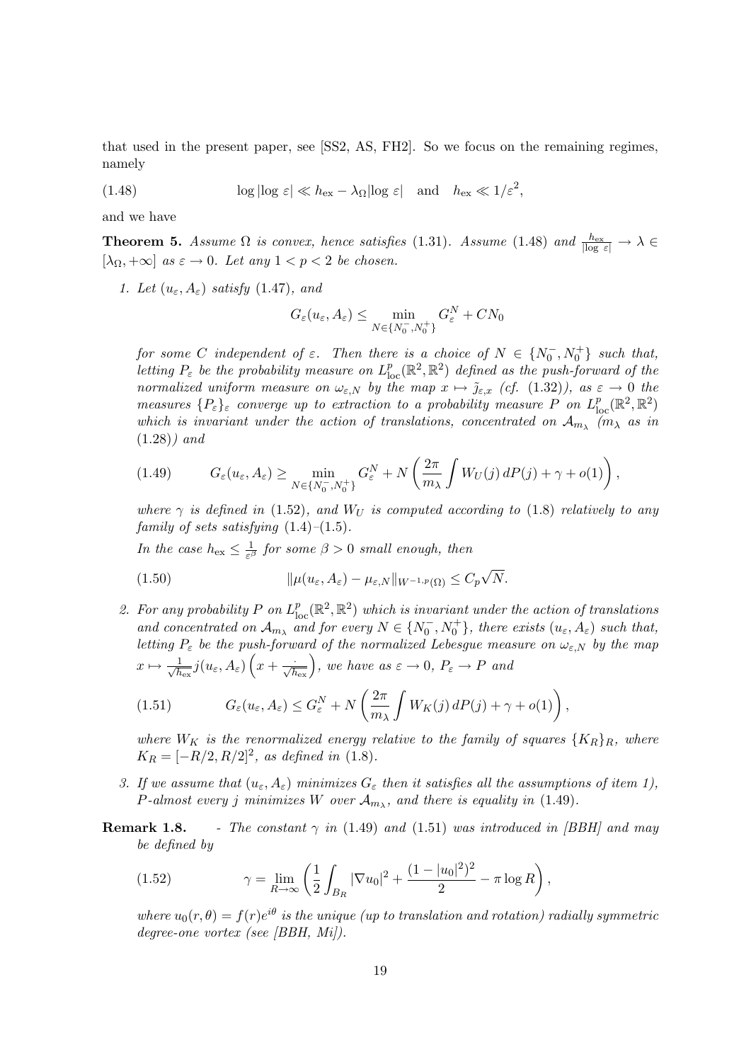that used in the present paper, see [SS2, AS, FH2]. So we focus on the remaining regimes, namely

$$\log|\log \varepsilon| \ll h_{\rm ex} - \lambda_\Omega|\log \varepsilon| \quad \text{and} \quad h_{\rm ex} \ll 1/\varepsilon^2, \tag{1.48}$$

and we have

**Theorem 5.** *Assume $\Omega$ is convex, hence satisfies (1.31). Assume (1.48) and $\frac{h_{\rm ex}}{|\log \varepsilon|} \to \lambda \in [\lambda_\Omega, +\infty]$ as $\varepsilon \to 0$. Let any $1 < p < 2$ be chosen.*

1. *Let $(u_\varepsilon, A_\varepsilon)$ satisfy (1.47), and*

$$G_\varepsilon(u_\varepsilon, A_\varepsilon) \le \min_{N \in \{N_0^-, N_0^+\}} G_\varepsilon^N + CN_0$$

*for some $C$ independent of $\varepsilon$. Then there is a choice of $N \in \{N_0^-, N_0^+\}$ such that, letting $P_\varepsilon$ be the probability measure on $L^p_{\rm loc}(\mathbb{R}^2, \mathbb{R}^2)$ defined as the push-forward of the normalized uniform measure on $\omega_{\varepsilon,N}$ by the map $x \mapsto \tilde{j}_{\varepsilon,x}$ (cf. (1.32)), as $\varepsilon \to 0$ the measures $\{P_\varepsilon\}_\varepsilon$ converge up to extraction to a probability measure $P$ on $L^p_{\rm loc}(\mathbb{R}^2, \mathbb{R}^2)$ which is invariant under the action of translations, concentrated on $\mathcal{A}_{m_\lambda}$ ($m_\lambda$ as in (1.28)) and*

$$G_\varepsilon(u_\varepsilon, A_\varepsilon) \ge \min_{N \in \{N_0^-, N_0^+\}} G_\varepsilon^N + N\left(\frac{2\pi}{m_\lambda}\int W_U(j)\, dP(j) + \gamma + o(1)\right), \tag{1.49}$$

*where $\gamma$ is defined in (1.52), and $W_U$ is computed according to (1.8) relatively to any family of sets satisfying (1.4)–(1.5).*

*In the case $h_{\rm ex} \le \frac{1}{\varepsilon^\beta}$ for some $\beta > 0$ small enough, then*

$$\|\mu(u_\varepsilon, A_\varepsilon) - \mu_{\varepsilon,N}\|_{W^{-1,p}(\Omega)} \le C_p\sqrt{N}. \tag{1.50}$$

2. *For any probability $P$ on $L^p_{\rm loc}(\mathbb{R}^2, \mathbb{R}^2)$ which is invariant under the action of translations and concentrated on $\mathcal{A}_{m_\lambda}$ and for every $N \in \{N_0^-, N_0^+\}$, there exists $(u_\varepsilon, A_\varepsilon)$ such that, letting $P_\varepsilon$ be the push-forward of the normalized Lebesgue measure on $\omega_{\varepsilon,N}$ by the map $x \mapsto \frac{1}{\sqrt{h_{\rm ex}}} j(u_\varepsilon, A_\varepsilon)\left(x + \frac{\cdot}{\sqrt{h_{\rm ex}}}\right)$, we have as $\varepsilon \to 0$, $P_\varepsilon \to P$ and*

$$G_\varepsilon(u_\varepsilon, A_\varepsilon) \le G_\varepsilon^N + N\left(\frac{2\pi}{m_\lambda}\int W_K(j)\, dP(j) + \gamma + o(1)\right), \tag{1.51}$$

*where $W_K$ is the renormalized energy relative to the family of squares $\{K_R\}_R$, where $K_R = [-R/2, R/2]^2$, as defined in (1.8).*

3. *If we assume that $(u_\varepsilon, A_\varepsilon)$ minimizes $G_\varepsilon$ then it satisfies all the assumptions of item 1), $P$-almost every $j$ minimizes $W$ over $\mathcal{A}_{m_\lambda}$, and there is equality in (1.49).*

**Remark 1.8.** *- The constant $\gamma$ in (1.49) and (1.51) was introduced in [BBH] and may be defined by*

$$\gamma = \lim_{R \to \infty}\left(\frac{1}{2}\int_{B_R} |\nabla u_0|^2 + \frac{(1 - |u_0|^2)^2}{2} - \pi \log R\right), \tag{1.52}$$

*where $u_0(r, \theta) = f(r)e^{i\theta}$ is the unique (up to translation and rotation) radially symmetric degree-one vortex (see [BBH, Mi]).*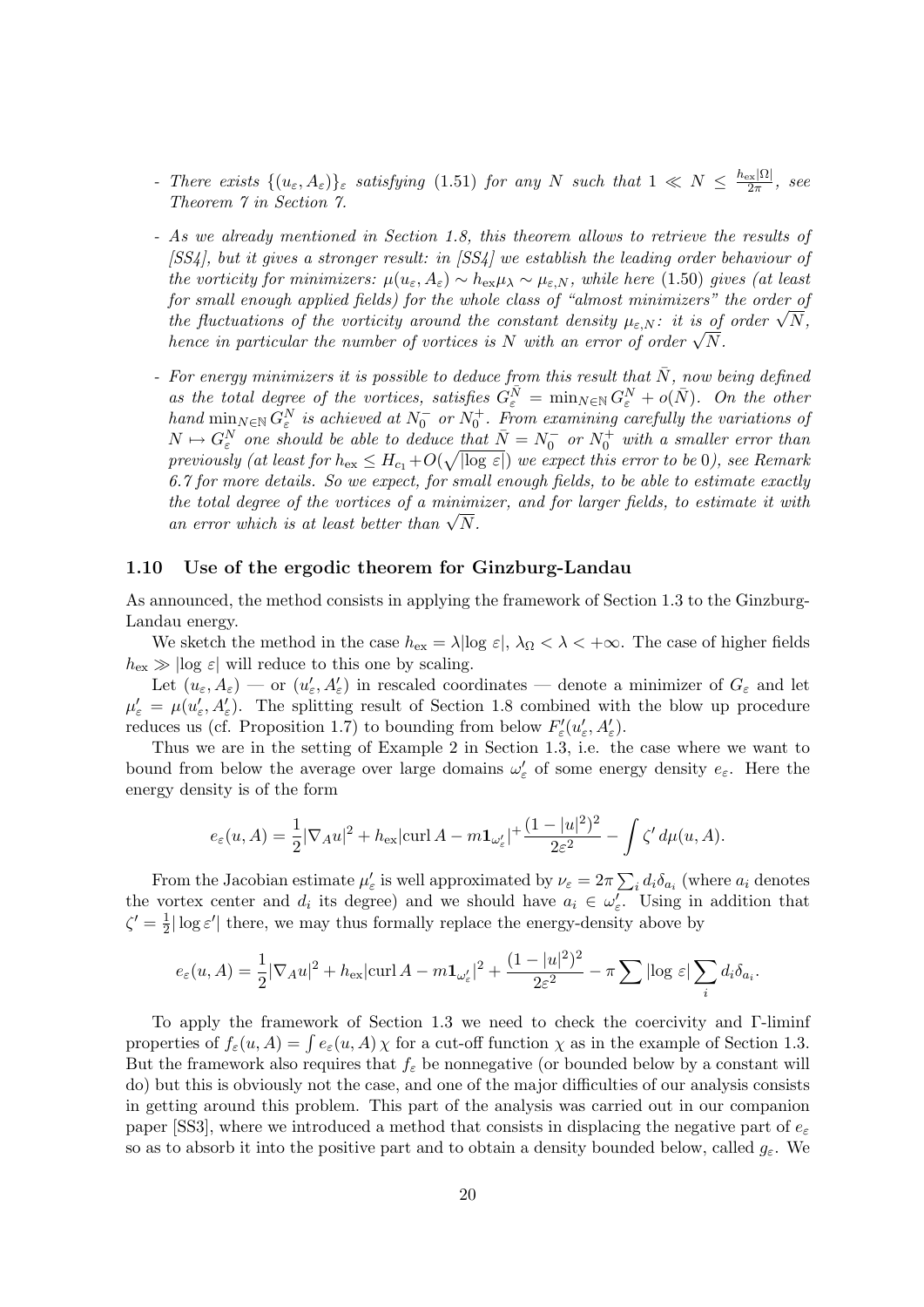- *There exists* $\{(u_\varepsilon, A_\varepsilon)\}_\varepsilon$ *satisfying* (1.51) *for any* $N$ *such that* $1 \ll N \le \frac{h_{\rm ex}|\Omega|}{2\pi}$*, see Theorem 7 in Section 7.*

- *As we already mentioned in Section 1.8, this theorem allows to retrieve the results of [SS4], but it gives a stronger result: in [SS4] we establish the leading order behaviour of the vorticity for minimizers:* $\mu(u_\varepsilon, A_\varepsilon) \sim h_{\rm ex}\mu_\lambda \sim \mu_{\varepsilon,N}$*, while here* (1.50) *gives (at least for small enough applied fields) for the whole class of "almost minimizers" the order of the fluctuations of the vorticity around the constant density* $\mu_{\varepsilon,N}$*: it is of order* $\sqrt{N}$*, hence in particular the number of vortices is* $N$ *with an error of order* $\sqrt{N}$*.*

- *For energy minimizers it is possible to deduce from this result that* $\bar N$*, now being defined as the total degree of the vortices, satisfies* $G_\varepsilon^{\bar N} = \min_{N\in\mathbb{N}} G_\varepsilon^N + o(\bar N)$*. On the other hand* $\min_{N\in\mathbb{N}} G_\varepsilon^N$ *is achieved at* $N_0^-$ *or* $N_0^+$*. From examining carefully the variations of* $N \mapsto G_\varepsilon^N$ *one should be able to deduce that* $\bar N = N_0^-$ *or* $N_0^+$ *with a smaller error than previously (at least for* $h_{\rm ex} \le H_{c_1} + O(\sqrt{|\log\varepsilon|})$ *we expect this error to be* 0*), see Remark 6.7 for more details. So we expect, for small enough fields, to be able to estimate exactly the total degree of the vortices of a minimizer, and for larger fields, to estimate it with an error which is at least better than* $\sqrt{N}$*.*

### 1.10 Use of the ergodic theorem for Ginzburg-Landau

As announced, the method consists in applying the framework of Section 1.3 to the Ginzburg-Landau energy.

We sketch the method in the case $h_{\rm ex} = \lambda|\log\varepsilon|$, $\lambda_\Omega < \lambda < +\infty$. The case of higher fields $h_{\rm ex} \gg |\log\varepsilon|$ will reduce to this one by scaling.

Let $(u_\varepsilon, A_\varepsilon)$ — or $(u'_\varepsilon, A'_\varepsilon)$ in rescaled coordinates — denote a minimizer of $G_\varepsilon$ and let $\mu'_\varepsilon = \mu(u'_\varepsilon, A'_\varepsilon)$. The splitting result of Section 1.8 combined with the blow up procedure reduces us (cf. Proposition 1.7) to bounding from below $F'_\varepsilon(u'_\varepsilon, A'_\varepsilon)$.

Thus we are in the setting of Example 2 in Section 1.3, i.e. the case where we want to bound from below the average over large domains $\omega'_\varepsilon$ of some energy density $e_\varepsilon$. Here the energy density is of the form

$$e_\varepsilon(u,A) = \frac{1}{2}|\nabla_A u|^2 + h_{\rm ex}|\mathrm{curl}\,A - m\mathbf{1}_{\omega'_\varepsilon}|^+ \frac{(1-|u|^2)^2}{2\varepsilon^2} - \int \zeta'\, d\mu(u,A).$$

From the Jacobian estimate $\mu'_\varepsilon$ is well approximated by $\nu_\varepsilon = 2\pi\sum_i d_i\delta_{a_i}$ (where $a_i$ denotes the vortex center and $d_i$ its degree) and we should have $a_i \in \omega'_\varepsilon$. Using in addition that $\zeta' = \frac{1}{2}|\log\varepsilon'|$ there, we may thus formally replace the energy-density above by

$$e_\varepsilon(u,A) = \frac{1}{2}|\nabla_A u|^2 + h_{\rm ex}|\mathrm{curl}\,A - m\mathbf{1}_{\omega'_\varepsilon}|^2 + \frac{(1-|u|^2)^2}{2\varepsilon^2} - \pi\sum|\log\varepsilon|\sum_i d_i\delta_{a_i}.$$

To apply the framework of Section 1.3 we need to check the coercivity and $\Gamma$-liminf properties of $f_\varepsilon(u,A) = \int e_\varepsilon(u,A)\,\chi$ for a cut-off function $\chi$ as in the example of Section 1.3. But the framework also requires that $f_\varepsilon$ be nonnegative (or bounded below by a constant will do) but this is obviously not the case, and one of the major difficulties of our analysis consists in getting around this problem. This part of the analysis was carried out in our companion paper [SS3], where we introduced a method that consists in displacing the negative part of $e_\varepsilon$ so as to absorb it into the positive part and to obtain a density bounded below, called $g_\varepsilon$. We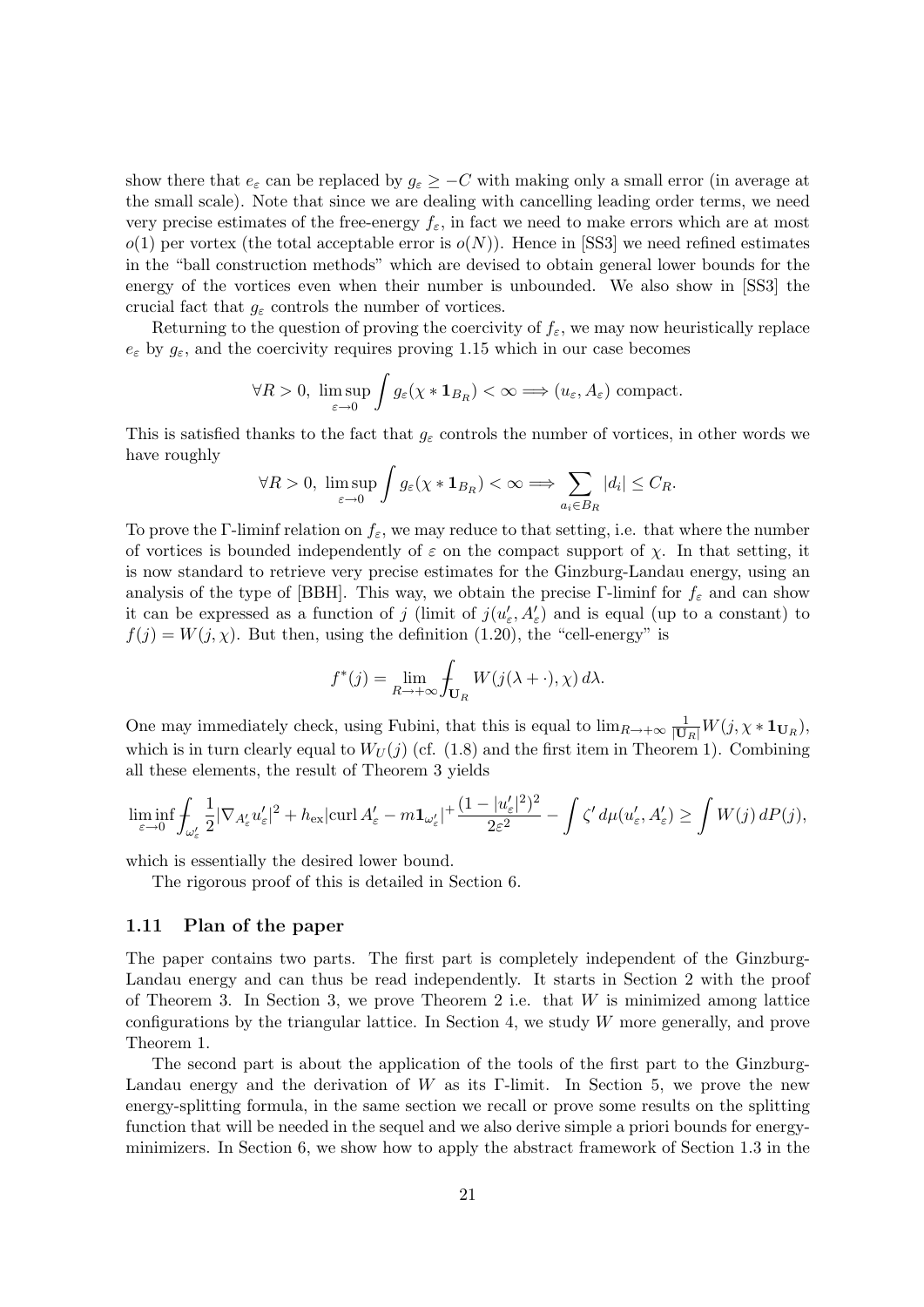show there that $e_\varepsilon$ can be replaced by $g_\varepsilon \geq -C$ with making only a small error (in average at the small scale). Note that since we are dealing with cancelling leading order terms, we need very precise estimates of the free-energy $f_\varepsilon$, in fact we need to make errors which are at most $o(1)$ per vortex (the total acceptable error is $o(N)$). Hence in [SS3] we need refined estimates in the "ball construction methods" which are devised to obtain general lower bounds for the energy of the vortices even when their number is unbounded. We also show in [SS3] the crucial fact that $g_\varepsilon$ controls the number of vortices.

Returning to the question of proving the coercivity of $f_\varepsilon$, we may now heuristically replace $e_\varepsilon$ by $g_\varepsilon$, and the coercivity requires proving 1.15 which in our case becomes

$$\forall R > 0, \ \limsup_{\varepsilon \to 0} \int g_\varepsilon(\chi * \mathbf{1}_{B_R}) < \infty \Longrightarrow (u_\varepsilon, A_\varepsilon) \text{ compact.}$$

This is satisfied thanks to the fact that $g_\varepsilon$ controls the number of vortices, in other words we have roughly

$$\forall R > 0, \ \limsup_{\varepsilon \to 0} \int g_\varepsilon(\chi * \mathbf{1}_{B_R}) < \infty \Longrightarrow \sum_{a_i \in B_R} |d_i| \leq C_R.$$

To prove the $\Gamma$-liminf relation on $f_\varepsilon$, we may reduce to that setting, i.e. that where the number of vortices is bounded independently of $\varepsilon$ on the compact support of $\chi$. In that setting, it is now standard to retrieve very precise estimates for the Ginzburg-Landau energy, using an analysis of the type of [BBH]. This way, we obtain the precise $\Gamma$-liminf for $f_\varepsilon$ and can show it can be expressed as a function of $j$ (limit of $j(u'_\varepsilon, A'_\varepsilon)$ and is equal (up to a constant) to $f(j) = W(j, \chi)$. But then, using the definition (1.20), the "cell-energy" is

$$f^*(j) = \lim_{R \to +\infty} \fint_{\mathbf{U}_R} W(j(\lambda + \cdot), \chi)\, d\lambda.$$

One may immediately check, using Fubini, that this is equal to $\lim_{R\to+\infty} \frac{1}{|\mathbf{U}_R|} W(j, \chi * \mathbf{1}_{\mathbf{U}_R})$, which is in turn clearly equal to $W_U(j)$ (cf. (1.8) and the first item in Theorem 1). Combining all these elements, the result of Theorem 3 yields

$$\liminf_{\varepsilon \to 0} \fint_{\omega'_\varepsilon} \frac{1}{2} |\nabla_{A'_\varepsilon} u'_\varepsilon|^2 + h_{\rm ex} |\mathrm{curl}\, A'_\varepsilon - m \mathbf{1}_{\omega'_\varepsilon}|^+ \frac{(1 - |u'_\varepsilon|^2)^2}{2\varepsilon^2} - \int \zeta' \, d\mu(u'_\varepsilon, A'_\varepsilon) \geq \int W(j)\, dP(j),$$

which is essentially the desired lower bound.

The rigorous proof of this is detailed in Section 6.

### 1.11 Plan of the paper

The paper contains two parts. The first part is completely independent of the Ginzburg-Landau energy and can thus be read independently. It starts in Section 2 with the proof of Theorem 3. In Section 3, we prove Theorem 2 i.e. that $W$ is minimized among lattice configurations by the triangular lattice. In Section 4, we study $W$ more generally, and prove Theorem 1.

The second part is about the application of the tools of the first part to the Ginzburg-Landau energy and the derivation of $W$ as its $\Gamma$-limit. In Section 5, we prove the new energy-splitting formula, in the same section we recall or prove some results on the splitting function that will be needed in the sequel and we also derive simple a priori bounds for energy-minimizers. In Section 6, we show how to apply the abstract framework of Section 1.3 in the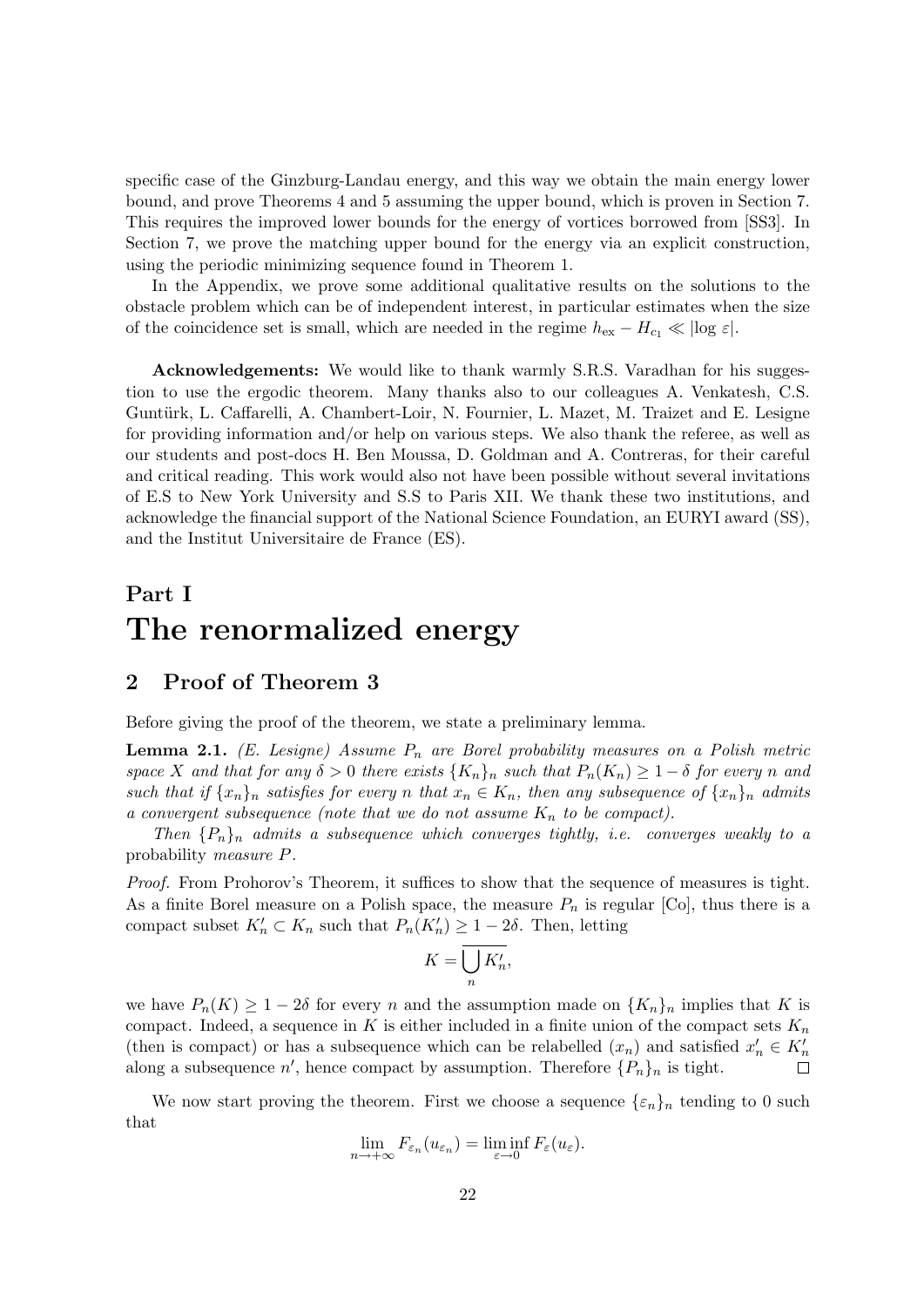specific case of the Ginzburg-Landau energy, and this way we obtain the main energy lower bound, and prove Theorems 4 and 5 assuming the upper bound, which is proven in Section 7. This requires the improved lower bounds for the energy of vortices borrowed from [SS3]. In Section 7, we prove the matching upper bound for the energy via an explicit construction, using the periodic minimizing sequence found in Theorem 1.

In the Appendix, we prove some additional qualitative results on the solutions to the obstacle problem which can be of independent interest, in particular estimates when the size of the coincidence set is small, which are needed in the regime $h_{\rm ex} - H_{c_1} \ll |\log \varepsilon|$.

**Acknowledgements:** We would like to thank warmly S.R.S. Varadhan for his suggestion to use the ergodic theorem. Many thanks also to our colleagues A. Venkatesh, C.S. Guntürk, L. Caffarelli, A. Chambert-Loir, N. Fournier, L. Mazet, M. Traizet and E. Lesigne for providing information and/or help on various steps. We also thank the referee, as well as our students and post-docs H. Ben Moussa, D. Goldman and A. Contreras, for their careful and critical reading. This work would also not have been possible without several invitations of E.S to New York University and S.S to Paris XII. We thank these two institutions, and acknowledge the financial support of the National Science Foundation, an EURYI award (SS), and the Institut Universitaire de France (ES).

# Part I
# The renormalized energy

## 2 Proof of Theorem 3

Before giving the proof of the theorem, we state a preliminary lemma.

**Lemma 2.1.** *(E. Lesigne) Assume $P_n$ are Borel probability measures on a Polish metric space $X$ and that for any $\delta > 0$ there exists $\{K_n\}_n$ such that $P_n(K_n) \geq 1 - \delta$ for every $n$ and such that if $\{x_n\}_n$ satisfies for every $n$ that $x_n \in K_n$, then any subsequence of $\{x_n\}_n$ admits a convergent subsequence (note that we do not assume $K_n$ to be compact).*

*Then $\{P_n\}_n$ admits a subsequence which converges tightly, i.e. converges weakly to a* probability *measure $P$.*

*Proof.* From Prohorov's Theorem, it suffices to show that the sequence of measures is tight. As a finite Borel measure on a Polish space, the measure $P_n$ is regular [Co], thus there is a compact subset $K'_n \subset K_n$ such that $P_n(K'_n) \geq 1 - 2\delta$. Then, letting

$$K = \overline{\bigcup_n K'_n},$$

we have $P_n(K) \geq 1 - 2\delta$ for every $n$ and the assumption made on $\{K_n\}_n$ implies that $K$ is compact. Indeed, a sequence in $K$ is either included in a finite union of the compact sets $K_n$ (then is compact) or has a subsequence which can be relabelled $(x_n)$ and satisfied $x'_n \in K'_n$ along a subsequence $n'$, hence compact by assumption. Therefore $\{P_n\}_n$ is tight. $\square$

We now start proving the theorem. First we choose a sequence $\{\varepsilon_n\}_n$ tending to 0 such that

$$\lim_{n \to +\infty} F_{\varepsilon_n}(u_{\varepsilon_n}) = \liminf_{\varepsilon \to 0} F_\varepsilon(u_\varepsilon).$$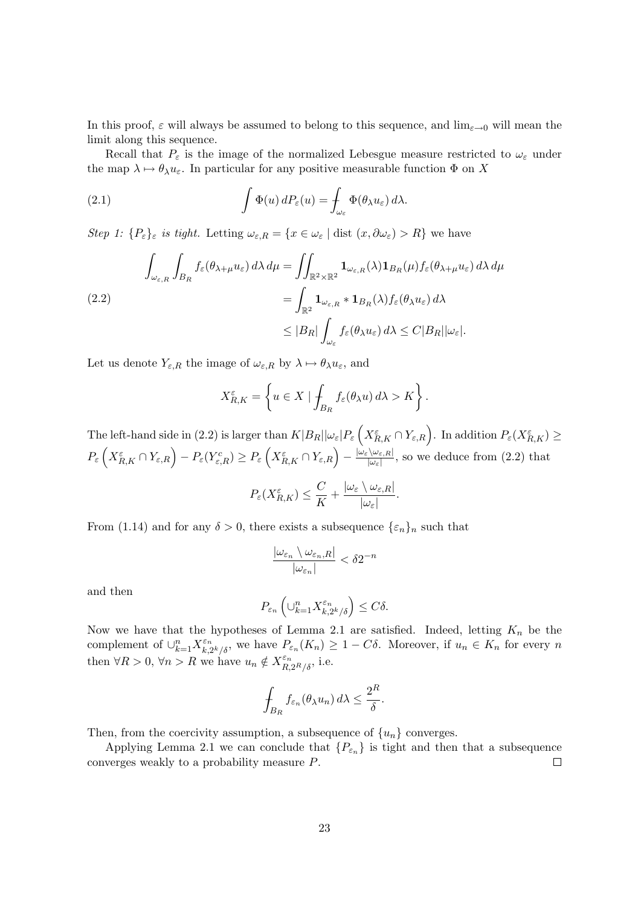In this proof, $\varepsilon$ will always be assumed to belong to this sequence, and $\lim_{\varepsilon \to 0}$ will mean the limit along this sequence.

Recall that $P_\varepsilon$ is the image of the normalized Lebesgue measure restricted to $\omega_\varepsilon$ under the map $\lambda \mapsto \theta_\lambda u_\varepsilon$. In particular for any positive measurable function $\Phi$ on $X$

$$\int \Phi(u)\, dP_\varepsilon(u) = \fint_{\omega_\varepsilon} \Phi(\theta_\lambda u_\varepsilon)\, d\lambda. \tag{2.1}$$

*Step 1: $\{P_\varepsilon\}_\varepsilon$ is tight.* Letting $\omega_{\varepsilon,R} = \{x \in \omega_\varepsilon \mid \operatorname{dist}(x, \partial\omega_\varepsilon) > R\}$ we have

$$\begin{aligned}
\int_{\omega_{\varepsilon,R}} \int_{B_R} f_\varepsilon(\theta_{\lambda+\mu} u_\varepsilon)\, d\lambda\, d\mu &= \iint_{\mathbb{R}^2 \times \mathbb{R}^2} \mathbf{1}_{\omega_{\varepsilon,R}}(\lambda) \mathbf{1}_{B_R}(\mu) f_\varepsilon(\theta_{\lambda+\mu} u_\varepsilon)\, d\lambda\, d\mu \\
&= \int_{\mathbb{R}^2} \mathbf{1}_{\omega_{\varepsilon,R}} * \mathbf{1}_{B_R}(\lambda) f_\varepsilon(\theta_\lambda u_\varepsilon)\, d\lambda \\
&\le |B_R| \int_{\omega_\varepsilon} f_\varepsilon(\theta_\lambda u_\varepsilon)\, d\lambda \le C|B_R||\omega_\varepsilon|.
\end{aligned} \tag{2.2}$$

Let us denote $Y_{\varepsilon,R}$ the image of $\omega_{\varepsilon,R}$ by $\lambda \mapsto \theta_\lambda u_\varepsilon$, and

$$X^\varepsilon_{R,K} = \left\{ u \in X \mid \fint_{B_R} f_\varepsilon(\theta_\lambda u)\, d\lambda > K \right\}.$$

The left-hand side in (2.2) is larger than $K|B_R||\omega_\varepsilon| P_\varepsilon\left(X^\varepsilon_{R,K} \cap Y_{\varepsilon,R}\right)$. In addition $P_\varepsilon(X^\varepsilon_{R,K}) \ge P_\varepsilon\left(X^\varepsilon_{R,K} \cap Y_{\varepsilon,R}\right) - P_\varepsilon(Y^c_{\varepsilon,R}) \ge P_\varepsilon\left(X^\varepsilon_{R,K} \cap Y_{\varepsilon,R}\right) - \frac{|\omega_\varepsilon \setminus \omega_{\varepsilon,R}|}{|\omega_\varepsilon|}$, so we deduce from (2.2) that

$$P_\varepsilon(X^\varepsilon_{R,K}) \le \frac{C}{K} + \frac{|\omega_\varepsilon \setminus \omega_{\varepsilon,R}|}{|\omega_\varepsilon|}.$$

From (1.14) and for any $\delta > 0$, there exists a subsequence $\{\varepsilon_n\}_n$ such that

$$\frac{|\omega_{\varepsilon_n} \setminus \omega_{\varepsilon_n,R}|}{|\omega_{\varepsilon_n}|} < \delta 2^{-n}$$

and then

$$P_{\varepsilon_n}\left( \cup_{k=1}^n X^{\varepsilon_n}_{k,2^k/\delta} \right) \le C\delta.$$

Now we have that the hypotheses of Lemma 2.1 are satisfied. Indeed, letting $K_n$ be the complement of $\cup_{k=1}^n X^{\varepsilon_n}_{k,2^k/\delta}$, we have $P_{\varepsilon_n}(K_n) \ge 1 - C\delta$. Moreover, if $u_n \in K_n$ for every $n$ then $\forall R > 0$, $\forall n > R$ we have $u_n \notin X^{\varepsilon_n}_{R,2^R/\delta}$, i.e.

$$\fint_{B_R} f_{\varepsilon_n}(\theta_\lambda u_n)\, d\lambda \le \frac{2^R}{\delta}.$$

Then, from the coercivity assumption, a subsequence of $\{u_n\}$ converges.

Applying Lemma 2.1 we can conclude that $\{P_{\varepsilon_n}\}$ is tight and then that a subsequence converges weakly to a probability measure $P$. $\square$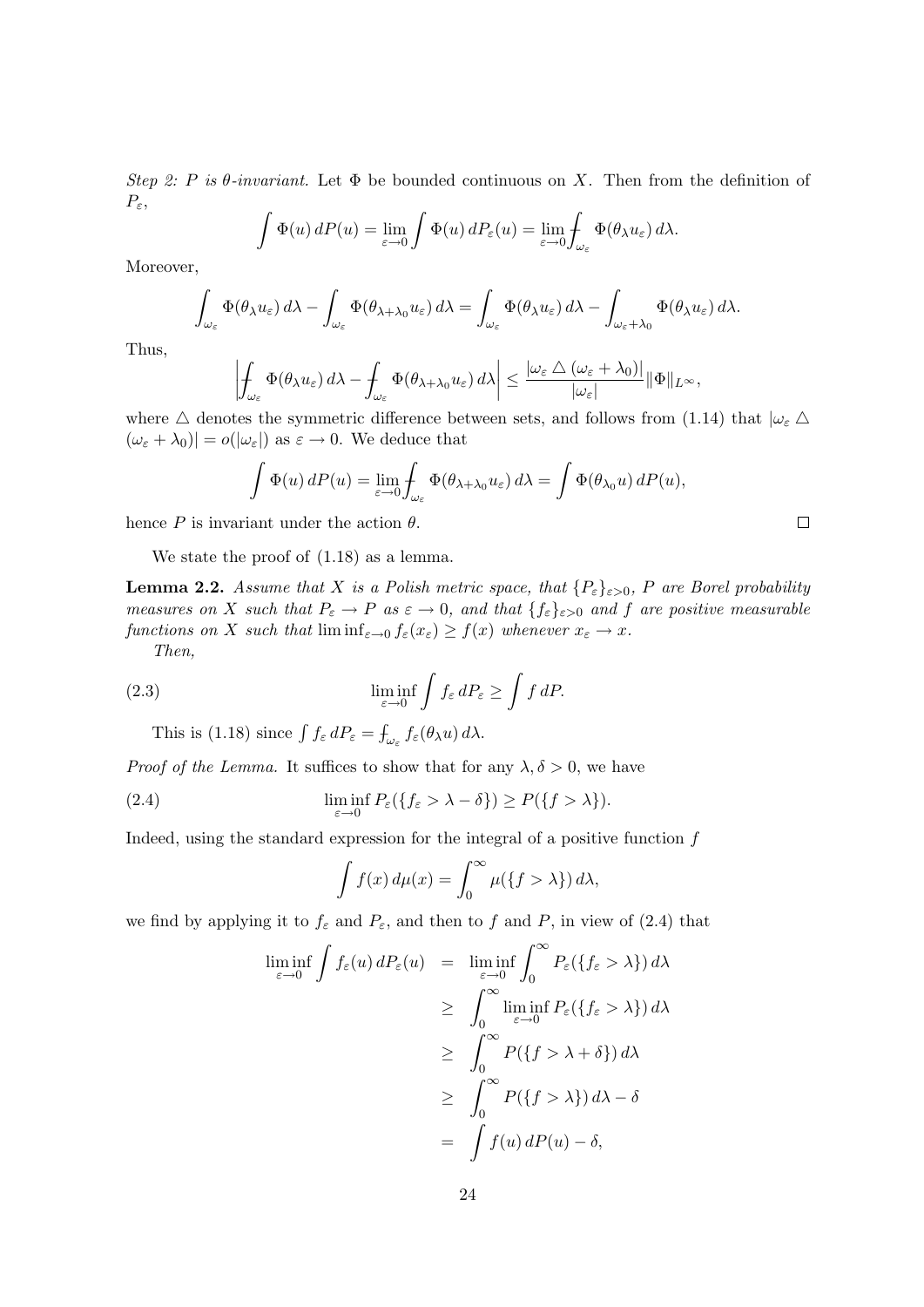*Step 2: $P$ is $\theta$-invariant.* Let $\Phi$ be bounded continuous on $X$. Then from the definition of $P_\varepsilon$,

$$\int \Phi(u)\,dP(u) = \lim_{\varepsilon\to 0}\int \Phi(u)\,dP_\varepsilon(u) = \lim_{\varepsilon\to 0} \fint_{\omega_\varepsilon} \Phi(\theta_\lambda u_\varepsilon)\,d\lambda.$$

Moreover,

$$\int_{\omega_\varepsilon} \Phi(\theta_\lambda u_\varepsilon)\,d\lambda - \int_{\omega_\varepsilon} \Phi(\theta_{\lambda+\lambda_0} u_\varepsilon)\,d\lambda = \int_{\omega_\varepsilon} \Phi(\theta_\lambda u_\varepsilon)\,d\lambda - \int_{\omega_\varepsilon+\lambda_0} \Phi(\theta_\lambda u_\varepsilon)\,d\lambda.$$

Thus,

$$\left|\fint_{\omega_\varepsilon} \Phi(\theta_\lambda u_\varepsilon)\,d\lambda - \fint_{\omega_\varepsilon} \Phi(\theta_{\lambda+\lambda_0} u_\varepsilon)\,d\lambda\right| \le \frac{|\omega_\varepsilon \bigtriangleup (\omega_\varepsilon+\lambda_0)|}{|\omega_\varepsilon|}\|\Phi\|_{L^\infty},$$

where $\bigtriangleup$ denotes the symmetric difference between sets, and follows from (1.14) that $|\omega_\varepsilon \bigtriangleup (\omega_\varepsilon+\lambda_0)| = o(|\omega_\varepsilon|)$ as $\varepsilon\to 0$. We deduce that

$$\int \Phi(u)\,dP(u) = \lim_{\varepsilon\to 0}\fint_{\omega_\varepsilon} \Phi(\theta_{\lambda+\lambda_0} u_\varepsilon)\,d\lambda = \int \Phi(\theta_{\lambda_0} u)\,dP(u),$$

hence $P$ is invariant under the action $\theta$. $\square$

We state the proof of (1.18) as a lemma.

**Lemma 2.2.** *Assume that $X$ is a Polish metric space, that $\{P_\varepsilon\}_{\varepsilon>0}$, $P$ are Borel probability measures on $X$ such that $P_\varepsilon \to P$ as $\varepsilon\to 0$, and that $\{f_\varepsilon\}_{\varepsilon>0}$ and $f$ are positive measurable functions on $X$ such that $\liminf_{\varepsilon\to 0} f_\varepsilon(x_\varepsilon) \ge f(x)$ whenever $x_\varepsilon \to x$.*

*Then,*

$$\liminf_{\varepsilon\to 0}\int f_\varepsilon\,dP_\varepsilon \ge \int f\,dP. \tag{2.3}$$

This is (1.18) since $\int f_\varepsilon\,dP_\varepsilon = \fint_{\omega_\varepsilon} f_\varepsilon(\theta_\lambda u)\,d\lambda$.

*Proof of the Lemma.* It suffices to show that for any $\lambda,\delta>0$, we have

$$\liminf_{\varepsilon\to 0} P_\varepsilon(\{f_\varepsilon > \lambda-\delta\}) \ge P(\{f>\lambda\}). \tag{2.4}$$

Indeed, using the standard expression for the integral of a positive function $f$

$$\int f(x)\,d\mu(x) = \int_0^\infty \mu(\{f>\lambda\})\,d\lambda,$$

we find by applying it to $f_\varepsilon$ and $P_\varepsilon$, and then to $f$ and $P$, in view of (2.4) that

$$\begin{aligned}
\liminf_{\varepsilon\to 0}\int f_\varepsilon(u)\,dP_\varepsilon(u) &= \liminf_{\varepsilon\to 0}\int_0^\infty P_\varepsilon(\{f_\varepsilon>\lambda\})\,d\lambda \\
&\ge \int_0^\infty \liminf_{\varepsilon\to 0} P_\varepsilon(\{f_\varepsilon>\lambda\})\,d\lambda \\
&\ge \int_0^\infty P(\{f>\lambda+\delta\})\,d\lambda \\
&\ge \int_0^\infty P(\{f>\lambda\})\,d\lambda - \delta \\
&= \int f(u)\,dP(u) - \delta,
\end{aligned}$$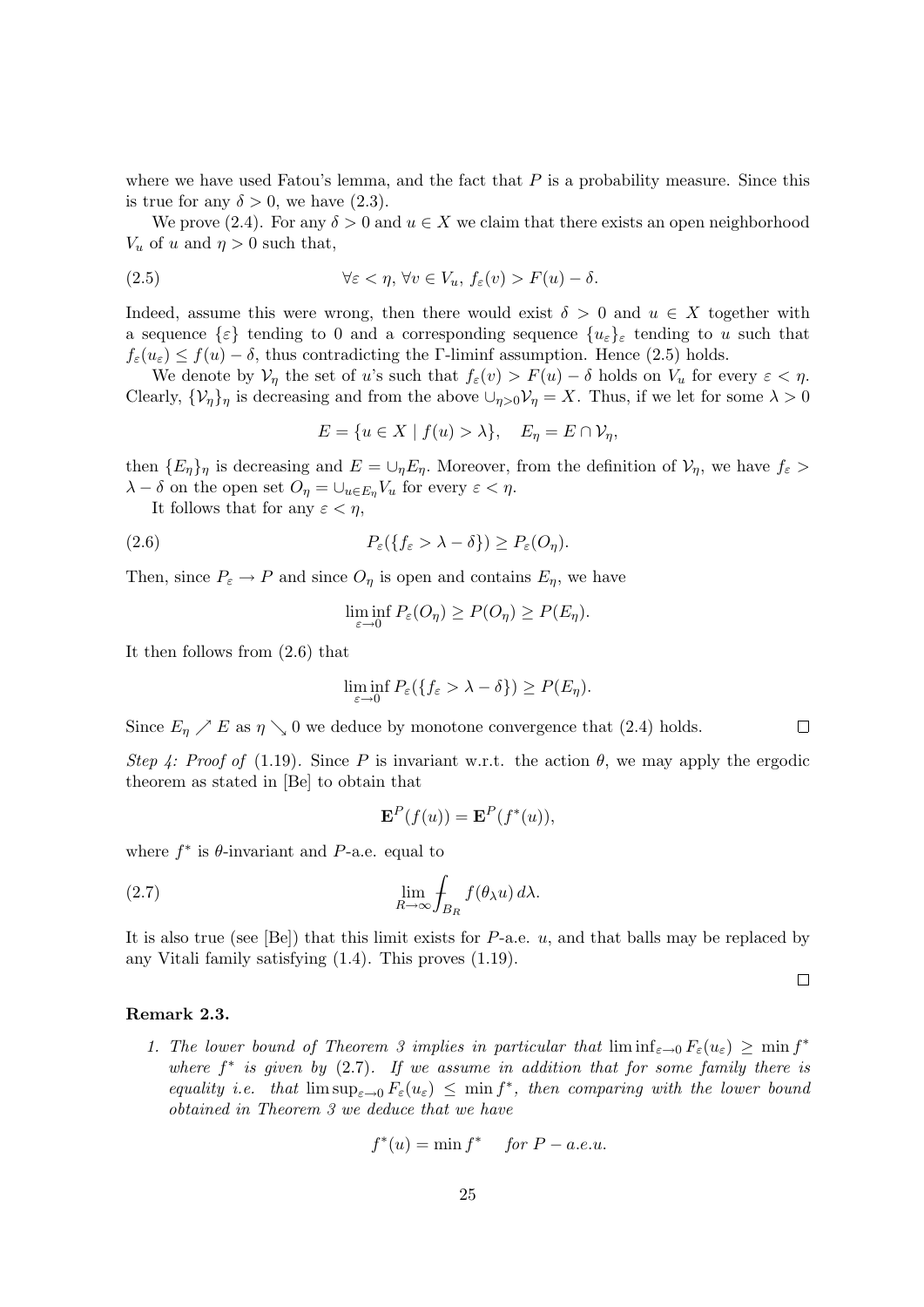where we have used Fatou's lemma, and the fact that $P$ is a probability measure. Since this is true for any $\delta > 0$, we have (2.3).

We prove (2.4). For any $\delta > 0$ and $u \in X$ we claim that there exists an open neighborhood $V_u$ of $u$ and $\eta > 0$ such that,

$$\forall \varepsilon < \eta, \, \forall v \in V_u, \, f_\varepsilon(v) > F(u) - \delta. \tag{2.5}$$

Indeed, assume this were wrong, then there would exist $\delta > 0$ and $u \in X$ together with a sequence $\{\varepsilon\}$ tending to 0 and a corresponding sequence $\{u_\varepsilon\}_\varepsilon$ tending to $u$ such that $f_\varepsilon(u_\varepsilon) \le f(u) - \delta$, thus contradicting the $\Gamma$-liminf assumption. Hence (2.5) holds.

We denote by $\mathcal{V}_\eta$ the set of $u$'s such that $f_\varepsilon(v) > F(u) - \delta$ holds on $V_u$ for every $\varepsilon < \eta$. Clearly, $\{\mathcal{V}_\eta\}_\eta$ is decreasing and from the above $\cup_{\eta > 0} \mathcal{V}_\eta = X$. Thus, if we let for some $\lambda > 0$

$$E = \{u \in X \mid f(u) > \lambda\}, \quad E_\eta = E \cap \mathcal{V}_\eta,$$

then $\{E_\eta\}_\eta$ is decreasing and $E = \cup_\eta E_\eta$. Moreover, from the definition of $\mathcal{V}_\eta$, we have $f_\varepsilon > \lambda - \delta$ on the open set $O_\eta = \cup_{u \in E_\eta} V_u$ for every $\varepsilon < \eta$.

It follows that for any $\varepsilon < \eta$,

$$P_\varepsilon(\{f_\varepsilon > \lambda - \delta\}) \ge P_\varepsilon(O_\eta). \tag{2.6}$$

Then, since $P_\varepsilon \to P$ and since $O_\eta$ is open and contains $E_\eta$, we have

$$\liminf_{\varepsilon \to 0} P_\varepsilon(O_\eta) \ge P(O_\eta) \ge P(E_\eta).$$

It then follows from (2.6) that

$$\liminf_{\varepsilon \to 0} P_\varepsilon(\{f_\varepsilon > \lambda - \delta\}) \ge P(E_\eta).$$

Since $E_\eta \nearrow E$ as $\eta \searrow 0$ we deduce by monotone convergence that (2.4) holds. $\square$

*Step 4: Proof of* (1.19). Since $P$ is invariant w.r.t. the action $\theta$, we may apply the ergodic theorem as stated in [Be] to obtain that

$$\mathbf{E}^P(f(u)) = \mathbf{E}^P(f^*(u)),$$

where $f^*$ is $\theta$-invariant and $P$-a.e. equal to

$$\lim_{R \to \infty} \fint_{B_R} f(\theta_\lambda u) \, d\lambda. \tag{2.7}$$

It is also true (see [Be]) that this limit exists for $P$-a.e. $u$, and that balls may be replaced by any Vitali family satisfying (1.4). This proves (1.19).

$\square$

**Remark 2.3.**

1. *The lower bound of Theorem 3 implies in particular that $\liminf_{\varepsilon \to 0} F_\varepsilon(u_\varepsilon) \ge \min f^*$ where $f^*$ is given by* (2.7)*. If we assume in addition that for some family there is equality i.e. that $\limsup_{\varepsilon \to 0} F_\varepsilon(u_\varepsilon) \le \min f^*$, then comparing with the lower bound obtained in Theorem 3 we deduce that we have*

$$f^*(u) = \min f^* \quad \text{for } P-a.e.u.$$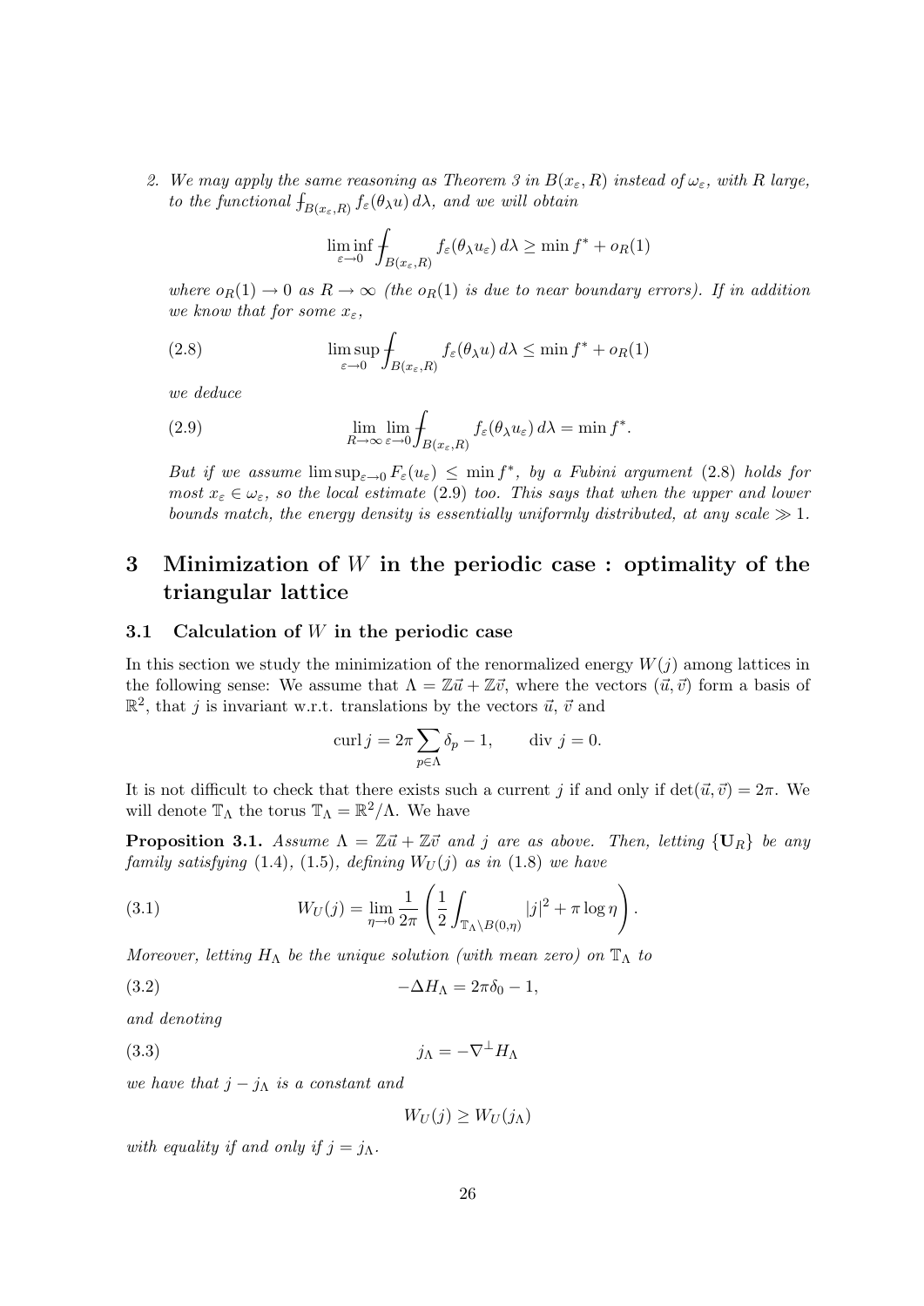2. *We may apply the same reasoning as Theorem 3 in $B(x_\varepsilon, R)$ instead of $\omega_\varepsilon$, with $R$ large, to the functional $\fint_{B(x_\varepsilon,R)} f_\varepsilon(\theta_\lambda u)\,d\lambda$, and we will obtain*

$$\liminf_{\varepsilon\to 0} \fint_{B(x_\varepsilon,R)} f_\varepsilon(\theta_\lambda u_\varepsilon)\,d\lambda \geq \min f^* + o_R(1)$$

*where $o_R(1) \to 0$ as $R \to \infty$ (the $o_R(1)$ is due to near boundary errors). If in addition we know that for some $x_\varepsilon$,*

$$\limsup_{\varepsilon\to 0} \fint_{B(x_\varepsilon,R)} f_\varepsilon(\theta_\lambda u)\,d\lambda \leq \min f^* + o_R(1) \tag{2.8}$$

*we deduce*

$$\lim_{R\to\infty} \lim_{\varepsilon\to 0} \fint_{B(x_\varepsilon,R)} f_\varepsilon(\theta_\lambda u_\varepsilon)\,d\lambda = \min f^*. \tag{2.9}$$

*But if we assume $\limsup_{\varepsilon\to 0} F_\varepsilon(u_\varepsilon) \leq \min f^*$, by a Fubini argument (2.8) holds for most $x_\varepsilon \in \omega_\varepsilon$, so the local estimate (2.9) too. This says that when the upper and lower bounds match, the energy density is essentially uniformly distributed, at any scale $\gg 1$.*

# 3 Minimization of $W$ in the periodic case : optimality of the triangular lattice

## 3.1 Calculation of $W$ in the periodic case

In this section we study the minimization of the renormalized energy $W(j)$ among lattices in the following sense: We assume that $\Lambda = \mathbb{Z}\vec{u} + \mathbb{Z}\vec{v}$, where the vectors $(\vec{u}, \vec{v})$ form a basis of $\mathbb{R}^2$, that $j$ is invariant w.r.t. translations by the vectors $\vec{u}$, $\vec{v}$ and

$$\operatorname{curl} j = 2\pi \sum_{p\in\Lambda} \delta_p - 1, \qquad \operatorname{div}\, j = 0.$$

It is not difficult to check that there exists such a current $j$ if and only if $\det(\vec{u}, \vec{v}) = 2\pi$. We will denote $\mathbb{T}_\Lambda$ the torus $\mathbb{T}_\Lambda = \mathbb{R}^2/\Lambda$. We have

**Proposition 3.1.** *Assume $\Lambda = \mathbb{Z}\vec{u} + \mathbb{Z}\vec{v}$ and $j$ are as above. Then, letting $\{\mathbf{U}_R\}$ be any family satisfying (1.4), (1.5), defining $W_U(j)$ as in (1.8) we have*

$$W_U(j) = \lim_{\eta\to 0} \frac{1}{2\pi} \left( \frac{1}{2} \int_{\mathbb{T}_\Lambda \setminus B(0,\eta)} |j|^2 + \pi \log \eta \right). \tag{3.1}$$

*Moreover, letting $H_\Lambda$ be the unique solution (with mean zero) on $\mathbb{T}_\Lambda$ to*

$$-\Delta H_\Lambda = 2\pi\delta_0 - 1, \tag{3.2}$$

*and denoting*

$$j_\Lambda = -\nabla^\perp H_\Lambda \tag{3.3}$$

*we have that $j - j_\Lambda$ is a constant and*

$$W_U(j) \geq W_U(j_\Lambda)$$

*with equality if and only if $j = j_\Lambda$.*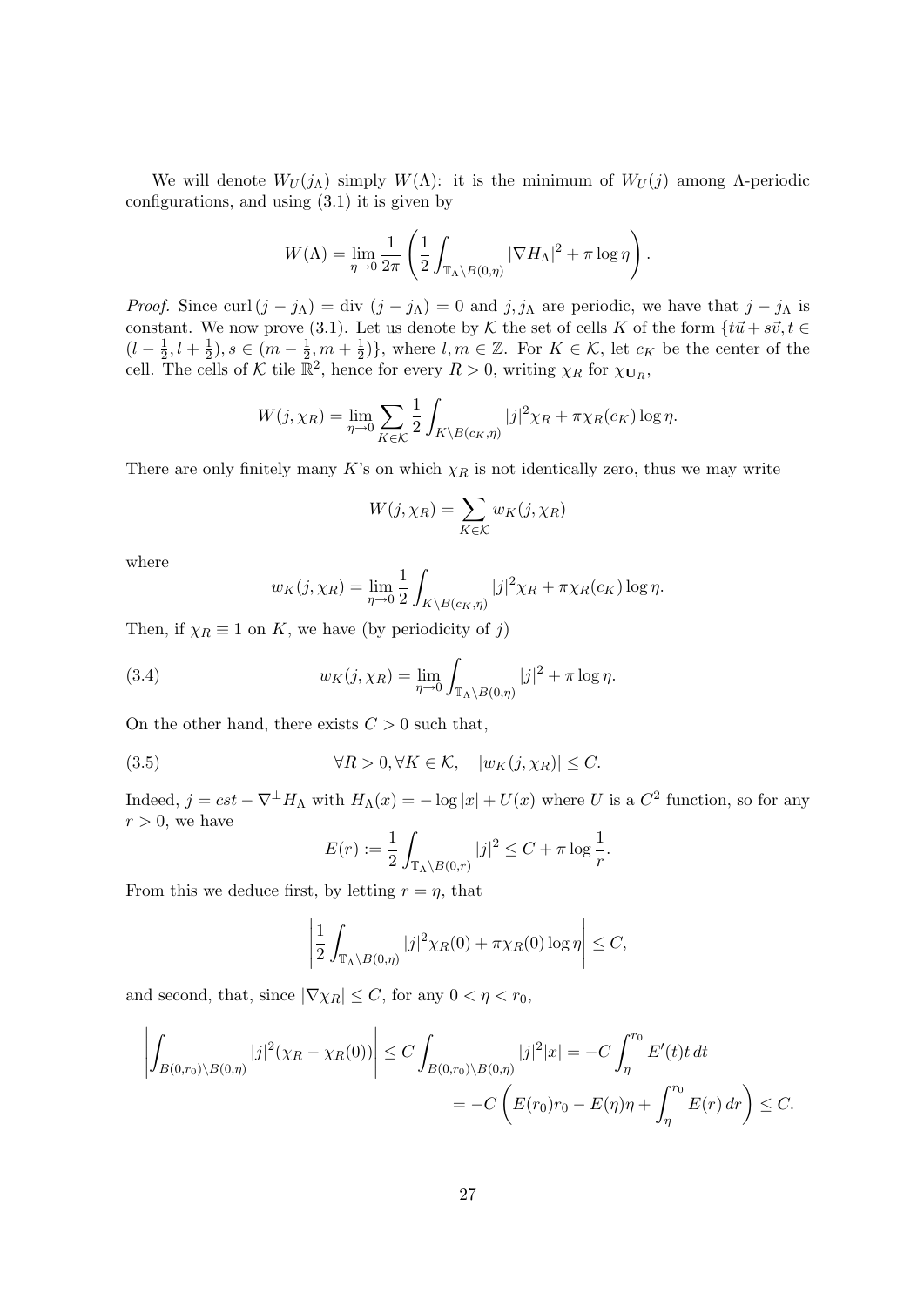We will denote $W_U(j_\Lambda)$ simply $W(\Lambda)$: it is the minimum of $W_U(j)$ among $\Lambda$-periodic configurations, and using (3.1) it is given by

$$W(\Lambda) = \lim_{\eta \to 0} \frac{1}{2\pi} \left( \frac{1}{2} \int_{\mathbb{T}_\Lambda \setminus B(0,\eta)} |\nabla H_\Lambda|^2 + \pi \log \eta \right).$$

*Proof.* Since $\operatorname{curl}(j - j_\Lambda) = \operatorname{div}(j - j_\Lambda) = 0$ and $j, j_\Lambda$ are periodic, we have that $j - j_\Lambda$ is constant. We now prove (3.1). Let us denote by $\mathcal{K}$ the set of cells $K$ of the form $\{t\vec{u} + s\vec{v}, t \in (l - \frac{1}{2}, l + \frac{1}{2}), s \in (m - \frac{1}{2}, m + \frac{1}{2})\}$, where $l, m \in \mathbb{Z}$. For $K \in \mathcal{K}$, let $c_K$ be the center of the cell. The cells of $\mathcal{K}$ tile $\mathbb{R}^2$, hence for every $R > 0$, writing $\chi_R$ for $\chi_{\mathbf{U}_R}$,

$$W(j, \chi_R) = \lim_{\eta \to 0} \sum_{K \in \mathcal{K}} \frac{1}{2} \int_{K \setminus B(c_K, \eta)} |j|^2 \chi_R + \pi \chi_R(c_K) \log \eta.$$

There are only finitely many $K$'s on which $\chi_R$ is not identically zero, thus we may write

$$W(j, \chi_R) = \sum_{K \in \mathcal{K}} w_K(j, \chi_R)$$

where

$$w_K(j, \chi_R) = \lim_{\eta \to 0} \frac{1}{2} \int_{K \setminus B(c_K, \eta)} |j|^2 \chi_R + \pi \chi_R(c_K) \log \eta.$$

Then, if $\chi_R \equiv 1$ on $K$, we have (by periodicity of $j$)

$$w_K(j, \chi_R) = \lim_{\eta \to 0} \int_{\mathbb{T}_\Lambda \setminus B(0,\eta)} |j|^2 + \pi \log \eta. \tag{3.4}$$

On the other hand, there exists $C > 0$ such that,

$$\forall R > 0, \forall K \in \mathcal{K}, \quad |w_K(j, \chi_R)| \leq C. \tag{3.5}$$

Indeed, $j = cst - \nabla^\perp H_\Lambda$ with $H_\Lambda(x) = -\log|x| + U(x)$ where $U$ is a $C^2$ function, so for any $r > 0$, we have

$$E(r) := \frac{1}{2} \int_{\mathbb{T}_\Lambda \setminus B(0,r)} |j|^2 \leq C + \pi \log \frac{1}{r}.$$

From this we deduce first, by letting $r = \eta$, that

$$\left| \frac{1}{2} \int_{\mathbb{T}_\Lambda \setminus B(0,\eta)} |j|^2 \chi_R(0) + \pi \chi_R(0) \log \eta \right| \leq C,$$

and second, that, since $|\nabla \chi_R| \leq C$, for any $0 < \eta < r_0$,

$$\begin{aligned}
\left| \int_{B(0,r_0) \setminus B(0,\eta)} |j|^2 (\chi_R - \chi_R(0)) \right| &\leq C \int_{B(0,r_0) \setminus B(0,\eta)} |j|^2 |x| = -C \int_\eta^{r_0} E'(t) t \, dt \\
&= -C \left( E(r_0) r_0 - E(\eta) \eta + \int_\eta^{r_0} E(r) \, dr \right) \leq C.
\end{aligned}$$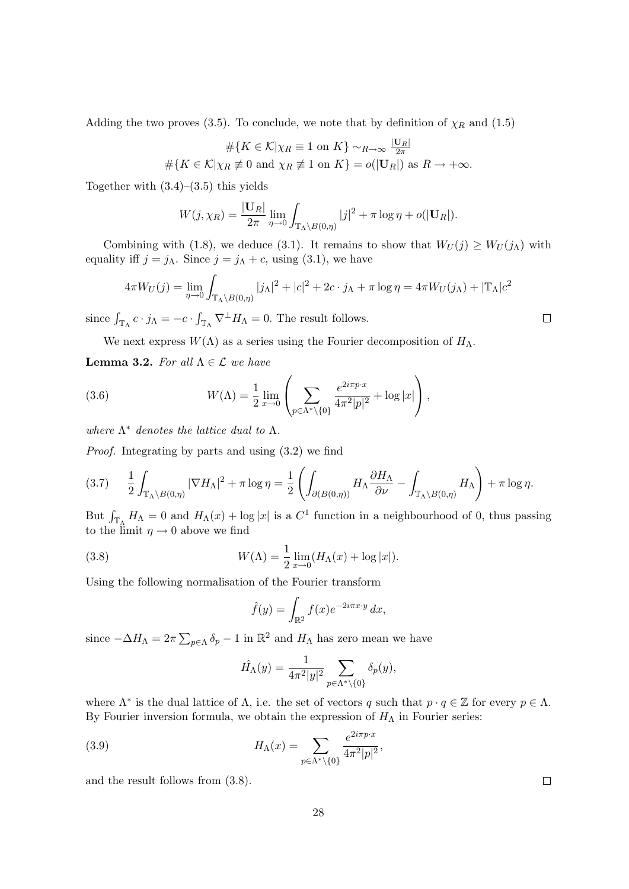Adding the two proves (3.5). To conclude, we note that by definition of $\chi_R$ and (1.5)

$$\#\{K \in \mathcal{K} | \chi_R \equiv 1 \text{ on } K\} \sim_{R\to\infty} \frac{|\mathbf{U}_R|}{2\pi}$$
$$\#\{K \in \mathcal{K} | \chi_R \not\equiv 0 \text{ and } \chi_R \not\equiv 1 \text{ on } K\} = o(|\mathbf{U}_R|) \text{ as } R \to +\infty.$$

Together with (3.4)–(3.5) this yields

$$W(j, \chi_R) = \frac{|\mathbf{U}_R|}{2\pi} \lim_{\eta\to 0} \int_{\mathbb{T}_\Lambda \setminus B(0,\eta)} |j|^2 + \pi \log \eta + o(|\mathbf{U}_R|).$$

Combining with (1.8), we deduce (3.1). It remains to show that $W_U(j) \geq W_U(j_\Lambda)$ with equality iff $j = j_\Lambda$. Since $j = j_\Lambda + c$, using (3.1), we have

$$4\pi W_U(j) = \lim_{\eta\to 0} \int_{\mathbb{T}_\Lambda \setminus B(0,\eta)} |j_\Lambda|^2 + |c|^2 + 2c \cdot j_\Lambda + \pi \log \eta = 4\pi W_U(j_\Lambda) + |\mathbb{T}_\Lambda| c^2$$

since $\int_{\mathbb{T}_\Lambda} c \cdot j_\Lambda = -c \cdot \int_{\mathbb{T}_\Lambda} \nabla^\perp H_\Lambda = 0$. The result follows. $\square$

We next express $W(\Lambda)$ as a series using the Fourier decomposition of $H_\Lambda$.

**Lemma 3.2.** *For all $\Lambda \in \mathcal{L}$ we have*

$$W(\Lambda) = \frac{1}{2} \lim_{x\to 0} \left( \sum_{p \in \Lambda^* \setminus \{0\}} \frac{e^{2i\pi p\cdot x}}{4\pi^2 |p|^2} + \log |x| \right), \tag{3.6}$$

*where $\Lambda^*$ denotes the lattice dual to $\Lambda$.*

*Proof.* Integrating by parts and using (3.2) we find

$$\frac{1}{2} \int_{\mathbb{T}_\Lambda \setminus B(0,\eta)} |\nabla H_\Lambda|^2 + \pi \log \eta = \frac{1}{2} \left( \int_{\partial(B(0,\eta))} H_\Lambda \frac{\partial H_\Lambda}{\partial \nu} - \int_{\mathbb{T}_\Lambda \setminus B(0,\eta)} H_\Lambda \right) + \pi \log \eta. \tag{3.7}$$

But $\int_{\mathbb{T}_\Lambda} H_\Lambda = 0$ and $H_\Lambda(x) + \log |x|$ is a $C^1$ function in a neighbourhood of 0, thus passing to the limit $\eta \to 0$ above we find

$$W(\Lambda) = \frac{1}{2} \lim_{x\to 0} (H_\Lambda(x) + \log |x|). \tag{3.8}$$

Using the following normalisation of the Fourier transform

$$\hat{f}(y) = \int_{\mathbb{R}^2} f(x) e^{-2i\pi x\cdot y} \, dx,$$

since $-\Delta H_\Lambda = 2\pi \sum_{p\in\Lambda} \delta_p - 1$ in $\mathbb{R}^2$ and $H_\Lambda$ has zero mean we have

$$\hat{H_\Lambda}(y) = \frac{1}{4\pi^2 |y|^2} \sum_{p\in\Lambda^* \setminus \{0\}} \delta_p(y),$$

where $\Lambda^*$ is the dual lattice of $\Lambda$, i.e. the set of vectors $q$ such that $p \cdot q \in \mathbb{Z}$ for every $p \in \Lambda$. By Fourier inversion formula, we obtain the expression of $H_\Lambda$ in Fourier series:

$$H_\Lambda(x) = \sum_{p\in\Lambda^* \setminus \{0\}} \frac{e^{2i\pi p\cdot x}}{4\pi^2 |p|^2}, \tag{3.9}$$

and the result follows from (3.8). $\square$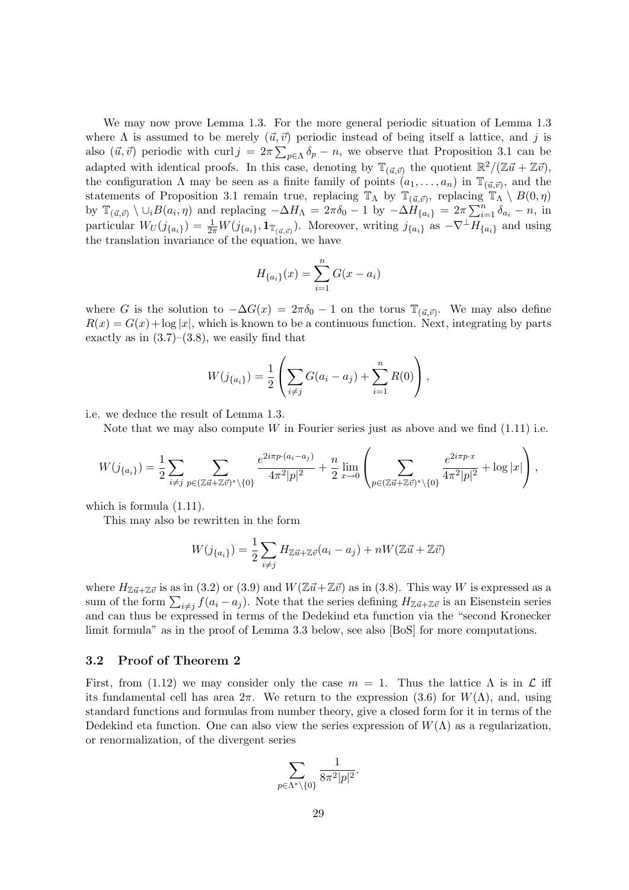We may now prove Lemma 1.3. For the more general periodic situation of Lemma 1.3 where $\Lambda$ is assumed to be merely $(\vec{u}, \vec{v})$ periodic instead of being itself a lattice, and $j$ is also $(\vec{u}, \vec{v})$ periodic with $\operatorname{curl} j = 2\pi \sum_{p\in\Lambda} \delta_p - n$, we observe that Proposition 3.1 can be adapted with identical proofs. In this case, denoting by $\mathbb{T}_{(\vec{u},\vec{v})}$ the quotient $\mathbb{R}^2/(\mathbb{Z}\vec{u} + \mathbb{Z}\vec{v})$, the configuration $\Lambda$ may be seen as a finite family of points $(a_1, \dots, a_n)$ in $\mathbb{T}_{(\vec{u},\vec{v})}$, and the statements of Proposition 3.1 remain true, replacing $\mathbb{T}_\Lambda$ by $\mathbb{T}_{(\vec{u},\vec{v})}$, replacing $\mathbb{T}_\Lambda \setminus B(0, \eta)$ by $\mathbb{T}_{(\vec{u},\vec{v})} \setminus \cup_i B(a_i, \eta)$ and replacing $-\Delta H_\Lambda = 2\pi\delta_0 - 1$ by $-\Delta H_{\{a_i\}} = 2\pi \sum_{i=1}^n \delta_{a_i} - n$, in particular $W_U(j_{\{a_i\}}) = \frac{1}{2\pi} W(j_{\{a_i\}}, \mathbf{1}_{\mathbb{T}_{(\vec{u},\vec{v})}})$. Moreover, writing $j_{\{a_i\}}$ as $-\nabla^\perp H_{\{a_i\}}$ and using the translation invariance of the equation, we have

$$H_{\{a_i\}}(x) = \sum_{i=1}^n G(x - a_i)$$

where $G$ is the solution to $-\Delta G(x) = 2\pi\delta_0 - 1$ on the torus $\mathbb{T}_{(\vec{u},\vec{v})}$. We may also define $R(x) = G(x) + \log|x|$, which is known to be a continuous function. Next, integrating by parts exactly as in (3.7)–(3.8), we easily find that

$$W(j_{\{a_i\}}) = \frac{1}{2} \left( \sum_{i \neq j} G(a_i - a_j) + \sum_{i=1}^n R(0) \right),$$

i.e. we deduce the result of Lemma 1.3.

Note that we may also compute $W$ in Fourier series just as above and we find (1.11) i.e.

$$W(j_{\{a_i\}}) = \frac{1}{2} \sum_{i \neq j} \sum_{p \in (\mathbb{Z}\vec{u} + \mathbb{Z}\vec{v})^* \setminus \{0\}} \frac{e^{2i\pi p \cdot (a_i - a_j)}}{4\pi^2 |p|^2} + \frac{n}{2} \lim_{x \to 0} \left( \sum_{p \in (\mathbb{Z}\vec{u} + \mathbb{Z}\vec{v})^* \setminus \{0\}} \frac{e^{2i\pi p \cdot x}}{4\pi^2 |p|^2} + \log|x| \right),$$

which is formula (1.11).

This may also be rewritten in the form

$$W(j_{\{a_i\}}) = \frac{1}{2} \sum_{i \neq j} H_{\mathbb{Z}\vec{u} + \mathbb{Z}\vec{v}}(a_i - a_j) + nW(\mathbb{Z}\vec{u} + \mathbb{Z}\vec{v})$$

where $H_{\mathbb{Z}\vec{u}+\mathbb{Z}\vec{v}}$ is as in (3.2) or (3.9) and $W(\mathbb{Z}\vec{u}+\mathbb{Z}\vec{v})$ as in (3.8). This way $W$ is expressed as a sum of the form $\sum_{i\neq j} f(a_i - a_j)$. Note that the series defining $H_{\mathbb{Z}\vec{u}+\mathbb{Z}\vec{v}}$ is an Eisenstein series and can thus be expressed in terms of the Dedekind eta function via the "second Kronecker limit formula" as in the proof of Lemma 3.3 below, see also [BoS] for more computations.

### 3.2 Proof of Theorem 2

First, from (1.12) we may consider only the case $m = 1$. Thus the lattice $\Lambda$ is in $\mathcal{L}$ iff its fundamental cell has area $2\pi$. We return to the expression (3.6) for $W(\Lambda)$, and, using standard functions and formulas from number theory, give a closed form for it in terms of the Dedekind eta function. One can also view the series expression of $W(\Lambda)$ as a regularization, or renormalization, of the divergent series

$$\sum_{p \in \Lambda^* \setminus \{0\}} \frac{1}{8\pi^2 |p|^2}.$$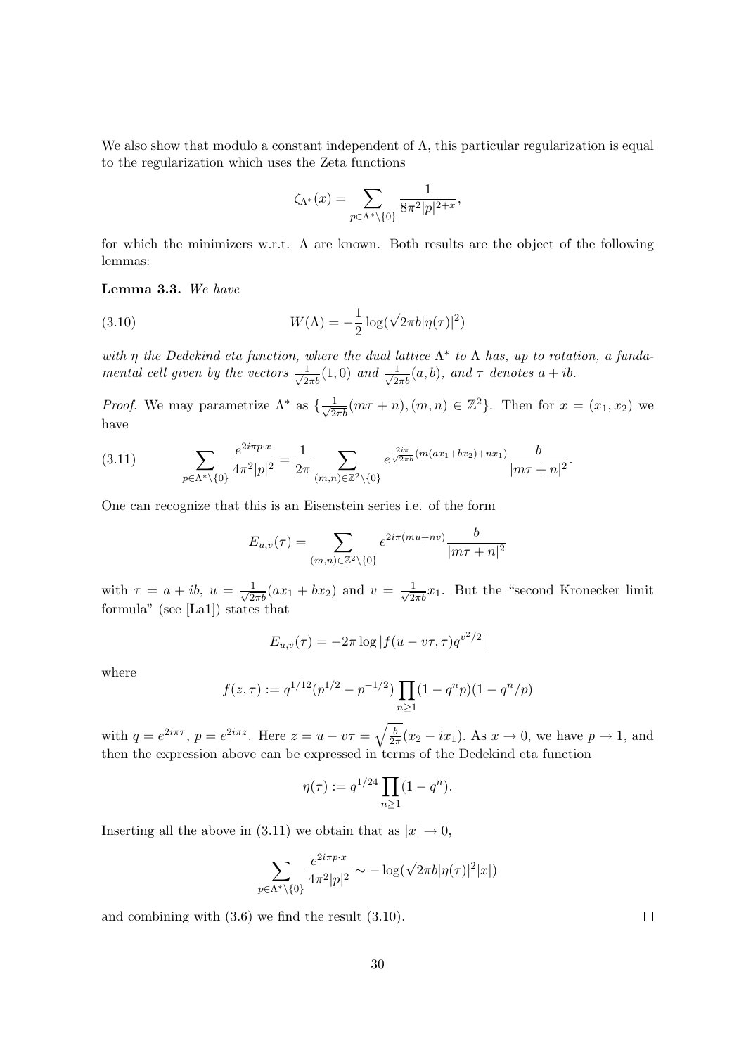We also show that modulo a constant independent of $\Lambda$, this particular regularization is equal to the regularization which uses the Zeta functions

$$\zeta_{\Lambda^*}(x) = \sum_{p\in\Lambda^*\setminus\{0\}} \frac{1}{8\pi^2|p|^{2+x}},$$

for which the minimizers w.r.t. $\Lambda$ are known. Both results are the object of the following lemmas:

**Lemma 3.3.** *We have*

$$W(\Lambda) = -\frac{1}{2}\log(\sqrt{2\pi b}|\eta(\tau)|^2) \tag{3.10}$$

*with $\eta$ the Dedekind eta function, where the dual lattice $\Lambda^*$ to $\Lambda$ has, up to rotation, a fundamental cell given by the vectors $\frac{1}{\sqrt{2\pi b}}(1,0)$ and $\frac{1}{\sqrt{2\pi b}}(a,b)$, and $\tau$ denotes $a+ib$.*

*Proof.* We may parametrize $\Lambda^*$ as $\{\frac{1}{\sqrt{2\pi b}}(m\tau+n), (m,n)\in\mathbb{Z}^2\}$. Then for $x=(x_1,x_2)$ we have

$$\sum_{p\in\Lambda^*\setminus\{0\}} \frac{e^{2i\pi p\cdot x}}{4\pi^2|p|^2} = \frac{1}{2\pi}\sum_{(m,n)\in\mathbb{Z}^2\setminus\{0\}} e^{\frac{2i\pi}{\sqrt{2\pi b}}(m(ax_1+bx_2)+nx_1)}\frac{b}{|m\tau+n|^2}. \tag{3.11}$$

One can recognize that this is an Eisenstein series i.e. of the form

$$E_{u,v}(\tau) = \sum_{(m,n)\in\mathbb{Z}^2\setminus\{0\}} e^{2i\pi(mu+nv)}\frac{b}{|m\tau+n|^2}$$

with $\tau=a+ib$, $u=\frac{1}{\sqrt{2\pi b}}(ax_1+bx_2)$ and $v=\frac{1}{\sqrt{2\pi b}}x_1$. But the "second Kronecker limit formula" (see [La1]) states that

$$E_{u,v}(\tau) = -2\pi\log|f(u-v\tau,\tau)q^{v^2/2}|$$

where

$$f(z,\tau) := q^{1/12}(p^{1/2}-p^{-1/2})\prod_{n\geq 1}(1-q^np)(1-q^n/p)$$

with $q=e^{2i\pi\tau}$, $p=e^{2i\pi z}$. Here $z=u-v\tau=\sqrt{\frac{b}{2\pi}}(x_2-ix_1)$. As $x\to 0$, we have $p\to 1$, and then the expression above can be expressed in terms of the Dedekind eta function

$$\eta(\tau) := q^{1/24}\prod_{n\geq 1}(1-q^n).$$

Inserting all the above in (3.11) we obtain that as $|x|\to 0$,

$$\sum_{p\in\Lambda^*\setminus\{0\}} \frac{e^{2i\pi p\cdot x}}{4\pi^2|p|^2} \sim -\log(\sqrt{2\pi b}|\eta(\tau)|^2|x|)$$

and combining with (3.6) we find the result (3.10). ∎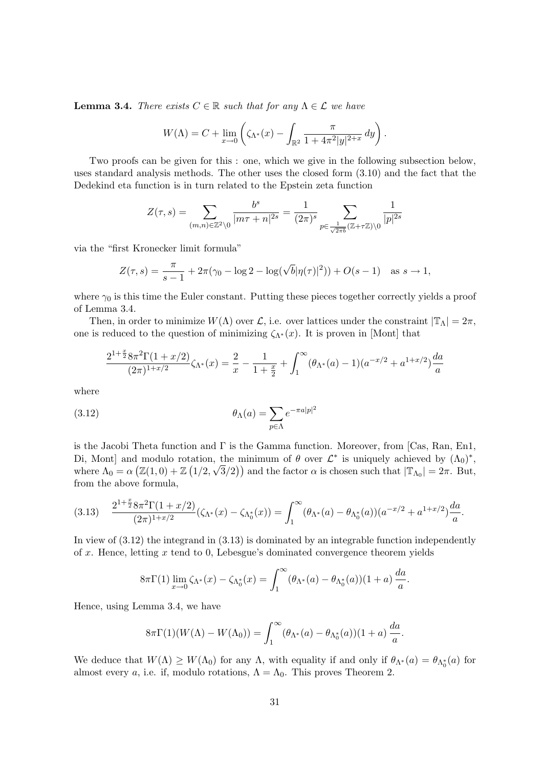**Lemma 3.4.** *There exists $C \in \mathbb{R}$ such that for any $\Lambda \in \mathcal{L}$ we have*

$$W(\Lambda) = C + \lim_{x \to 0} \left( \zeta_{\Lambda^*}(x) - \int_{\mathbb{R}^2} \frac{\pi}{1 + 4\pi^2 |y|^{2+x}} \, dy \right).$$

Two proofs can be given for this : one, which we give in the following subsection below, uses standard analysis methods. The other uses the closed form (3.10) and the fact that the Dedekind eta function is in turn related to the Epstein zeta function

$$Z(\tau, s) = \sum_{(m,n) \in \mathbb{Z}^2 \setminus 0} \frac{b^s}{|m\tau + n|^{2s}} = \frac{1}{(2\pi)^s} \sum_{p \in \frac{1}{\sqrt{2\pi b}}(\mathbb{Z} + \tau\mathbb{Z}) \setminus 0} \frac{1}{|p|^{2s}}$$

via the "first Kronecker limit formula"

$$Z(\tau, s) = \frac{\pi}{s-1} + 2\pi(\gamma_0 - \log 2 - \log(\sqrt{b}|\eta(\tau)|^2)) + O(s-1) \quad \text{as } s \to 1,$$

where $\gamma_0$ is this time the Euler constant. Putting these pieces together correctly yields a proof of Lemma 3.4.

Then, in order to minimize $W(\Lambda)$ over $\mathcal{L}$, i.e. over lattices under the constraint $|\mathbb{T}_\Lambda| = 2\pi$, one is reduced to the question of minimizing $\zeta_{\Lambda^*}(x)$. It is proven in [Mont] that

$$\frac{2^{1+\frac{x}{2}} 8\pi^2 \Gamma(1 + x/2)}{(2\pi)^{1+x/2}} \zeta_{\Lambda^*}(x) = \frac{2}{x} - \frac{1}{1 + \frac{x}{2}} + \int_1^\infty (\theta_{\Lambda^*}(a) - 1)(a^{-x/2} + a^{1+x/2}) \frac{da}{a}$$

where

$$\theta_\Lambda(a) = \sum_{p \in \Lambda} e^{-\pi a |p|^2} \tag{3.12}$$

is the Jacobi Theta function and $\Gamma$ is the Gamma function. Moreover, from [Cas, Ran, En1, Di, Mont] and modulo rotation, the minimum of $\theta$ over $\mathcal{L}^*$ is uniquely achieved by $(\Lambda_0)^*$, where $\Lambda_0 = \alpha \left(\mathbb{Z}(1, 0) + \mathbb{Z}\left(1/2, \sqrt{3}/2\right)\right)$ and the factor $\alpha$ is chosen such that $|\mathbb{T}_{\Lambda_0}| = 2\pi$. But, from the above formula,

$$\frac{2^{1+\frac{x}{2}} 8\pi^2 \Gamma(1 + x/2)}{(2\pi)^{1+x/2}} (\zeta_{\Lambda^*}(x) - \zeta_{\Lambda_0^*}(x)) = \int_1^\infty (\theta_{\Lambda^*}(a) - \theta_{\Lambda_0^*}(a))(a^{-x/2} + a^{1+x/2}) \frac{da}{a}. \tag{3.13}$$

In view of (3.12) the integrand in (3.13) is dominated by an integrable function independently of $x$. Hence, letting $x$ tend to 0, Lebesgue's dominated convergence theorem yields

$$8\pi\Gamma(1) \lim_{x \to 0} \zeta_{\Lambda^*}(x) - \zeta_{\Lambda_0^*}(x) = \int_1^\infty (\theta_{\Lambda^*}(a) - \theta_{\Lambda_0^*}(a))(1 + a) \, \frac{da}{a}.$$

Hence, using Lemma 3.4, we have

$$8\pi\Gamma(1)(W(\Lambda) - W(\Lambda_0)) = \int_1^\infty (\theta_{\Lambda^*}(a) - \theta_{\Lambda_0^*}(a))(1 + a) \, \frac{da}{a}.$$

We deduce that $W(\Lambda) \geq W(\Lambda_0)$ for any $\Lambda$, with equality if and only if $\theta_{\Lambda^*}(a) = \theta_{\Lambda_0^*}(a)$ for almost every $a$, i.e. if, modulo rotations, $\Lambda = \Lambda_0$. This proves Theorem 2.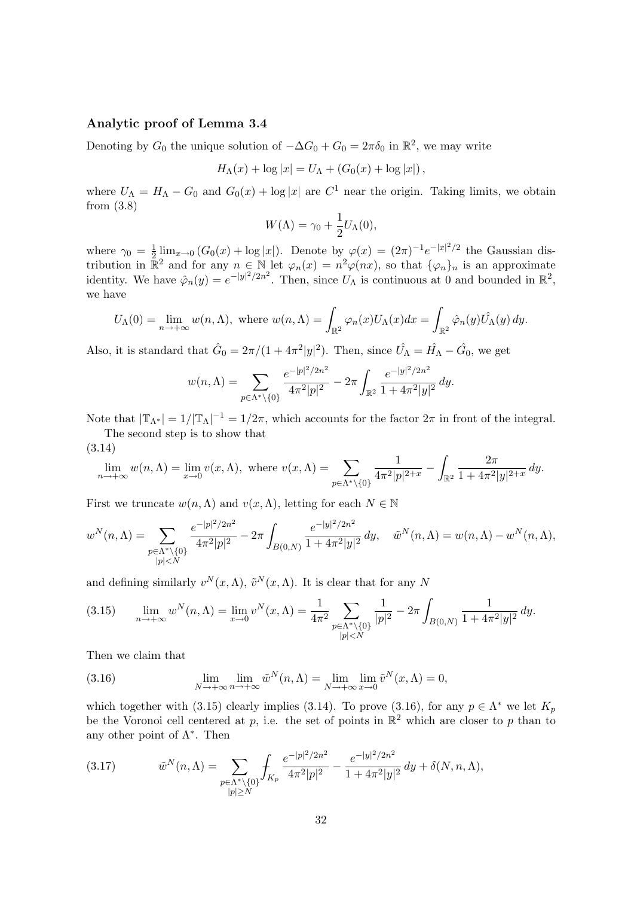**Analytic proof of Lemma 3.4**

Denoting by $G_0$ the unique solution of $-\Delta G_0 + G_0 = 2\pi\delta_0$ in $\mathbb{R}^2$, we may write

$$H_\Lambda(x) + \log|x| = U_\Lambda + (G_0(x) + \log|x|)\,,$$

where $U_\Lambda = H_\Lambda - G_0$ and $G_0(x) + \log|x|$ are $C^1$ near the origin. Taking limits, we obtain from (3.8)

$$W(\Lambda) = \gamma_0 + \frac{1}{2}U_\Lambda(0),$$

where $\gamma_0 = \frac{1}{2}\lim_{x\to 0}(G_0(x) + \log|x|)$. Denote by $\varphi(x) = (2\pi)^{-1}e^{-|x|^2/2}$ the Gaussian distribution in $\mathbb{R}^2$ and for any $n \in \mathbb{N}$ let $\varphi_n(x) = n^2\varphi(nx)$, so that $\{\varphi_n\}_n$ is an approximate identity. We have $\hat{\varphi}_n(y) = e^{-|y|^2/2n^2}$. Then, since $U_\Lambda$ is continuous at 0 and bounded in $\mathbb{R}^2$, we have

$$U_\Lambda(0) = \lim_{n\to+\infty} w(n,\Lambda), \text{ where } w(n,\Lambda) = \int_{\mathbb{R}^2}\varphi_n(x)U_\Lambda(x)dx = \int_{\mathbb{R}^2}\hat{\varphi}_n(y)\hat{U_\Lambda}(y)\,dy.$$

Also, it is standard that $\hat{G}_0 = 2\pi/(1+4\pi^2|y|^2)$. Then, since $\hat{U_\Lambda} = \hat{H_\Lambda} - \hat{G}_0$, we get

$$w(n,\Lambda) = \sum_{p\in\Lambda^*\setminus\{0\}}\frac{e^{-|p|^2/2n^2}}{4\pi^2|p|^2} - 2\pi\int_{\mathbb{R}^2}\frac{e^{-|y|^2/2n^2}}{1+4\pi^2|y|^2}\,dy.$$

Note that $|\mathbb{T}_{\Lambda^*}| = 1/|\mathbb{T}_\Lambda|^{-1} = 1/2\pi$, which accounts for the factor $2\pi$ in front of the integral.

The second step is to show that

(3.14)
$$\lim_{n\to+\infty} w(n,\Lambda) = \lim_{x\to 0} v(x,\Lambda), \text{ where } v(x,\Lambda) = \sum_{p\in\Lambda^*\setminus\{0\}}\frac{1}{4\pi^2|p|^{2+x}} - \int_{\mathbb{R}^2}\frac{2\pi}{1+4\pi^2|y|^{2+x}}\,dy.$$

First we truncate $w(n,\Lambda)$ and $v(x,\Lambda)$, letting for each $N \in \mathbb{N}$

$$w^N(n,\Lambda) = \sum_{\substack{p\in\Lambda^*\setminus\{0\}\\|p|<N}}\frac{e^{-|p|^2/2n^2}}{4\pi^2|p|^2} - 2\pi\int_{B(0,N)}\frac{e^{-|y|^2/2n^2}}{1+4\pi^2|y|^2}\,dy, \quad \tilde{w}^N(n,\Lambda) = w(n,\Lambda) - w^N(n,\Lambda),$$

and defining similarly $v^N(x,\Lambda)$, $\tilde{v}^N(x,\Lambda)$. It is clear that for any $N$

$$\lim_{n\to+\infty} w^N(n,\Lambda) = \lim_{x\to 0} v^N(x,\Lambda) = \frac{1}{4\pi^2}\sum_{\substack{p\in\Lambda^*\setminus\{0\}\\|p|<N}}\frac{1}{|p|^2} - 2\pi\int_{B(0,N)}\frac{1}{1+4\pi^2|y|^2}\,dy. \tag{3.15}$$

Then we claim that

$$\lim_{N\to+\infty}\lim_{n\to+\infty}\tilde{w}^N(n,\Lambda) = \lim_{N\to+\infty}\lim_{x\to 0}\tilde{v}^N(x,\Lambda) = 0, \tag{3.16}$$

which together with (3.15) clearly implies (3.14). To prove (3.16), for any $p \in \Lambda^*$ we let $K_p$ be the Voronoi cell centered at $p$, i.e. the set of points in $\mathbb{R}^2$ which are closer to $p$ than to any other point of $\Lambda^*$. Then

$$\tilde{w}^N(n,\Lambda) = \sum_{\substack{p\in\Lambda^*\setminus\{0\}\\|p|\geq N}}\fint_{K_p}\frac{e^{-|p|^2/2n^2}}{4\pi^2|p|^2} - \frac{e^{-|y|^2/2n^2}}{1+4\pi^2|y|^2}\,dy + \delta(N,n,\Lambda), \tag{3.17}$$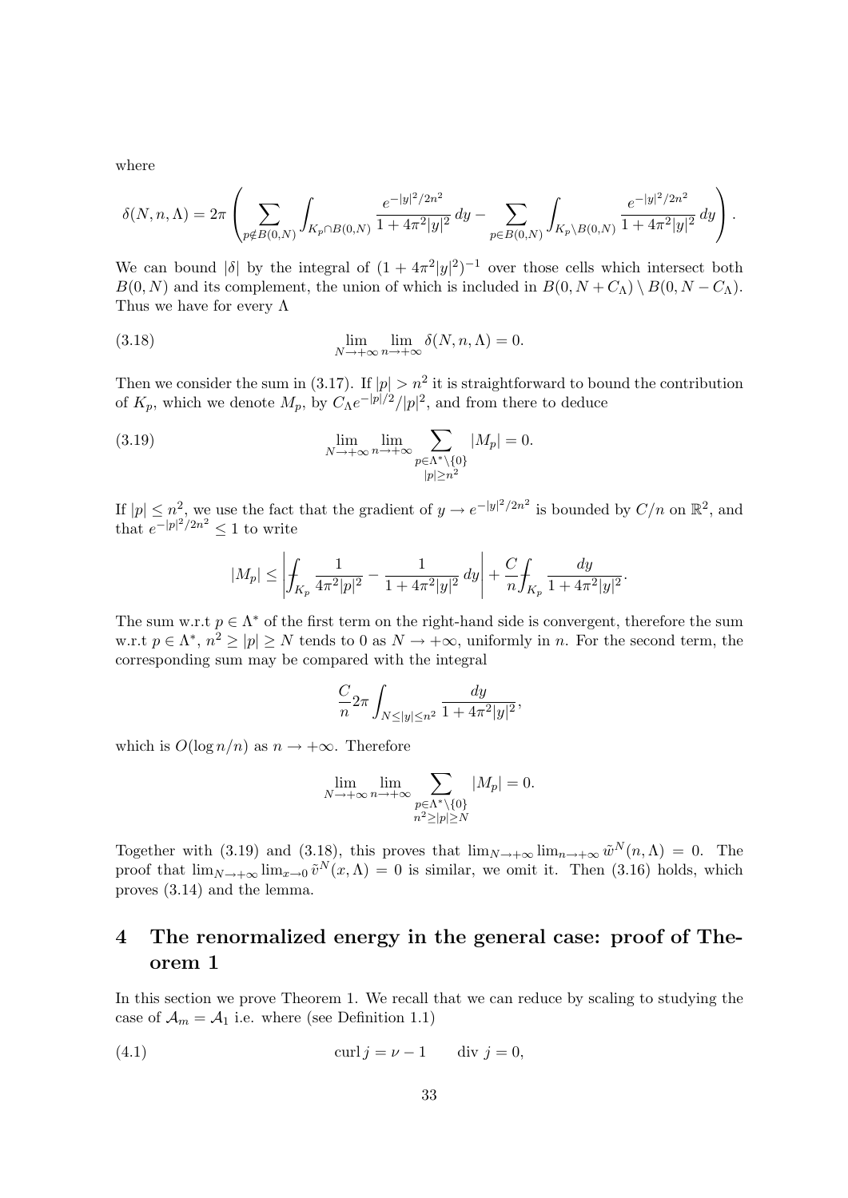where

$$\delta(N,n,\Lambda) = 2\pi \left( \sum_{p\notin B(0,N)} \int_{K_p\cap B(0,N)} \frac{e^{-|y|^2/2n^2}}{1+4\pi^2|y|^2}\,dy - \sum_{p\in B(0,N)} \int_{K_p\setminus B(0,N)} \frac{e^{-|y|^2/2n^2}}{1+4\pi^2|y|^2}\,dy \right).$$

We can bound $|\delta|$ by the integral of $(1+4\pi^2|y|^2)^{-1}$ over those cells which intersect both $B(0,N)$ and its complement, the union of which is included in $B(0,N+C_\Lambda)\setminus B(0,N-C_\Lambda)$. Thus we have for every $\Lambda$

$$\lim_{N\to+\infty}\lim_{n\to+\infty} \delta(N,n,\Lambda) = 0. \tag{3.18}$$

Then we consider the sum in (3.17). If $|p| > n^2$ it is straightforward to bound the contribution of $K_p$, which we denote $M_p$, by $C_\Lambda e^{-|p|/2}/|p|^2$, and from there to deduce

$$\lim_{N\to+\infty}\lim_{n\to+\infty} \sum_{\substack{p\in\Lambda^*\setminus\{0\}\\ |p|\geq n^2}} |M_p| = 0. \tag{3.19}$$

If $|p|\leq n^2$, we use the fact that the gradient of $y\to e^{-|y|^2/2n^2}$ is bounded by $C/n$ on $\mathbb{R}^2$, and that $e^{-|p|^2/2n^2}\leq 1$ to write

$$|M_p| \leq \left| \fint_{K_p} \frac{1}{4\pi^2|p|^2} - \frac{1}{1+4\pi^2|y|^2}\,dy \right| + \frac{C}{n}\fint_{K_p} \frac{dy}{1+4\pi^2|y|^2}.$$

The sum w.r.t $p\in\Lambda^*$ of the first term on the right-hand side is convergent, therefore the sum w.r.t $p\in\Lambda^*$, $n^2\geq|p|\geq N$ tends to 0 as $N\to+\infty$, uniformly in $n$. For the second term, the corresponding sum may be compared with the integral

$$\frac{C}{n}2\pi\int_{N\leq|y|\leq n^2} \frac{dy}{1+4\pi^2|y|^2},$$

which is $O(\log n/n)$ as $n\to+\infty$. Therefore

$$\lim_{N\to+\infty}\lim_{n\to+\infty} \sum_{\substack{p\in\Lambda^*\setminus\{0\}\\ n^2\geq|p|\geq N}} |M_p| = 0.$$

Together with (3.19) and (3.18), this proves that $\lim_{N\to+\infty}\lim_{n\to+\infty}\tilde{w}^N(n,\Lambda) = 0$. The proof that $\lim_{N\to+\infty}\lim_{x\to 0}\tilde{v}^N(x,\Lambda) = 0$ is similar, we omit it. Then (3.16) holds, which proves (3.14) and the lemma.

# 4 The renormalized energy in the general case: proof of Theorem 1

In this section we prove Theorem 1. We recall that we can reduce by scaling to studying the case of $\mathcal{A}_m = \mathcal{A}_1$ i.e. where (see Definition 1.1)

$$\operatorname{curl} j = \nu - 1 \qquad \operatorname{div}\, j = 0, \tag{4.1}$$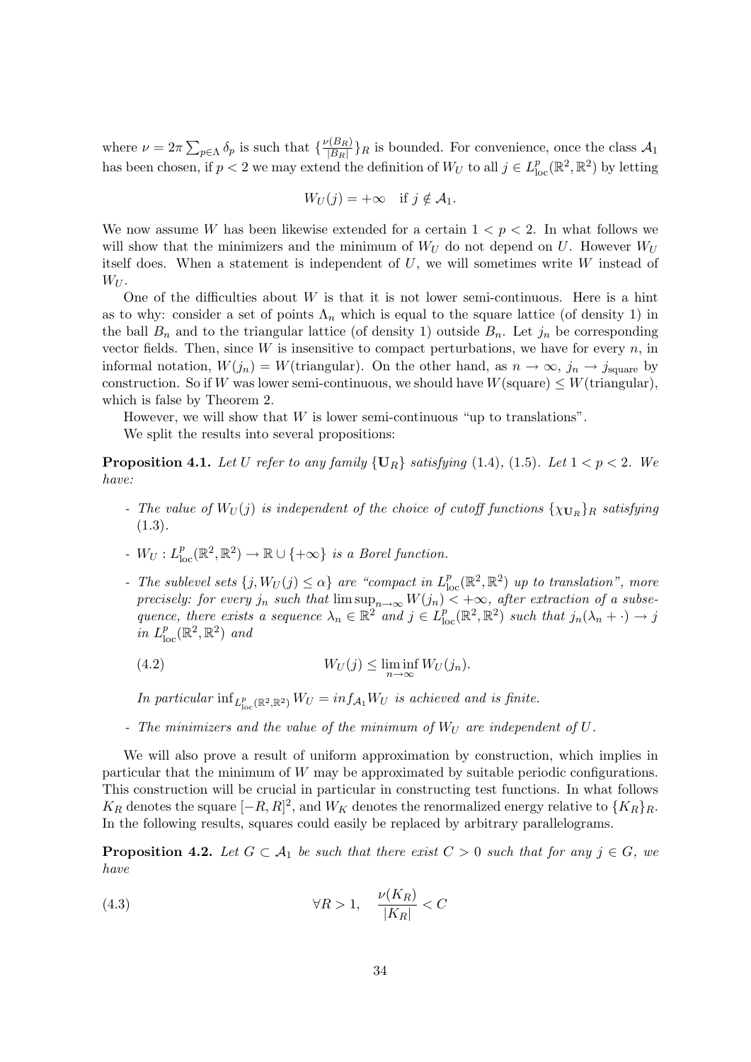where $\nu = 2\pi \sum_{p\in\Lambda} \delta_p$ is such that $\{\frac{\nu(B_R)}{|B_R|}\}_R$ is bounded. For convenience, once the class $\mathcal{A}_1$ has been chosen, if $p < 2$ we may extend the definition of $W_U$ to all $j \in L^p_{\text{loc}}(\mathbb{R}^2, \mathbb{R}^2)$ by letting

$$W_U(j) = +\infty \quad \text{if } j \notin \mathcal{A}_1.$$

We now assume $W$ has been likewise extended for a certain $1 < p < 2$. In what follows we will show that the minimizers and the minimum of $W_U$ do not depend on $U$. However $W_U$ itself does. When a statement is independent of $U$, we will sometimes write $W$ instead of $W_U$.

One of the difficulties about $W$ is that it is not lower semi-continuous. Here is a hint as to why: consider a set of points $\Lambda_n$ which is equal to the square lattice (of density 1) in the ball $B_n$ and to the triangular lattice (of density 1) outside $B_n$. Let $j_n$ be corresponding vector fields. Then, since $W$ is insensitive to compact perturbations, we have for every $n$, in informal notation, $W(j_n) = W(\text{triangular})$. On the other hand, as $n \to \infty$, $j_n \to j_{\text{square}}$ by construction. So if $W$ was lower semi-continuous, we should have $W(\text{square}) \le W(\text{triangular})$, which is false by Theorem 2.

However, we will show that $W$ is lower semi-continuous "up to translations".

We split the results into several propositions:

**Proposition 4.1.** *Let $U$ refer to any family $\{\mathbf{U}_R\}$ satisfying (1.4), (1.5). Let $1 < p < 2$. We have:*

- *The value of $W_U(j)$ is independent of the choice of cutoff functions $\{\chi_{\mathbf{U}_R}\}_R$ satisfying (1.3).*
- *$W_U : L^p_{\text{loc}}(\mathbb{R}^2, \mathbb{R}^2) \to \mathbb{R} \cup \{+\infty\}$ is a Borel function.*
- *The sublevel sets $\{j, W_U(j) \le \alpha\}$ are "compact in $L^p_{\text{loc}}(\mathbb{R}^2, \mathbb{R}^2)$ up to translation", more precisely: for every $j_n$ such that $\limsup_{n\to\infty} W(j_n) < +\infty$, after extraction of a subsequence, there exists a sequence $\lambda_n \in \mathbb{R}^2$ and $j \in L^p_{\text{loc}}(\mathbb{R}^2, \mathbb{R}^2)$ such that $j_n(\lambda_n + \cdot) \to j$ in $L^p_{\text{loc}}(\mathbb{R}^2, \mathbb{R}^2)$ and*

$$W_U(j) \le \liminf_{n\to\infty} W_U(j_n). \tag{4.2}$$

  *In particular $\inf_{L^p_{\text{loc}}(\mathbb{R}^2,\mathbb{R}^2)} W_U = inf_{\mathcal{A}_1} W_U$ is achieved and is finite.*
- *The minimizers and the value of the minimum of $W_U$ are independent of $U$.*

We will also prove a result of uniform approximation by construction, which implies in particular that the minimum of $W$ may be approximated by suitable periodic configurations. This construction will be crucial in particular in constructing test functions. In what follows $K_R$ denotes the square $[-R, R]^2$, and $W_K$ denotes the renormalized energy relative to $\{K_R\}_R$. In the following results, squares could easily be replaced by arbitrary parallelograms.

**Proposition 4.2.** *Let $G \subset \mathcal{A}_1$ be such that there exist $C > 0$ such that for any $j \in G$, we have*

$$\forall R > 1, \quad \frac{\nu(K_R)}{|K_R|} < C \tag{4.3}$$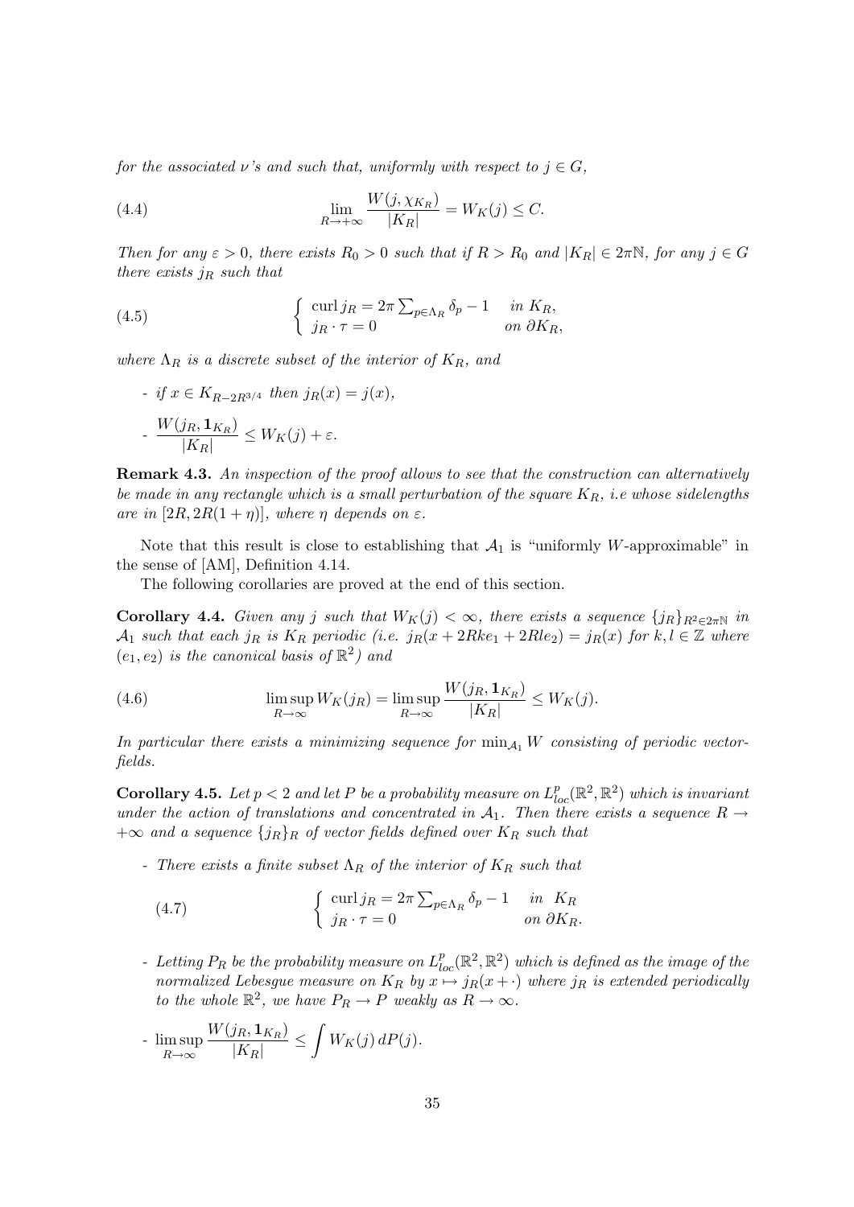*for the associated $\nu$'s and such that, uniformly with respect to $j \in G$,*

$$\lim_{R\to+\infty} \frac{W(j,\chi_{K_R})}{|K_R|} = W_K(j) \le C. \tag{4.4}$$

*Then for any $\varepsilon > 0$, there exists $R_0 > 0$ such that if $R > R_0$ and $|K_R| \in 2\pi\mathbb{N}$, for any $j \in G$ there exists $j_R$ such that*

$$\begin{cases} \operatorname{curl} j_R = 2\pi \sum_{p\in\Lambda_R} \delta_p - 1 & \text{in } K_R, \\ j_R \cdot \tau = 0 & \text{on } \partial K_R, \end{cases} \tag{4.5}$$

*where $\Lambda_R$ is a discrete subset of the interior of $K_R$, and*

- *if $x \in K_{R-2R^{3/4}}$ then $j_R(x) = j(x)$,*
- $\dfrac{W(j_R, \mathbf{1}_{K_R})}{|K_R|} \le W_K(j) + \varepsilon.$

**Remark 4.3.** *An inspection of the proof allows to see that the construction can alternatively be made in any rectangle which is a small perturbation of the square $K_R$, i.e whose sidelengths are in $[2R, 2R(1+\eta)]$, where $\eta$ depends on $\varepsilon$.*

Note that this result is close to establishing that $\mathcal{A}_1$ is "uniformly $W$-approximable" in the sense of [AM], Definition 4.14.

The following corollaries are proved at the end of this section.

**Corollary 4.4.** *Given any $j$ such that $W_K(j) < \infty$, there exists a sequence $\{j_R\}_{R^2\in 2\pi\mathbb{N}}$ in $\mathcal{A}_1$ such that each $j_R$ is $K_R$ periodic (i.e. $j_R(x + 2Rke_1 + 2Rle_2) = j_R(x)$ for $k, l \in \mathbb{Z}$ where $(e_1, e_2)$ is the canonical basis of $\mathbb{R}^2$) and*

$$\limsup_{R\to\infty} W_K(j_R) = \limsup_{R\to\infty} \frac{W(j_R, \mathbf{1}_{K_R})}{|K_R|} \le W_K(j). \tag{4.6}$$

*In particular there exists a minimizing sequence for $\min_{\mathcal{A}_1} W$ consisting of periodic vector-fields.*

**Corollary 4.5.** *Let $p < 2$ and let $P$ be a probability measure on $L^p_{loc}(\mathbb{R}^2, \mathbb{R}^2)$ which is invariant under the action of translations and concentrated in $\mathcal{A}_1$. Then there exists a sequence $R \to +\infty$ and a sequence $\{j_R\}_R$ of vector fields defined over $K_R$ such that*

- *There exists a finite subset $\Lambda_R$ of the interior of $K_R$ such that*

$$\begin{cases} \operatorname{curl} j_R = 2\pi \sum_{p\in\Lambda_R} \delta_p - 1 & \text{in } K_R \\ j_R \cdot \tau = 0 & \text{on } \partial K_R. \end{cases} \tag{4.7}$$

- *Letting $P_R$ be the probability measure on $L^p_{loc}(\mathbb{R}^2, \mathbb{R}^2)$ which is defined as the image of the normalized Lebesgue measure on $K_R$ by $x \mapsto j_R(x + \cdot)$ where $j_R$ is extended periodically to the whole $\mathbb{R}^2$, we have $P_R \to P$ weakly as $R \to \infty$.*
- $\displaystyle\limsup_{R\to\infty} \frac{W(j_R, \mathbf{1}_{K_R})}{|K_R|} \le \int W_K(j)\, dP(j).$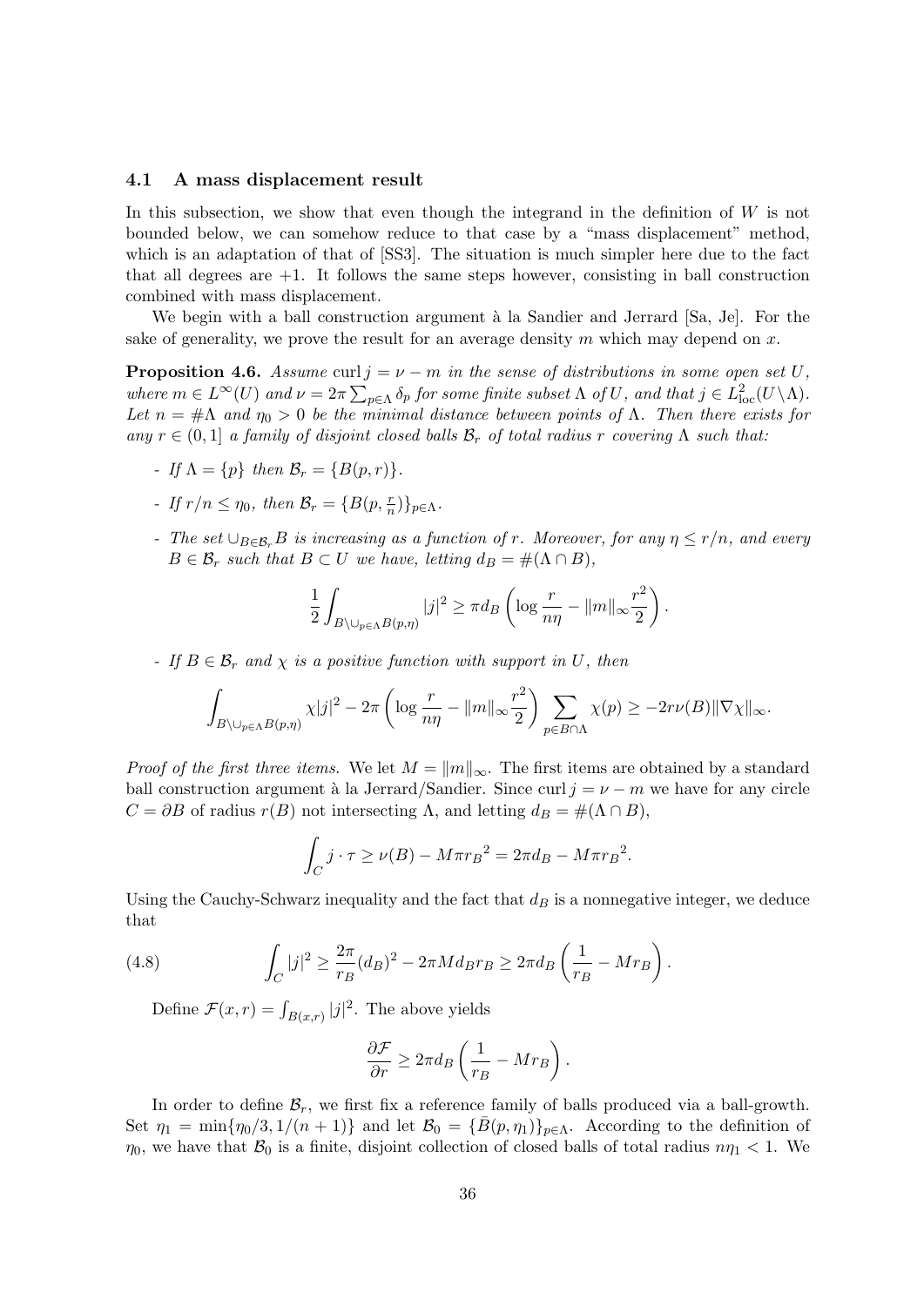### 4.1 A mass displacement result

In this subsection, we show that even though the integrand in the definition of $W$ is not bounded below, we can somehow reduce to that case by a "mass displacement" method, which is an adaptation of that of [SS3]. The situation is much simpler here due to the fact that all degrees are $+1$. It follows the same steps however, consisting in ball construction combined with mass displacement.

We begin with a ball construction argument à la Sandier and Jerrard [Sa, Je]. For the sake of generality, we prove the result for an average density $m$ which may depend on $x$.

**Proposition 4.6.** *Assume* $\mathrm{curl}\, j = \nu - m$ *in the sense of distributions in some open set* $U$, *where* $m \in L^\infty(U)$ *and* $\nu = 2\pi \sum_{p\in\Lambda} \delta_p$ *for some finite subset* $\Lambda$ *of* $U$, *and that* $j \in L^2_{\mathrm{loc}}(U\setminus\Lambda)$. *Let* $n = \#\Lambda$ *and* $\eta_0 > 0$ *be the minimal distance between points of* $\Lambda$. *Then there exists for any* $r \in (0, 1]$ *a family of disjoint closed balls* $\mathcal{B}_r$ *of total radius* $r$ *covering* $\Lambda$ *such that:*

- *If* $\Lambda = \{p\}$ *then* $\mathcal{B}_r = \{B(p, r)\}$.
- *If* $r/n \le \eta_0$, *then* $\mathcal{B}_r = \{B(p, \frac{r}{n})\}_{p\in\Lambda}$.
- *The set* $\cup_{B\in\mathcal{B}_r} B$ *is increasing as a function of* $r$. *Moreover, for any* $\eta \le r/n$, *and every* $B \in \mathcal{B}_r$ *such that* $B \subset U$ *we have, letting* $d_B = \#(\Lambda \cap B)$,
$$\frac{1}{2}\int_{B\setminus\cup_{p\in\Lambda}B(p,\eta)} |j|^2 \ge \pi d_B \left(\log\frac{r}{n\eta} - \|m\|_\infty \frac{r^2}{2}\right).$$
- *If* $B \in \mathcal{B}_r$ *and* $\chi$ *is a positive function with support in* $U$, *then*
$$\int_{B\setminus\cup_{p\in\Lambda}B(p,\eta)} \chi|j|^2 - 2\pi\left(\log\frac{r}{n\eta} - \|m\|_\infty\frac{r^2}{2}\right)\sum_{p\in B\cap\Lambda}\chi(p) \ge -2r\nu(B)\|\nabla\chi\|_\infty.$$

*Proof of the first three items.* We let $M = \|m\|_\infty$. The first items are obtained by a standard ball construction argument à la Jerrard/Sandier. Since $\mathrm{curl}\, j = \nu - m$ we have for any circle $C = \partial B$ of radius $r(B)$ not intersecting $\Lambda$, and letting $d_B = \#(\Lambda \cap B)$,

$$\int_C j\cdot\tau \ge \nu(B) - M\pi {r_B}^2 = 2\pi d_B - M\pi {r_B}^2.$$

Using the Cauchy-Schwarz inequality and the fact that $d_B$ is a nonnegative integer, we deduce that

$$\int_C |j|^2 \ge \frac{2\pi}{r_B}(d_B)^2 - 2\pi M d_B r_B \ge 2\pi d_B\left(\frac{1}{r_B} - M r_B\right). \tag{4.8}$$

Define $\mathcal{F}(x, r) = \int_{B(x,r)} |j|^2$. The above yields

$$\frac{\partial\mathcal{F}}{\partial r} \ge 2\pi d_B\left(\frac{1}{r_B} - M r_B\right).$$

In order to define $\mathcal{B}_r$, we first fix a reference family of balls produced via a ball-growth. Set $\eta_1 = \min\{\eta_0/3, 1/(n+1)\}$ and let $\mathcal{B}_0 = \{\bar{B}(p, \eta_1)\}_{p\in\Lambda}$. According to the definition of $\eta_0$, we have that $\mathcal{B}_0$ is a finite, disjoint collection of closed balls of total radius $n\eta_1 < 1$. We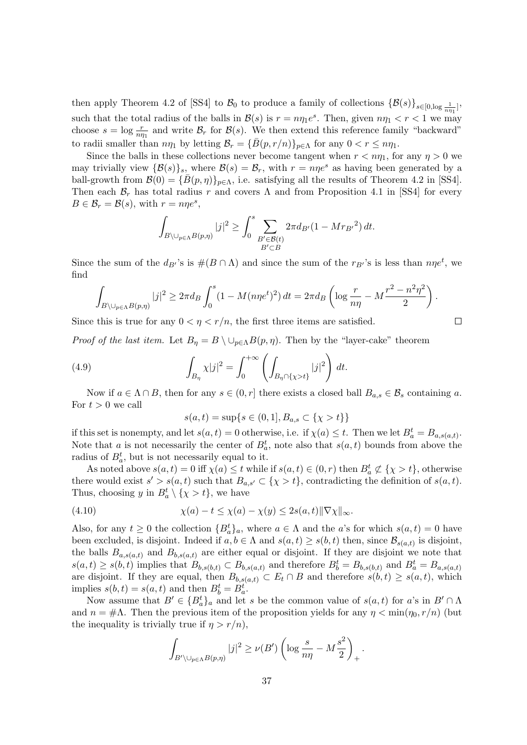then apply Theorem 4.2 of [SS4] to $\mathcal{B}_0$ to produce a family of collections $\{\mathcal{B}(s)\}_{s\in[0,\log\frac{1}{n\eta_1}]}$, such that the total radius of the balls in $\mathcal{B}(s)$ is $r = n\eta_1 e^s$. Then, given $n\eta_1 < r < 1$ we may choose $s = \log \frac{r}{n\eta_1}$ and write $\mathcal{B}_r$ for $\mathcal{B}(s)$. We then extend this reference family "backward" to radii smaller than $n\eta_1$ by letting $\mathcal{B}_r = \{\bar{B}(p, r/n)\}_{p\in\Lambda}$ for any $0 < r \le n\eta_1$.

Since the balls in these collections never become tangent when $r < n\eta_1$, for any $\eta > 0$ we may trivially view $\{\mathcal{B}(s)\}_s$, where $\mathcal{B}(s) = \mathcal{B}_r$, with $r = n\eta e^s$ as having been generated by a ball-growth from $\mathcal{B}(0) = \{\bar{B}(p,\eta)\}_{p\in\Lambda}$, i.e. satisfying all the results of Theorem 4.2 in [SS4]. Then each $\mathcal{B}_r$ has total radius $r$ and covers $\Lambda$ and from Proposition 4.1 in [SS4] for every $B \in \mathcal{B}_r = \mathcal{B}(s)$, with $r = n\eta e^s$,

$$\int_{B\setminus\cup_{p\in\Lambda}B(p,\eta)} |j|^2 \ge \int_0^s \sum_{\substack{B'\in\mathcal{B}(t)\\ B'\subset B}} 2\pi d_{B'}(1 - M{r_{B'}}^2)\, dt.$$

Since the sum of the $d_{B'}$'s is $\#(B\cap\Lambda)$ and since the sum of the $r_{B'}$'s is less than $n\eta e^t$, we find

$$\int_{B\setminus\cup_{p\in\Lambda}B(p,\eta)} |j|^2 \ge 2\pi d_B \int_0^s (1 - M(n\eta e^t)^2)\, dt = 2\pi d_B \left(\log\frac{r}{n\eta} - M\frac{r^2 - n^2\eta^2}{2}\right).$$

Since this is true for any $0 < \eta < r/n$, the first three items are satisfied. $\square$

*Proof of the last item.* Let $B_\eta = B \setminus \cup_{p\in\Lambda}B(p,\eta)$. Then by the "layer-cake" theorem

$$\int_{B_\eta} \chi|j|^2 = \int_0^{+\infty} \left(\int_{B_\eta\cap\{\chi>t\}} |j|^2\right)\, dt. \tag{4.9}$$

Now if $a \in \Lambda\cap B$, then for any $s \in (0, r]$ there exists a closed ball $B_{a,s} \in \mathcal{B}_s$ containing $a$. For $t > 0$ we call

$$s(a,t) = \sup\{s \in (0,1], B_{a,s} \subset \{\chi > t\}\}$$

if this set is nonempty, and let $s(a,t) = 0$ otherwise, i.e. if $\chi(a) \le t$. Then we let $B_a^t = B_{a,s(a,t)}$. Note that $a$ is not necessarily the center of $B_a^t$, note also that $s(a,t)$ bounds from above the radius of $B_a^t$, but is not necessarily equal to it.

As noted above $s(a,t) = 0$ iff $\chi(a) \le t$ while if $s(a,t) \in (0,r)$ then $B_a^t \not\subset \{\chi > t\}$, otherwise there would exist $s' > s(a,t)$ such that $B_{a,s'} \subset \{\chi > t\}$, contradicting the definition of $s(a,t)$. Thus, choosing $y$ in $B_a^t \setminus \{\chi > t\}$, we have

$$\chi(a) - t \le \chi(a) - \chi(y) \le 2s(a,t)\|\nabla\chi\|_\infty. \tag{4.10}$$

Also, for any $t \ge 0$ the collection $\{B_a^t\}_a$, where $a \in \Lambda$ and the $a$'s for which $s(a,t) = 0$ have been excluded, is disjoint. Indeed if $a, b \in \Lambda$ and $s(a,t) \ge s(b,t)$ then, since $\mathcal{B}_{s(a,t)}$ is disjoint, the balls $B_{a,s(a,t)}$ and $B_{b,s(a,t)}$ are either equal or disjoint. If they are disjoint we note that $s(a,t) \ge s(b,t)$ implies that $B_{b,s(b,t)} \subset B_{b,s(a,t)}$ and therefore $B_b^t = B_{b,s(b,t)}$ and $B_a^t = B_{a,s(a,t)}$ are disjoint. If they are equal, then $B_{b,s(a,t)} \subset E_t \cap B$ and therefore $s(b,t) \ge s(a,t)$, which implies $s(b,t) = s(a,t)$ and then $B_b^t = B_a^t$.

Now assume that $B' \in \{B_a^t\}_a$ and let $s$ be the common value of $s(a,t)$ for $a$'s in $B'\cap\Lambda$ and $n = \#\Lambda$. Then the previous item of the proposition yields for any $\eta < \min(\eta_0, r/n)$ (but the inequality is trivially true if $\eta > r/n$),

$$\int_{B'\setminus\cup_{p\in\Lambda}B(p,\eta)} |j|^2 \ge \nu(B')\left(\log\frac{s}{n\eta} - M\frac{s^2}{2}\right)_+.$$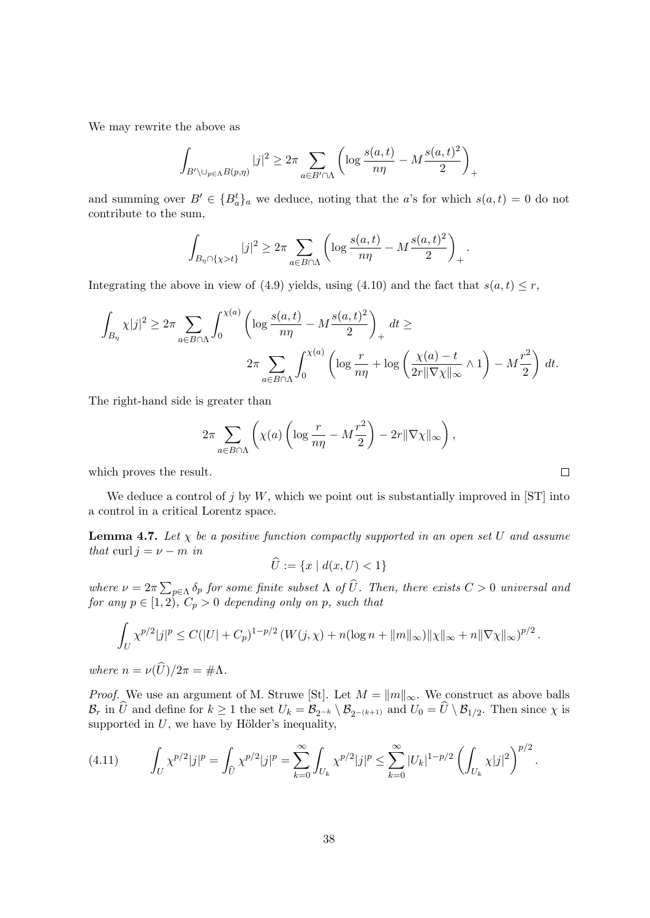We may rewrite the above as

$$\int_{B' \setminus \cup_{p\in\Lambda} B(p,\eta)} |j|^2 \geq 2\pi \sum_{a\in B'\cap\Lambda} \left(\log \frac{s(a,t)}{n\eta} - M\frac{s(a,t)^2}{2}\right)_+$$

and summing over $B' \in \{B_a^t\}_a$ we deduce, noting that the $a$'s for which $s(a,t) = 0$ do not contribute to the sum,

$$\int_{B_\eta \cap \{\chi > t\}} |j|^2 \geq 2\pi \sum_{a\in B\cap\Lambda} \left(\log \frac{s(a,t)}{n\eta} - M\frac{s(a,t)^2}{2}\right)_+ .$$

Integrating the above in view of (4.9) yields, using (4.10) and the fact that $s(a,t) \leq r$,

$$\int_{B_\eta} \chi|j|^2 \geq 2\pi \sum_{a\in B\cap\Lambda} \int_0^{\chi(a)} \left(\log \frac{s(a,t)}{n\eta} - M\frac{s(a,t)^2}{2}\right)_+ dt \geq$$

$$2\pi \sum_{a\in B\cap\Lambda} \int_0^{\chi(a)} \left(\log \frac{r}{n\eta} + \log\left(\frac{\chi(a)-t}{2r\|\nabla\chi\|_\infty} \wedge 1\right) - M\frac{r^2}{2}\right) dt.$$

The right-hand side is greater than

$$2\pi \sum_{a\in B\cap\Lambda} \left(\chi(a)\left(\log \frac{r}{n\eta} - M\frac{r^2}{2}\right) - 2r\|\nabla\chi\|_\infty\right),$$

which proves the result. $\square$

We deduce a control of $j$ by $W$, which we point out is substantially improved in [ST] into a control in a critical Lorentz space.

**Lemma 4.7.** *Let $\chi$ be a positive function compactly supported in an open set $U$ and assume that $\operatorname{curl} j = \nu - m$ in*

$$\widehat{U} := \{x \mid d(x,U) < 1\}$$

*where $\nu = 2\pi \sum_{p\in\Lambda} \delta_p$ for some finite subset $\Lambda$ of $\widehat{U}$. Then, there exists $C > 0$ universal and for any $p \in [1,2)$, $C_p > 0$ depending only on $p$, such that*

$$\int_U \chi^{p/2}|j|^p \leq C(|U| + C_p)^{1-p/2} \left(W(j,\chi) + n(\log n + \|m\|_\infty)\|\chi\|_\infty + n\|\nabla\chi\|_\infty\right)^{p/2}.$$

*where $n = \nu(\widehat{U})/2\pi = \#\Lambda$.*

*Proof.* We use an argument of M. Struwe [St]. Let $M = \|m\|_\infty$. We construct as above balls $\mathcal{B}_r$ in $\widehat{U}$ and define for $k \geq 1$ the set $U_k = \mathcal{B}_{2^{-k}} \setminus \mathcal{B}_{2^{-(k+1)}}$ and $U_0 = \widehat{U} \setminus \mathcal{B}_{1/2}$. Then since $\chi$ is supported in $U$, we have by Hölder's inequality,

$$\int_U \chi^{p/2}|j|^p = \int_{\widehat{U}} \chi^{p/2}|j|^p = \sum_{k=0}^\infty \int_{U_k} \chi^{p/2}|j|^p \leq \sum_{k=0}^\infty |U_k|^{1-p/2} \left(\int_{U_k} \chi|j|^2\right)^{p/2}. \tag{4.11}$$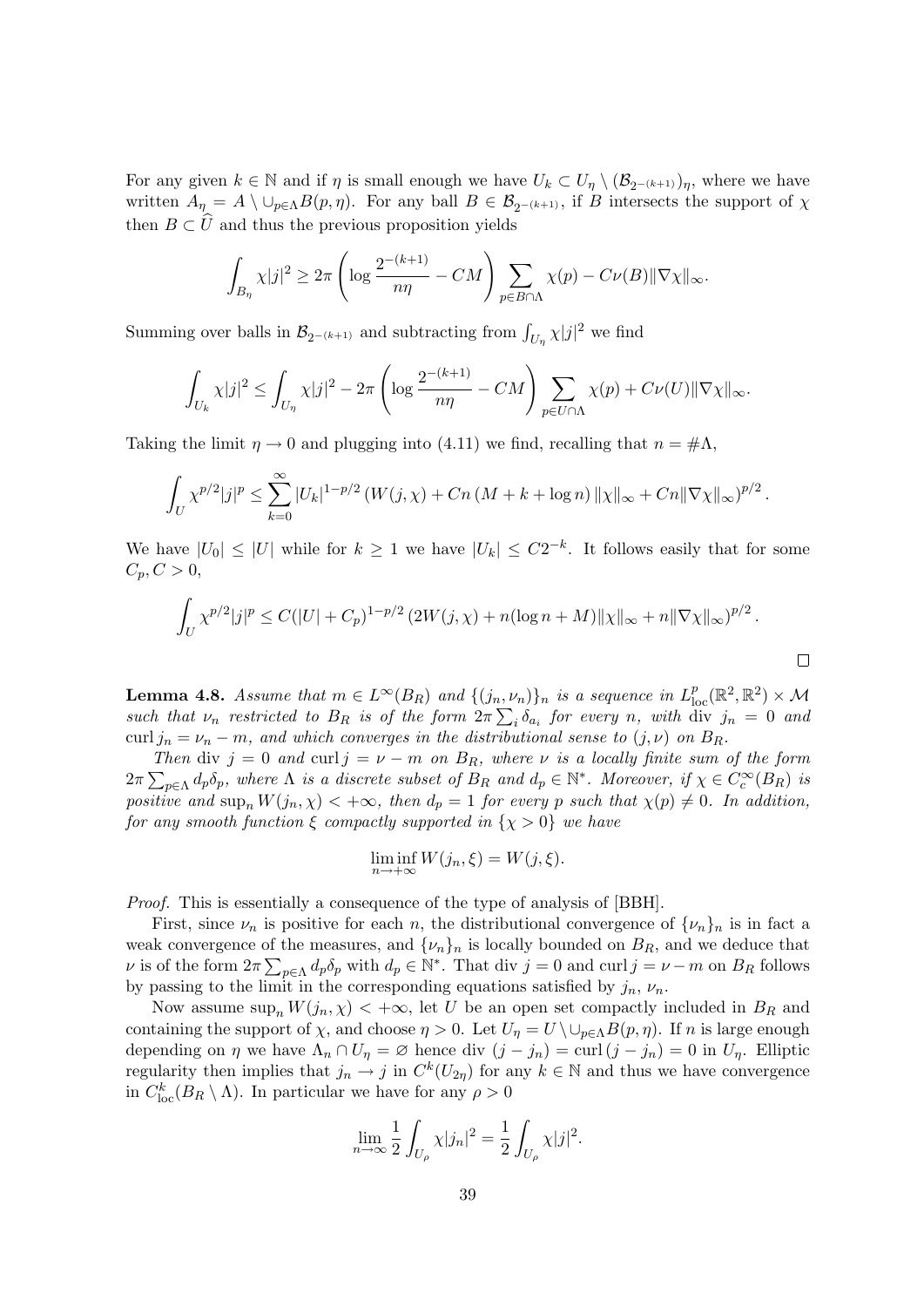For any given $k \in \mathbb{N}$ and if $\eta$ is small enough we have $U_k \subset U_\eta \setminus (\mathcal{B}_{2^{-(k+1)}})_\eta$, where we have written $A_\eta = A \setminus \cup_{p\in\Lambda} B(p,\eta)$. For any ball $B \in \mathcal{B}_{2^{-(k+1)}}$, if $B$ intersects the support of $\chi$ then $B \subset \widehat{U}$ and thus the previous proposition yields

$$\int_{B_\eta} \chi|j|^2 \geq 2\pi \left(\log \frac{2^{-(k+1)}}{n\eta} - CM\right) \sum_{p\in B\cap\Lambda} \chi(p) - C\nu(B)\|\nabla\chi\|_\infty.$$

Summing over balls in $\mathcal{B}_{2^{-(k+1)}}$ and subtracting from $\int_{U_\eta} \chi|j|^2$ we find

$$\int_{U_k} \chi|j|^2 \leq \int_{U_\eta} \chi|j|^2 - 2\pi \left(\log \frac{2^{-(k+1)}}{n\eta} - CM\right) \sum_{p\in U\cap\Lambda} \chi(p) + C\nu(U)\|\nabla\chi\|_\infty.$$

Taking the limit $\eta \to 0$ and plugging into (4.11) we find, recalling that $n = \#\Lambda$,

$$\int_U \chi^{p/2}|j|^p \leq \sum_{k=0}^\infty |U_k|^{1-p/2} \left(W(j,\chi) + Cn\left(M + k + \log n\right)\|\chi\|_\infty + Cn\|\nabla\chi\|_\infty\right)^{p/2}.$$

We have $|U_0| \leq |U|$ while for $k \geq 1$ we have $|U_k| \leq C2^{-k}$. It follows easily that for some $C_p, C > 0$,

$$\int_U \chi^{p/2}|j|^p \leq C(|U| + C_p)^{1-p/2} \left(2W(j,\chi) + n(\log n + M)\|\chi\|_\infty + n\|\nabla\chi\|_\infty\right)^{p/2}.$$

□

**Lemma 4.8.** *Assume that $m \in L^\infty(B_R)$ and $\{(j_n,\nu_n)\}_n$ is a sequence in $L^p_{\text{loc}}(\mathbb{R}^2,\mathbb{R}^2) \times \mathcal{M}$ such that $\nu_n$ restricted to $B_R$ is of the form $2\pi\sum_i \delta_{a_i}$ for every $n$, with $\operatorname{div} j_n = 0$ and $\operatorname{curl} j_n = \nu_n - m$, and which converges in the distributional sense to $(j,\nu)$ on $B_R$.*

*Then $\operatorname{div} j = 0$ and $\operatorname{curl} j = \nu - m$ on $B_R$, where $\nu$ is a locally finite sum of the form $2\pi\sum_{p\in\Lambda} d_p\delta_p$, where $\Lambda$ is a discrete subset of $B_R$ and $d_p \in \mathbb{N}^*$. Moreover, if $\chi \in C^\infty_c(B_R)$ is positive and $\sup_n W(j_n,\chi) < +\infty$, then $d_p = 1$ for every $p$ such that $\chi(p) \neq 0$. In addition, for any smooth function $\xi$ compactly supported in $\{\chi > 0\}$ we have*

$$\liminf_{n\to+\infty} W(j_n,\xi) = W(j,\xi).$$

*Proof.* This is essentially a consequence of the type of analysis of [BBH].

First, since $\nu_n$ is positive for each $n$, the distributional convergence of $\{\nu_n\}_n$ is in fact a weak convergence of the measures, and $\{\nu_n\}_n$ is locally bounded on $B_R$, and we deduce that $\nu$ is of the form $2\pi\sum_{p\in\Lambda} d_p\delta_p$ with $d_p \in \mathbb{N}^*$. That $\operatorname{div} j = 0$ and $\operatorname{curl} j = \nu - m$ on $B_R$ follows by passing to the limit in the corresponding equations satisfied by $j_n$, $\nu_n$.

Now assume $\sup_n W(j_n,\chi) < +\infty$, let $U$ be an open set compactly included in $B_R$ and containing the support of $\chi$, and choose $\eta > 0$. Let $U_\eta = U \setminus \cup_{p\in\Lambda} B(p,\eta)$. If $n$ is large enough depending on $\eta$ we have $\Lambda_n \cap U_\eta = \varnothing$ hence $\operatorname{div}(j - j_n) = \operatorname{curl}(j - j_n) = 0$ in $U_\eta$. Elliptic regularity then implies that $j_n \to j$ in $C^k(U_{2\eta})$ for any $k \in \mathbb{N}$ and thus we have convergence in $C^k_{\text{loc}}(B_R \setminus \Lambda)$. In particular we have for any $\rho > 0$

$$\lim_{n\to\infty} \frac{1}{2}\int_{U_\rho} \chi|j_n|^2 = \frac{1}{2}\int_{U_\rho} \chi|j|^2.$$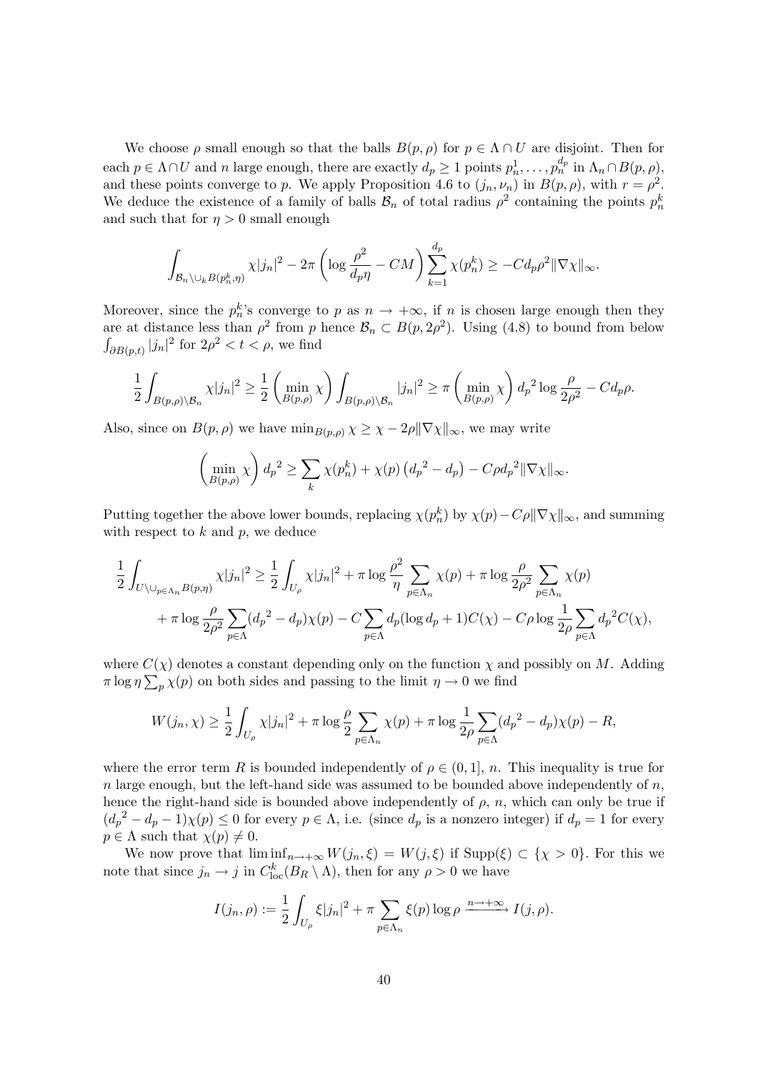We choose $\rho$ small enough so that the balls $B(p,\rho)$ for $p \in \Lambda \cap U$ are disjoint. Then for each $p \in \Lambda \cap U$ and $n$ large enough, there are exactly $d_p \geq 1$ points $p_n^1, \ldots, p_n^{d_p}$ in $\Lambda_n \cap B(p,\rho)$, and these points converge to $p$. We apply Proposition 4.6 to $(j_n, \nu_n)$ in $B(p,\rho)$, with $r = \rho^2$. We deduce the existence of a family of balls $\mathcal{B}_n$ of total radius $\rho^2$ containing the points $p_n^k$ and such that for $\eta > 0$ small enough

$$\int_{\mathcal{B}_n \setminus \cup_k B(p_n^k, \eta)} \chi |j_n|^2 - 2\pi \left( \log \frac{\rho^2}{d_p \eta} - CM \right) \sum_{k=1}^{d_p} \chi(p_n^k) \geq -C d_p \rho^2 \|\nabla \chi\|_\infty.$$

Moreover, since the $p_n^k$'s converge to $p$ as $n \to +\infty$, if $n$ is chosen large enough then they are at distance less than $\rho^2$ from $p$ hence $\mathcal{B}_n \subset B(p, 2\rho^2)$. Using (4.8) to bound from below $\int_{\partial B(p,t)} |j_n|^2$ for $2\rho^2 < t < \rho$, we find

$$\frac{1}{2} \int_{B(p,\rho) \setminus \mathcal{B}_n} \chi |j_n|^2 \geq \frac{1}{2} \left( \min_{B(p,\rho)} \chi \right) \int_{B(p,\rho) \setminus \mathcal{B}_n} |j_n|^2 \geq \pi \left( \min_{B(p,\rho)} \chi \right) {d_p}^2 \log \frac{\rho}{2\rho^2} - C d_p \rho.$$

Also, since on $B(p,\rho)$ we have $\min_{B(p,\rho)} \chi \geq \chi - 2\rho \|\nabla \chi\|_\infty$, we may write

$$\left( \min_{B(p,\rho)} \chi \right) {d_p}^2 \geq \sum_k \chi(p_n^k) + \chi(p) \left( {d_p}^2 - d_p \right) - C \rho {d_p}^2 \|\nabla \chi\|_\infty.$$

Putting together the above lower bounds, replacing $\chi(p_n^k)$ by $\chi(p) - C\rho \|\nabla \chi\|_\infty$, and summing with respect to $k$ and $p$, we deduce

$$\begin{aligned}
\frac{1}{2} \int_{U \setminus \cup_{p \in \Lambda_n} B(p,\eta)} \chi |j_n|^2 \geq \frac{1}{2} \int_{U_\rho} \chi |j_n|^2 + \pi \log \frac{\rho^2}{\eta} \sum_{p \in \Lambda_n} \chi(p) + \pi \log \frac{\rho}{2\rho^2} \sum_{p \in \Lambda_n} \chi(p) \\
+ \pi \log \frac{\rho}{2\rho^2} \sum_{p \in \Lambda} ({d_p}^2 - d_p) \chi(p) - C \sum_{p \in \Lambda} d_p (\log d_p + 1) C(\chi) - C\rho \log \frac{1}{2\rho} \sum_{p \in \Lambda} {d_p}^2 C(\chi),
\end{aligned}$$

where $C(\chi)$ denotes a constant depending only on the function $\chi$ and possibly on $M$. Adding $\pi \log \eta \sum_p \chi(p)$ on both sides and passing to the limit $\eta \to 0$ we find

$$W(j_n, \chi) \geq \frac{1}{2} \int_{U_\rho} \chi |j_n|^2 + \pi \log \frac{\rho}{2} \sum_{p \in \Lambda_n} \chi(p) + \pi \log \frac{1}{2\rho} \sum_{p \in \Lambda} ({d_p}^2 - d_p) \chi(p) - R,$$

where the error term $R$ is bounded independently of $\rho \in (0,1]$, $n$. This inequality is true for $n$ large enough, but the left-hand side was assumed to be bounded above independently of $n$, hence the right-hand side is bounded above independently of $\rho$, $n$, which can only be true if $({d_p}^2 - d_p - 1)\chi(p) \leq 0$ for every $p \in \Lambda$, i.e. (since $d_p$ is a nonzero integer) if $d_p = 1$ for every $p \in \Lambda$ such that $\chi(p) \neq 0$.

We now prove that $\liminf_{n \to +\infty} W(j_n, \xi) = W(j, \xi)$ if $\mathrm{Supp}(\xi) \subset \{\chi > 0\}$. For this we note that since $j_n \to j$ in $C^k_{\mathrm{loc}}(B_R \setminus \Lambda)$, then for any $\rho > 0$ we have

$$I(j_n, \rho) := \frac{1}{2} \int_{U_\rho} \xi |j_n|^2 + \pi \sum_{p \in \Lambda_n} \xi(p) \log \rho \xrightarrow{n \to +\infty} I(j, \rho).$$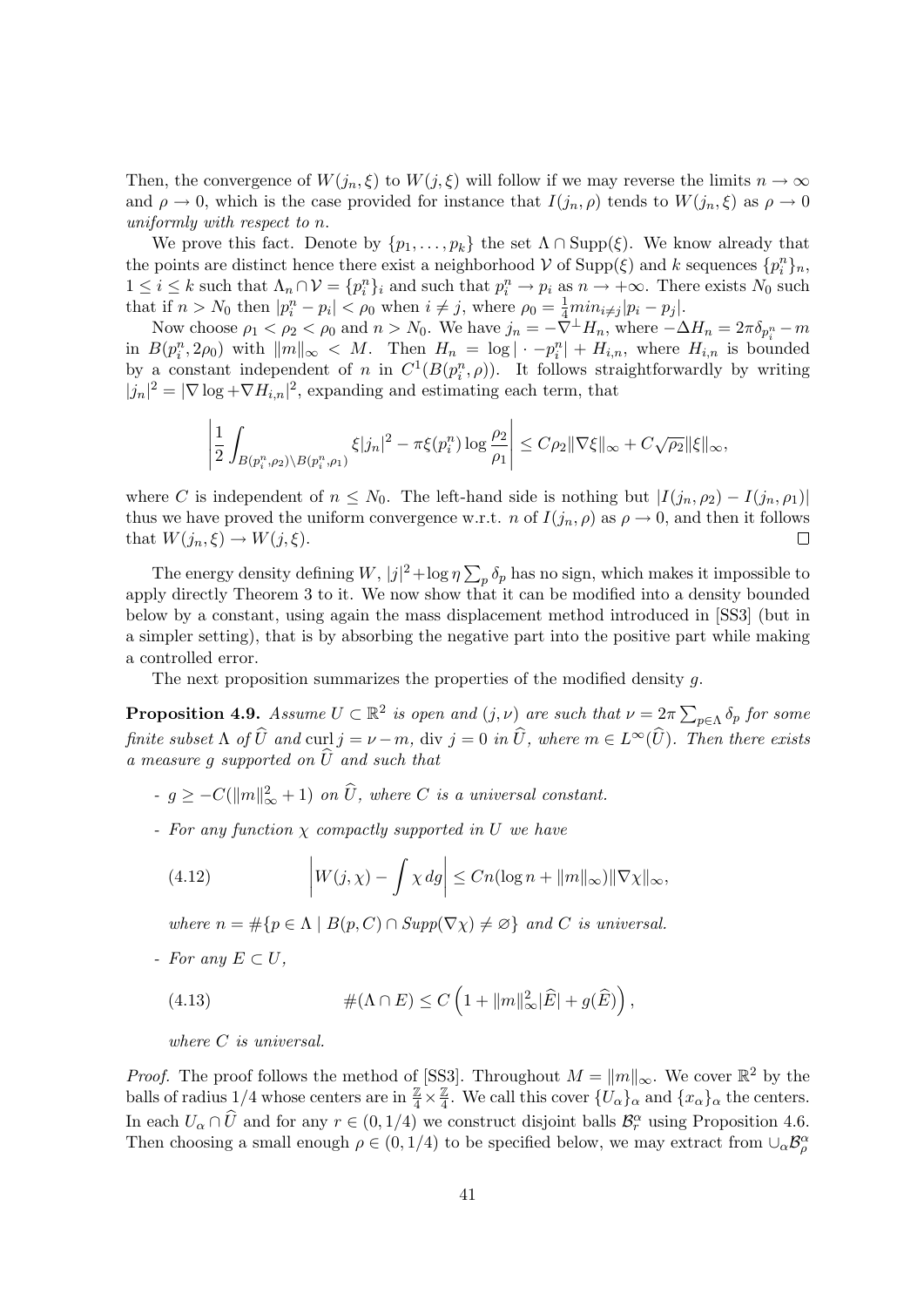Then, the convergence of $W(j_n, \xi)$ to $W(j, \xi)$ will follow if we may reverse the limits $n \to \infty$ and $\rho \to 0$, which is the case provided for instance that $I(j_n, \rho)$ tends to $W(j_n, \xi)$ as $\rho \to 0$ *uniformly with respect to* $n$.

We prove this fact. Denote by $\{p_1, \dots, p_k\}$ the set $\Lambda \cap \mathrm{Supp}(\xi)$. We know already that the points are distinct hence there exist a neighborhood $\mathcal{V}$ of $\mathrm{Supp}(\xi)$ and $k$ sequences $\{p_i^n\}_n$, $1 \le i \le k$ such that $\Lambda_n \cap \mathcal{V} = \{p_i^n\}_i$ and such that $p_i^n \to p_i$ as $n \to +\infty$. There exists $N_0$ such that if $n > N_0$ then $|p_i^n - p_i| < \rho_0$ when $i \neq j$, where $\rho_0 = \frac{1}{4} min_{i \neq j} |p_i - p_j|$.

Now choose $\rho_1 < \rho_2 < \rho_0$ and $n > N_0$. We have $j_n = -\nabla^\perp H_n$, where $-\Delta H_n = 2\pi \delta_{p_i^n} - m$ in $B(p_i^n, 2\rho_0)$ with $\|m\|_\infty < M$. Then $H_n = \log|\cdot - p_i^n| + H_{i,n}$, where $H_{i,n}$ is bounded by a constant independent of $n$ in $C^1(B(p_i^n, \rho))$. It follows straightforwardly by writing $|j_n|^2 = |\nabla \log + \nabla H_{i,n}|^2$, expanding and estimating each term, that

$$\left| \frac{1}{2} \int_{B(p_i^n, \rho_2) \setminus B(p_i^n, \rho_1)} \xi |j_n|^2 - \pi \xi(p_i^n) \log \frac{\rho_2}{\rho_1} \right| \le C \rho_2 \|\nabla \xi\|_\infty + C \sqrt{\rho_2} \|\xi\|_\infty,$$

where $C$ is independent of $n \le N_0$. The left-hand side is nothing but $|I(j_n, \rho_2) - I(j_n, \rho_1)|$ thus we have proved the uniform convergence w.r.t. $n$ of $I(j_n, \rho)$ as $\rho \to 0$, and then it follows that $W(j_n, \xi) \to W(j, \xi)$. $\square$

The energy density defining $W$, $|j|^2 + \log \eta \sum_p \delta_p$ has no sign, which makes it impossible to apply directly Theorem 3 to it. We now show that it can be modified into a density bounded below by a constant, using again the mass displacement method introduced in [SS3] (but in a simpler setting), that is by absorbing the negative part into the positive part while making a controlled error.

The next proposition summarizes the properties of the modified density $g$.

**Proposition 4.9.** *Assume $U \subset \mathbb{R}^2$ is open and $(j, \nu)$ are such that $\nu = 2\pi \sum_{p \in \Lambda} \delta_p$ for some finite subset $\Lambda$ of $\widehat{U}$ and $\mathrm{curl}\, j = \nu - m$, $\mathrm{div}\, j = 0$ in $\widehat{U}$, where $m \in L^\infty(\widehat{U})$. Then there exists a measure $g$ supported on $\widehat{U}$ and such that*

- *$g \ge -C(\|m\|_\infty^2 + 1)$ on $\widehat{U}$, where $C$ is a universal constant.*
- *For any function $\chi$ compactly supported in $U$ we have*

$$\left| W(j, \chi) - \int \chi \, dg \right| \le C n (\log n + \|m\|_\infty) \|\nabla \chi\|_\infty, \tag{4.12}$$

*where $n = \#\{p \in \Lambda \mid B(p, C) \cap Supp(\nabla \chi) \neq \varnothing\}$ and $C$ is universal.*

- *For any $E \subset U$,*

$$\#(\Lambda \cap E) \le C \left( 1 + \|m\|_\infty^2 |\widehat{E}| + g(\widehat{E}) \right), \tag{4.13}$$

*where $C$ is universal.*

*Proof.* The proof follows the method of [SS3]. Throughout $M = \|m\|_\infty$. We cover $\mathbb{R}^2$ by the balls of radius $1/4$ whose centers are in $\frac{\mathbb{Z}}{4} \times \frac{\mathbb{Z}}{4}$. We call this cover $\{U_\alpha\}_\alpha$ and $\{x_\alpha\}_\alpha$ the centers. In each $U_\alpha \cap \widehat{U}$ and for any $r \in (0, 1/4)$ we construct disjoint balls $\mathcal{B}_r^\alpha$ using Proposition 4.6. Then choosing a small enough $\rho \in (0, 1/4)$ to be specified below, we may extract from $\cup_\alpha \mathcal{B}_\rho^\alpha$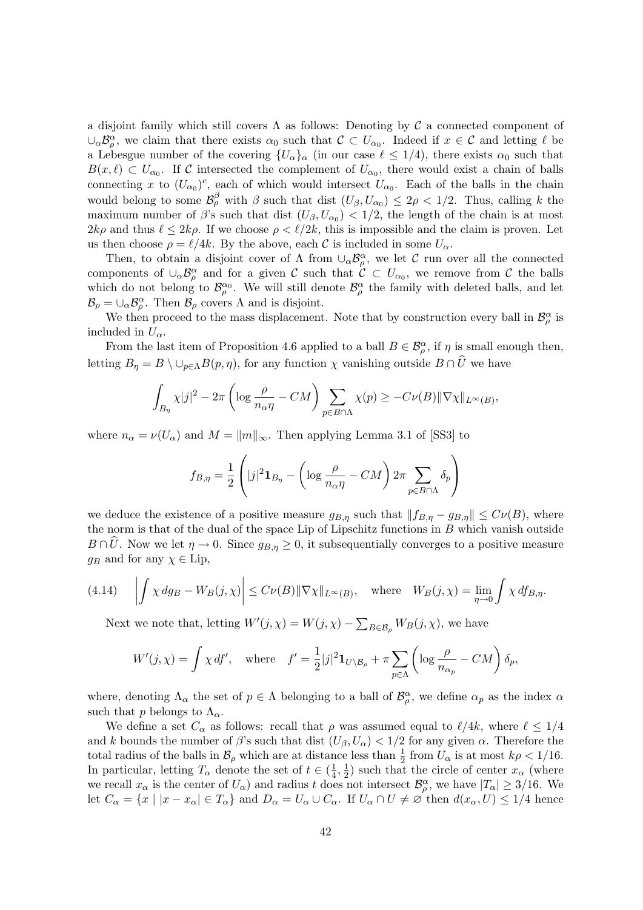a disjoint family which still covers $\Lambda$ as follows: Denoting by $\mathcal{C}$ a connected component of $\cup_\alpha \mathcal{B}_\rho^\alpha$, we claim that there exists $\alpha_0$ such that $\mathcal{C} \subset U_{\alpha_0}$. Indeed if $x \in \mathcal{C}$ and letting $\ell$ be a Lebesgue number of the covering $\{U_\alpha\}_\alpha$ (in our case $\ell \le 1/4$), there exists $\alpha_0$ such that $B(x, \ell) \subset U_{\alpha_0}$. If $\mathcal{C}$ intersected the complement of $U_{\alpha_0}$, there would exist a chain of balls connecting $x$ to $(U_{\alpha_0})^c$, each of which would intersect $U_{\alpha_0}$. Each of the balls in the chain would belong to some $\mathcal{B}_\rho^\beta$ with $\beta$ such that dist $(U_\beta, U_{\alpha_0}) \le 2\rho < 1/2$. Thus, calling $k$ the maximum number of $\beta$'s such that dist $(U_\beta, U_{\alpha_0}) < 1/2$, the length of the chain is at most $2k\rho$ and thus $\ell \le 2k\rho$. If we choose $\rho < \ell/2k$, this is impossible and the claim is proven. Let us then choose $\rho = \ell/4k$. By the above, each $\mathcal{C}$ is included in some $U_\alpha$.

Then, to obtain a disjoint cover of $\Lambda$ from $\cup_\alpha \mathcal{B}_\rho^\alpha$, we let $\mathcal{C}$ run over all the connected components of $\cup_\alpha \mathcal{B}_\rho^\alpha$ and for a given $\mathcal{C}$ such that $\mathcal{C} \subset U_{\alpha_0}$, we remove from $\mathcal{C}$ the balls which do not belong to $\mathcal{B}_\rho^{\alpha_0}$. We will still denote $\mathcal{B}_\rho^\alpha$ the family with deleted balls, and let $\mathcal{B}_\rho = \cup_\alpha \mathcal{B}_\rho^\alpha$. Then $\mathcal{B}_\rho$ covers $\Lambda$ and is disjoint.

We then proceed to the mass displacement. Note that by construction every ball in $\mathcal{B}_\rho^\alpha$ is included in $U_\alpha$.

From the last item of Proposition 4.6 applied to a ball $B \in \mathcal{B}_\rho^\alpha$, if $\eta$ is small enough then, letting $B_\eta = B \setminus \cup_{p\in\Lambda} B(p, \eta)$, for any function $\chi$ vanishing outside $B \cap \widehat{U}$ we have

$$\int_{B_\eta} \chi |j|^2 - 2\pi \left( \log \frac{\rho}{n_\alpha \eta} - CM \right) \sum_{p \in B\cap\Lambda} \chi(p) \ge -C\nu(B) \|\nabla \chi\|_{L^\infty(B)},$$

where $n_\alpha = \nu(U_\alpha)$ and $M = \|m\|_\infty$. Then applying Lemma 3.1 of [SS3] to

$$f_{B,\eta} = \frac{1}{2} \left( |j|^2 \mathbf{1}_{B_\eta} - \left( \log \frac{\rho}{n_\alpha \eta} - CM \right) 2\pi \sum_{p\in B\cap\Lambda} \delta_p \right)$$

we deduce the existence of a positive measure $g_{B,\eta}$ such that $\|f_{B,\eta} - g_{B,\eta}\| \le C\nu(B)$, where the norm is that of the dual of the space Lip of Lipschitz functions in $B$ which vanish outside $B \cap \widehat{U}$. Now we let $\eta \to 0$. Since $g_{B,\eta} \ge 0$, it subsequentially converges to a positive measure $g_B$ and for any $\chi \in$ Lip,

$$\left| \int \chi \, dg_B - W_B(j, \chi) \right| \le C\nu(B) \|\nabla\chi\|_{L^\infty(B)}, \quad \text{where} \quad W_B(j,\chi) = \lim_{\eta\to 0} \int \chi \, df_{B,\eta}. \tag{4.14}$$

Next we note that, letting $W'(j,\chi) = W(j,\chi) - \sum_{B\in\mathcal{B}_\rho} W_B(j,\chi)$, we have

$$W'(j,\chi) = \int \chi \, df', \quad \text{where} \quad f' = \frac{1}{2}|j|^2 \mathbf{1}_{U\setminus \mathcal{B}_\rho} + \pi \sum_{p\in\Lambda} \left( \log \frac{\rho}{n_{\alpha_p}} - CM \right) \delta_p,$$

where, denoting $\Lambda_\alpha$ the set of $p \in \Lambda$ belonging to a ball of $\mathcal{B}_\rho^\alpha$, we define $\alpha_p$ as the index $\alpha$ such that $p$ belongs to $\Lambda_\alpha$.

We define a set $C_\alpha$ as follows: recall that $\rho$ was assumed equal to $\ell/4k$, where $\ell \le 1/4$ and $k$ bounds the number of $\beta$'s such that dist $(U_\beta, U_\alpha) < 1/2$ for any given $\alpha$. Therefore the total radius of the balls in $\mathcal{B}_\rho$ which are at distance less than $\frac{1}{2}$ from $U_\alpha$ is at most $k\rho < 1/16$. In particular, letting $T_\alpha$ denote the set of $t \in (\frac{1}{4}, \frac{1}{2})$ such that the circle of center $x_\alpha$ (where we recall $x_\alpha$ is the center of $U_\alpha$) and radius $t$ does not intersect $\mathcal{B}_\rho^\alpha$, we have $|T_\alpha| \ge 3/16$. We let $C_\alpha = \{x \mid |x - x_\alpha| \in T_\alpha\}$ and $D_\alpha = U_\alpha \cup C_\alpha$. If $U_\alpha \cap U \ne \varnothing$ then $d(x_\alpha, U) \le 1/4$ hence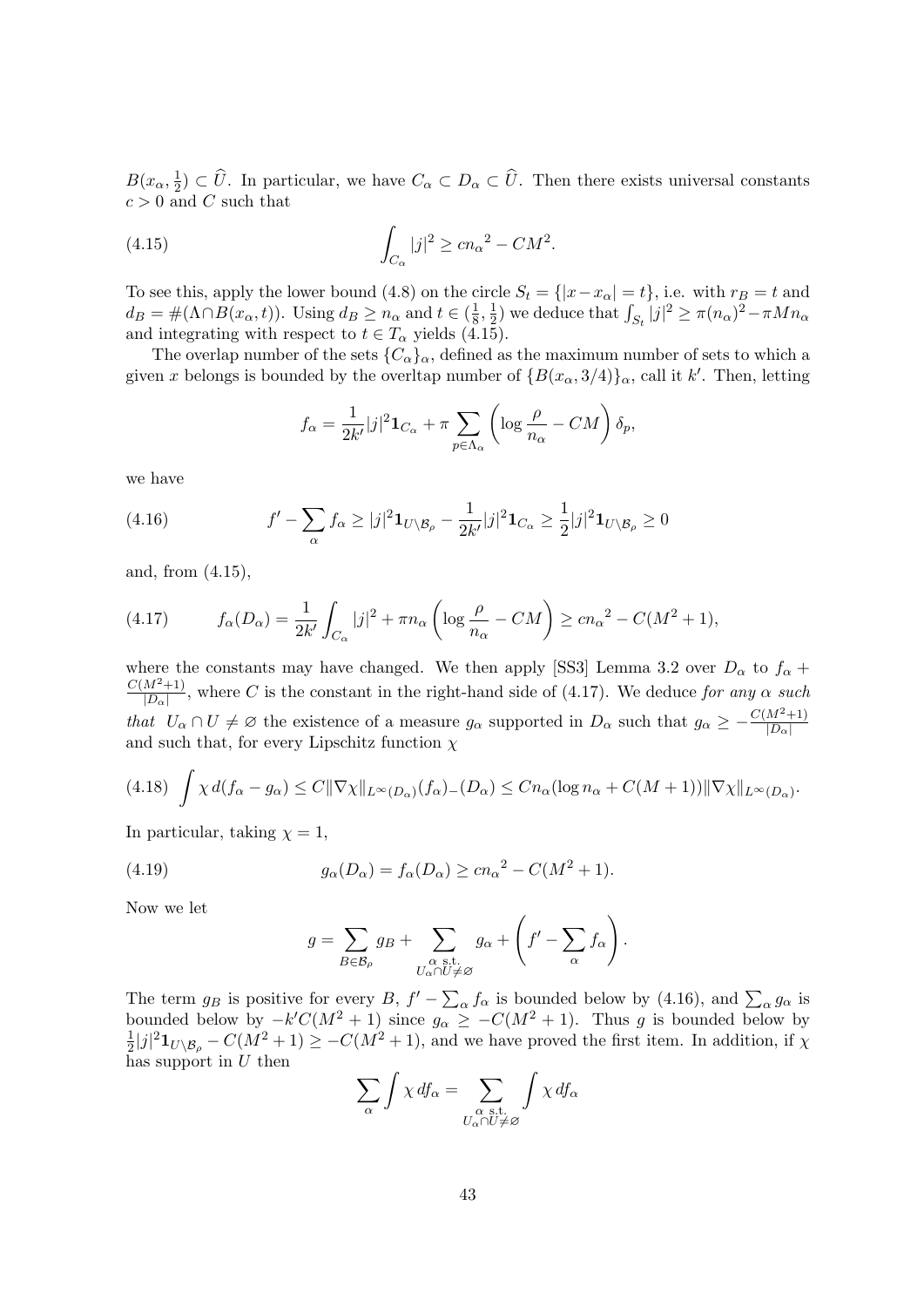$B(x_\alpha, \frac{1}{2}) \subset \widehat{U}$. In particular, we have $C_\alpha \subset D_\alpha \subset \widehat{U}$. Then there exists universal constants $c > 0$ and $C$ such that

$$\int_{C_\alpha} |j|^2 \geq c{n_\alpha}^2 - CM^2. \tag{4.15}$$

To see this, apply the lower bound (4.8) on the circle $S_t = \{|x - x_\alpha| = t\}$, i.e. with $r_B = t$ and $d_B = \#(\Lambda \cap B(x_\alpha, t))$. Using $d_B \geq n_\alpha$ and $t \in (\frac{1}{8}, \frac{1}{2})$ we deduce that $\int_{S_t} |j|^2 \geq \pi(n_\alpha)^2 - \pi M n_\alpha$ and integrating with respect to $t \in T_\alpha$ yields (4.15).

The overlap number of the sets $\{C_\alpha\}_\alpha$, defined as the maximum number of sets to which a given $x$ belongs is bounded by the overltap number of $\{B(x_\alpha, 3/4)\}_\alpha$, call it $k'$. Then, letting

$$f_\alpha = \frac{1}{2k'}|j|^2 \mathbf{1}_{C_\alpha} + \pi \sum_{p \in \Lambda_\alpha} \left( \log \frac{\rho}{n_\alpha} - CM \right) \delta_p,$$

we have

$$f' - \sum_\alpha f_\alpha \geq |j|^2 \mathbf{1}_{U \setminus \mathcal{B}_\rho} - \frac{1}{2k'}|j|^2 \mathbf{1}_{C_\alpha} \geq \frac{1}{2}|j|^2 \mathbf{1}_{U \setminus \mathcal{B}_\rho} \geq 0 \tag{4.16}$$

and, from (4.15),

$$f_\alpha(D_\alpha) = \frac{1}{2k'} \int_{C_\alpha} |j|^2 + \pi n_\alpha \left( \log \frac{\rho}{n_\alpha} - CM \right) \geq c{n_\alpha}^2 - C(M^2 + 1), \tag{4.17}$$

where the constants may have changed. We then apply [SS3] Lemma 3.2 over $D_\alpha$ to $f_\alpha + \frac{C(M^2+1)}{|D_\alpha|}$, where $C$ is the constant in the right-hand side of (4.17). We deduce *for any $\alpha$ such that $U_\alpha \cap U \neq \varnothing$* the existence of a measure $g_\alpha$ supported in $D_\alpha$ such that $g_\alpha \geq -\frac{C(M^2+1)}{|D_\alpha|}$ and such that, for every Lipschitz function $\chi$

$$\int \chi \, d(f_\alpha - g_\alpha) \leq C \|\nabla \chi\|_{L^\infty(D_\alpha)} (f_\alpha)_-(D_\alpha) \leq C n_\alpha (\log n_\alpha + C(M+1)) \|\nabla \chi\|_{L^\infty(D_\alpha)}. \tag{4.18}$$

In particular, taking $\chi = 1$,

$$g_\alpha(D_\alpha) = f_\alpha(D_\alpha) \geq c{n_\alpha}^2 - C(M^2 + 1). \tag{4.19}$$

Now we let

$$g = \sum_{B \in \mathcal{B}_\rho} g_B + \sum_{\substack{\alpha \text{ s.t.} \\ U_\alpha \cap U \neq \varnothing}} g_\alpha + \left( f' - \sum_\alpha f_\alpha \right).$$

The term $g_B$ is positive for every $B$, $f' - \sum_\alpha f_\alpha$ is bounded below by (4.16), and $\sum_\alpha g_\alpha$ is bounded below by $-k'C(M^2 + 1)$ since $g_\alpha \geq -C(M^2 + 1)$. Thus $g$ is bounded below by $\frac{1}{2}|j|^2 \mathbf{1}_{U \setminus \mathcal{B}_\rho} - C(M^2 + 1) \geq -C(M^2 + 1)$, and we have proved the first item. In addition, if $\chi$ has support in $U$ then

$$\sum_\alpha \int \chi \, df_\alpha = \sum_{\substack{\alpha \text{ s.t.} \\ U_\alpha \cap U \neq \varnothing}} \int \chi \, df_\alpha$$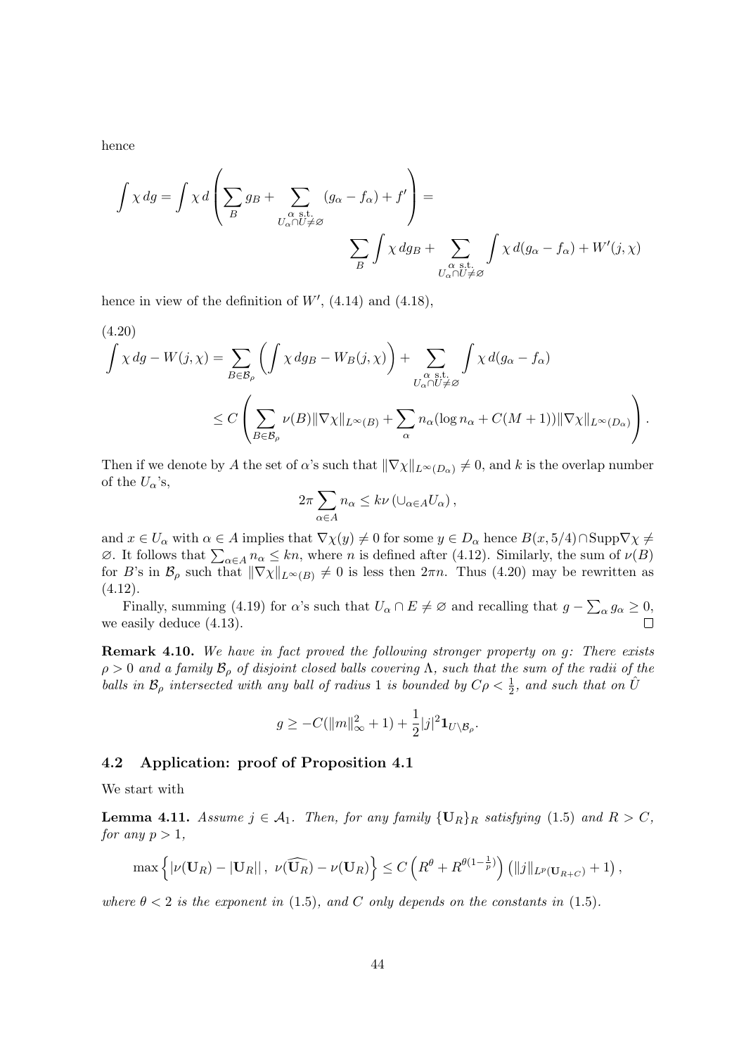hence

$$\int \chi\, dg = \int \chi\, d\left(\sum_B g_B + \sum_{\substack{\alpha \text{ s.t.}\\ U_\alpha \cap \hat{U} \neq \varnothing}} (g_\alpha - f_\alpha) + f'\right) = \\ \sum_B \int \chi\, dg_B + \sum_{\substack{\alpha \text{ s.t.}\\ U_\alpha \cap \hat{U} \neq \varnothing}} \int \chi\, d(g_\alpha - f_\alpha) + W'(j,\chi)$$

hence in view of the definition of $W'$, (4.14) and (4.18),

$$\int \chi\, dg - W(j,\chi) = \sum_{B \in \mathcal{B}_\rho} \left( \int \chi\, dg_B - W_B(j,\chi) \right) + \sum_{\substack{\alpha \text{ s.t.}\\ U_\alpha \cap \hat{U} \neq \varnothing}} \int \chi\, d(g_\alpha - f_\alpha) \\ \leq C \left( \sum_{B \in \mathcal{B}_\rho} \nu(B) \|\nabla \chi\|_{L^\infty(B)} + \sum_\alpha n_\alpha (\log n_\alpha + C(M+1)) \|\nabla \chi\|_{L^\infty(D_\alpha)} \right). \tag{4.20}$$

Then if we denote by $A$ the set of $\alpha$'s such that $\|\nabla \chi\|_{L^\infty(D_\alpha)} \neq 0$, and $k$ is the overlap number of the $U_\alpha$'s,

$$2\pi \sum_{\alpha \in A} n_\alpha \leq k \nu \left( \cup_{\alpha \in A} U_\alpha \right),$$

and $x \in U_\alpha$ with $\alpha \in A$ implies that $\nabla \chi(y) \neq 0$ for some $y \in D_\alpha$ hence $B(x, 5/4) \cap \mathrm{Supp} \nabla \chi \neq \varnothing$. It follows that $\sum_{\alpha \in A} n_\alpha \leq kn$, where $n$ is defined after (4.12). Similarly, the sum of $\nu(B)$ for $B$'s in $\mathcal{B}_\rho$ such that $\|\nabla \chi\|_{L^\infty(B)} \neq 0$ is less then $2\pi n$. Thus (4.20) may be rewritten as (4.12).

Finally, summing (4.19) for $\alpha$'s such that $U_\alpha \cap E \neq \varnothing$ and recalling that $g - \sum_\alpha g_\alpha \geq 0$, we easily deduce (4.13). ∎

**Remark 4.10.** *We have in fact proved the following stronger property on $g$: There exists $\rho > 0$ and a family $\mathcal{B}_\rho$ of disjoint closed balls covering $\Lambda$, such that the sum of the radii of the balls in $\mathcal{B}_\rho$ intersected with any ball of radius 1 is bounded by $C\rho < \frac{1}{2}$, and such that on $\hat{U}$*

$$g \geq -C(\|m\|_\infty^2 + 1) + \frac{1}{2} |j|^2 \mathbf{1}_{U \setminus \mathcal{B}_\rho}.$$

### 4.2 Application: proof of Proposition 4.1

We start with

**Lemma 4.11.** *Assume $j \in \mathcal{A}_1$. Then, for any family $\{\mathbf{U}_R\}_R$ satisfying (1.5) and $R > C$, for any $p > 1$,*

$$\max \left\{ |\nu(\mathbf{U}_R) - |\mathbf{U}_R||\,,\ \nu(\widehat{\mathbf{U}_R}) - \nu(\mathbf{U}_R) \right\} \leq C \left( R^\theta + R^{\theta(1 - \frac{1}{p})} \right) \left( \|j\|_{L^p(\mathbf{U}_{R+C})} + 1 \right),$$

*where $\theta < 2$ is the exponent in (1.5), and $C$ only depends on the constants in (1.5).*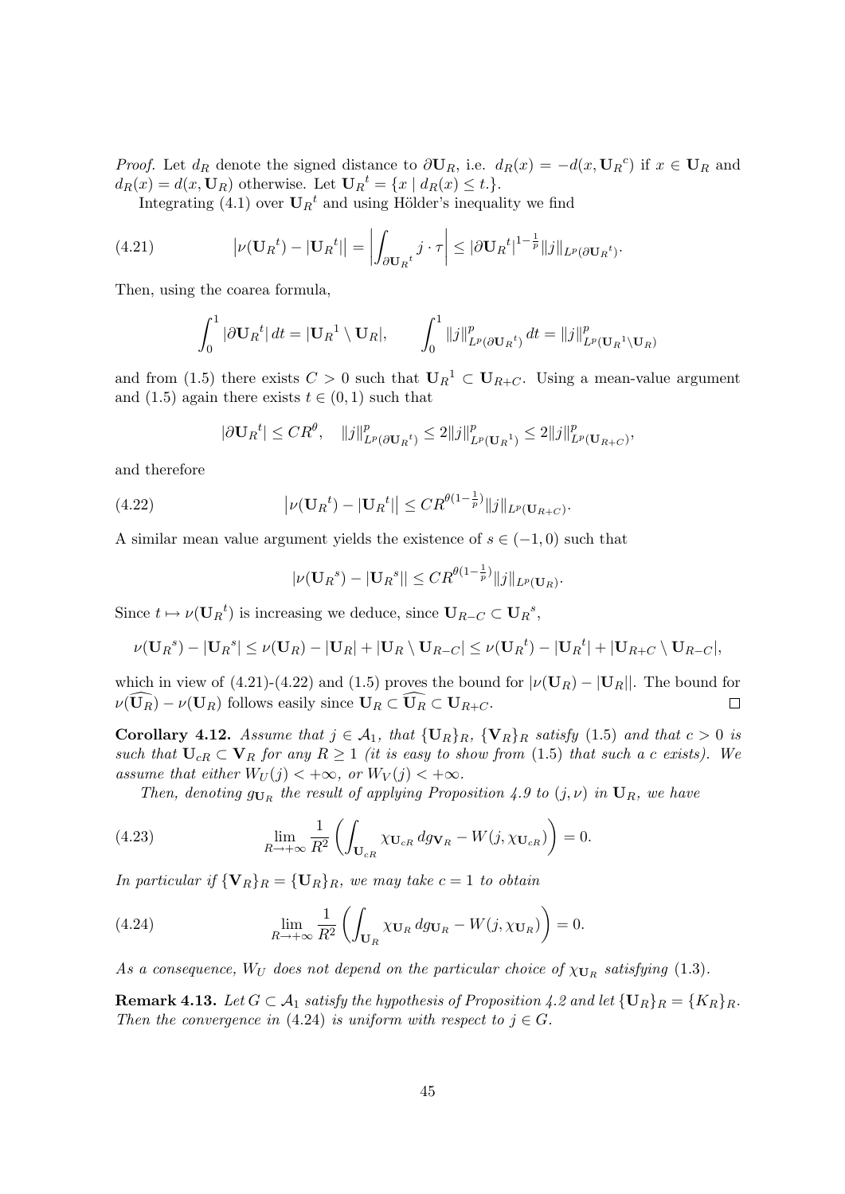*Proof.* Let $d_R$ denote the signed distance to $\partial \mathbf{U}_R$, i.e. $d_R(x) = -d(x, {\mathbf{U}_R}^c)$ if $x \in \mathbf{U}_R$ and $d_R(x) = d(x, \mathbf{U}_R)$ otherwise. Let ${\mathbf{U}_R}^t = \{x \mid d_R(x) \le t.\}$.

Integrating (4.1) over ${\mathbf{U}_R}^t$ and using Hölder's inequality we find

$$
\left|\nu({\mathbf{U}_R}^t) - |{\mathbf{U}_R}^t|\right| = \left|\int_{\partial {\mathbf{U}_R}^t} j \cdot \tau\right| \le |\partial {\mathbf{U}_R}^t|^{1-\frac{1}{p}} \|j\|_{L^p(\partial {\mathbf{U}_R}^t)}. \tag{4.21}
$$

Then, using the coarea formula,

$$
\int_0^1 |\partial {\mathbf{U}_R}^t| \, dt = |{\mathbf{U}_R}^1 \setminus \mathbf{U}_R|, \qquad \int_0^1 \|j\|^p_{L^p(\partial {\mathbf{U}_R}^t)} \, dt = \|j\|^p_{L^p({\mathbf{U}_R}^1 \setminus \mathbf{U}_R)}
$$

and from (1.5) there exists $C > 0$ such that ${\mathbf{U}_R}^1 \subset \mathbf{U}_{R+C}$. Using a mean-value argument and (1.5) again there exists $t \in (0,1)$ such that

$$
|\partial {\mathbf{U}_R}^t| \le C R^\theta, \quad \|j\|^p_{L^p(\partial {\mathbf{U}_R}^t)} \le 2\|j\|^p_{L^p({\mathbf{U}_R}^1)} \le 2\|j\|^p_{L^p(\mathbf{U}_{R+C})},
$$

and therefore

$$
\left|\nu({\mathbf{U}_R}^t) - |{\mathbf{U}_R}^t|\right| \le C R^{\theta(1-\frac{1}{p})} \|j\|_{L^p(\mathbf{U}_{R+C})}. \tag{4.22}
$$

A similar mean value argument yields the existence of $s \in (-1, 0)$ such that

$$
|\nu({\mathbf{U}_R}^s) - |{\mathbf{U}_R}^s|| \le C R^{\theta(1-\frac{1}{p})} \|j\|_{L^p(\mathbf{U}_R)}.
$$

Since $t \mapsto \nu({\mathbf{U}_R}^t)$ is increasing we deduce, since $\mathbf{U}_{R-C} \subset {\mathbf{U}_R}^s$,

$$
\nu({\mathbf{U}_R}^s) - |{\mathbf{U}_R}^s| \le \nu(\mathbf{U}_R) - |\mathbf{U}_R| + |\mathbf{U}_R \setminus \mathbf{U}_{R-C}| \le \nu({\mathbf{U}_R}^t) - |{\mathbf{U}_R}^t| + |\mathbf{U}_{R+C} \setminus \mathbf{U}_{R-C}|,
$$

which in view of (4.21)-(4.22) and (1.5) proves the bound for $|\nu(\mathbf{U}_R) - |\mathbf{U}_R||$. The bound for $\nu(\widehat{\mathbf{U}_R}) - \nu(\mathbf{U}_R)$ follows easily since $\mathbf{U}_R \subset \widehat{\mathbf{U}_R} \subset \mathbf{U}_{R+C}$. $\square$

**Corollary 4.12.** *Assume that $j \in \mathcal{A}_1$, that $\{\mathbf{U}_R\}_R$, $\{\mathbf{V}_R\}_R$ satisfy (1.5) and that $c > 0$ is such that $\mathbf{U}_{cR} \subset \mathbf{V}_R$ for any $R \ge 1$ (it is easy to show from (1.5) that such a $c$ exists). We assume that either $W_U(j) < +\infty$, or $W_V(j) < +\infty$.*

*Then, denoting $g_{\mathbf{U}_R}$ the result of applying Proposition 4.9 to $(j, \nu)$ in $\mathbf{U}_R$, we have*

$$
\lim_{R \to +\infty} \frac{1}{R^2} \left( \int_{\mathbf{U}_{cR}} \chi_{\mathbf{U}_{cR}} \, dg_{\mathbf{V}_R} - W(j, \chi_{\mathbf{U}_{cR}}) \right) = 0. \tag{4.23}
$$

*In particular if $\{\mathbf{V}_R\}_R = \{\mathbf{U}_R\}_R$, we may take $c = 1$ to obtain*

$$
\lim_{R \to +\infty} \frac{1}{R^2} \left( \int_{\mathbf{U}_R} \chi_{\mathbf{U}_R} \, dg_{\mathbf{U}_R} - W(j, \chi_{\mathbf{U}_R}) \right) = 0. \tag{4.24}
$$

*As a consequence, $W_U$ does not depend on the particular choice of $\chi_{\mathbf{U}_R}$ satisfying (1.3).*

**Remark 4.13.** *Let $G \subset \mathcal{A}_1$ satisfy the hypothesis of Proposition 4.2 and let $\{\mathbf{U}_R\}_R = \{K_R\}_R$. Then the convergence in (4.24) is uniform with respect to $j \in G$.*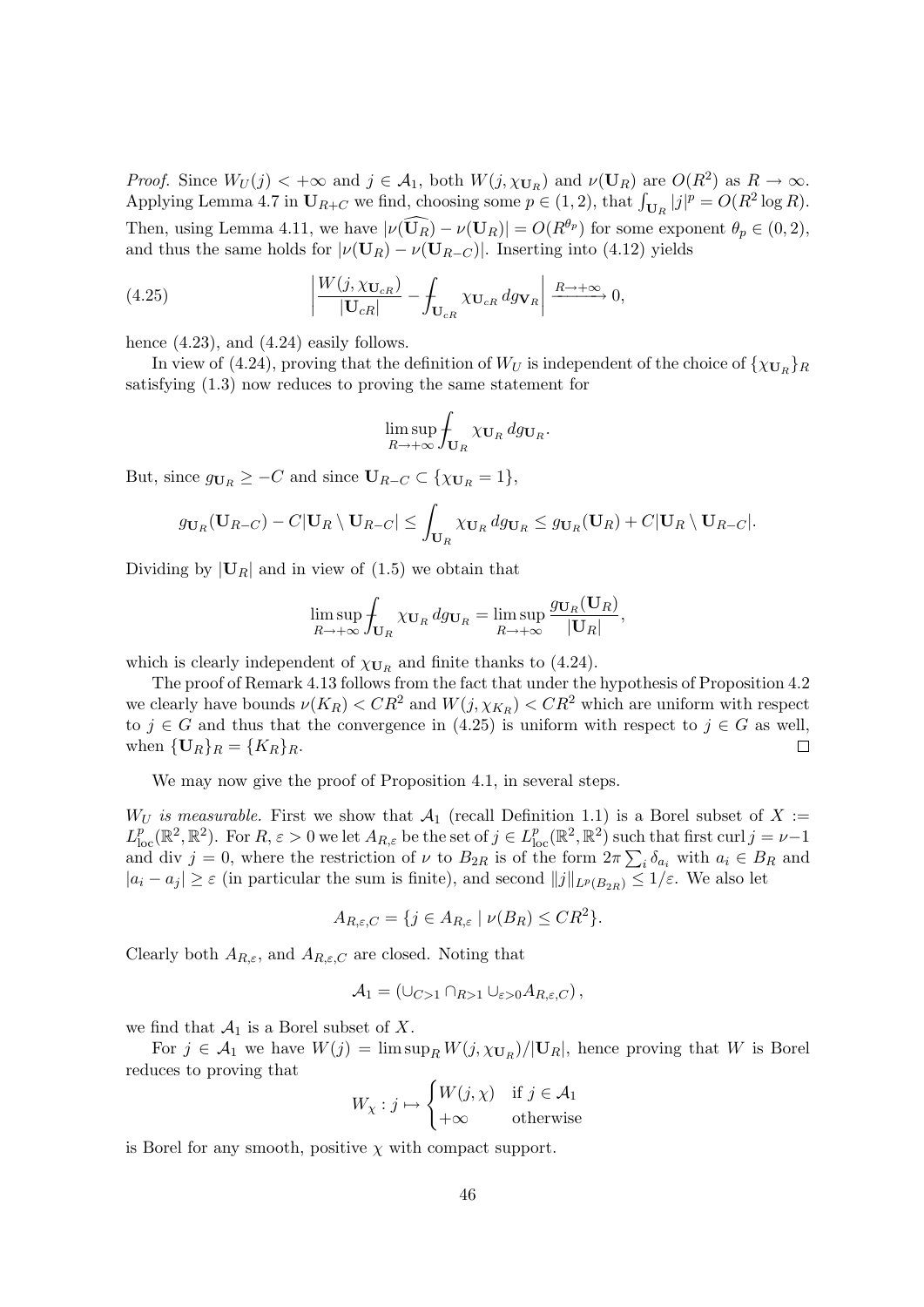*Proof.* Since $W_U(j) < +\infty$ and $j \in \mathcal{A}_1$, both $W(j, \chi_{\mathbf{U}_R})$ and $\nu(\mathbf{U}_R)$ are $O(R^2)$ as $R \to \infty$. Applying Lemma 4.7 in $\mathbf{U}_{R+C}$ we find, choosing some $p \in (1,2)$, that $\int_{\mathbf{U}_R} |j|^p = O(R^2 \log R)$. Then, using Lemma 4.11, we have $|\nu(\widehat{\mathbf{U}_R}) - \nu(\mathbf{U}_R)| = O(R^{\theta_p})$ for some exponent $\theta_p \in (0,2)$, and thus the same holds for $|\nu(\mathbf{U}_R) - \nu(\mathbf{U}_{R-C})|$. Inserting into (4.12) yields

$$\left| \frac{W(j, \chi_{\mathbf{U}_{cR}})}{|\mathbf{U}_{cR}|} - \fint_{\mathbf{U}_{cR}} \chi_{\mathbf{U}_{cR}} \, dg_{\mathbf{V}_R} \right| \xrightarrow{R \to +\infty} 0, \tag{4.25}$$

hence (4.23), and (4.24) easily follows.

In view of (4.24), proving that the definition of $W_U$ is independent of the choice of $\{\chi_{\mathbf{U}_R}\}_R$ satisfying (1.3) now reduces to proving the same statement for

$$\limsup_{R \to +\infty} \fint_{\mathbf{U}_R} \chi_{\mathbf{U}_R} \, dg_{\mathbf{U}_R}.$$

But, since $g_{\mathbf{U}_R} \geq -C$ and since $\mathbf{U}_{R-C} \subset \{\chi_{\mathbf{U}_R} = 1\}$,

$$g_{\mathbf{U}_R}(\mathbf{U}_{R-C}) - C|\mathbf{U}_R \setminus \mathbf{U}_{R-C}| \leq \int_{\mathbf{U}_R} \chi_{\mathbf{U}_R} \, dg_{\mathbf{U}_R} \leq g_{\mathbf{U}_R}(\mathbf{U}_R) + C|\mathbf{U}_R \setminus \mathbf{U}_{R-C}|.$$

Dividing by $|\mathbf{U}_R|$ and in view of (1.5) we obtain that

$$\limsup_{R \to +\infty} \fint_{\mathbf{U}_R} \chi_{\mathbf{U}_R} \, dg_{\mathbf{U}_R} = \limsup_{R \to +\infty} \frac{g_{\mathbf{U}_R}(\mathbf{U}_R)}{|\mathbf{U}_R|},$$

which is clearly independent of $\chi_{\mathbf{U}_R}$ and finite thanks to (4.24).

The proof of Remark 4.13 follows from the fact that under the hypothesis of Proposition 4.2 we clearly have bounds $\nu(K_R) < CR^2$ and $W(j, \chi_{K_R}) < CR^2$ which are uniform with respect to $j \in G$ and thus that the convergence in (4.25) is uniform with respect to $j \in G$ as well, when $\{\mathbf{U}_R\}_R = \{K_R\}_R$. $\square$

We may now give the proof of Proposition 4.1, in several steps.

*$W_U$ is measurable.* First we show that $\mathcal{A}_1$ (recall Definition 1.1) is a Borel subset of $X := L^p_{\mathrm{loc}}(\mathbb{R}^2, \mathbb{R}^2)$. For $R, \varepsilon > 0$ we let $A_{R,\varepsilon}$ be the set of $j \in L^p_{\mathrm{loc}}(\mathbb{R}^2, \mathbb{R}^2)$ such that first $\operatorname{curl} j = \nu - 1$ and $\operatorname{div} j = 0$, where the restriction of $\nu$ to $B_{2R}$ is of the form $2\pi \sum_i \delta_{a_i}$ with $a_i \in B_R$ and $|a_i - a_j| \geq \varepsilon$ (in particular the sum is finite), and second $\|j\|_{L^p(B_{2R})} \leq 1/\varepsilon$. We also let

$$A_{R,\varepsilon,C} = \{j \in A_{R,\varepsilon} \mid \nu(B_R) \leq CR^2\}.$$

Clearly both $A_{R,\varepsilon}$, and $A_{R,\varepsilon,C}$ are closed. Noting that

$$\mathcal{A}_1 = \left( \cup_{C>1} \cap_{R>1} \cup_{\varepsilon>0} A_{R,\varepsilon,C} \right),$$

we find that $\mathcal{A}_1$ is a Borel subset of $X$.

For $j \in \mathcal{A}_1$ we have $W(j) = \limsup_R W(j, \chi_{\mathbf{U}_R})/|\mathbf{U}_R|$, hence proving that $W$ is Borel reduces to proving that

$$W_\chi : j \mapsto \begin{cases} W(j,\chi) & \text{if } j \in \mathcal{A}_1 \\ +\infty & \text{otherwise} \end{cases}$$

is Borel for any smooth, positive $\chi$ with compact support.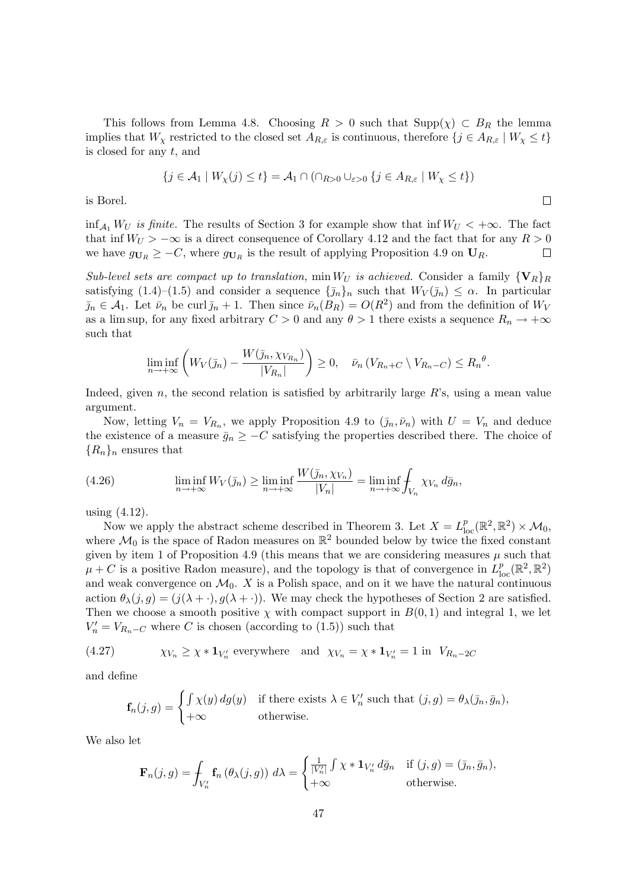This follows from Lemma 4.8. Choosing $R > 0$ such that $\mathrm{Supp}(\chi) \subset B_R$ the lemma implies that $W_\chi$ restricted to the closed set $A_{R,\varepsilon}$ is continuous, therefore $\{j \in A_{R,\varepsilon} \mid W_\chi \le t\}$ is closed for any $t$, and

$$\{j \in \mathcal{A}_1 \mid W_\chi(j) \le t\} = \mathcal{A}_1 \cap \left(\cap_{R>0} \cup_{\varepsilon>0} \{j \in A_{R,\varepsilon} \mid W_\chi \le t\}\right)$$

is Borel. $\square$

*$\inf_{\mathcal{A}_1} W_U$ is finite.* The results of Section 3 for example show that $\inf W_U < +\infty$. The fact that $\inf W_U > -\infty$ is a direct consequence of Corollary 4.12 and the fact that for any $R > 0$ we have $g_{\mathbf{U}_R} \ge -C$, where $g_{\mathbf{U}_R}$ is the result of applying Proposition 4.9 on $\mathbf{U}_R$. $\square$

*Sub-level sets are compact up to translation, $\min W_U$ is achieved.* Consider a family $\{\mathbf{V}_R\}_R$ satisfying (1.4)–(1.5) and consider a sequence $\{\bar{j}_n\}_n$ such that $W_V(\bar{j}_n) \le \alpha$. In particular $\bar{j}_n \in \mathcal{A}_1$. Let $\bar{\nu}_n$ be $\mathrm{curl}\, \bar{j}_n + 1$. Then since $\bar{\nu}_n(B_R) = O(R^2)$ and from the definition of $W_V$ as a lim sup, for any fixed arbitrary $C > 0$ and any $\theta > 1$ there exists a sequence $R_n \to +\infty$ such that

$$\liminf_{n\to+\infty} \left( W_V(\bar{j}_n) - \frac{W(\bar{j}_n, \chi_{V_{R_n}})}{|V_{R_n}|} \right) \ge 0, \quad \bar{\nu}_n \left(V_{R_n+C} \setminus V_{R_n-C}\right) \le {R_n}^\theta.$$

Indeed, given $n$, the second relation is satisfied by arbitrarily large $R$'s, using a mean value argument.

Now, letting $V_n = V_{R_n}$, we apply Proposition 4.9 to $(\bar{j}_n, \bar{\nu}_n)$ with $U = V_n$ and deduce the existence of a measure $\bar{g}_n \ge -C$ satisfying the properties described there. The choice of $\{R_n\}_n$ ensures that

$$\liminf_{n\to+\infty} W_V(\bar{j}_n) \ge \liminf_{n\to+\infty} \frac{W(\bar{j}_n, \chi_{V_n})}{|V_n|} = \liminf_{n\to+\infty} \fint_{V_n} \chi_{V_n}\, d\bar{g}_n, \tag{4.26}$$

using (4.12).

Now we apply the abstract scheme described in Theorem 3. Let $X = L^p_{\mathrm{loc}}(\mathbb{R}^2, \mathbb{R}^2) \times \mathcal{M}_0$, where $\mathcal{M}_0$ is the space of Radon measures on $\mathbb{R}^2$ bounded below by twice the fixed constant given by item 1 of Proposition 4.9 (this means that we are considering measures $\mu$ such that $\mu + C$ is a positive Radon measure), and the topology is that of convergence in $L^p_{\mathrm{loc}}(\mathbb{R}^2, \mathbb{R}^2)$ and weak convergence on $\mathcal{M}_0$. $X$ is a Polish space, and on it we have the natural continuous action $\theta_\lambda(j, g) = (j(\lambda + \cdot), g(\lambda + \cdot))$. We may check the hypotheses of Section 2 are satisfied. Then we choose a smooth positive $\chi$ with compact support in $B(0,1)$ and integral 1, we let $V_n' = V_{R_n - C}$ where $C$ is chosen (according to (1.5)) such that

$$\chi_{V_n} \ge \chi * \mathbf{1}_{V_n'} \text{ everywhere} \quad \text{and} \quad \chi_{V_n} = \chi * \mathbf{1}_{V_n'} = 1 \text{ in } V_{R_n - 2C} \tag{4.27}$$

and define

$$\mathbf{f}_n(j, g) = \begin{cases} \int \chi(y)\, dg(y) & \text{if there exists } \lambda \in V_n' \text{ such that } (j, g) = \theta_\lambda(\bar{j}_n, \bar{g}_n), \\ +\infty & \text{otherwise.} \end{cases}$$

We also let

$$\mathbf{F}_n(j, g) = \fint_{V_n'} \mathbf{f}_n\left(\theta_\lambda(j, g)\right)\, d\lambda = \begin{cases} \frac{1}{|V_n'|} \int \chi * \mathbf{1}_{V_n'}\, d\bar{g}_n & \text{if } (j, g) = (\bar{j}_n, \bar{g}_n), \\ +\infty & \text{otherwise.} \end{cases}$$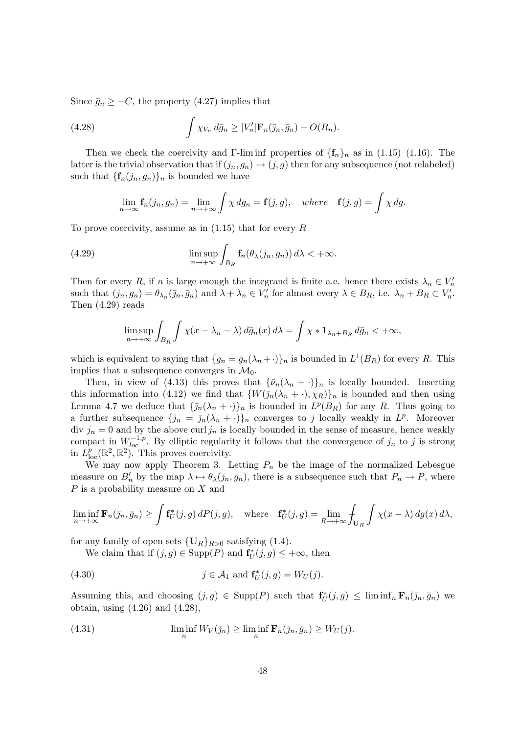Since $\bar{g}_n \geq -C$, the property (4.27) implies that

$$\int \chi_{V_n}\, d\bar{g}_n \geq |V'_n| \mathbf{F}_n(\bar{j}_n, \bar{g}_n) - O(R_n). \tag{4.28}$$

Then we check the coercivity and Γ-lim inf properties of $\{\mathbf{f}_n\}_n$ as in (1.15)–(1.16). The latter is the trivial observation that if $(j_n, g_n) \to (j, g)$ then for any subsequence (not relabeled) such that $\{\mathbf{f}_n(j_n, g_n)\}_n$ is bounded we have

$$\lim_{n\to\infty} \mathbf{f}_n(j_n, g_n) = \lim_{n\to+\infty} \int \chi\, dg_n = \mathbf{f}(j, g), \quad \textit{where} \quad \mathbf{f}(j, g) = \int \chi\, dg.$$

To prove coercivity, assume as in (1.15) that for every $R$

$$\limsup_{n\to+\infty} \int_{B_R} \mathbf{f}_n(\theta_\lambda(j_n, g_n))\, d\lambda < +\infty. \tag{4.29}$$

Then for every $R$, if $n$ is large enough the integrand is finite a.e. hence there exists $\lambda_n \in V'_n$ such that $(j_n, g_n) = \theta_{\lambda_n}(\bar{j}_n, \bar{g}_n)$ and $\lambda + \lambda_n \in V'_n$ for almost every $\lambda \in B_R$, i.e. $\lambda_n + B_R \subset V'_n$. Then (4.29) reads

$$\limsup_{n\to+\infty} \int_{B_R} \int \chi(x - \lambda_n - \lambda)\, d\bar{g}_n(x)\, d\lambda = \int \chi * \mathbf{1}_{\lambda_n + B_R}\, d\bar{g}_n < +\infty,$$

which is equivalent to saying that $\{g_n = \bar{g}_n(\lambda_n + \cdot)\}_n$ is bounded in $L^1(B_R)$ for every $R$. This implies that a subsequence converges in $\mathcal{M}_0$.

Then, in view of (4.13) this proves that $\{\bar{\nu}_n(\lambda_n + \cdot)\}_n$ is locally bounded. Inserting this information into (4.12) we find that $\{W(\bar{j}_n(\lambda_n + \cdot), \chi_R)\}_n$ is bounded and then using Lemma 4.7 we deduce that $\{\bar{j}_n(\lambda_n + \cdot)\}_n$ is bounded in $L^p(B_R)$ for any $R$. Thus going to a further subsequence $\{j_n = \bar{j}_n(\lambda_n + \cdot)\}_n$ converges to $j$ locally weakly in $L^p$. Moreover $\operatorname{div} j_n = 0$ and by the above $\operatorname{curl} j_n$ is locally bounded in the sense of measure, hence weakly compact in $W^{-1,p}_{loc}$. By elliptic regularity it follows that the convergence of $j_n$ to $j$ is strong in $L^p_{\mathrm{loc}}(\mathbb{R}^2, \mathbb{R}^2)$. This proves coercivity.

We may now apply Theorem 3. Letting $P_n$ be the image of the normalized Lebesgue measure on $B'_n$ by the map $\lambda \mapsto \theta_\lambda(\bar{j}_n, \bar{g}_n)$, there is a subsequence such that $P_n \to P$, where $P$ is a probability measure on $X$ and

$$\liminf_{n\to+\infty} \mathbf{F}_n(\bar{j}_n, \bar{g}_n) \geq \int \mathbf{f}^*_U(j, g)\, dP(j, g), \quad \text{where} \quad \mathbf{f}^*_U(j, g) = \lim_{R\to+\infty} \fint_{\mathbf{U}_R} \int \chi(x - \lambda)\, dg(x)\, d\lambda,$$

for any family of open sets $\{\mathbf{U}_R\}_{R>0}$ satisfying (1.4).

We claim that if $(j, g) \in \operatorname{Supp}(P)$ and $\mathbf{f}^*_U(j, g) \leq +\infty$, then

$$j \in \mathcal{A}_1 \text{ and } \mathbf{f}^*_U(j, g) = W_U(j). \tag{4.30}$$

Assuming this, and choosing $(j, g) \in \operatorname{Supp}(P)$ such that $\mathbf{f}^*_U(j, g) \leq \liminf_n \mathbf{F}_n(\bar{j}_n, \bar{g}_n)$ we obtain, using (4.26) and (4.28),

$$\liminf_n W_V(\bar{j}_n) \geq \liminf_n \mathbf{F}_n(\bar{j}_n, \bar{g}_n) \geq W_U(j). \tag{4.31}$$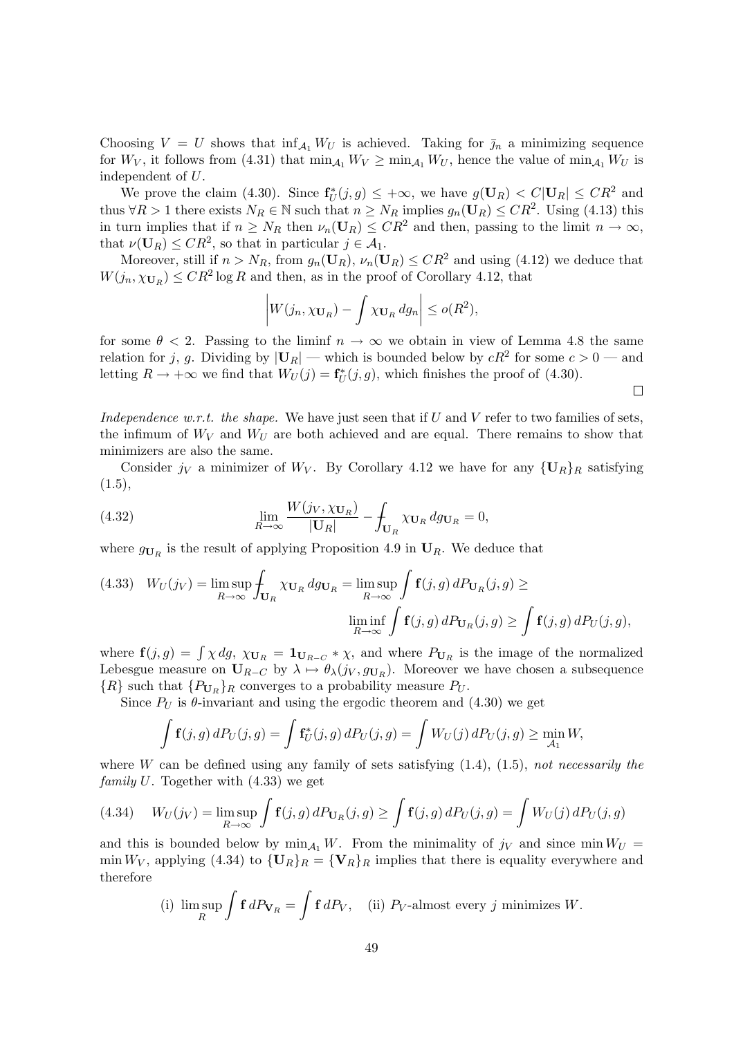Choosing $V = U$ shows that $\inf_{\mathcal{A}_1} W_U$ is achieved. Taking for $\bar{j}_n$ a minimizing sequence for $W_V$, it follows from (4.31) that $\min_{\mathcal{A}_1} W_V \geq \min_{\mathcal{A}_1} W_U$, hence the value of $\min_{\mathcal{A}_1} W_U$ is independent of $U$.

We prove the claim (4.30). Since $\mathbf{f}^*_U(j,g) \leq +\infty$, we have $g(\mathbf{U}_R) < C|\mathbf{U}_R| \leq CR^2$ and thus $\forall R > 1$ there exists $N_R \in \mathbb{N}$ such that $n \geq N_R$ implies $g_n(\mathbf{U}_R) \leq CR^2$. Using (4.13) this in turn implies that if $n \geq N_R$ then $\nu_n(\mathbf{U}_R) \leq CR^2$ and then, passing to the limit $n \to \infty$, that $\nu(\mathbf{U}_R) \leq CR^2$, so that in particular $j \in \mathcal{A}_1$.

Moreover, still if $n > N_R$, from $g_n(\mathbf{U}_R)$, $\nu_n(\mathbf{U}_R) \leq CR^2$ and using (4.12) we deduce that $W(j_n, \chi_{\mathbf{U}_R}) \leq CR^2 \log R$ and then, as in the proof of Corollary 4.12, that

$$\left| W(j_n, \chi_{\mathbf{U}_R}) - \int \chi_{\mathbf{U}_R} \, dg_n \right| \leq o(R^2),$$

for some $\theta < 2$. Passing to the liminf $n \to \infty$ we obtain in view of Lemma 4.8 the same relation for $j$, $g$. Dividing by $|\mathbf{U}_R|$ — which is bounded below by $cR^2$ for some $c > 0$ — and letting $R \to +\infty$ we find that $W_U(j) = \mathbf{f}^*_U(j,g)$, which finishes the proof of (4.30).

$\square$

*Independence w.r.t. the shape.* We have just seen that if $U$ and $V$ refer to two families of sets, the infimum of $W_V$ and $W_U$ are both achieved and are equal. There remains to show that minimizers are also the same.

Consider $j_V$ a minimizer of $W_V$. By Corollary 4.12 we have for any $\{\mathbf{U}_R\}_R$ satisfying (1.5),

$$\lim_{R \to \infty} \frac{W(j_V, \chi_{\mathbf{U}_R})}{|\mathbf{U}_R|} - \fint_{\mathbf{U}_R} \chi_{\mathbf{U}_R} \, dg_{\mathbf{U}_R} = 0, \tag{4.32}$$

where $g_{\mathbf{U}_R}$ is the result of applying Proposition 4.9 in $\mathbf{U}_R$. We deduce that

$$W_U(j_V) = \limsup_{R \to \infty} \fint_{\mathbf{U}_R} \chi_{\mathbf{U}_R} \, dg_{\mathbf{U}_R} = \limsup_{R \to \infty} \int \mathbf{f}(j,g) \, dP_{\mathbf{U}_R}(j,g) \geq \liminf_{R \to \infty} \int \mathbf{f}(j,g) \, dP_{\mathbf{U}_R}(j,g) \geq \int \mathbf{f}(j,g) \, dP_U(j,g), \tag{4.33}$$

where $\mathbf{f}(j,g) = \int \chi \, dg$, $\chi_{\mathbf{U}_R} = \mathbf{1}_{\mathbf{U}_{R-C}} * \chi$, and where $P_{\mathbf{U}_R}$ is the image of the normalized Lebesgue measure on $\mathbf{U}_{R-C}$ by $\lambda \mapsto \theta_\lambda(j_V, g_{\mathbf{U}_R})$. Moreover we have chosen a subsequence $\{R\}$ such that $\{P_{\mathbf{U}_R}\}_R$ converges to a probability measure $P_U$.

Since $P_U$ is $\theta$-invariant and using the ergodic theorem and (4.30) we get

$$\int \mathbf{f}(j,g) \, dP_U(j,g) = \int \mathbf{f}^*_U(j,g) \, dP_U(j,g) = \int W_U(j) \, dP_U(j,g) \geq \min_{\mathcal{A}_1} W,$$

where $W$ can be defined using any family of sets satisfying (1.4), (1.5), *not necessarily the family* $U$. Together with (4.33) we get

$$W_U(j_V) = \limsup_{R \to \infty} \int \mathbf{f}(j,g) \, dP_{\mathbf{U}_R}(j,g) \geq \int \mathbf{f}(j,g) \, dP_U(j,g) = \int W_U(j) \, dP_U(j,g) \tag{4.34}$$

and this is bounded below by $\min_{\mathcal{A}_1} W$. From the minimality of $j_V$ and since $\min W_U = \min W_V$, applying (4.34) to $\{\mathbf{U}_R\}_R = \{\mathbf{V}_R\}_R$ implies that there is equality everywhere and therefore

$$\text{(i)} \ \limsup_R \int \mathbf{f} \, dP_{\mathbf{V}_R} = \int \mathbf{f} \, dP_V, \quad \text{(ii)} \ P_V\text{-almost every } j \text{ minimizes } W.$$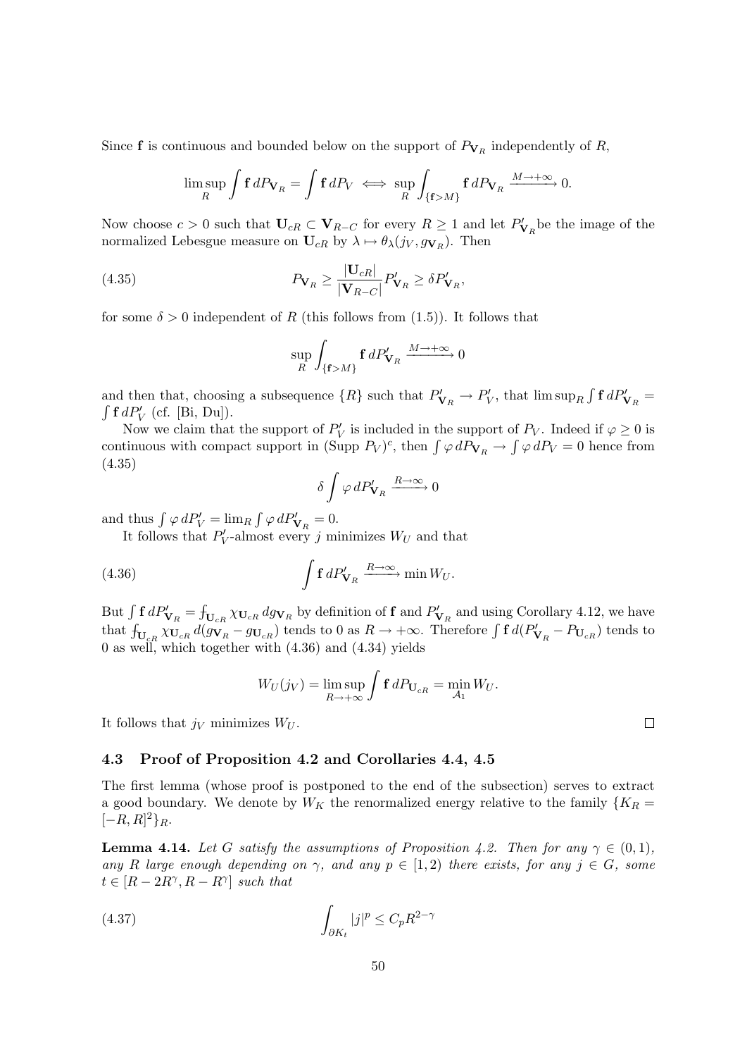Since $\mathbf{f}$ is continuous and bounded below on the support of $P_{\mathbf{V}_R}$ independently of $R$,

$$\limsup_R \int \mathbf{f}\, dP_{\mathbf{V}_R} = \int \mathbf{f}\, dP_V \iff \sup_R \int_{\{\mathbf{f}>M\}} \mathbf{f}\, dP_{\mathbf{V}_R} \xrightarrow{M\to+\infty} 0.$$

Now choose $c>0$ such that $\mathbf{U}_{cR} \subset \mathbf{V}_{R-C}$ for every $R \geq 1$ and let $P'_{\mathbf{V}_R}$ be the image of the normalized Lebesgue measure on $\mathbf{U}_{cR}$ by $\lambda \mapsto \theta_\lambda(j_V, g_{\mathbf{V}_R})$. Then

$$P_{\mathbf{V}_R} \geq \frac{|\mathbf{U}_{cR}|}{|\mathbf{V}_{R-C}|} P'_{\mathbf{V}_R} \geq \delta P'_{\mathbf{V}_R}, \tag{4.35}$$

for some $\delta > 0$ independent of $R$ (this follows from (1.5)). It follows that

$$\sup_R \int_{\{\mathbf{f}>M\}} \mathbf{f}\, dP'_{\mathbf{V}_R} \xrightarrow{M\to+\infty} 0$$

and then that, choosing a subsequence $\{R\}$ such that $P'_{\mathbf{V}_R} \to P'_V$, that $\limsup_R \int \mathbf{f}\, dP'_{\mathbf{V}_R} = \int \mathbf{f}\, dP'_V$ (cf. [Bi, Du]).

Now we claim that the support of $P'_V$ is included in the support of $P_V$. Indeed if $\varphi \geq 0$ is continuous with compact support in $(\mathrm{Supp}\, P_V)^c$, then $\int \varphi\, dP_{\mathbf{V}_R} \to \int \varphi\, dP_V = 0$ hence from (4.35)

$$\delta \int \varphi\, dP'_{\mathbf{V}_R} \xrightarrow{R\to\infty} 0$$

and thus $\int \varphi\, dP'_V = \lim_R \int \varphi\, dP'_{\mathbf{V}_R} = 0$.

It follows that $P'_V$-almost every $j$ minimizes $W_U$ and that

$$\int \mathbf{f}\, dP'_{\mathbf{V}_R} \xrightarrow{R\to\infty} \min W_U. \tag{4.36}$$

But $\int \mathbf{f}\, dP'_{\mathbf{V}_R} = \fint_{\mathbf{U}_{cR}} \chi_{\mathbf{U}_{cR}}\, dg_{\mathbf{V}_R}$ by definition of $\mathbf{f}$ and $P'_{\mathbf{V}_R}$ and using Corollary 4.12, we have that $\fint_{\mathbf{U}_{cR}} \chi_{\mathbf{U}_{cR}}\, d(g_{\mathbf{V}_R} - g_{\mathbf{U}_{cR}})$ tends to 0 as $R \to +\infty$. Therefore $\int \mathbf{f}\, d(P'_{\mathbf{V}_R} - P_{\mathbf{U}_{cR}})$ tends to 0 as well, which together with (4.36) and (4.34) yields

$$W_U(j_V) = \limsup_{R\to+\infty} \int \mathbf{f}\, dP_{\mathbf{U}_{cR}} = \min_{\mathcal{A}_1} W_U.$$

It follows that $j_V$ minimizes $W_U$. $\square$

### 4.3 Proof of Proposition 4.2 and Corollaries 4.4, 4.5

The first lemma (whose proof is postponed to the end of the subsection) serves to extract a good boundary. We denote by $W_K$ the renormalized energy relative to the family $\{K_R = [-R,R]^2\}_R$.

**Lemma 4.14.** *Let $G$ satisfy the assumptions of Proposition 4.2. Then for any $\gamma \in (0,1)$, any $R$ large enough depending on $\gamma$, and any $p \in [1,2)$ there exists, for any $j \in G$, some $t \in [R - 2R^\gamma, R - R^\gamma]$ such that*

$$\int_{\partial K_t} |j|^p \leq C_p R^{2-\gamma} \tag{4.37}$$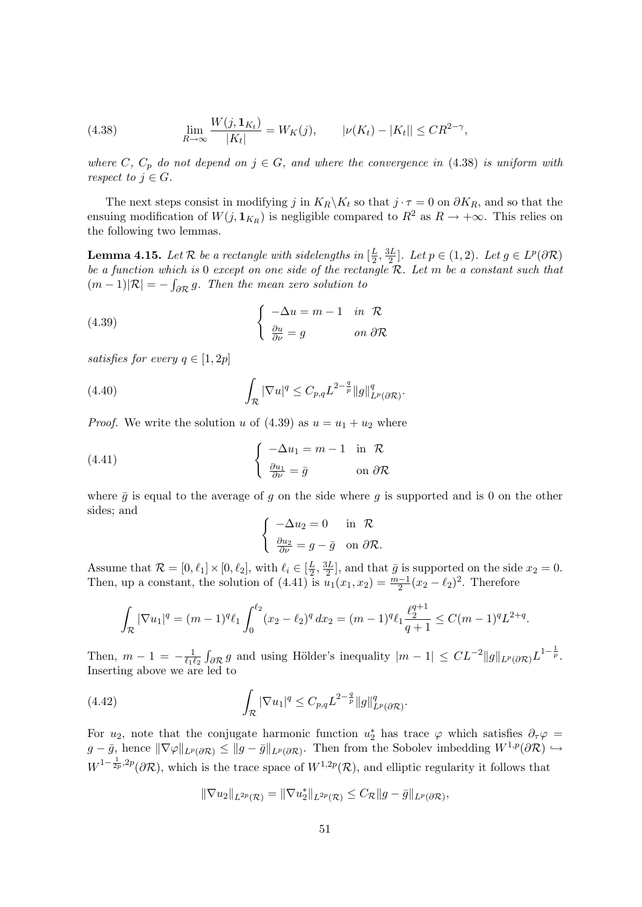$$\lim_{R\to\infty} \frac{W(j, \mathbf{1}_{K_t})}{|K_t|} = W_K(j), \qquad |\nu(K_t) - |K_t|| \le CR^{2-\gamma}, \tag{4.38}$$

*where $C$, $C_p$ do not depend on $j \in G$, and where the convergence in* (4.38) *is uniform with respect to $j \in G$.*

The next steps consist in modifying $j$ in $K_R \backslash K_t$ so that $j \cdot \tau = 0$ on $\partial K_R$, and so that the ensuing modification of $W(j, \mathbf{1}_{K_R})$ is negligible compared to $R^2$ as $R \to +\infty$. This relies on the following two lemmas.

**Lemma 4.15.** *Let $\mathcal{R}$ be a rectangle with sidelengths in $[\frac{L}{2}, \frac{3L}{2}]$. Let $p \in (1,2)$. Let $g \in L^p(\partial\mathcal{R})$ be a function which is 0 except on one side of the rectangle $\mathcal{R}$. Let $m$ be a constant such that $(m-1)|\mathcal{R}| = -\int_{\partial\mathcal{R}} g$. Then the mean zero solution to*

$$\begin{cases} -\Delta u = m - 1 & \text{in } \mathcal{R} \\ \frac{\partial u}{\partial \nu} = g & \text{on } \partial\mathcal{R} \end{cases} \tag{4.39}$$

*satisfies for every $q \in [1, 2p]$*

$$\int_{\mathcal{R}} |\nabla u|^q \le C_{p,q} L^{2-\frac{q}{p}} \|g\|^q_{L^p(\partial\mathcal{R})}. \tag{4.40}$$

*Proof.* We write the solution $u$ of (4.39) as $u = u_1 + u_2$ where

$$\begin{cases} -\Delta u_1 = m - 1 & \text{in } \mathcal{R} \\ \frac{\partial u_1}{\partial \nu} = \bar{g} & \text{on } \partial\mathcal{R} \end{cases} \tag{4.41}$$

where $\bar{g}$ is equal to the average of $g$ on the side where $g$ is supported and is 0 on the other sides; and

$$\begin{cases} -\Delta u_2 = 0 & \text{in } \mathcal{R} \\ \frac{\partial u_2}{\partial \nu} = g - \bar{g} & \text{on } \partial\mathcal{R}. \end{cases}$$

Assume that $\mathcal{R} = [0, \ell_1] \times [0, \ell_2]$, with $\ell_i \in [\frac{L}{2}, \frac{3L}{2}]$, and that $\bar{g}$ is supported on the side $x_2 = 0$. Then, up a constant, the solution of (4.41) is $u_1(x_1, x_2) = \frac{m-1}{2}(x_2 - \ell_2)^2$. Therefore

$$\int_{\mathcal{R}} |\nabla u_1|^q = (m-1)^q \ell_1 \int_0^{\ell_2} (x_2 - \ell_2)^q \, dx_2 = (m-1)^q \ell_1 \frac{\ell_2^{q+1}}{q+1} \le C(m-1)^q L^{2+q}.$$

Then, $m - 1 = -\frac{1}{\ell_1 \ell_2} \int_{\partial\mathcal{R}} g$ and using Hölder's inequality $|m-1| \le CL^{-2} \|g\|_{L^p(\partial\mathcal{R})} L^{1-\frac{1}{p}}$. Inserting above we are led to

$$\int_{\mathcal{R}} |\nabla u_1|^q \le C_{p,q} L^{2-\frac{q}{p}} \|g\|^q_{L^p(\partial\mathcal{R})}. \tag{4.42}$$

For $u_2$, note that the conjugate harmonic function $u_2^*$ has trace $\varphi$ which satisfies $\partial_\tau \varphi = g - \bar{g}$, hence $\|\nabla\varphi\|_{L^p(\partial\mathcal{R})} \le \|g - \bar{g}\|_{L^p(\partial\mathcal{R})}$. Then from the Sobolev imbedding $W^{1,p}(\partial\mathcal{R}) \hookrightarrow W^{1-\frac{1}{2p}, 2p}(\partial\mathcal{R})$, which is the trace space of $W^{1,2p}(\mathcal{R})$, and elliptic regularity it follows that

$$\|\nabla u_2\|_{L^{2p}(\mathcal{R})} = \|\nabla u_2^*\|_{L^{2p}(\mathcal{R})} \le C_{\mathcal{R}} \|g - \bar{g}\|_{L^p(\partial\mathcal{R})},$$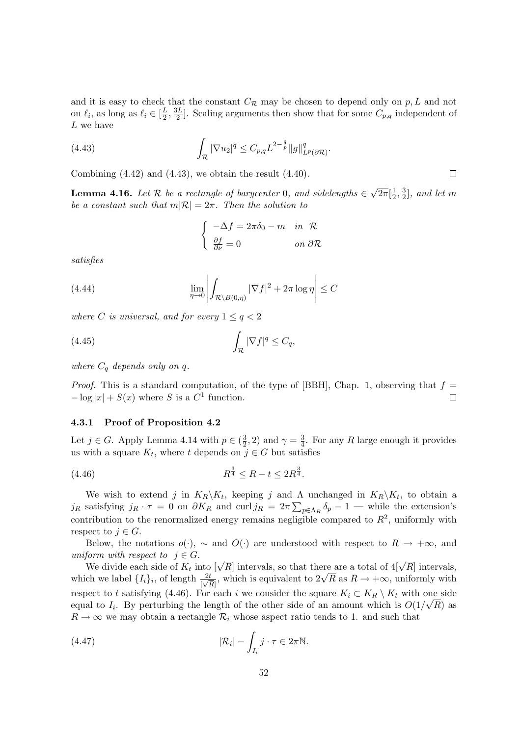and it is easy to check that the constant $C_{\mathcal{R}}$ may be chosen to depend only on $p, L$ and not on $\ell_i$, as long as $\ell_i \in [\frac{L}{2}, \frac{3L}{2}]$. Scaling arguments then show that for some $C_{p,q}$ independent of $L$ we have

$$\int_{\mathcal{R}} |\nabla u_2|^q \leq C_{p,q} L^{2-\frac{q}{p}} \|g\|^q_{L^p(\partial \mathcal{R})}. \tag{4.43}$$

Combining (4.42) and (4.43), we obtain the result (4.40). $\square$

**Lemma 4.16.** *Let $\mathcal{R}$ be a rectangle of barycenter 0, and sidelengths $\in \sqrt{2\pi}[\frac{1}{2}, \frac{3}{2}]$, and let $m$ be a constant such that $m|\mathcal{R}| = 2\pi$. Then the solution to*

$$\begin{cases} -\Delta f = 2\pi \delta_0 - m & \text{in } \mathcal{R} \\ \frac{\partial f}{\partial \nu} = 0 & \text{on } \partial \mathcal{R} \end{cases}$$

*satisfies*

$$\lim_{\eta \to 0} \left| \int_{\mathcal{R} \setminus B(0,\eta)} |\nabla f|^2 + 2\pi \log \eta \right| \leq C \tag{4.44}$$

*where $C$ is universal, and for every $1 \leq q < 2$*

$$\int_{\mathcal{R}} |\nabla f|^q \leq C_q, \tag{4.45}$$

*where $C_q$ depends only on $q$.*

*Proof.* This is a standard computation, of the type of [BBH], Chap. 1, observing that $f = -\log|x| + S(x)$ where $S$ is a $C^1$ function. $\square$

### 4.3.1 Proof of Proposition 4.2

Let $j \in G$. Apply Lemma 4.14 with $p \in (\frac{3}{2}, 2)$ and $\gamma = \frac{3}{4}$. For any $R$ large enough it provides us with a square $K_t$, where $t$ depends on $j \in G$ but satisfies

$$R^{\frac{3}{4}} \leq R - t \leq 2R^{\frac{3}{4}}. \tag{4.46}$$

We wish to extend $j$ in $K_R \backslash K_t$, keeping $j$ and $\Lambda$ unchanged in $K_R \backslash K_t$, to obtain a $j_R$ satisfying $j_R \cdot \tau = 0$ on $\partial K_R$ and $\operatorname{curl} j_R = 2\pi \sum_{p \in \Lambda_R} \delta_p - 1$ — while the extension's contribution to the renormalized energy remains negligible compared to $R^2$, uniformly with respect to $j \in G$.

Below, the notations $o(\cdot)$, $\sim$ and $O(\cdot)$ are understood with respect to $R \to +\infty$, and *uniform with respect to* $j \in G$.

We divide each side of $K_t$ into $[\sqrt{R}]$ intervals, so that there are a total of $4[\sqrt{R}]$ intervals, which we label $\{I_i\}_i$, of length $\frac{2t}{[\sqrt{R}]}$, which is equivalent to $2\sqrt{R}$ as $R \to +\infty$, uniformly with respect to $t$ satisfying (4.46). For each $i$ we consider the square $K_i \subset K_R \setminus K_t$ with one side equal to $I_i$. By perturbing the length of the other side of an amount which is $O(1/\sqrt{R})$ as $R \to \infty$ we may obtain a rectangle $\mathcal{R}_i$ whose aspect ratio tends to 1. and such that

$$|\mathcal{R}_i| - \int_{I_i} j \cdot \tau \in 2\pi \mathbb{N}. \tag{4.47}$$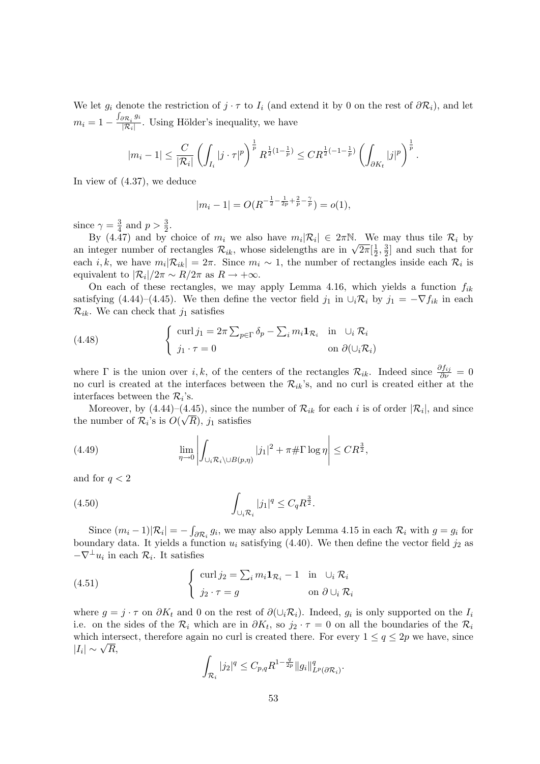We let $g_i$ denote the restriction of $j \cdot \tau$ to $I_i$ (and extend it by 0 on the rest of $\partial \mathcal{R}_i$), and let $m_i = 1 - \frac{\int_{\partial \mathcal{R}_i} g_i}{|\mathcal{R}_i|}$. Using Hölder's inequality, we have

$$|m_i - 1| \le \frac{C}{|\mathcal{R}_i|} \left( \int_{I_i} |j \cdot \tau|^p \right)^{\frac{1}{p}} R^{\frac{1}{2}(1-\frac{1}{p})} \le C R^{\frac{1}{2}(-1-\frac{1}{p})} \left( \int_{\partial K_t} |j|^p \right)^{\frac{1}{p}}.$$

In view of (4.37), we deduce

$$|m_i - 1| = O(R^{-\frac{1}{2} - \frac{1}{2p} + \frac{2}{p} - \frac{\gamma}{p}}) = o(1),$$

since $\gamma = \frac{3}{4}$ and $p > \frac{3}{2}$.

By (4.47) and by choice of $m_i$ we also have $m_i |\mathcal{R}_i| \in 2\pi \mathbb{N}$. We may thus tile $\mathcal{R}_i$ by an integer number of rectangles $\mathcal{R}_{ik}$, whose sidelengths are in $\sqrt{2\pi}[\frac{1}{2}, \frac{3}{2}]$ and such that for each $i, k$, we have $m_i |\mathcal{R}_{ik}| = 2\pi$. Since $m_i \sim 1$, the number of rectangles inside each $\mathcal{R}_i$ is equivalent to $|\mathcal{R}_i|/2\pi \sim R/2\pi$ as $R \to +\infty$.

On each of these rectangles, we may apply Lemma 4.16, which yields a function $f_{ik}$ satisfying (4.44)–(4.45). We then define the vector field $j_1$ in $\cup_i \mathcal{R}_i$ by $j_1 = -\nabla f_{ik}$ in each $\mathcal{R}_{ik}$. We can check that $j_1$ satisfies

$$\begin{cases} \operatorname{curl} j_1 = 2\pi \sum_{p \in \Gamma} \delta_p - \sum_i m_i \mathbf{1}_{\mathcal{R}_i} & \text{in } \ \cup_i \mathcal{R}_i \\ j_1 \cdot \tau = 0 & \text{on } \partial(\cup_i \mathcal{R}_i) \end{cases} \tag{4.48}$$

where $\Gamma$ is the union over $i, k$, of the centers of the rectangles $\mathcal{R}_{ik}$. Indeed since $\frac{\partial f_{ij}}{\partial \nu} = 0$ no curl is created at the interfaces between the $\mathcal{R}_{ik}$'s, and no curl is created either at the interfaces between the $\mathcal{R}_i$'s.

Moreover, by (4.44)–(4.45), since the number of $\mathcal{R}_{ik}$ for each $i$ is of order $|\mathcal{R}_i|$, and since the number of $\mathcal{R}_i$'s is $O(\sqrt{R})$, $j_1$ satisfies

$$\lim_{\eta \to 0} \left| \int_{\cup_i \mathcal{R}_i \setminus \cup B(p,\eta)} |j_1|^2 + \pi \#\Gamma \log \eta \right| \le C R^{\frac{3}{2}}, \tag{4.49}$$

and for $q < 2$

$$\int_{\cup_i \mathcal{R}_i} |j_1|^q \le C_q R^{\frac{3}{2}}. \tag{4.50}$$

Since $(m_i - 1)|\mathcal{R}_i| = -\int_{\partial \mathcal{R}_i} g_i$, we may also apply Lemma 4.15 in each $\mathcal{R}_i$ with $g = g_i$ for boundary data. It yields a function $u_i$ satisfying (4.40). We then define the vector field $j_2$ as $-\nabla^\perp u_i$ in each $\mathcal{R}_i$. It satisfies

$$\begin{cases} \operatorname{curl} j_2 = \sum_i m_i \mathbf{1}_{\mathcal{R}_i} - 1 & \text{in } \ \cup_i \mathcal{R}_i \\ j_2 \cdot \tau = g & \text{on } \partial \cup_i \mathcal{R}_i \end{cases} \tag{4.51}$$

where $g = j \cdot \tau$ on $\partial K_t$ and 0 on the rest of $\partial(\cup_i \mathcal{R}_i)$. Indeed, $g_i$ is only supported on the $I_i$ i.e. on the sides of the $\mathcal{R}_i$ which are in $\partial K_t$, so $j_2 \cdot \tau = 0$ on all the boundaries of the $\mathcal{R}_i$ which intersect, therefore again no curl is created there. For every $1 \le q \le 2p$ we have, since $|I_i| \sim \sqrt{R}$,

$$\int_{\mathcal{R}_i} |j_2|^q \le C_{p,q} R^{1 - \frac{q}{2p}} \|g_i\|^q_{L^p(\partial \mathcal{R}_i)}.$$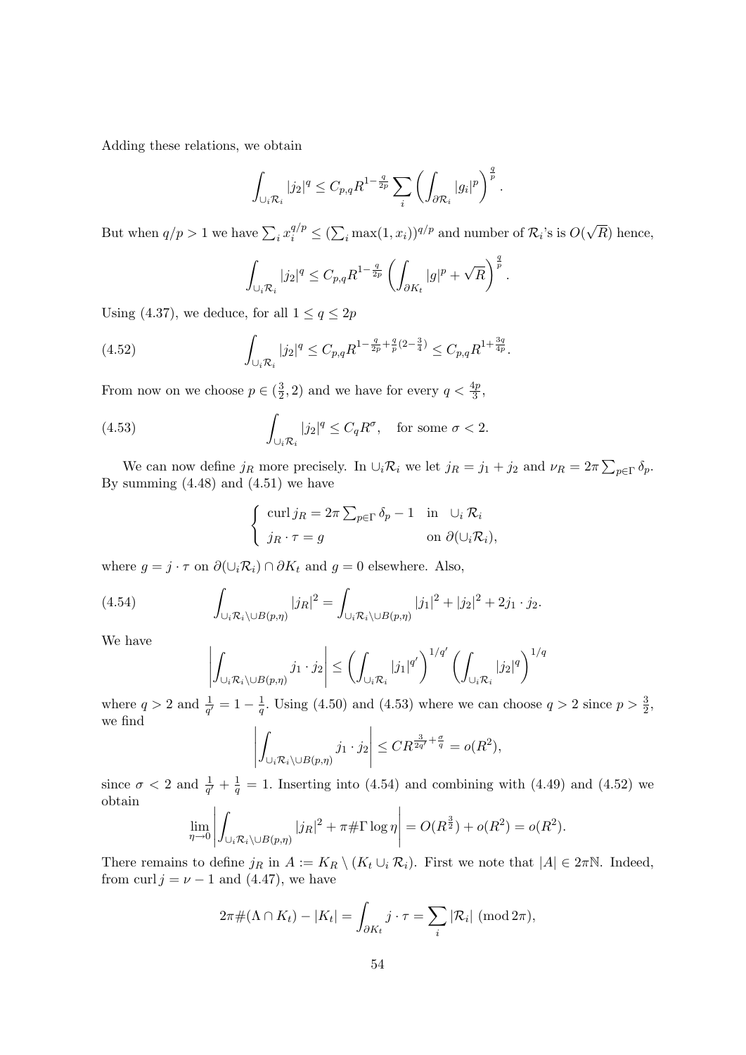Adding these relations, we obtain

$$\int_{\cup_i \mathcal{R}_i} |j_2|^q \le C_{p,q} R^{1-\frac{q}{2p}} \sum_i \left( \int_{\partial \mathcal{R}_i} |g_i|^p \right)^{\frac{q}{p}}.$$

But when $q/p > 1$ we have $\sum_i x_i^{q/p} \le (\sum_i \max(1, x_i))^{q/p}$ and number of $\mathcal{R}_i$'s is $O(\sqrt{R})$ hence,

$$\int_{\cup_i \mathcal{R}_i} |j_2|^q \le C_{p,q} R^{1-\frac{q}{2p}} \left( \int_{\partial K_t} |g|^p + \sqrt{R} \right)^{\frac{q}{p}}.$$

Using (4.37), we deduce, for all $1 \le q \le 2p$

$$\int_{\cup_i \mathcal{R}_i} |j_2|^q \le C_{p,q} R^{1-\frac{q}{2p}+\frac{q}{p}(2-\frac{3}{4})} \le C_{p,q} R^{1+\frac{3q}{4p}}. \tag{4.52}$$

From now on we choose $p \in (\frac{3}{2}, 2)$ and we have for every $q < \frac{4p}{3}$,

$$\int_{\cup_i \mathcal{R}_i} |j_2|^q \le C_q R^{\sigma}, \quad \text{for some } \sigma < 2. \tag{4.53}$$

We can now define $j_R$ more precisely. In $\cup_i \mathcal{R}_i$ we let $j_R = j_1 + j_2$ and $\nu_R = 2\pi \sum_{p \in \Gamma} \delta_p$. By summing (4.48) and (4.51) we have

$$\begin{cases} \operatorname{curl} j_R = 2\pi \sum_{p \in \Gamma} \delta_p - 1 & \text{in } \cup_i \mathcal{R}_i \\ j_R \cdot \tau = g & \text{on } \partial(\cup_i \mathcal{R}_i), \end{cases}$$

where $g = j \cdot \tau$ on $\partial(\cup_i \mathcal{R}_i) \cap \partial K_t$ and $g = 0$ elsewhere. Also,

$$\int_{\cup_i \mathcal{R}_i \setminus \cup B(p,\eta)} |j_R|^2 = \int_{\cup_i \mathcal{R}_i \setminus \cup B(p,\eta)} |j_1|^2 + |j_2|^2 + 2 j_1 \cdot j_2. \tag{4.54}$$

We have

$$\left| \int_{\cup_i \mathcal{R}_i \setminus \cup B(p,\eta)} j_1 \cdot j_2 \right| \le \left( \int_{\cup_i \mathcal{R}_i} |j_1|^{q'} \right)^{1/q'} \left( \int_{\cup_i \mathcal{R}_i} |j_2|^q \right)^{1/q}$$

where $q > 2$ and $\frac{1}{q'} = 1 - \frac{1}{q}$. Using (4.50) and (4.53) where we can choose $q > 2$ since $p > \frac{3}{2}$, we find

$$\left| \int_{\cup_i \mathcal{R}_i \setminus \cup B(p,\eta)} j_1 \cdot j_2 \right| \le C R^{\frac{3}{2q'} + \frac{\sigma}{q}} = o(R^2),$$

since $\sigma < 2$ and $\frac{1}{q'} + \frac{1}{q} = 1$. Inserting into (4.54) and combining with (4.49) and (4.52) we obtain

$$\lim_{\eta \to 0} \left| \int_{\cup_i \mathcal{R}_i \setminus \cup B(p,\eta)} |j_R|^2 + \pi \# \Gamma \log \eta \right| = O(R^{\frac{3}{2}}) + o(R^2) = o(R^2).$$

There remains to define $j_R$ in $A := K_R \setminus (K_t \cup_i \mathcal{R}_i)$. First we note that $|A| \in 2\pi\mathbb{N}$. Indeed, from $\operatorname{curl} j = \nu - 1$ and (4.47), we have

$$2\pi \#(\Lambda \cap K_t) - |K_t| = \int_{\partial K_t} j \cdot \tau = \sum_i |\mathcal{R}_i| \ (\operatorname{mod} 2\pi),$$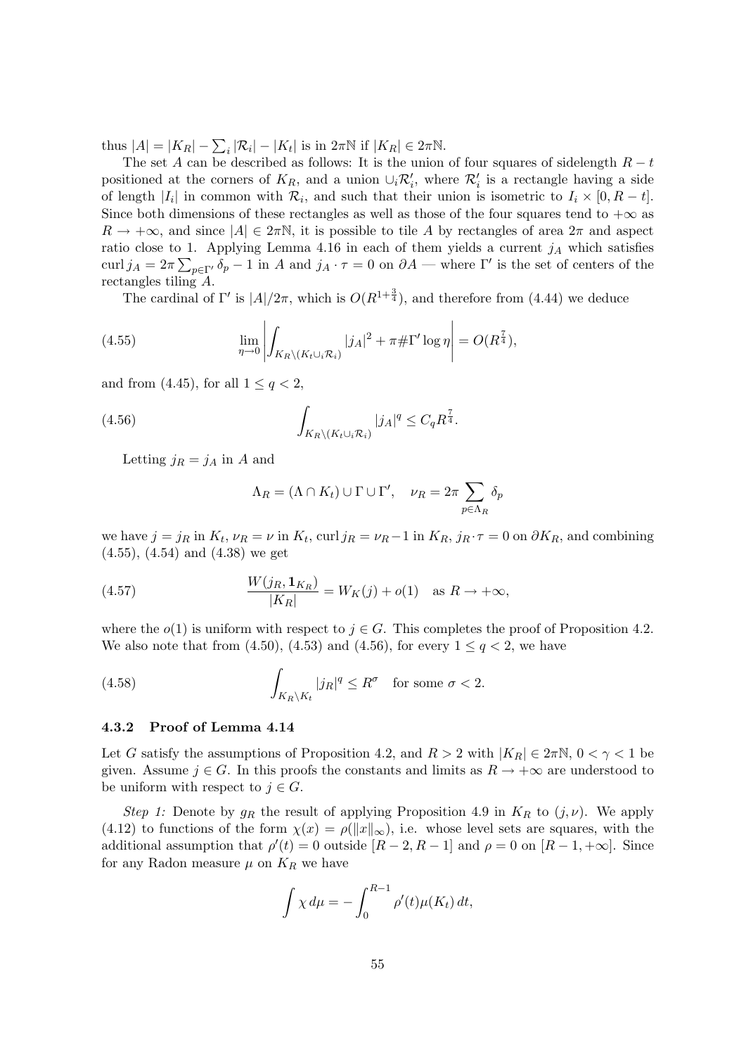thus $|A| = |K_R| - \sum_i |\mathcal{R}_i| - |K_t|$ is in $2\pi\mathbb{N}$ if $|K_R| \in 2\pi\mathbb{N}$.

The set $A$ can be described as follows: It is the union of four squares of sidelength $R - t$ positioned at the corners of $K_R$, and a union $\cup_i \mathcal{R}'_i$, where $\mathcal{R}'_i$ is a rectangle having a side of length $|I_i|$ in common with $\mathcal{R}_i$, and such that their union is isometric to $I_i \times [0, R-t]$. Since both dimensions of these rectangles as well as those of the four squares tend to $+\infty$ as $R \to +\infty$, and since $|A| \in 2\pi\mathbb{N}$, it is possible to tile $A$ by rectangles of area $2\pi$ and aspect ratio close to 1. Applying Lemma 4.16 in each of them yields a current $j_A$ which satisfies $\operatorname{curl} j_A = 2\pi \sum_{p\in\Gamma'} \delta_p - 1$ in $A$ and $j_A \cdot \tau = 0$ on $\partial A$ — where $\Gamma'$ is the set of centers of the rectangles tiling $A$.

The cardinal of $\Gamma'$ is $|A|/2\pi$, which is $O(R^{1+\frac{3}{4}})$, and therefore from (4.44) we deduce

$$\lim_{\eta\to 0} \left| \int_{K_R \setminus (K_t \cup_i \mathcal{R}_i)} |j_A|^2 + \pi \#\Gamma' \log \eta \right| = O(R^{\frac{7}{4}}), \tag{4.55}$$

and from (4.45), for all $1 \le q < 2$,

$$\int_{K_R \setminus (K_t \cup_i \mathcal{R}_i)} |j_A|^q \le C_q R^{\frac{7}{4}}. \tag{4.56}$$

Letting $j_R = j_A$ in $A$ and

$$\Lambda_R = (\Lambda \cap K_t) \cup \Gamma \cup \Gamma', \quad \nu_R = 2\pi \sum_{p\in\Lambda_R} \delta_p$$

we have $j = j_R$ in $K_t$, $\nu_R = \nu$ in $K_t$, $\operatorname{curl} j_R = \nu_R - 1$ in $K_R$, $j_R \cdot \tau = 0$ on $\partial K_R$, and combining (4.55), (4.54) and (4.38) we get

$$\frac{W(j_R, \mathbf{1}_{K_R})}{|K_R|} = W_K(j) + o(1) \quad \text{as } R \to +\infty, \tag{4.57}$$

where the $o(1)$ is uniform with respect to $j \in G$. This completes the proof of Proposition 4.2. We also note that from (4.50), (4.53) and (4.56), for every $1 \le q < 2$, we have

$$\int_{K_R \setminus K_t} |j_R|^q \le R^\sigma \quad \text{for some } \sigma < 2. \tag{4.58}$$

### 4.3.2 Proof of Lemma 4.14

Let $G$ satisfy the assumptions of Proposition 4.2, and $R > 2$ with $|K_R| \in 2\pi\mathbb{N}$, $0 < \gamma < 1$ be given. Assume $j \in G$. In this proofs the constants and limits as $R \to +\infty$ are understood to be uniform with respect to $j \in G$.

*Step 1:* Denote by $g_R$ the result of applying Proposition 4.9 in $K_R$ to $(j, \nu)$. We apply (4.12) to functions of the form $\chi(x) = \rho(\|x\|_\infty)$, i.e. whose level sets are squares, with the additional assumption that $\rho'(t) = 0$ outside $[R-2, R-1]$ and $\rho = 0$ on $[R-1, +\infty]$. Since for any Radon measure $\mu$ on $K_R$ we have

$$\int \chi \, d\mu = -\int_0^{R-1} \rho'(t) \mu(K_t) \, dt,$$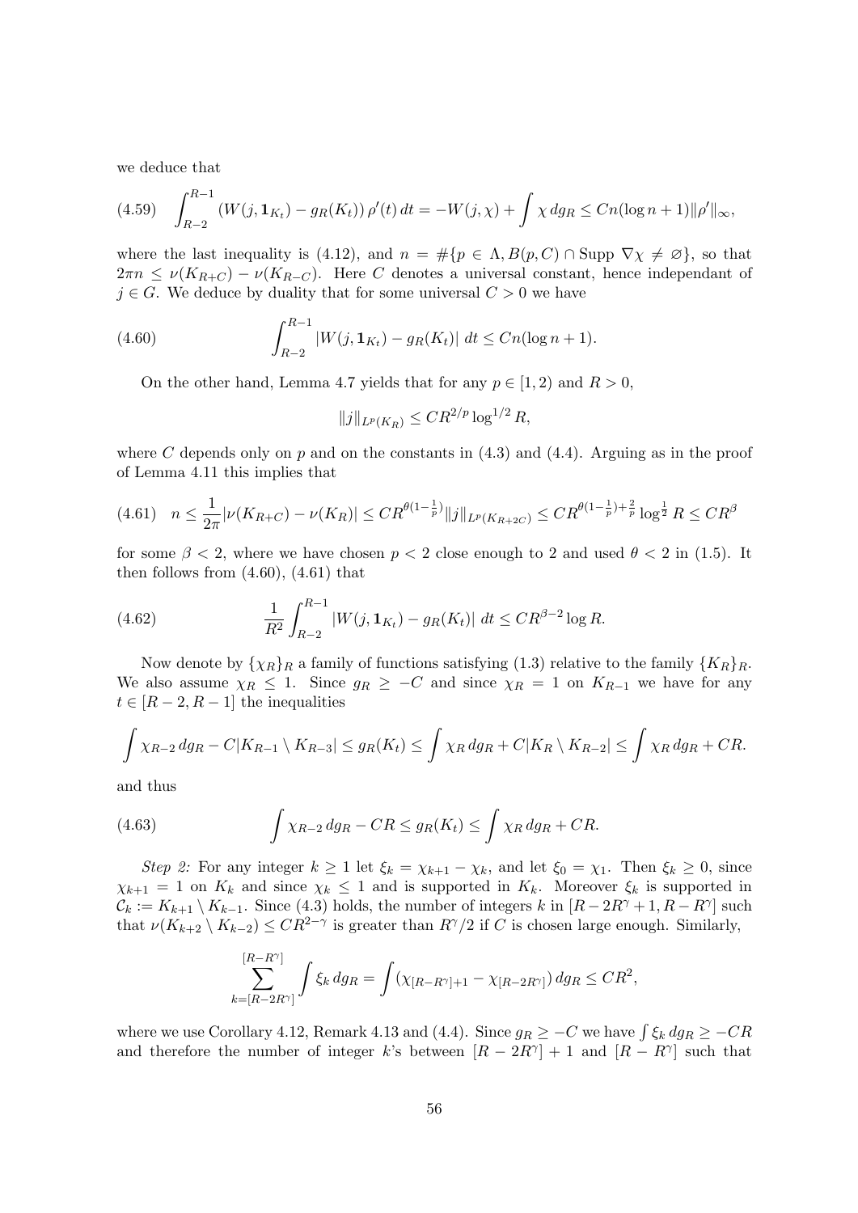we deduce that

$$\int_{R-2}^{R-1} \left(W(j, \mathbf{1}_{K_t}) - g_R(K_t)\right) \rho'(t)\, dt = -W(j,\chi) + \int \chi\, dg_R \leq Cn(\log n + 1)\|\rho'\|_\infty, \tag{4.59}$$

where the last inequality is (4.12), and $n = \#\{p \in \Lambda, B(p,C) \cap \mathrm{Supp}\ \nabla\chi \neq \varnothing\}$, so that $2\pi n \leq \nu(K_{R+C}) - \nu(K_{R-C})$. Here $C$ denotes a universal constant, hence independant of $j \in G$. We deduce by duality that for some universal $C > 0$ we have

$$\int_{R-2}^{R-1} |W(j, \mathbf{1}_{K_t}) - g_R(K_t)|\, dt \leq Cn(\log n + 1). \tag{4.60}$$

On the other hand, Lemma 4.7 yields that for any $p \in [1,2)$ and $R > 0$,

$$\|j\|_{L^p(K_R)} \leq CR^{2/p} \log^{1/2} R,$$

where $C$ depends only on $p$ and on the constants in (4.3) and (4.4). Arguing as in the proof of Lemma 4.11 this implies that

$$n \leq \frac{1}{2\pi}|\nu(K_{R+C}) - \nu(K_R)| \leq CR^{\theta(1-\frac{1}{p})}\|j\|_{L^p(K_{R+2C})} \leq CR^{\theta(1-\frac{1}{p})+\frac{2}{p}} \log^{\frac{1}{2}} R \leq CR^\beta \tag{4.61}$$

for some $\beta < 2$, where we have chosen $p < 2$ close enough to 2 and used $\theta < 2$ in (1.5). It then follows from (4.60), (4.61) that

$$\frac{1}{R^2}\int_{R-2}^{R-1} |W(j, \mathbf{1}_{K_t}) - g_R(K_t)|\, dt \leq CR^{\beta-2}\log R. \tag{4.62}$$

Now denote by $\{\chi_R\}_R$ a family of functions satisfying (1.3) relative to the family $\{K_R\}_R$. We also assume $\chi_R \leq 1$. Since $g_R \geq -C$ and since $\chi_R = 1$ on $K_{R-1}$ we have for any $t \in [R-2, R-1]$ the inequalities

$$\int \chi_{R-2}\, dg_R - C|K_{R-1} \setminus K_{R-3}| \leq g_R(K_t) \leq \int \chi_R\, dg_R + C|K_R \setminus K_{R-2}| \leq \int \chi_R\, dg_R + CR.$$

and thus

$$\int \chi_{R-2}\, dg_R - CR \leq g_R(K_t) \leq \int \chi_R\, dg_R + CR. \tag{4.63}$$

*Step 2:* For any integer $k \geq 1$ let $\xi_k = \chi_{k+1} - \chi_k$, and let $\xi_0 = \chi_1$. Then $\xi_k \geq 0$, since $\chi_{k+1} = 1$ on $K_k$ and since $\chi_k \leq 1$ and is supported in $K_k$. Moreover $\xi_k$ is supported in $\mathcal{C}_k := K_{k+1} \setminus K_{k-1}$. Since (4.3) holds, the number of integers $k$ in $[R - 2R^\gamma + 1, R - R^\gamma]$ such that $\nu(K_{k+2} \setminus K_{k-2}) \leq CR^{2-\gamma}$ is greater than $R^\gamma/2$ if $C$ is chosen large enough. Similarly,

$$\sum_{k=[R-2R^\gamma]}^{[R-R^\gamma]} \int \xi_k\, dg_R = \int (\chi_{[R-R^\gamma]+1} - \chi_{[R-2R^\gamma]})\, dg_R \leq CR^2,$$

where we use Corollary 4.12, Remark 4.13 and (4.4). Since $g_R \geq -C$ we have $\int \xi_k\, dg_R \geq -CR$ and therefore the number of integer $k$'s between $[R - 2R^\gamma] + 1$ and $[R - R^\gamma]$ such that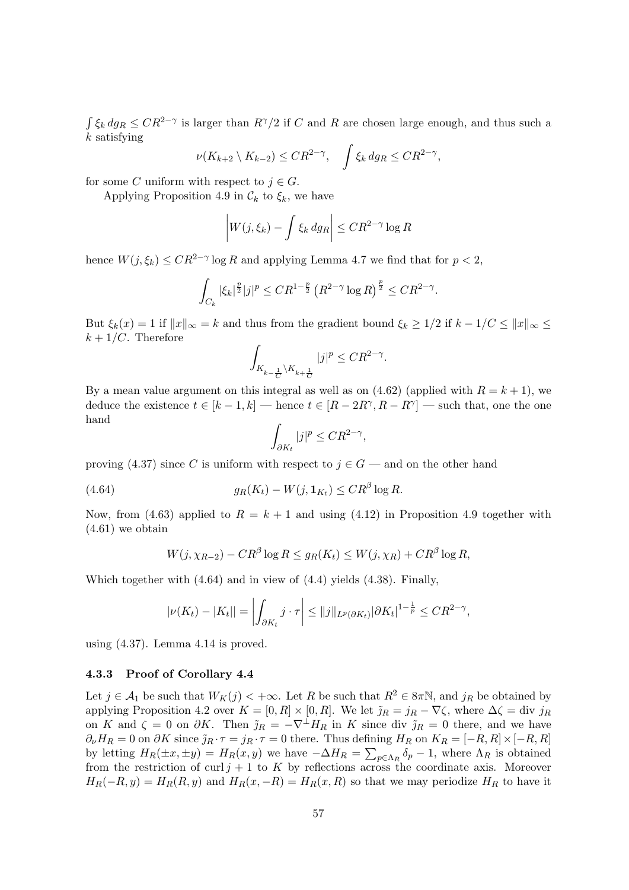$\int \xi_k \, dg_R \le CR^{2-\gamma}$ is larger than $R^\gamma/2$ if $C$ and $R$ are chosen large enough, and thus such a $k$ satisfying

$$\nu(K_{k+2} \setminus K_{k-2}) \le CR^{2-\gamma}, \quad \int \xi_k \, dg_R \le CR^{2-\gamma},$$

for some $C$ uniform with respect to $j \in G$.

Applying Proposition 4.9 in $\mathcal{C}_k$ to $\xi_k$, we have

$$\left| W(j, \xi_k) - \int \xi_k \, dg_R \right| \le CR^{2-\gamma} \log R$$

hence $W(j, \xi_k) \le CR^{2-\gamma} \log R$ and applying Lemma 4.7 we find that for $p < 2$,

$$\int_{C_k} |\xi_k|^{\frac{p}{2}} |j|^p \le CR^{1-\frac{p}{2}} \left( R^{2-\gamma} \log R \right)^{\frac{p}{2}} \le CR^{2-\gamma}.$$

But $\xi_k(x) = 1$ if $\|x\|_\infty = k$ and thus from the gradient bound $\xi_k \ge 1/2$ if $k - 1/C \le \|x\|_\infty \le k + 1/C$. Therefore

$$\int_{K_{k-\frac{1}{C}} \setminus K_{k+\frac{1}{C}}} |j|^p \le CR^{2-\gamma}.$$

By a mean value argument on this integral as well as on (4.62) (applied with $R = k+1$), we deduce the existence $t \in [k-1, k]$ — hence $t \in [R - 2R^\gamma, R - R^\gamma]$ — such that, one the one hand

$$\int_{\partial K_t} |j|^p \le CR^{2-\gamma},$$

proving (4.37) since $C$ is uniform with respect to $j \in G$ — and on the other hand

$$g_R(K_t) - W(j, \mathbf{1}_{K_t}) \le CR^\beta \log R. \tag{4.64}$$

Now, from (4.63) applied to $R = k+1$ and using (4.12) in Proposition 4.9 together with (4.61) we obtain

$$W(j, \chi_{R-2}) - CR^\beta \log R \le g_R(K_t) \le W(j, \chi_R) + CR^\beta \log R,$$

Which together with (4.64) and in view of (4.4) yields (4.38). Finally,

$$|\nu(K_t) - |K_t|| = \left| \int_{\partial K_t} j \cdot \tau \right| \le \|j\|_{L^p(\partial K_t)} |\partial K_t|^{1-\frac{1}{p}} \le CR^{2-\gamma},$$

using (4.37). Lemma 4.14 is proved.

### 4.3.3 Proof of Corollary 4.4

Let $j \in \mathcal{A}_1$ be such that $W_K(j) < +\infty$. Let $R$ be such that $R^2 \in 8\pi\mathbb{N}$, and $j_R$ be obtained by applying Proposition 4.2 over $K = [0, R] \times [0, R]$. We let $\tilde{j}_R = j_R - \nabla\zeta$, where $\Delta\zeta = \operatorname{div} j_R$ on $K$ and $\zeta = 0$ on $\partial K$. Then $\tilde{j}_R = -\nabla^\perp H_R$ in $K$ since $\operatorname{div} \tilde{j}_R = 0$ there, and we have $\partial_\nu H_R = 0$ on $\partial K$ since $\tilde{j}_R \cdot \tau = j_R \cdot \tau = 0$ there. Thus defining $H_R$ on $K_R = [-R, R] \times [-R, R]$ by letting $H_R(\pm x, \pm y) = H_R(x, y)$ we have $-\Delta H_R = \sum_{p \in \Lambda_R} \delta_p - 1$, where $\Lambda_R$ is obtained from the restriction of $\operatorname{curl} j + 1$ to $K$ by reflections across the coordinate axis. Moreover $H_R(-R, y) = H_R(R, y)$ and $H_R(x, -R) = H_R(x, R)$ so that we may periodize $H_R$ to have it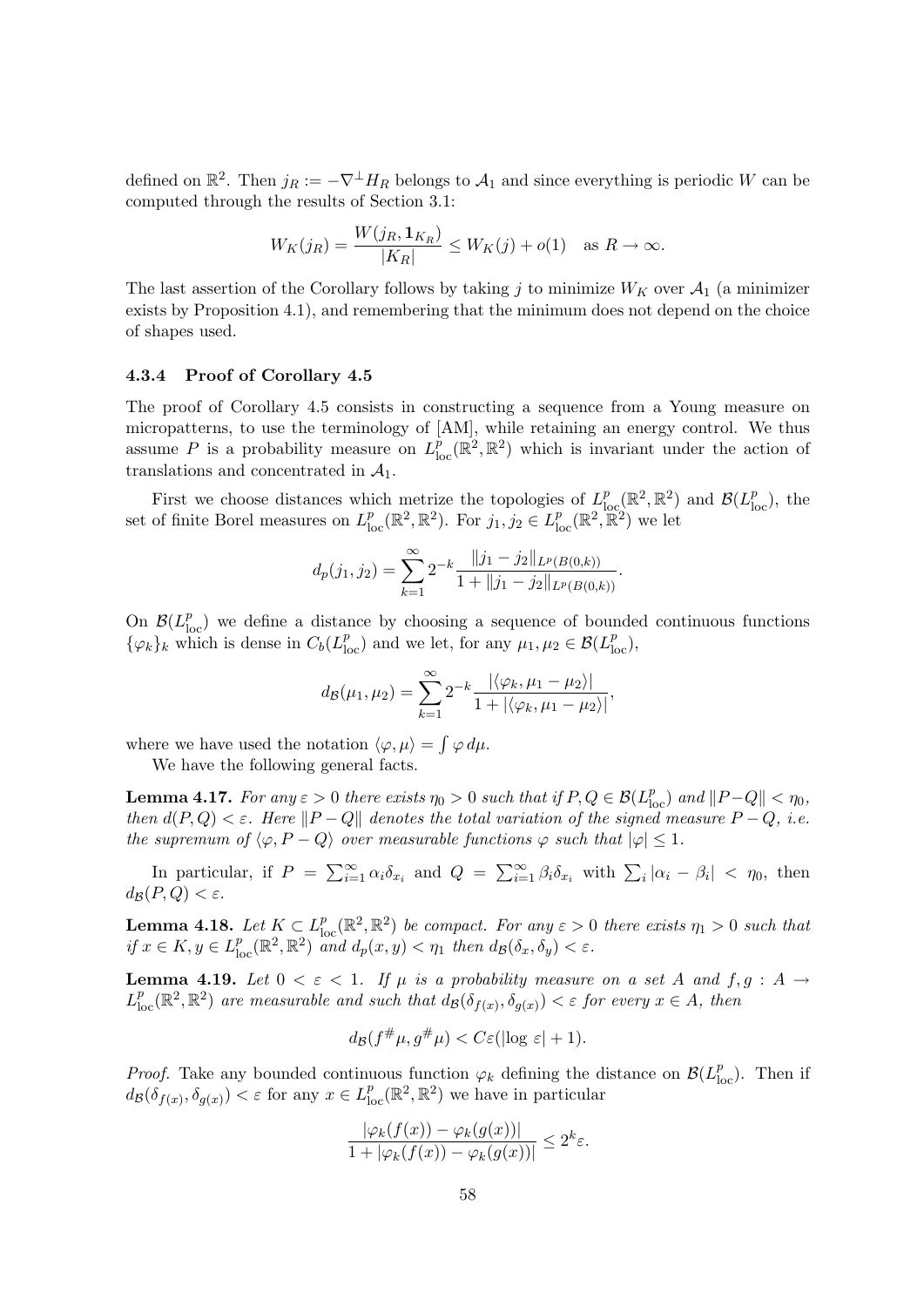defined on $\mathbb{R}^2$. Then $j_R := -\nabla^\perp H_R$ belongs to $\mathcal{A}_1$ and since everything is periodic $W$ can be computed through the results of Section 3.1:

$$W_K(j_R) = \frac{W(j_R, \mathbf{1}_{K_R})}{|K_R|} \leq W_K(j) + o(1) \quad \text{as } R \to \infty.$$

The last assertion of the Corollary follows by taking $j$ to minimize $W_K$ over $\mathcal{A}_1$ (a minimizer exists by Proposition 4.1), and remembering that the minimum does not depend on the choice of shapes used.

#### 4.3.4 Proof of Corollary 4.5

The proof of Corollary 4.5 consists in constructing a sequence from a Young measure on micropatterns, to use the terminology of [AM], while retaining an energy control. We thus assume $P$ is a probability measure on $L^p_{\text{loc}}(\mathbb{R}^2, \mathbb{R}^2)$ which is invariant under the action of translations and concentrated in $\mathcal{A}_1$.

First we choose distances which metrize the topologies of $L^p_{\text{loc}}(\mathbb{R}^2, \mathbb{R}^2)$ and $\mathcal{B}(L^p_{\text{loc}})$, the set of finite Borel measures on $L^p_{\text{loc}}(\mathbb{R}^2, \mathbb{R}^2)$. For $j_1, j_2 \in L^p_{\text{loc}}(\mathbb{R}^2, \mathbb{R}^2)$ we let

$$d_p(j_1, j_2) = \sum_{k=1}^{\infty} 2^{-k} \frac{\|j_1 - j_2\|_{L^p(B(0,k))}}{1 + \|j_1 - j_2\|_{L^p(B(0,k))}}.$$

On $\mathcal{B}(L^p_{\text{loc}})$ we define a distance by choosing a sequence of bounded continuous functions $\{\varphi_k\}_k$ which is dense in $C_b(L^p_{\text{loc}})$ and we let, for any $\mu_1, \mu_2 \in \mathcal{B}(L^p_{\text{loc}})$,

$$d_{\mathcal{B}}(\mu_1, \mu_2) = \sum_{k=1}^{\infty} 2^{-k} \frac{|\langle \varphi_k, \mu_1 - \mu_2 \rangle|}{1 + |\langle \varphi_k, \mu_1 - \mu_2 \rangle|},$$

where we have used the notation $\langle \varphi, \mu \rangle = \int \varphi \, d\mu$.

We have the following general facts.

**Lemma 4.17.** *For any $\varepsilon > 0$ there exists $\eta_0 > 0$ such that if $P, Q \in \mathcal{B}(L^p_{\text{loc}})$ and $\|P - Q\| < \eta_0$, then $d(P, Q) < \varepsilon$. Here $\|P - Q\|$ denotes the total variation of the signed measure $P - Q$, i.e. the supremum of $\langle \varphi, P - Q \rangle$ over measurable functions $\varphi$ such that $|\varphi| \leq 1$.*

In particular, if $P = \sum_{i=1}^{\infty} \alpha_i \delta_{x_i}$ and $Q = \sum_{i=1}^{\infty} \beta_i \delta_{x_i}$ with $\sum_i |\alpha_i - \beta_i| < \eta_0$, then $d_{\mathcal{B}}(P, Q) < \varepsilon$.

**Lemma 4.18.** *Let $K \subset L^p_{\text{loc}}(\mathbb{R}^2, \mathbb{R}^2)$ be compact. For any $\varepsilon > 0$ there exists $\eta_1 > 0$ such that if $x \in K, y \in L^p_{\text{loc}}(\mathbb{R}^2, \mathbb{R}^2)$ and $d_p(x, y) < \eta_1$ then $d_{\mathcal{B}}(\delta_x, \delta_y) < \varepsilon$.*

**Lemma 4.19.** *Let $0 < \varepsilon < 1$. If $\mu$ is a probability measure on a set $A$ and $f, g : A \to L^p_{\text{loc}}(\mathbb{R}^2, \mathbb{R}^2)$ are measurable and such that $d_{\mathcal{B}}(\delta_{f(x)}, \delta_{g(x)}) < \varepsilon$ for every $x \in A$, then*

$$d_{\mathcal{B}}(f^\# \mu, g^\# \mu) < C\varepsilon(|\log \varepsilon| + 1).$$

*Proof.* Take any bounded continuous function $\varphi_k$ defining the distance on $\mathcal{B}(L^p_{\text{loc}})$. Then if $d_{\mathcal{B}}(\delta_{f(x)}, \delta_{g(x)}) < \varepsilon$ for any $x \in L^p_{\text{loc}}(\mathbb{R}^2, \mathbb{R}^2)$ we have in particular

$$\frac{|\varphi_k(f(x)) - \varphi_k(g(x))|}{1 + |\varphi_k(f(x)) - \varphi_k(g(x))|} \leq 2^k \varepsilon.$$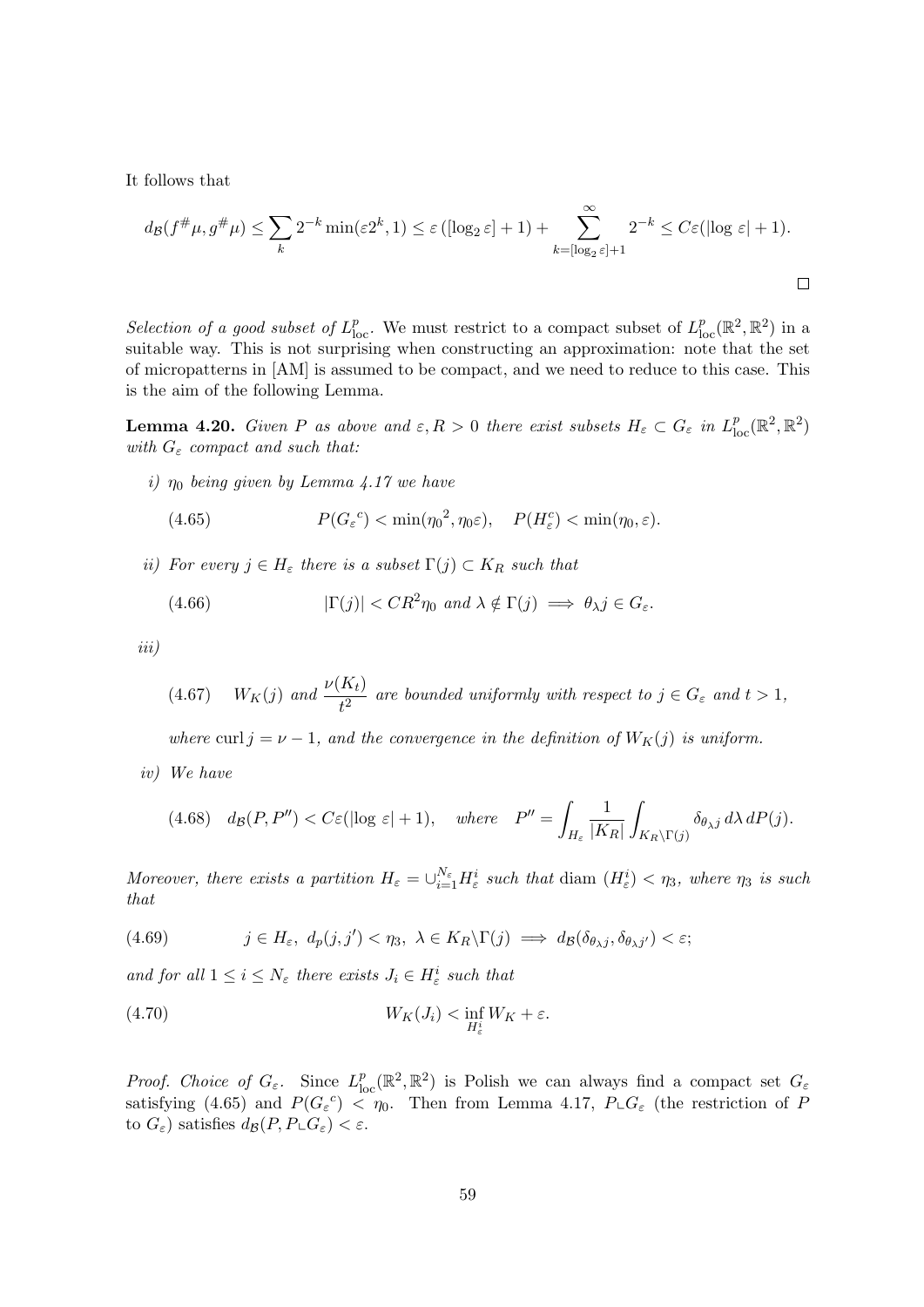It follows that

$$d_{\mathcal{B}}(f^{\#}\mu, g^{\#}\mu) \leq \sum_k 2^{-k} \min(\varepsilon 2^k, 1) \leq \varepsilon\left([\log_2 \varepsilon] + 1\right) + \sum_{k=[\log_2 \varepsilon]+1}^{\infty} 2^{-k} \leq C\varepsilon(|\log\, \varepsilon| + 1).$$

$\square$

*Selection of a good subset of $L^p_{\rm loc}$.* We must restrict to a compact subset of $L^p_{\rm loc}(\mathbb{R}^2, \mathbb{R}^2)$ in a suitable way. This is not surprising when constructing an approximation: note that the set of micropatterns in [AM] is assumed to be compact, and we need to reduce to this case. This is the aim of the following Lemma.

**Lemma 4.20.** *Given $P$ as above and $\varepsilon, R > 0$ there exist subsets $H_\varepsilon \subset G_\varepsilon$ in $L^p_{\rm loc}(\mathbb{R}^2, \mathbb{R}^2)$ with $G_\varepsilon$ compact and such that:*

*i) $\eta_0$ being given by Lemma 4.17 we have*

$$P({G_\varepsilon}^c) < \min({\eta_0}^2, \eta_0\varepsilon), \quad P(H_\varepsilon^c) < \min(\eta_0, \varepsilon). \tag{4.65}$$

*ii) For every $j \in H_\varepsilon$ there is a subset $\Gamma(j) \subset K_R$ such that*

$$|\Gamma(j)| < CR^2\eta_0 \text{ and } \lambda \notin \Gamma(j) \implies \theta_\lambda j \in G_\varepsilon. \tag{4.66}$$

*iii)*

$$W_K(j) \text{ and } \frac{\nu(K_t)}{t^2} \text{ are bounded uniformly with respect to } j \in G_\varepsilon \text{ and } t > 1, \tag{4.67}$$

*where $\operatorname{curl} j = \nu - 1$, and the convergence in the definition of $W_K(j)$ is uniform.*

*iv) We have*

$$d_{\mathcal{B}}(P, P'') < C\varepsilon(|\log\, \varepsilon| + 1), \quad \text{where} \quad P'' = \int_{H_\varepsilon} \frac{1}{|K_R|} \int_{K_R \setminus \Gamma(j)} \delta_{\theta_\lambda j}\, d\lambda\, dP(j). \tag{4.68}$$

*Moreover, there exists a partition $H_\varepsilon = \cup_{i=1}^{N_\varepsilon} H_\varepsilon^i$ such that $\operatorname{diam}\,(H_\varepsilon^i) < \eta_3$, where $\eta_3$ is such that*

$$j \in H_\varepsilon,\ d_p(j, j') < \eta_3,\ \lambda \in K_R \setminus \Gamma(j) \implies d_{\mathcal{B}}(\delta_{\theta_\lambda j}, \delta_{\theta_\lambda j'}) < \varepsilon; \tag{4.69}$$

*and for all $1 \leq i \leq N_\varepsilon$ there exists $J_i \in H_\varepsilon^i$ such that*

$$W_K(J_i) < \inf_{H_\varepsilon^i} W_K + \varepsilon. \tag{4.70}$$

*Proof. Choice of $G_\varepsilon$.* Since $L^p_{\rm loc}(\mathbb{R}^2, \mathbb{R}^2)$ is Polish we can always find a compact set $G_\varepsilon$ satisfying (4.65) and $P({G_\varepsilon}^c) < \eta_0$. Then from Lemma 4.17, $P \llcorner G_\varepsilon$ (the restriction of $P$ to $G_\varepsilon$) satisfies $d_{\mathcal{B}}(P, P \llcorner G_\varepsilon) < \varepsilon$.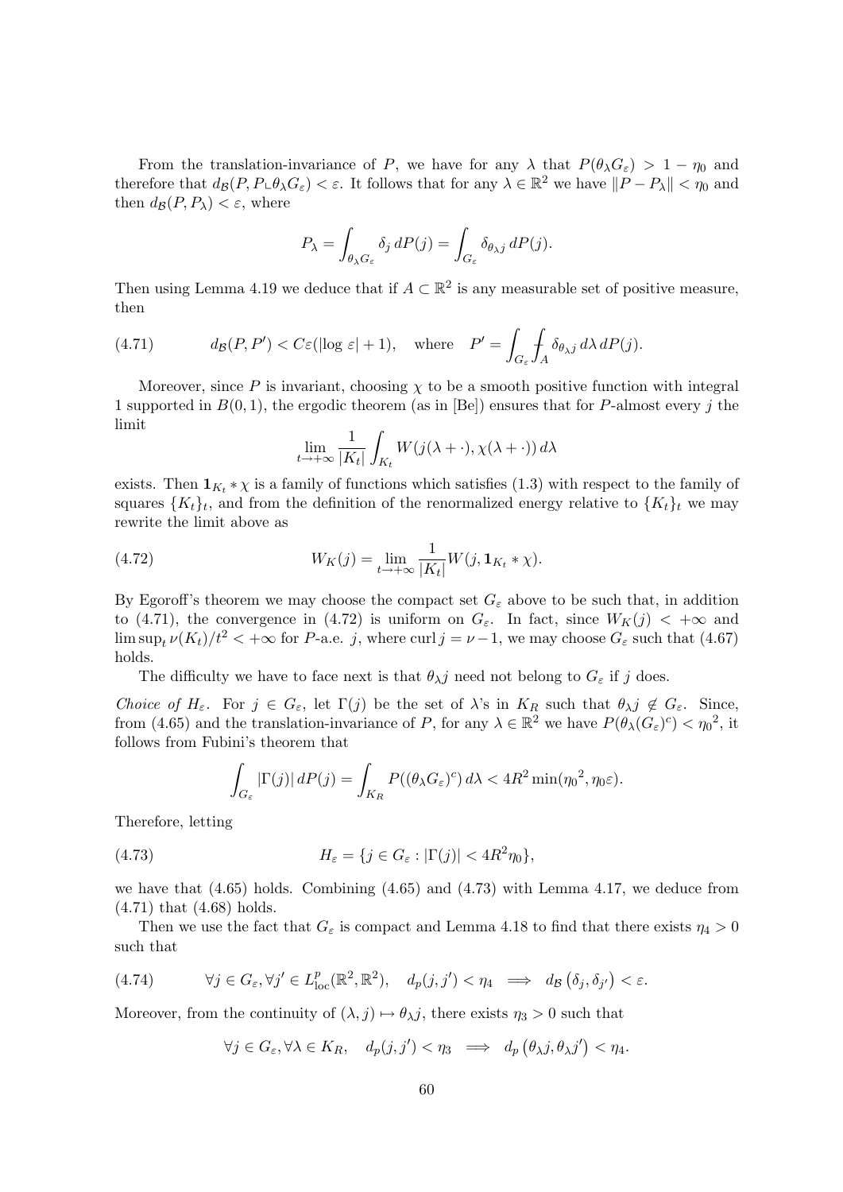From the translation-invariance of $P$, we have for any $\lambda$ that $P(\theta_\lambda G_\varepsilon) > 1 - \eta_0$ and therefore that $d_{\mathcal{B}}(P, P\llcorner\theta_\lambda G_\varepsilon) < \varepsilon$. It follows that for any $\lambda \in \mathbb{R}^2$ we have $\|P - P_\lambda\| < \eta_0$ and then $d_{\mathcal{B}}(P, P_\lambda) < \varepsilon$, where

$$P_\lambda = \int_{\theta_\lambda G_\varepsilon} \delta_j \, dP(j) = \int_{G_\varepsilon} \delta_{\theta_\lambda j} \, dP(j).$$

Then using Lemma 4.19 we deduce that if $A \subset \mathbb{R}^2$ is any measurable set of positive measure, then

$$d_{\mathcal{B}}(P, P') < C\varepsilon(|\log \varepsilon| + 1), \quad \text{where} \quad P' = \int_{G_\varepsilon} \fint_A \delta_{\theta_\lambda j} \, d\lambda \, dP(j). \tag{4.71}$$

Moreover, since $P$ is invariant, choosing $\chi$ to be a smooth positive function with integral 1 supported in $B(0,1)$, the ergodic theorem (as in [Be]) ensures that for $P$-almost every $j$ the limit

$$\lim_{t \to +\infty} \frac{1}{|K_t|} \int_{K_t} W(j(\lambda + \cdot), \chi(\lambda + \cdot)) \, d\lambda$$

exists. Then $\mathbf{1}_{K_t} * \chi$ is a family of functions which satisfies (1.3) with respect to the family of squares $\{K_t\}_t$, and from the definition of the renormalized energy relative to $\{K_t\}_t$ we may rewrite the limit above as

$$W_K(j) = \lim_{t \to +\infty} \frac{1}{|K_t|} W(j, \mathbf{1}_{K_t} * \chi). \tag{4.72}$$

By Egoroff's theorem we may choose the compact set $G_\varepsilon$ above to be such that, in addition to (4.71), the convergence in (4.72) is uniform on $G_\varepsilon$. In fact, since $W_K(j) < +\infty$ and $\limsup_t \nu(K_t)/t^2 < +\infty$ for $P$-a.e. $j$, where $\operatorname{curl} j = \nu - 1$, we may choose $G_\varepsilon$ such that (4.67) holds.

The difficulty we have to face next is that $\theta_\lambda j$ need not belong to $G_\varepsilon$ if $j$ does.

*Choice of $H_\varepsilon$.* For $j \in G_\varepsilon$, let $\Gamma(j)$ be the set of $\lambda$'s in $K_R$ such that $\theta_\lambda j \notin G_\varepsilon$. Since, from (4.65) and the translation-invariance of $P$, for any $\lambda \in \mathbb{R}^2$ we have $P(\theta_\lambda(G_\varepsilon)^c) < {\eta_0}^2$, it follows from Fubini's theorem that

$$\int_{G_\varepsilon} |\Gamma(j)| \, dP(j) = \int_{K_R} P((\theta_\lambda G_\varepsilon)^c) \, d\lambda < 4R^2 \min({\eta_0}^2, \eta_0 \varepsilon).$$

Therefore, letting

$$H_\varepsilon = \{j \in G_\varepsilon : |\Gamma(j)| < 4R^2 \eta_0\}, \tag{4.73}$$

we have that (4.65) holds. Combining (4.65) and (4.73) with Lemma 4.17, we deduce from (4.71) that (4.68) holds.

Then we use the fact that $G_\varepsilon$ is compact and Lemma 4.18 to find that there exists $\eta_4 > 0$ such that

$$\forall j \in G_\varepsilon, \forall j' \in L^p_{\text{loc}}(\mathbb{R}^2, \mathbb{R}^2), \quad d_p(j, j') < \eta_4 \implies d_{\mathcal{B}}\left(\delta_j, \delta_{j'}\right) < \varepsilon. \tag{4.74}$$

Moreover, from the continuity of $(\lambda, j) \mapsto \theta_\lambda j$, there exists $\eta_3 > 0$ such that

$$\forall j \in G_\varepsilon, \forall \lambda \in K_R, \quad d_p(j, j') < \eta_3 \implies d_p\left(\theta_\lambda j, \theta_\lambda j'\right) < \eta_4.$$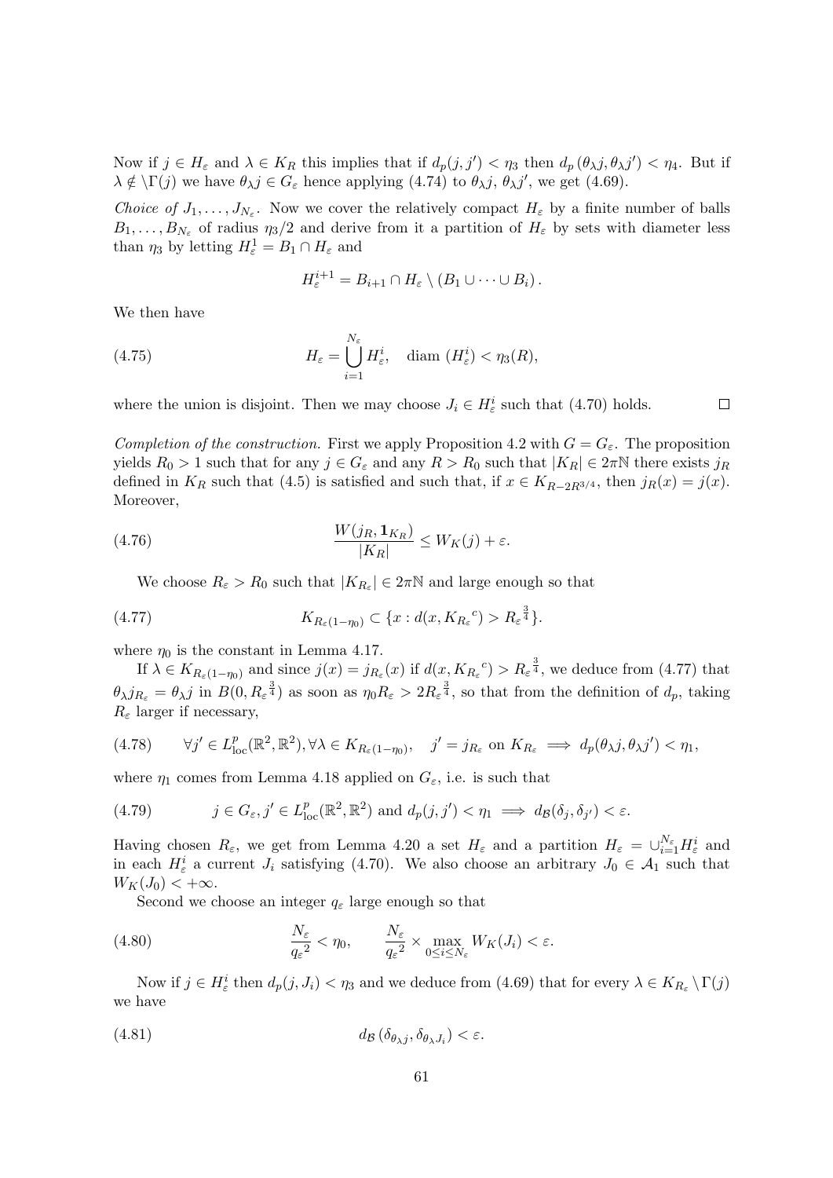Now if $j \in H_\varepsilon$ and $\lambda \in K_R$ this implies that if $d_p(j,j') < \eta_3$ then $d_p(\theta_\lambda j, \theta_\lambda j') < \eta_4$. But if $\lambda \notin \setminus \Gamma(j)$ we have $\theta_\lambda j \in G_\varepsilon$ hence applying (4.74) to $\theta_\lambda j$, $\theta_\lambda j'$, we get (4.69).

*Choice of* $J_1, \ldots, J_{N_\varepsilon}$. Now we cover the relatively compact $H_\varepsilon$ by a finite number of balls $B_1, \ldots, B_{N_\varepsilon}$ of radius $\eta_3/2$ and derive from it a partition of $H_\varepsilon$ by sets with diameter less than $\eta_3$ by letting $H_\varepsilon^1 = B_1 \cap H_\varepsilon$ and

$$H_\varepsilon^{i+1} = B_{i+1} \cap H_\varepsilon \setminus (B_1 \cup \cdots \cup B_i).$$

We then have

$$H_\varepsilon = \bigcup_{i=1}^{N_\varepsilon} H_\varepsilon^i, \quad \text{diam } (H_\varepsilon^i) < \eta_3(R), \tag{4.75}$$

where the union is disjoint. Then we may choose $J_i \in H_\varepsilon^i$ such that (4.70) holds. $\square$

*Completion of the construction.* First we apply Proposition 4.2 with $G = G_\varepsilon$. The proposition yields $R_0 > 1$ such that for any $j \in G_\varepsilon$ and any $R > R_0$ such that $|K_R| \in 2\pi\mathbb{N}$ there exists $j_R$ defined in $K_R$ such that (4.5) is satisfied and such that, if $x \in K_{R-2R^{3/4}}$, then $j_R(x) = j(x)$. Moreover,

$$\frac{W(j_R, \mathbf{1}_{K_R})}{|K_R|} \leq W_K(j) + \varepsilon. \tag{4.76}$$

We choose $R_\varepsilon > R_0$ such that $|K_{R_\varepsilon}| \in 2\pi\mathbb{N}$ and large enough so that

$$K_{R_\varepsilon(1-\eta_0)} \subset \{x : d(x, {K_{R_\varepsilon}}^c) > {R_\varepsilon}^{\frac{3}{4}}\}. \tag{4.77}$$

where $\eta_0$ is the constant in Lemma 4.17.

If $\lambda \in K_{R_\varepsilon(1-\eta_0)}$ and since $j(x) = j_{R_\varepsilon}(x)$ if $d(x, {K_{R_\varepsilon}}^c) > {R_\varepsilon}^{\frac{3}{4}}$, we deduce from (4.77) that $\theta_\lambda j_{R_\varepsilon} = \theta_\lambda j$ in $B(0, {R_\varepsilon}^{\frac{3}{4}})$ as soon as $\eta_0 R_\varepsilon > 2{R_\varepsilon}^{\frac{3}{4}}$, so that from the definition of $d_p$, taking $R_\varepsilon$ larger if necessary,

$$\forall j' \in L^p_{\text{loc}}(\mathbb{R}^2, \mathbb{R}^2), \forall \lambda \in K_{R_\varepsilon(1-\eta_0)}, \quad j' = j_{R_\varepsilon} \text{ on } K_{R_\varepsilon} \implies d_p(\theta_\lambda j, \theta_\lambda j') < \eta_1, \tag{4.78}$$

where $\eta_1$ comes from Lemma 4.18 applied on $G_\varepsilon$, i.e. is such that

$$j \in G_\varepsilon, j' \in L^p_{\text{loc}}(\mathbb{R}^2, \mathbb{R}^2) \text{ and } d_p(j,j') < \eta_1 \implies d_{\mathcal{B}}(\delta_j, \delta_{j'}) < \varepsilon. \tag{4.79}$$

Having chosen $R_\varepsilon$, we get from Lemma 4.20 a set $H_\varepsilon$ and a partition $H_\varepsilon = \cup_{i=1}^{N_\varepsilon} H_\varepsilon^i$ and in each $H_\varepsilon^i$ a current $J_i$ satisfying (4.70). We also choose an arbitrary $J_0 \in \mathcal{A}_1$ such that $W_K(J_0) < +\infty$.

Second we choose an integer $q_\varepsilon$ large enough so that

$$\frac{N_\varepsilon}{{q_\varepsilon}^2} < \eta_0, \qquad \frac{N_\varepsilon}{{q_\varepsilon}^2} \times \max_{0 \leq i \leq N_\varepsilon} W_K(J_i) < \varepsilon. \tag{4.80}$$

Now if $j \in H_\varepsilon^i$ then $d_p(j, J_i) < \eta_3$ and we deduce from (4.69) that for every $\lambda \in K_{R_\varepsilon} \setminus \Gamma(j)$ we have

$$d_{\mathcal{B}}(\delta_{\theta_\lambda j}, \delta_{\theta_\lambda J_i}) < \varepsilon. \tag{4.81}$$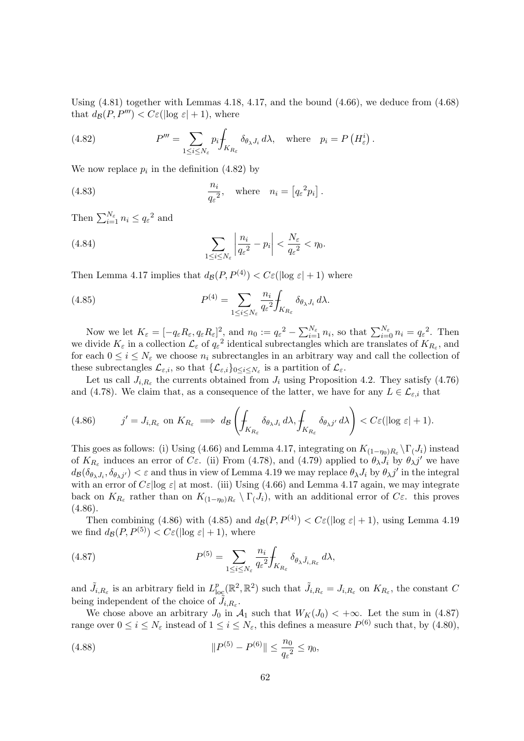Using (4.81) together with Lemmas 4.18, 4.17, and the bound (4.66), we deduce from (4.68) that $d_{\mathcal{B}}(P, P''') < C\varepsilon(|\log \varepsilon| + 1)$, where

$$P''' = \sum_{1\le i\le N_\varepsilon} p_i \fint_{K_{R_\varepsilon}} \delta_{\theta_\lambda J_i}\, d\lambda, \quad \text{where} \quad p_i = P\left(H_\varepsilon^i\right). \tag{4.82}$$

We now replace $p_i$ in the definition (4.82) by

$$\frac{n_i}{{q_\varepsilon}^2}, \quad \text{where} \quad n_i = \left[{q_\varepsilon}^2 p_i\right]. \tag{4.83}$$

Then $\sum_{i=1}^{N_\varepsilon} n_i \le {q_\varepsilon}^2$ and

$$\sum_{1\le i\le N_\varepsilon} \left|\frac{n_i}{{q_\varepsilon}^2} - p_i\right| < \frac{N_\varepsilon}{{q_\varepsilon}^2} < \eta_0. \tag{4.84}$$

Then Lemma 4.17 implies that $d_{\mathcal{B}}(P, P^{(4)}) < C\varepsilon(|\log \varepsilon| + 1)$ where

$$P^{(4)} = \sum_{1\le i\le N_\varepsilon} \frac{n_i}{{q_\varepsilon}^2} \fint_{K_{R_\varepsilon}} \delta_{\theta_\lambda J_i}\, d\lambda. \tag{4.85}$$

Now we let $K_\varepsilon = [-q_\varepsilon R_\varepsilon, q_\varepsilon R_\varepsilon]^2$, and $n_0 := {q_\varepsilon}^2 - \sum_{i=1}^{N_\varepsilon} n_i$, so that $\sum_{i=0}^{N_\varepsilon} n_i = {q_\varepsilon}^2$. Then we divide $K_\varepsilon$ in a collection $\mathcal{L}_\varepsilon$ of ${q_\varepsilon}^2$ identical subrectangles which are translates of $K_{R_\varepsilon}$, and for each $0 \le i \le N_\varepsilon$ we choose $n_i$ subrectangles in an arbitrary way and call the collection of these subrectangles $\mathcal{L}_{\varepsilon,i}$, so that $\{\mathcal{L}_{\varepsilon,i}\}_{0\le i\le N_\varepsilon}$ is a partition of $\mathcal{L}_\varepsilon$.

Let us call $J_{i,R_\varepsilon}$ the currents obtained from $J_i$ using Proposition 4.2. They satisfy (4.76) and (4.78). We claim that, as a consequence of the latter, we have for any $L \in \mathcal{L}_{\varepsilon,i}$ that

$$j' = J_{i,R_\varepsilon} \text{ on } K_{R_\varepsilon} \implies d_{\mathcal{B}}\left(\fint_{K_{R_\varepsilon}} \delta_{\theta_\lambda J_i}\, d\lambda, \fint_{K_{R_\varepsilon}} \delta_{\theta_\lambda j'}\, d\lambda\right) < C\varepsilon(|\log \varepsilon| + 1). \tag{4.86}$$

This goes as follows: (i) Using (4.66) and Lemma 4.17, integrating on $K_{(1-\eta_0)R_\varepsilon} \setminus \Gamma_(J_i)$ instead of $K_{R_\varepsilon}$ induces an error of $C\varepsilon$. (ii) From (4.78), and (4.79) applied to $\theta_\lambda J_i$ we have $d_{\mathcal{B}}(\delta_{\theta_\lambda J_i}, \delta_{\theta_\lambda j'}) < \varepsilon$ and thus in view of Lemma 4.19 we may replace $\theta_\lambda J_i$ by $\theta_\lambda j'$ in the integral with an error of $C\varepsilon|\log \varepsilon|$ at most. (iii) Using (4.66) and Lemma 4.17 again, we may integrate back on $K_{R_\varepsilon}$ rather than on $K_{(1-\eta_0)R_\varepsilon} \setminus \Gamma_(J_i)$, with an additional error of $C\varepsilon$. this proves (4.86).

Then combining (4.86) with (4.85) and $d_{\mathcal{B}}(P, P^{(4)}) < C\varepsilon(|\log \varepsilon| + 1)$, using Lemma 4.19 we find $d_{\mathcal{B}}(P, P^{(5)}) < C\varepsilon(|\log \varepsilon| + 1)$, where

$$P^{(5)} = \sum_{1\le i\le N_\varepsilon} \frac{n_i}{{q_\varepsilon}^2} \fint_{K_{R_\varepsilon}} \delta_{\theta_\lambda \tilde{J}_{i,R_\varepsilon}}\, d\lambda, \tag{4.87}$$

and $\tilde{J}_{i,R_\varepsilon}$ is an arbitrary field in $L^p_{\text{loc}}(\mathbb{R}^2, \mathbb{R}^2)$ such that $\tilde{J}_{i,R_\varepsilon} = J_{i,R_\varepsilon}$ on $K_{R_\varepsilon}$, the constant $C$ being independent of the choice of $\tilde{J}_{i,R_\varepsilon}$.

We chose above an arbitrary $J_0$ in $\mathcal{A}_1$ such that $W_K(J_0) < +\infty$. Let the sum in (4.87) range over $0 \le i \le N_\varepsilon$ instead of $1 \le i \le N_\varepsilon$, this defines a measure $P^{(6)}$ such that, by (4.80),

$$\|P^{(5)} - P^{(6)}\| \le \frac{n_0}{{q_\varepsilon}^2} \le \eta_0, \tag{4.88}$$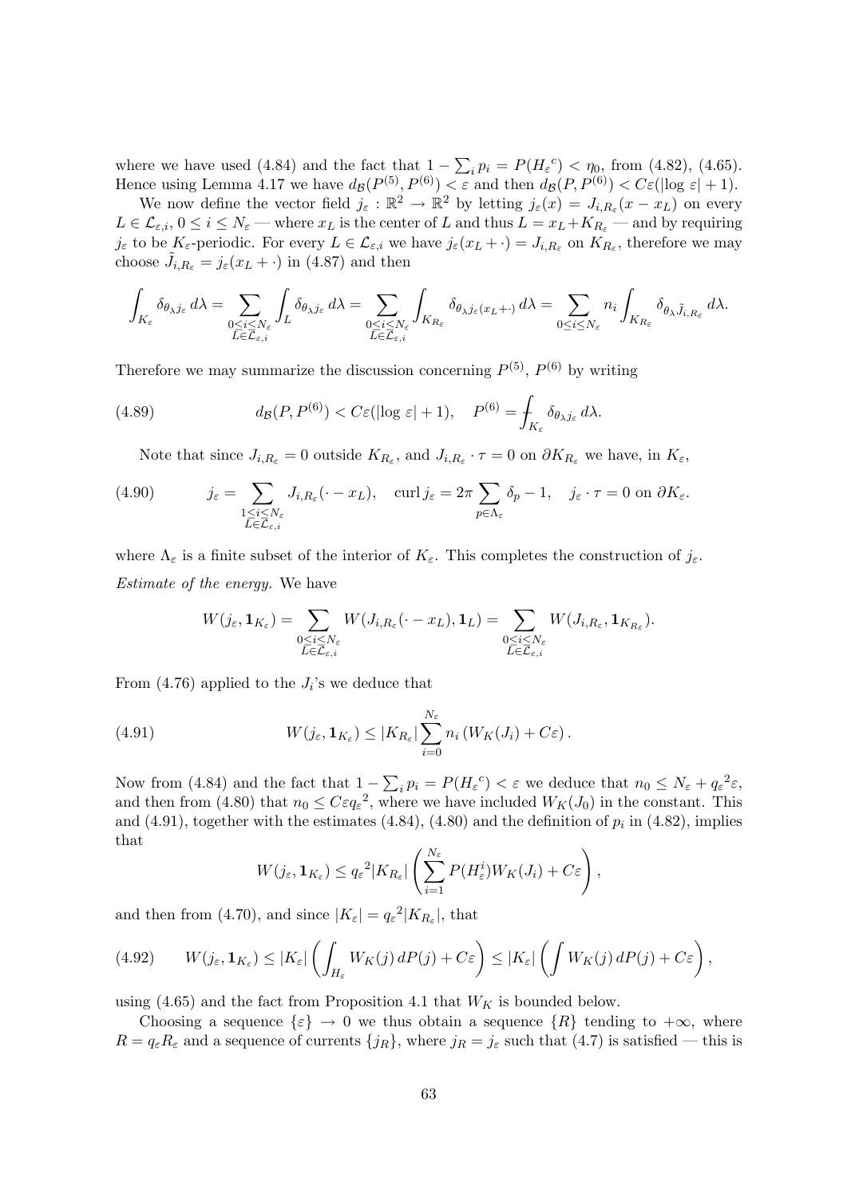where we have used (4.84) and the fact that $1 - \sum_i p_i = P({H_\varepsilon}^c) < \eta_0$, from (4.82), (4.65). Hence using Lemma 4.17 we have $d_{\mathcal{B}}(P^{(5)}, P^{(6)}) < \varepsilon$ and then $d_{\mathcal{B}}(P, P^{(6)}) < C\varepsilon(|\log \varepsilon| + 1)$.

We now define the vector field $j_\varepsilon : \mathbb{R}^2 \to \mathbb{R}^2$ by letting $j_\varepsilon(x) = J_{i,R_\varepsilon}(x - x_L)$ on every $L \in \mathcal{L}_{\varepsilon,i}$, $0 \le i \le N_\varepsilon$ — where $x_L$ is the center of $L$ and thus $L = x_L + K_{R_\varepsilon}$ — and by requiring $j_\varepsilon$ to be $K_\varepsilon$-periodic. For every $L \in \mathcal{L}_{\varepsilon,i}$ we have $j_\varepsilon(x_L + \cdot) = J_{i,R_\varepsilon}$ on $K_{R_\varepsilon}$, therefore we may choose $\tilde{J}_{i,R_\varepsilon} = j_\varepsilon(x_L + \cdot)$ in (4.87) and then

$$\int_{K_\varepsilon} \delta_{\theta_\lambda j_\varepsilon}\, d\lambda = \sum_{\substack{0\le i\le N_\varepsilon\\ L\in\mathcal{L}_{\varepsilon,i}}} \int_L \delta_{\theta_\lambda j_\varepsilon}\, d\lambda = \sum_{\substack{0\le i\le N_\varepsilon\\ L\in\mathcal{L}_{\varepsilon,i}}} \int_{K_{R_\varepsilon}} \delta_{\theta_\lambda j_\varepsilon(x_L+\cdot)}\, d\lambda = \sum_{0\le i\le N_\varepsilon} n_i \int_{K_{R_\varepsilon}} \delta_{\theta_\lambda \tilde{J}_{i,R_\varepsilon}}\, d\lambda.$$

Therefore we may summarize the discussion concerning $P^{(5)}$, $P^{(6)}$ by writing

$$d_{\mathcal{B}}(P, P^{(6)}) < C\varepsilon(|\log \varepsilon| + 1), \quad P^{(6)} = \fint_{K_\varepsilon} \delta_{\theta_\lambda j_\varepsilon}\, d\lambda. \tag{4.89}$$

Note that since $J_{i,R_\varepsilon} = 0$ outside $K_{R_\varepsilon}$, and $J_{i,R_\varepsilon} \cdot \tau = 0$ on $\partial K_{R_\varepsilon}$ we have, in $K_\varepsilon$,

$$j_\varepsilon = \sum_{\substack{1\le i\le N_\varepsilon\\ L\in\mathcal{L}_{\varepsilon,i}}} J_{i,R_\varepsilon}(\cdot - x_L), \quad \operatorname{curl} j_\varepsilon = 2\pi \sum_{p\in\Lambda_\varepsilon} \delta_p - 1, \quad j_\varepsilon \cdot \tau = 0 \text{ on } \partial K_\varepsilon. \tag{4.90}$$

where $\Lambda_\varepsilon$ is a finite subset of the interior of $K_\varepsilon$. This completes the construction of $j_\varepsilon$.

*Estimate of the energy.* We have

$$W(j_\varepsilon, \mathbf{1}_{K_\varepsilon}) = \sum_{\substack{0\le i\le N_\varepsilon\\ L\in\mathcal{L}_{\varepsilon,i}}} W(J_{i,R_\varepsilon}(\cdot - x_L), \mathbf{1}_L) = \sum_{\substack{0\le i\le N_\varepsilon\\ L\in\mathcal{L}_{\varepsilon,i}}} W(J_{i,R_\varepsilon}, \mathbf{1}_{K_{R_\varepsilon}}).$$

From (4.76) applied to the $J_i$'s we deduce that

$$W(j_\varepsilon, \mathbf{1}_{K_\varepsilon}) \le |K_{R_\varepsilon}| \sum_{i=0}^{N_\varepsilon} n_i \left( W_K(J_i) + C\varepsilon \right). \tag{4.91}$$

Now from (4.84) and the fact that $1 - \sum_i p_i = P({H_\varepsilon}^c) < \varepsilon$ we deduce that $n_0 \le N_\varepsilon + {q_\varepsilon}^2\varepsilon$, and then from (4.80) that $n_0 \le C\varepsilon {q_\varepsilon}^2$, where we have included $W_K(J_0)$ in the constant. This and (4.91), together with the estimates (4.84), (4.80) and the definition of $p_i$ in (4.82), implies that

$$W(j_\varepsilon, \mathbf{1}_{K_\varepsilon}) \le {q_\varepsilon}^2 |K_{R_\varepsilon}| \left( \sum_{i=1}^{N_\varepsilon} P(H_\varepsilon^i) W_K(J_i) + C\varepsilon \right),$$

and then from (4.70), and since $|K_\varepsilon| = {q_\varepsilon}^2 |K_{R_\varepsilon}|$, that

$$W(j_\varepsilon, \mathbf{1}_{K_\varepsilon}) \le |K_\varepsilon| \left( \int_{H_\varepsilon} W_K(j)\, dP(j) + C\varepsilon \right) \le |K_\varepsilon| \left( \int W_K(j)\, dP(j) + C\varepsilon \right), \tag{4.92}$$

using (4.65) and the fact from Proposition 4.1 that $W_K$ is bounded below.

Choosing a sequence $\{\varepsilon\} \to 0$ we thus obtain a sequence $\{R\}$ tending to $+\infty$, where $R = q_\varepsilon R_\varepsilon$ and a sequence of currents $\{j_R\}$, where $j_R = j_\varepsilon$ such that (4.7) is satisfied — this is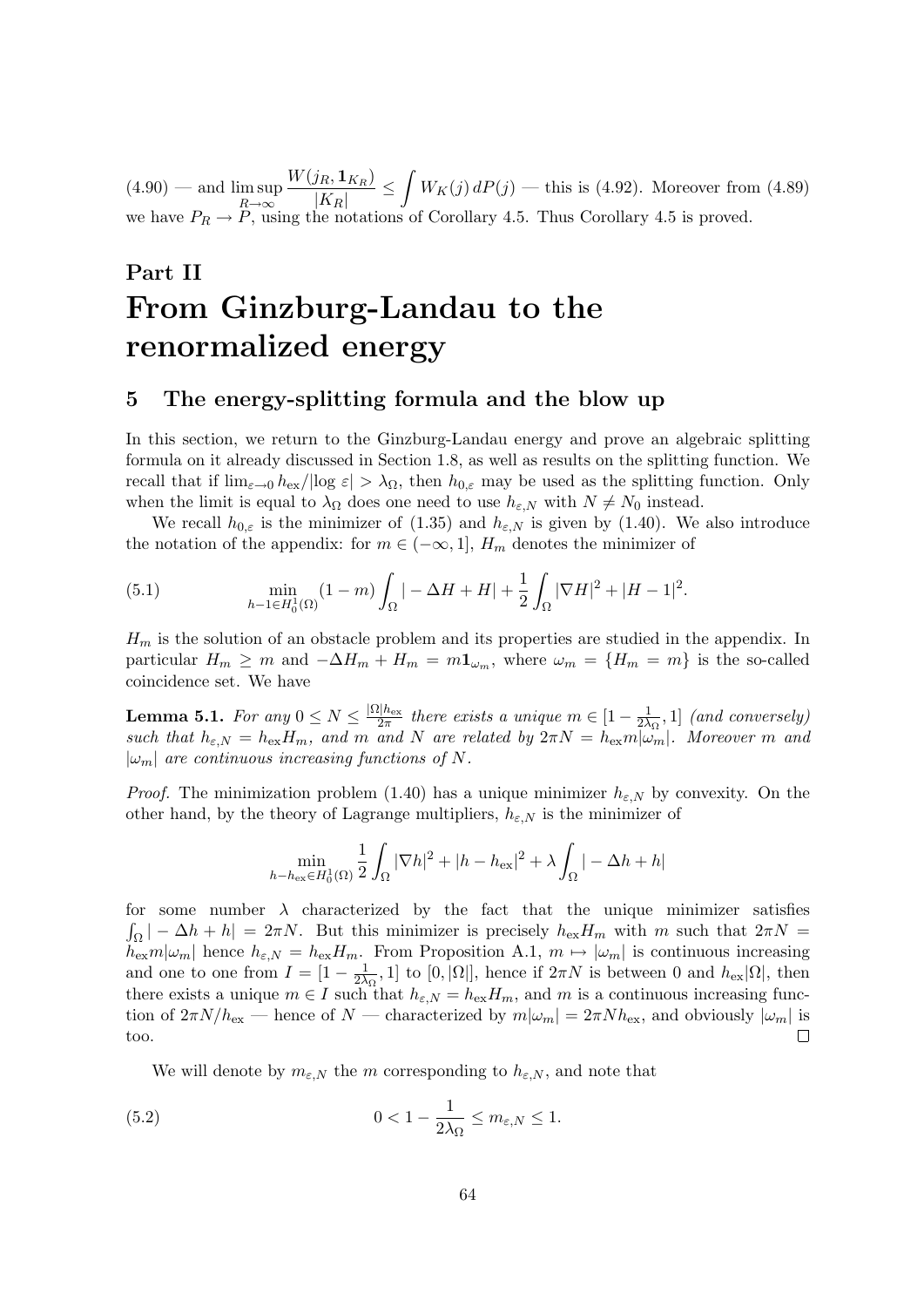(4.90) — and $\limsup_{R\to\infty} \frac{W(j_R, \mathbf{1}_{K_R})}{|K_R|} \le \int W_K(j)\, dP(j)$ — this is (4.92). Moreover from (4.89) we have $P_R \to P$, using the notations of Corollary 4.5. Thus Corollary 4.5 is proved.

# Part II
# From Ginzburg-Landau to the renormalized energy

## 5 The energy-splitting formula and the blow up

In this section, we return to the Ginzburg-Landau energy and prove an algebraic splitting formula on it already discussed in Section 1.8, as well as results on the splitting function. We recall that if $\lim_{\varepsilon\to 0} h_{\rm ex}/|\log\varepsilon| > \lambda_\Omega$, then $h_{0,\varepsilon}$ may be used as the splitting function. Only when the limit is equal to $\lambda_\Omega$ does one need to use $h_{\varepsilon,N}$ with $N \neq N_0$ instead.

We recall $h_{0,\varepsilon}$ is the minimizer of (1.35) and $h_{\varepsilon,N}$ is given by (1.40). We also introduce the notation of the appendix: for $m\in(-\infty,1]$, $H_m$ denotes the minimizer of

$$\min_{h-1\in H^1_0(\Omega)} (1-m)\int_\Omega |-\Delta H + H| + \frac{1}{2}\int_\Omega |\nabla H|^2 + |H-1|^2. \tag{5.1}$$

$H_m$ is the solution of an obstacle problem and its properties are studied in the appendix. In particular $H_m \ge m$ and $-\Delta H_m + H_m = m\mathbf{1}_{\omega_m}$, where $\omega_m = \{H_m = m\}$ is the so-called coincidence set. We have

**Lemma 5.1.** *For any $0\le N\le \frac{|\Omega| h_{\rm ex}}{2\pi}$ there exists a unique $m\in[1-\frac{1}{2\lambda_\Omega},1]$ (and conversely) such that $h_{\varepsilon,N} = h_{\rm ex}H_m$, and $m$ and $N$ are related by $2\pi N = h_{\rm ex} m|\omega_m|$. Moreover $m$ and $|\omega_m|$ are continuous increasing functions of $N$.*

*Proof.* The minimization problem (1.40) has a unique minimizer $h_{\varepsilon,N}$ by convexity. On the other hand, by the theory of Lagrange multipliers, $h_{\varepsilon,N}$ is the minimizer of

$$\min_{h-h_{\rm ex}\in H^1_0(\Omega)} \frac{1}{2}\int_\Omega |\nabla h|^2 + |h-h_{\rm ex}|^2 + \lambda\int_\Omega |-\Delta h + h|$$

for some number $\lambda$ characterized by the fact that the unique minimizer satisfies $\int_\Omega |-\Delta h + h| = 2\pi N$. But this minimizer is precisely $h_{\rm ex}H_m$ with $m$ such that $2\pi N = h_{\rm ex} m|\omega_m|$ hence $h_{\varepsilon,N} = h_{\rm ex}H_m$. From Proposition A.1, $m\mapsto|\omega_m|$ is continuous increasing and one to one from $I = [1-\frac{1}{2\lambda_\Omega},1]$ to $[0,|\Omega|]$, hence if $2\pi N$ is between 0 and $h_{\rm ex}|\Omega|$, then there exists a unique $m\in I$ such that $h_{\varepsilon,N} = h_{\rm ex}H_m$, and $m$ is a continuous increasing function of $2\pi N/h_{\rm ex}$ — hence of $N$ — characterized by $m|\omega_m| = 2\pi N h_{\rm ex}$, and obviously $|\omega_m|$ is too. $\square$

We will denote by $m_{\varepsilon,N}$ the $m$ corresponding to $h_{\varepsilon,N}$, and note that

$$0 < 1 - \frac{1}{2\lambda_\Omega} \le m_{\varepsilon,N} \le 1. \tag{5.2}$$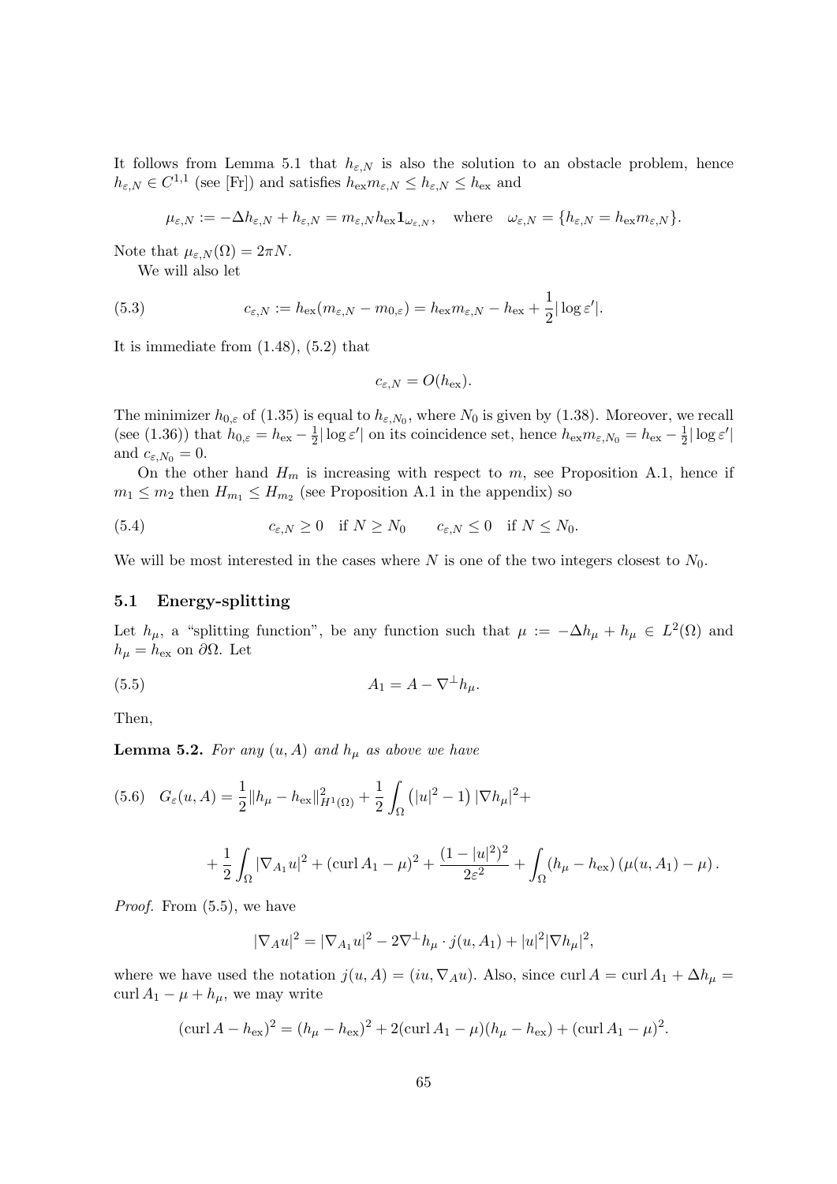It follows from Lemma 5.1 that $h_{\varepsilon,N}$ is also the solution to an obstacle problem, hence $h_{\varepsilon,N} \in C^{1,1}$ (see [Fr]) and satisfies $h_{\rm ex} m_{\varepsilon,N} \le h_{\varepsilon,N} \le h_{\rm ex}$ and

$$\mu_{\varepsilon,N} := -\Delta h_{\varepsilon,N} + h_{\varepsilon,N} = m_{\varepsilon,N} h_{\rm ex} \mathbf{1}_{\omega_{\varepsilon,N}}, \quad \text{where} \quad \omega_{\varepsilon,N} = \{h_{\varepsilon,N} = h_{\rm ex} m_{\varepsilon,N}\}.$$

Note that $\mu_{\varepsilon,N}(\Omega) = 2\pi N$.

We will also let

$$c_{\varepsilon,N} := h_{\rm ex}(m_{\varepsilon,N} - m_{0,\varepsilon}) = h_{\rm ex} m_{\varepsilon,N} - h_{\rm ex} + \frac{1}{2}|\log \varepsilon'|. \tag{5.3}$$

It is immediate from (1.48), (5.2) that

$$c_{\varepsilon,N} = O(h_{\rm ex}).$$

The minimizer $h_{0,\varepsilon}$ of (1.35) is equal to $h_{\varepsilon,N_0}$, where $N_0$ is given by (1.38). Moreover, we recall (see (1.36)) that $h_{0,\varepsilon} = h_{\rm ex} - \frac{1}{2}|\log \varepsilon'|$ on its coincidence set, hence $h_{\rm ex} m_{\varepsilon,N_0} = h_{\rm ex} - \frac{1}{2}|\log \varepsilon'|$ and $c_{\varepsilon,N_0} = 0$.

On the other hand $H_m$ is increasing with respect to $m$, see Proposition A.1, hence if $m_1 \le m_2$ then $H_{m_1} \le H_{m_2}$ (see Proposition A.1 in the appendix) so

$$c_{\varepsilon,N} \ge 0 \quad \text{if } N \ge N_0 \qquad c_{\varepsilon,N} \le 0 \quad \text{if } N \le N_0. \tag{5.4}$$

We will be most interested in the cases where $N$ is one of the two integers closest to $N_0$.

### 5.1 Energy-splitting

Let $h_\mu$, a "splitting function", be any function such that $\mu := -\Delta h_\mu + h_\mu \in L^2(\Omega)$ and $h_\mu = h_{\rm ex}$ on $\partial\Omega$. Let

$$A_1 = A - \nabla^\perp h_\mu. \tag{5.5}$$

Then,

**Lemma 5.2.** *For any $(u, A)$ and $h_\mu$ as above we have*

$$G_\varepsilon(u,A) = \frac{1}{2}\|h_\mu - h_{\rm ex}\|^2_{H^1(\Omega)} + \frac{1}{2}\int_\Omega \left(|u|^2 - 1\right)|\nabla h_\mu|^2 + \tag{5.6}$$

$$+ \frac{1}{2}\int_\Omega |\nabla_{A_1} u|^2 + (\operatorname{curl} A_1 - \mu)^2 + \frac{(1-|u|^2)^2}{2\varepsilon^2} + \int_\Omega (h_\mu - h_{\rm ex})\left(\mu(u, A_1) - \mu\right).$$

*Proof.* From (5.5), we have

$$|\nabla_A u|^2 = |\nabla_{A_1} u|^2 - 2\nabla^\perp h_\mu \cdot j(u, A_1) + |u|^2 |\nabla h_\mu|^2,$$

where we have used the notation $j(u, A) = (iu, \nabla_A u)$. Also, since $\operatorname{curl} A = \operatorname{curl} A_1 + \Delta h_\mu = \operatorname{curl} A_1 - \mu + h_\mu$, we may write

$$(\operatorname{curl} A - h_{\rm ex})^2 = (h_\mu - h_{\rm ex})^2 + 2(\operatorname{curl} A_1 - \mu)(h_\mu - h_{\rm ex}) + (\operatorname{curl} A_1 - \mu)^2.$$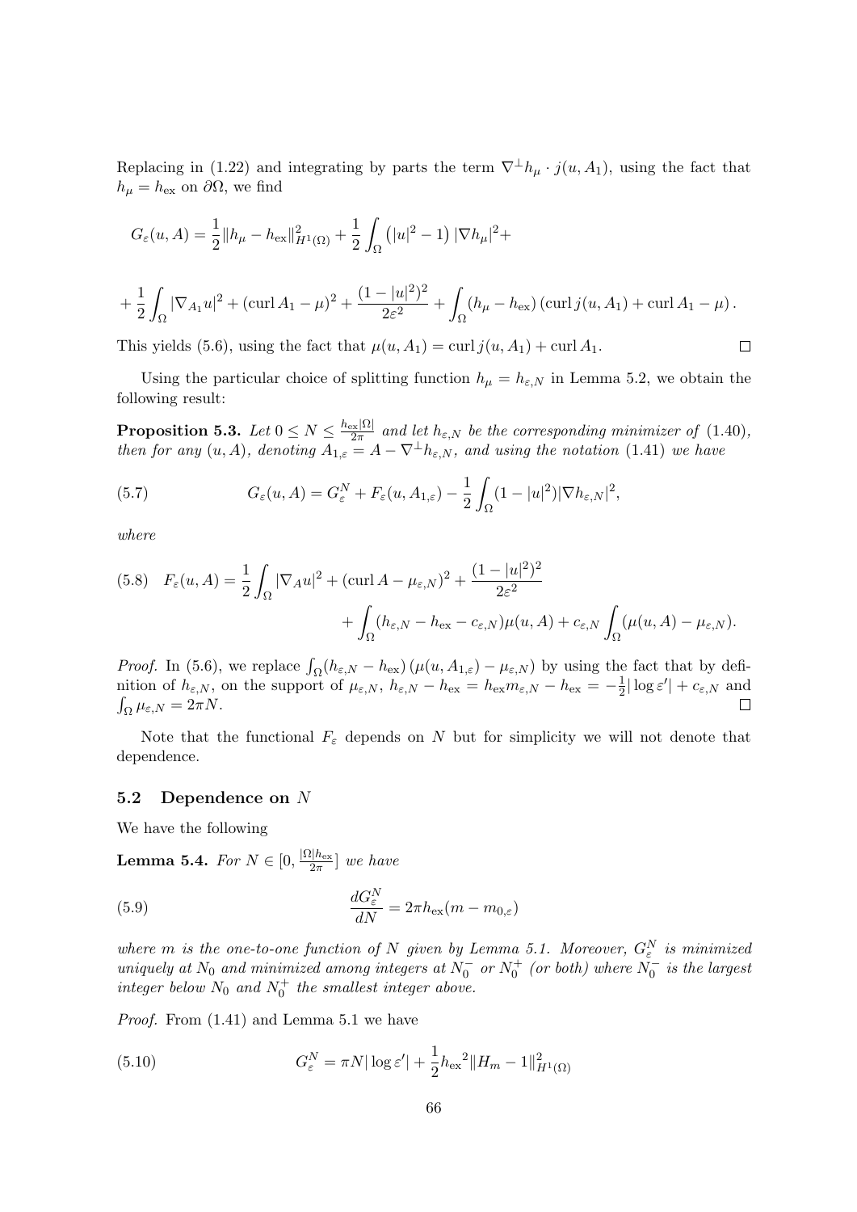Replacing in (1.22) and integrating by parts the term $\nabla^\perp h_\mu \cdot j(u, A_1)$, using the fact that $h_\mu = h_{\rm ex}$ on $\partial\Omega$, we find

$$G_\varepsilon(u, A) = \frac{1}{2}\|h_\mu - h_{\rm ex}\|^2_{H^1(\Omega)} + \frac{1}{2}\int_\Omega \left(|u|^2 - 1\right)|\nabla h_\mu|^2 +$$

$$+ \frac{1}{2}\int_\Omega |\nabla_{A_1} u|^2 + (\operatorname{curl} A_1 - \mu)^2 + \frac{(1-|u|^2)^2}{2\varepsilon^2} + \int_\Omega (h_\mu - h_{\rm ex})\left(\operatorname{curl} j(u, A_1) + \operatorname{curl} A_1 - \mu\right).$$

This yields (5.6), using the fact that $\mu(u, A_1) = \operatorname{curl} j(u, A_1) + \operatorname{curl} A_1$. $\square$

Using the particular choice of splitting function $h_\mu = h_{\varepsilon,N}$ in Lemma 5.2, we obtain the following result:

**Proposition 5.3.** *Let $0 \le N \le \frac{h_{\rm ex}|\Omega|}{2\pi}$ and let $h_{\varepsilon,N}$ be the corresponding minimizer of (1.40), then for any $(u, A)$, denoting $A_{1,\varepsilon} = A - \nabla^\perp h_{\varepsilon,N}$, and using the notation (1.41) we have*

$$G_\varepsilon(u, A) = G^N_\varepsilon + F_\varepsilon(u, A_{1,\varepsilon}) - \frac{1}{2}\int_\Omega (1 - |u|^2)|\nabla h_{\varepsilon,N}|^2, \tag{5.7}$$

*where*

$$F_\varepsilon(u, A) = \frac{1}{2}\int_\Omega |\nabla_A u|^2 + (\operatorname{curl} A - \mu_{\varepsilon,N})^2 + \frac{(1-|u|^2)^2}{2\varepsilon^2} + \int_\Omega (h_{\varepsilon,N} - h_{\rm ex} - c_{\varepsilon,N})\mu(u, A) + c_{\varepsilon,N}\int_\Omega (\mu(u, A) - \mu_{\varepsilon,N}). \tag{5.8}$$

*Proof.* In (5.6), we replace $\int_\Omega (h_{\varepsilon,N} - h_{\rm ex})\left(\mu(u, A_{1,\varepsilon}) - \mu_{\varepsilon,N}\right)$ by using the fact that by definition of $h_{\varepsilon,N}$, on the support of $\mu_{\varepsilon,N}$, $h_{\varepsilon,N} - h_{\rm ex} = h_{\rm ex} m_{\varepsilon,N} - h_{\rm ex} = -\frac{1}{2}|\log \varepsilon'| + c_{\varepsilon,N}$ and $\int_\Omega \mu_{\varepsilon,N} = 2\pi N$. $\square$

Note that the functional $F_\varepsilon$ depends on $N$ but for simplicity we will not denote that dependence.

### 5.2 Dependence on $N$

We have the following

**Lemma 5.4.** *For $N \in [0, \frac{|\Omega| h_{\rm ex}}{2\pi}]$ we have*

$$\frac{dG^N_\varepsilon}{dN} = 2\pi h_{\rm ex}(m - m_{0,\varepsilon}) \tag{5.9}$$

*where $m$ is the one-to-one function of $N$ given by Lemma 5.1. Moreover, $G^N_\varepsilon$ is minimized uniquely at $N_0$ and minimized among integers at $N_0^-$ or $N_0^+$ (or both) where $N_0^-$ is the largest integer below $N_0$ and $N_0^+$ the smallest integer above.*

*Proof.* From (1.41) and Lemma 5.1 we have

$$G^N_\varepsilon = \pi N|\log \varepsilon'| + \frac{1}{2}{h_{\rm ex}}^2\|H_m - 1\|^2_{H^1(\Omega)} \tag{5.10}$$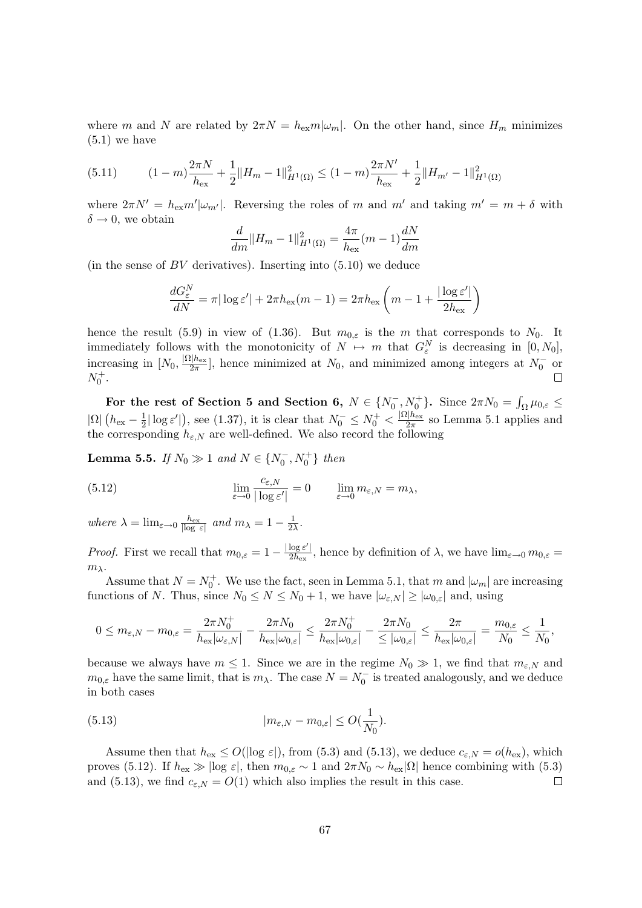where $m$ and $N$ are related by $2\pi N = h_{\rm ex} m|\omega_m|$. On the other hand, since $H_m$ minimizes (5.1) we have

$$(1-m)\frac{2\pi N}{h_{\rm ex}} + \frac{1}{2}\|H_m - 1\|^2_{H^1(\Omega)} \le (1-m)\frac{2\pi N'}{h_{\rm ex}} + \frac{1}{2}\|H_{m'} - 1\|^2_{H^1(\Omega)} \tag{5.11}$$

where $2\pi N' = h_{\rm ex} m'|\omega_{m'}|$. Reversing the roles of $m$ and $m'$ and taking $m' = m+\delta$ with $\delta \to 0$, we obtain

$$\frac{d}{dm}\|H_m - 1\|^2_{H^1(\Omega)} = \frac{4\pi}{h_{\rm ex}}(m-1)\frac{dN}{dm}$$

(in the sense of $BV$ derivatives). Inserting into (5.10) we deduce

$$\frac{dG_\varepsilon^N}{dN} = \pi|\log\varepsilon'| + 2\pi h_{\rm ex}(m-1) = 2\pi h_{\rm ex}\left(m - 1 + \frac{|\log\varepsilon'|}{2h_{\rm ex}}\right)$$

hence the result (5.9) in view of (1.36). But $m_{0,\varepsilon}$ is the $m$ that corresponds to $N_0$. It immediately follows with the monotonicity of $N \mapsto m$ that $G_\varepsilon^N$ is decreasing in $[0, N_0]$, increasing in $[N_0, \frac{|\Omega| h_{\rm ex}}{2\pi}]$, hence minimized at $N_0$, and minimized among integers at $N_0^-$ or $N_0^+$. $\square$

**For the rest of Section 5 and Section 6, $N \in \{N_0^-, N_0^+\}$.** Since $2\pi N_0 = \int_\Omega \mu_{0,\varepsilon} \le |\Omega|\left(h_{\rm ex} - \frac{1}{2}|\log\varepsilon'|\right)$, see (1.37), it is clear that $N_0^- \le N_0^+ < \frac{|\Omega| h_{\rm ex}}{2\pi}$ so Lemma 5.1 applies and the corresponding $h_{\varepsilon,N}$ are well-defined. We also record the following

**Lemma 5.5.** *If $N_0 \gg 1$ and $N \in \{N_0^-, N_0^+\}$ then*

$$\lim_{\varepsilon\to 0}\frac{c_{\varepsilon,N}}{|\log\varepsilon'|} = 0 \qquad \lim_{\varepsilon\to 0} m_{\varepsilon,N} = m_\lambda, \tag{5.12}$$

*where $\lambda = \lim_{\varepsilon\to 0}\frac{h_{\rm ex}}{|\log\,\varepsilon|}$ and $m_\lambda = 1 - \frac{1}{2\lambda}$.*

*Proof.* First we recall that $m_{0,\varepsilon} = 1 - \frac{|\log\varepsilon'|}{2h_{\rm ex}}$, hence by definition of $\lambda$, we have $\lim_{\varepsilon\to 0} m_{0,\varepsilon} = m_\lambda$.

Assume that $N = N_0^+$. We use the fact, seen in Lemma 5.1, that $m$ and $|\omega_m|$ are increasing functions of $N$. Thus, since $N_0 \le N \le N_0 + 1$, we have $|\omega_{\varepsilon,N}| \ge |\omega_{0,\varepsilon}|$ and, using

$$0 \le m_{\varepsilon,N} - m_{0,\varepsilon} = \frac{2\pi N_0^+}{h_{\rm ex}|\omega_{\varepsilon,N}|} - \frac{2\pi N_0}{h_{\rm ex}|\omega_{0,\varepsilon}|} \le \frac{2\pi N_0^+}{h_{\rm ex}|\omega_{0,\varepsilon}|} - \frac{2\pi N_0}{\le |\omega_{0,\varepsilon}|} \le \frac{2\pi}{h_{\rm ex}|\omega_{0,\varepsilon}|} = \frac{m_{0,\varepsilon}}{N_0} \le \frac{1}{N_0},$$

because we always have $m \le 1$. Since we are in the regime $N_0 \gg 1$, we find that $m_{\varepsilon,N}$ and $m_{0,\varepsilon}$ have the same limit, that is $m_\lambda$. The case $N = N_0^-$ is treated analogously, and we deduce in both cases

$$|m_{\varepsilon,N} - m_{0,\varepsilon}| \le O(\frac{1}{N_0}). \tag{5.13}$$

Assume then that $h_{\rm ex} \le O(|\log\,\varepsilon|)$, from (5.3) and (5.13), we deduce $c_{\varepsilon,N} = o(h_{\rm ex})$, which proves (5.12). If $h_{\rm ex} \gg |\log\,\varepsilon|$, then $m_{0,\varepsilon} \sim 1$ and $2\pi N_0 \sim h_{\rm ex}|\Omega|$ hence combining with (5.3) and (5.13), we find $c_{\varepsilon,N} = O(1)$ which also implies the result in this case. $\square$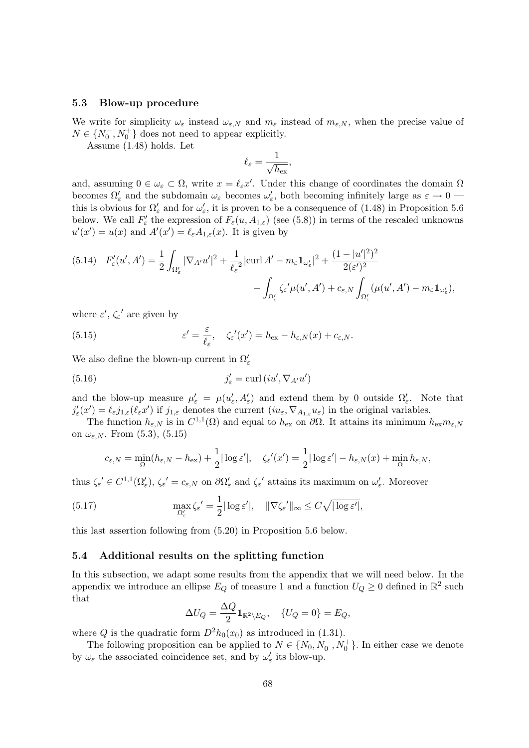### 5.3 Blow-up procedure

We write for simplicity $\omega_\varepsilon$ instead $\omega_{\varepsilon,N}$ and $m_\varepsilon$ instead of $m_{\varepsilon,N}$, when the precise value of $N \in \{N_0^-, N_0^+\}$ does not need to appear explicitly.

Assume (1.48) holds. Let

$$\ell_\varepsilon = \frac{1}{\sqrt{h_{\rm ex}}},$$

and, assuming $0 \in \omega_\varepsilon \subset \Omega$, write $x = \ell_\varepsilon x'$. Under this change of coordinates the domain $\Omega$ becomes $\Omega'_\varepsilon$ and the subdomain $\omega_\varepsilon$ becomes $\omega'_\varepsilon$, both becoming infinitely large as $\varepsilon \to 0$ — this is obvious for $\Omega'_\varepsilon$ and for $\omega'_\varepsilon$, it is proven to be a consequence of (1.48) in Proposition 5.6 below. We call $F'_\varepsilon$ the expression of $F_\varepsilon(u, A_{1,\varepsilon})$ (see (5.8)) in terms of the rescaled unknowns $u'(x') = u(x)$ and $A'(x') = \ell_\varepsilon A_{1,\varepsilon}(x)$. It is given by

$$(5.14)\quad F'_\varepsilon(u', A') = \frac{1}{2}\int_{\Omega'_\varepsilon} |\nabla_{A'} u'|^2 + \frac{1}{{\ell_\varepsilon}^2}|\text{curl}\, A' - m_\varepsilon \mathbf{1}_{\omega'_\varepsilon}|^2 + \frac{(1-|u'|^2)^2}{2(\varepsilon')^2} \\ - \int_{\Omega'_\varepsilon} {\zeta_\varepsilon}' \mu(u', A') + c_{\varepsilon,N}\int_{\Omega'_\varepsilon} (\mu(u', A') - m_\varepsilon \mathbf{1}_{\omega'_\varepsilon}),$$

where $\varepsilon'$, ${\zeta_\varepsilon}'$ are given by

$$(5.15)\qquad \varepsilon' = \frac{\varepsilon}{\ell_\varepsilon}, \quad {\zeta_\varepsilon}'(x') = h_{\rm ex} - h_{\varepsilon,N}(x) + c_{\varepsilon,N}.$$

We also define the blown-up current in $\Omega'_\varepsilon$

$$(5.16)\qquad j'_\varepsilon = \text{curl}\,(iu', \nabla_{A'} u')$$

and the blow-up measure $\mu'_\varepsilon = \mu(u'_\varepsilon, A'_\varepsilon)$ and extend them by 0 outside $\Omega'_\varepsilon$. Note that $j'_\varepsilon(x') = \ell_\varepsilon j_{1,\varepsilon}(\ell_\varepsilon x')$ if $j_{1,\varepsilon}$ denotes the current $(iu_\varepsilon, \nabla_{A_{1,\varepsilon}} u_\varepsilon)$ in the original variables.

The function $h_{\varepsilon,N}$ is in $C^{1,1}(\Omega)$ and equal to $h_{\rm ex}$ on $\partial\Omega$. It attains its minimum $h_{\rm ex} m_{\varepsilon,N}$ on $\omega_{\varepsilon,N}$. From (5.3), (5.15)

$$c_{\varepsilon,N} = \min_\Omega (h_{\varepsilon,N} - h_{\rm ex}) + \frac{1}{2}|\log \varepsilon'|, \quad {\zeta_\varepsilon}'(x') = \frac{1}{2}|\log\varepsilon'| - h_{\varepsilon,N}(x) + \min_\Omega h_{\varepsilon,N},$$

thus ${\zeta_\varepsilon}' \in C^{1,1}(\Omega'_\varepsilon)$, ${\zeta_\varepsilon}' = c_{\varepsilon,N}$ on $\partial\Omega'_\varepsilon$ and ${\zeta_\varepsilon}'$ attains its maximum on $\omega'_\varepsilon$. Moreover

$$(5.17)\qquad \max_{\Omega'_\varepsilon} {\zeta_\varepsilon}' = \frac{1}{2}|\log\varepsilon'|, \quad \|\nabla {\zeta_\varepsilon}'\|_\infty \le C\sqrt{|\log\varepsilon'|},$$

this last assertion following from (5.20) in Proposition 5.6 below.

### 5.4 Additional results on the splitting function

In this subsection, we adapt some results from the appendix that we will need below. In the appendix we introduce an ellipse $E_Q$ of measure 1 and a function $U_Q \ge 0$ defined in $\mathbb{R}^2$ such that

$$\Delta U_Q = \frac{\Delta Q}{2}\mathbf{1}_{\mathbb{R}^2 \setminus E_Q}, \quad \{U_Q = 0\} = E_Q,$$

where $Q$ is the quadratic form $D^2 h_0(x_0)$ as introduced in (1.31).

The following proposition can be applied to $N \in \{N_0, N_0^-, N_0^+\}$. In either case we denote by $\omega_\varepsilon$ the associated coincidence set, and by $\omega'_\varepsilon$ its blow-up.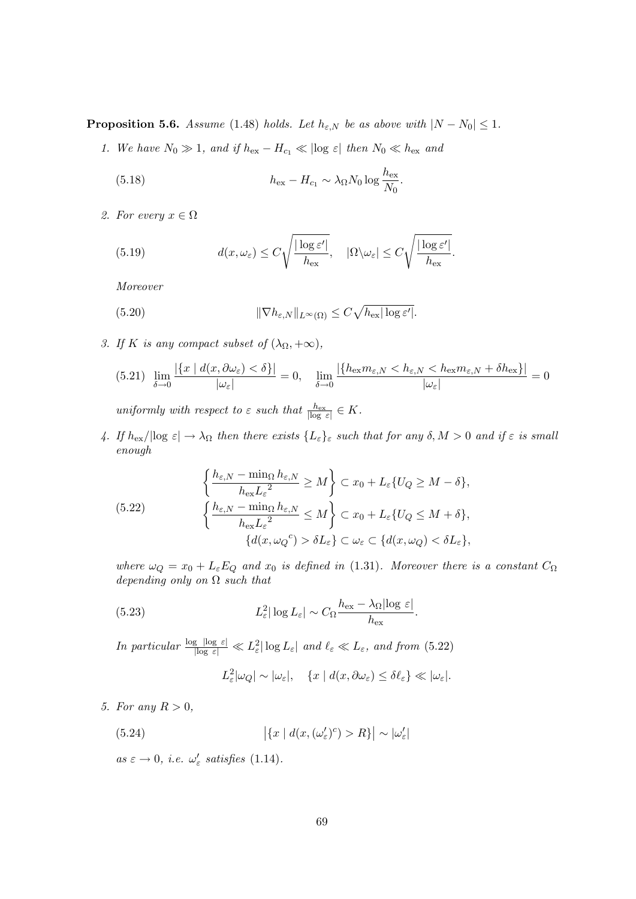**Proposition 5.6.** *Assume (1.48) holds. Let $h_{\varepsilon,N}$ be as above with $|N - N_0| \le 1$.*

1. *We have $N_0 \gg 1$, and if $h_{\rm ex} - H_{c_1} \ll |\log \varepsilon|$ then $N_0 \ll h_{\rm ex}$ and*

$$h_{\rm ex} - H_{c_1} \sim \lambda_\Omega N_0 \log \frac{h_{\rm ex}}{N_0}. \tag{5.18}$$

2. *For every $x \in \Omega$*

$$d(x, \omega_\varepsilon) \le C\sqrt{\frac{|\log \varepsilon'|}{h_{\rm ex}}}, \quad |\Omega \backslash \omega_\varepsilon| \le C\sqrt{\frac{|\log \varepsilon'|}{h_{\rm ex}}}. \tag{5.19}$$

   *Moreover*

$$\|\nabla h_{\varepsilon,N}\|_{L^\infty(\Omega)} \le C\sqrt{h_{\rm ex}|\log \varepsilon'|}. \tag{5.20}$$

3. *If $K$ is any compact subset of $(\lambda_\Omega, +\infty)$,*

$$\lim_{\delta \to 0} \frac{|\{x \mid d(x, \partial\omega_\varepsilon) < \delta\}|}{|\omega_\varepsilon|} = 0, \quad \lim_{\delta \to 0} \frac{|\{h_{\rm ex} m_{\varepsilon,N} < h_{\varepsilon,N} < h_{\rm ex} m_{\varepsilon,N} + \delta h_{\rm ex}\}|}{|\omega_\varepsilon|} = 0 \tag{5.21}$$

   *uniformly with respect to $\varepsilon$ such that $\frac{h_{\rm ex}}{|\log\ \varepsilon|} \in K$.*

4. *If $h_{\rm ex}/|\log\ \varepsilon| \to \lambda_\Omega$ then there exists $\{L_\varepsilon\}_\varepsilon$ such that for any $\delta, M > 0$ and if $\varepsilon$ is small enough*

$$\begin{gathered} \left\{ \frac{h_{\varepsilon,N} - \min_\Omega h_{\varepsilon,N}}{h_{\rm ex} {L_\varepsilon}^2} \ge M \right\} \subset x_0 + L_\varepsilon \{U_Q \ge M - \delta\}, \\ \left\{ \frac{h_{\varepsilon,N} - \min_\Omega h_{\varepsilon,N}}{h_{\rm ex} {L_\varepsilon}^2} \le M \right\} \subset x_0 + L_\varepsilon \{U_Q \le M + \delta\}, \\ \{d(x, {\omega_Q}^c) > \delta L_\varepsilon\} \subset \omega_\varepsilon \subset \{d(x, \omega_Q) < \delta L_\varepsilon\}, \end{gathered} \tag{5.22}$$

   *where $\omega_Q = x_0 + L_\varepsilon E_Q$ and $x_0$ is defined in (1.31). Moreover there is a constant $C_\Omega$ depending only on $\Omega$ such that*

$$L_\varepsilon^2 |\log L_\varepsilon| \sim C_\Omega \frac{h_{\rm ex} - \lambda_\Omega |\log\ \varepsilon|}{h_{\rm ex}}. \tag{5.23}$$

   *In particular $\frac{\log\ |\log\ \varepsilon|}{|\log\ \varepsilon|} \ll L_\varepsilon^2 |\log L_\varepsilon|$ and $\ell_\varepsilon \ll L_\varepsilon$, and from (5.22)*

$$L_\varepsilon^2 |\omega_Q| \sim |\omega_\varepsilon|, \quad \{x \mid d(x, \partial\omega_\varepsilon) \le \delta \ell_\varepsilon\} \ll |\omega_\varepsilon|.$$

5. *For any $R > 0$,*

$$\left|\{x \mid d(x, (\omega'_\varepsilon)^c) > R\}\right| \sim |\omega'_\varepsilon| \tag{5.24}$$

   *as $\varepsilon \to 0$, i.e. $\omega'_\varepsilon$ satisfies (1.14).*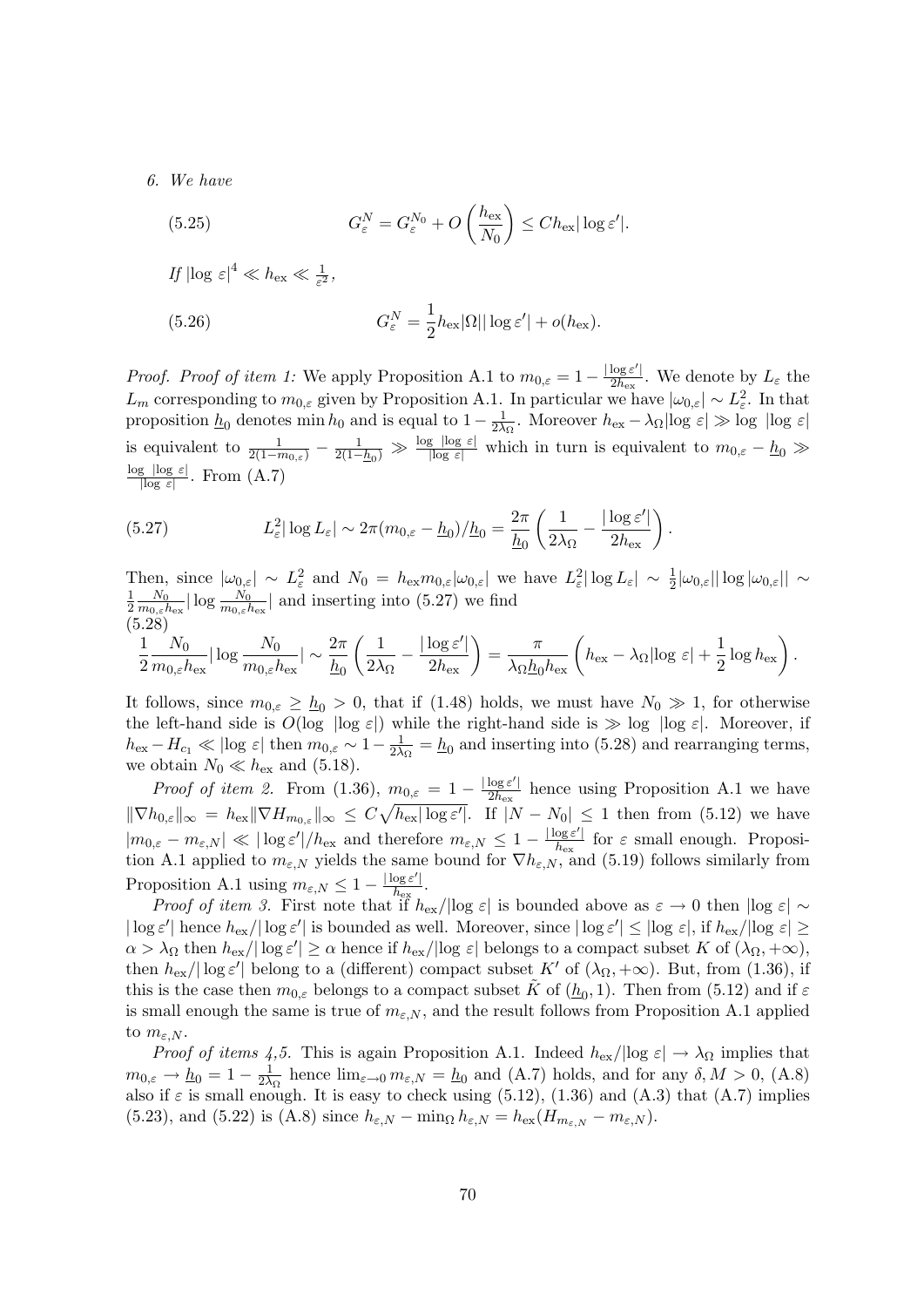6. *We have*

$$G_\varepsilon^N = G_\varepsilon^{N_0} + O\left(\frac{h_{\rm ex}}{N_0}\right) \le C h_{\rm ex}|\log \varepsilon'|. \tag{5.25}$$

*If* $|\log\ \varepsilon|^4 \ll h_{\rm ex} \ll \frac{1}{\varepsilon^2}$,

$$G_\varepsilon^N = \frac{1}{2} h_{\rm ex}|\Omega||\log \varepsilon'| + o(h_{\rm ex}). \tag{5.26}$$

*Proof. Proof of item 1:* We apply Proposition A.1 to $m_{0,\varepsilon} = 1 - \frac{|\log \varepsilon'|}{2h_{\rm ex}}$. We denote by $L_\varepsilon$ the $L_m$ corresponding to $m_{0,\varepsilon}$ given by Proposition A.1. In particular we have $|\omega_{0,\varepsilon}| \sim L_\varepsilon^2$. In that proposition $\underline{h}_0$ denotes $\min h_0$ and is equal to $1 - \frac{1}{2\lambda_\Omega}$. Moreover $h_{\rm ex} - \lambda_\Omega |\log\ \varepsilon| \gg \log\ |\log\ \varepsilon|$ is equivalent to $\frac{1}{2(1-m_{0,\varepsilon})} - \frac{1}{2(1-\underline{h}_0)} \gg \frac{\log\ |\log\ \varepsilon|}{|\log\ \varepsilon|}$ which in turn is equivalent to $m_{0,\varepsilon} - \underline{h}_0 \gg \frac{\log\ |\log\ \varepsilon|}{|\log\ \varepsilon|}$. From (A.7)

$$L_\varepsilon^2 |\log L_\varepsilon| \sim 2\pi (m_{0,\varepsilon} - \underline{h}_0)/\underline{h}_0 = \frac{2\pi}{\underline{h}_0}\left(\frac{1}{2\lambda_\Omega} - \frac{|\log \varepsilon'|}{2h_{\rm ex}}\right). \tag{5.27}$$

Then, since $|\omega_{0,\varepsilon}| \sim L_\varepsilon^2$ and $N_0 = h_{\rm ex} m_{0,\varepsilon} |\omega_{0,\varepsilon}|$ we have $L_\varepsilon^2 |\log L_\varepsilon| \sim \frac{1}{2}|\omega_{0,\varepsilon}||\log|\omega_{0,\varepsilon}|| \sim \frac{1}{2}\frac{N_0}{m_{0,\varepsilon}h_{\rm ex}}|\log \frac{N_0}{m_{0,\varepsilon}h_{\rm ex}}|$ and inserting into (5.27) we find

$$\frac{1}{2}\frac{N_0}{m_{0,\varepsilon}h_{\rm ex}}|\log \frac{N_0}{m_{0,\varepsilon}h_{\rm ex}}| \sim \frac{2\pi}{\underline{h}_0}\left(\frac{1}{2\lambda_\Omega} - \frac{|\log \varepsilon'|}{2h_{\rm ex}}\right) = \frac{\pi}{\lambda_\Omega \underline{h}_0 h_{\rm ex}}\left(h_{\rm ex} - \lambda_\Omega |\log\ \varepsilon| + \frac{1}{2}\log h_{\rm ex}\right). \tag{5.28}$$

It follows, since $m_{0,\varepsilon} \ge \underline{h}_0 > 0$, that if (1.48) holds, we must have $N_0 \gg 1$, for otherwise the left-hand side is $O(\log\ |\log \varepsilon|)$ while the right-hand side is $\gg \log\ |\log \varepsilon|$. Moreover, if $h_{\rm ex} - H_{c_1} \ll |\log\ \varepsilon|$ then $m_{0,\varepsilon} \sim 1 - \frac{1}{2\lambda_\Omega} = \underline{h}_0$ and inserting into (5.28) and rearranging terms, we obtain $N_0 \ll h_{\rm ex}$ and (5.18).

*Proof of item 2.* From (1.36), $m_{0,\varepsilon} = 1 - \frac{|\log \varepsilon'|}{2h_{\rm ex}}$ hence using Proposition A.1 we have $\|\nabla h_{0,\varepsilon}\|_\infty = h_{\rm ex}\|\nabla H_{m_{0,\varepsilon}}\|_\infty \le C\sqrt{h_{\rm ex}|\log \varepsilon'|}$. If $|N - N_0| \le 1$ then from (5.12) we have $|m_{0,\varepsilon} - m_{\varepsilon,N}| \ll |\log \varepsilon'|/h_{\rm ex}$ and therefore $m_{\varepsilon,N} \le 1 - \frac{|\log \varepsilon'|}{h_{\rm ex}}$ for $\varepsilon$ small enough. Proposition A.1 applied to $m_{\varepsilon,N}$ yields the same bound for $\nabla h_{\varepsilon,N}$, and (5.19) follows similarly from Proposition A.1 using $m_{\varepsilon,N} \le 1 - \frac{|\log \varepsilon'|}{h_{\rm ex}}$.

*Proof of item 3.* First note that if $h_{\rm ex}/|\log\ \varepsilon|$ is bounded above as $\varepsilon \to 0$ then $|\log\ \varepsilon| \sim |\log \varepsilon'|$ hence $h_{\rm ex}/|\log \varepsilon'|$ is bounded as well. Moreover, since $|\log \varepsilon'| \le |\log\ \varepsilon|$, if $h_{\rm ex}/|\log\ \varepsilon| \ge \alpha > \lambda_\Omega$ then $h_{\rm ex}/|\log \varepsilon'| \ge \alpha$ hence if $h_{\rm ex}/|\log\ \varepsilon|$ belongs to a compact subset $K$ of $(\lambda_\Omega, +\infty)$, then $h_{\rm ex}/|\log \varepsilon'|$ belong to a (different) compact subset $K'$ of $(\lambda_\Omega, +\infty)$. But, from (1.36), if this is the case then $m_{0,\varepsilon}$ belongs to a compact subset $\tilde{K}$ of $(\underline{h}_0, 1)$. Then from (5.12) and if $\varepsilon$ is small enough the same is true of $m_{\varepsilon,N}$, and the result follows from Proposition A.1 applied to $m_{\varepsilon,N}$.

*Proof of items 4,5.* This is again Proposition A.1. Indeed $h_{\rm ex}/|\log\ \varepsilon| \to \lambda_\Omega$ implies that $m_{0,\varepsilon} \to \underline{h}_0 = 1 - \frac{1}{2\lambda_\Omega}$ hence $\lim_{\varepsilon\to 0} m_{\varepsilon,N} = \underline{h}_0$ and (A.7) holds, and for any $\delta, M > 0$, (A.8) also if $\varepsilon$ is small enough. It is easy to check using (5.12), (1.36) and (A.3) that (A.7) implies (5.23), and (5.22) is (A.8) since $h_{\varepsilon,N} - \min_\Omega h_{\varepsilon,N} = h_{\rm ex}(H_{m_{\varepsilon,N}} - m_{\varepsilon,N})$.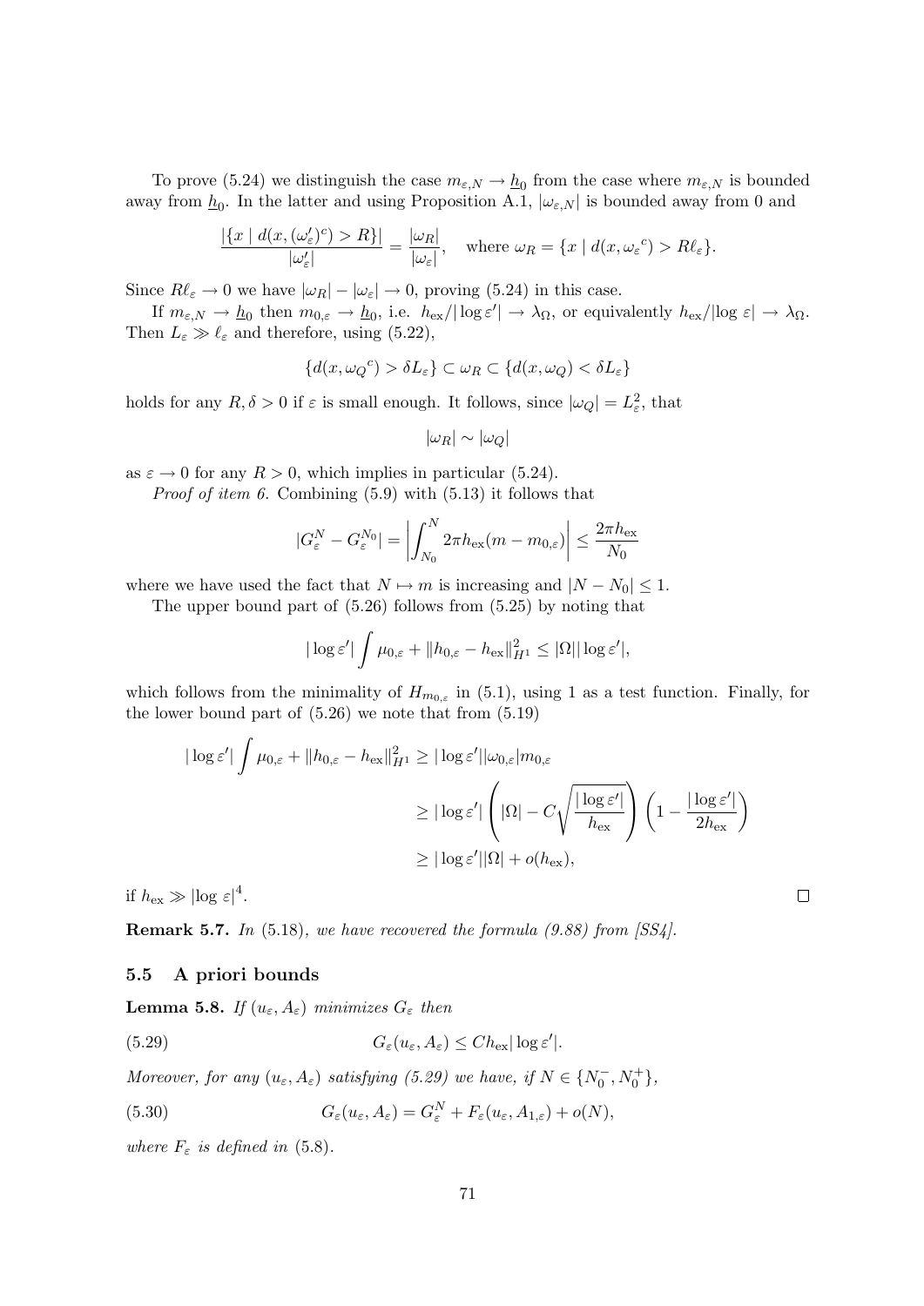To prove (5.24) we distinguish the case $m_{\varepsilon,N} \to \underline{h}_0$ from the case where $m_{\varepsilon,N}$ is bounded away from $\underline{h}_0$. In the latter and using Proposition A.1, $|\omega_{\varepsilon,N}|$ is bounded away from 0 and

$$\frac{|\{x \mid d(x,(\omega_\varepsilon')^c) > R\}|}{|\omega_\varepsilon'|} = \frac{|\omega_R|}{|\omega_\varepsilon|}, \quad \text{where } \omega_R = \{x \mid d(x, {\omega_\varepsilon}^c) > R\ell_\varepsilon\}.$$

Since $R\ell_\varepsilon \to 0$ we have $|\omega_R| - |\omega_\varepsilon| \to 0$, proving (5.24) in this case.

If $m_{\varepsilon,N} \to \underline{h}_0$ then $m_{0,\varepsilon} \to \underline{h}_0$, i.e. $h_{\rm ex}/|\log \varepsilon'| \to \lambda_\Omega$, or equivalently $h_{\rm ex}/|\log \varepsilon| \to \lambda_\Omega$. Then $L_\varepsilon \gg \ell_\varepsilon$ and therefore, using (5.22),

$$\{d(x, {\omega_Q}^c) > \delta L_\varepsilon\} \subset \omega_R \subset \{d(x,\omega_Q) < \delta L_\varepsilon\}$$

holds for any $R, \delta > 0$ if $\varepsilon$ is small enough. It follows, since $|\omega_Q| = L_\varepsilon^2$, that

$$|\omega_R| \sim |\omega_Q|$$

as $\varepsilon \to 0$ for any $R > 0$, which implies in particular (5.24).

*Proof of item 6.* Combining (5.9) with (5.13) it follows that

$$|G_\varepsilon^N - G_\varepsilon^{N_0}| = \left| \int_{N_0}^N 2\pi h_{\rm ex}(m - m_{0,\varepsilon}) \right| \leq \frac{2\pi h_{\rm ex}}{N_0}$$

where we have used the fact that $N \mapsto m$ is increasing and $|N - N_0| \leq 1$.

The upper bound part of (5.26) follows from (5.25) by noting that

$$|\log \varepsilon'| \int \mu_{0,\varepsilon} + \|h_{0,\varepsilon} - h_{\rm ex}\|_{H^1}^2 \leq |\Omega| |\log \varepsilon'|,$$

which follows from the minimality of $H_{m_{0,\varepsilon}}$ in (5.1), using 1 as a test function. Finally, for the lower bound part of (5.26) we note that from (5.19)

$$\begin{aligned}
|\log \varepsilon'| \int \mu_{0,\varepsilon} + \|h_{0,\varepsilon} - h_{\rm ex}\|_{H^1}^2 &\geq |\log \varepsilon'| |\omega_{0,\varepsilon}| m_{0,\varepsilon} \\
&\geq |\log \varepsilon'| \left( |\Omega| - C\sqrt{\frac{|\log \varepsilon'|}{h_{\rm ex}}} \right) \left( 1 - \frac{|\log \varepsilon'|}{2h_{\rm ex}} \right) \\
&\geq |\log \varepsilon'| |\Omega| + o(h_{\rm ex}),
\end{aligned}$$

if $h_{\rm ex} \gg |\log \varepsilon|^4$. $\square$

**Remark 5.7.** *In* (5.18)*, we have recovered the formula (9.88) from [SS4].*

### 5.5 A priori bounds

**Lemma 5.8.** *If $(u_\varepsilon, A_\varepsilon)$ minimizes $G_\varepsilon$ then*

$$G_\varepsilon(u_\varepsilon, A_\varepsilon) \leq C h_{\rm ex} |\log \varepsilon'|. \tag{5.29}$$

*Moreover, for any $(u_\varepsilon, A_\varepsilon)$ satisfying (5.29) we have, if $N \in \{N_0^-, N_0^+\}$,*

$$G_\varepsilon(u_\varepsilon, A_\varepsilon) = G_\varepsilon^N + F_\varepsilon(u_\varepsilon, A_{1,\varepsilon}) + o(N), \tag{5.30}$$

*where $F_\varepsilon$ is defined in (5.8).*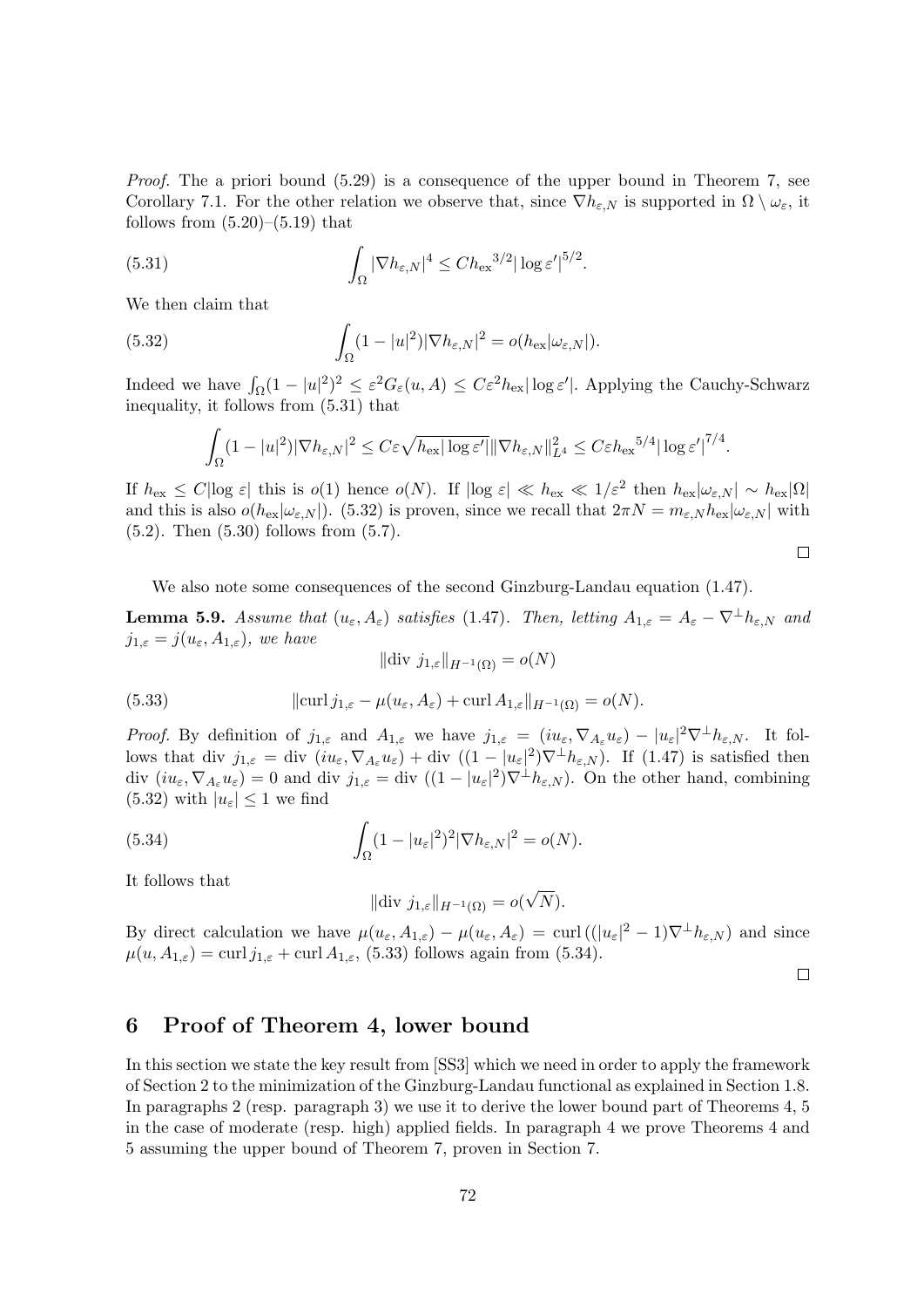*Proof.* The a priori bound (5.29) is a consequence of the upper bound in Theorem 7, see Corollary 7.1. For the other relation we observe that, since $\nabla h_{\varepsilon,N}$ is supported in $\Omega \setminus \omega_\varepsilon$, it follows from (5.20)–(5.19) that

$$\int_\Omega |\nabla h_{\varepsilon,N}|^4 \le C {h_{\rm ex}}^{3/2} |\log \varepsilon'|^{5/2}. \tag{5.31}$$

We then claim that

$$\int_\Omega (1-|u|^2)|\nabla h_{\varepsilon,N}|^2 = o(h_{\rm ex}|\omega_{\varepsilon,N}|). \tag{5.32}$$

Indeed we have $\int_\Omega (1-|u|^2)^2 \le \varepsilon^2 G_\varepsilon(u,A) \le C\varepsilon^2 h_{\rm ex}|\log\varepsilon'|$. Applying the Cauchy-Schwarz inequality, it follows from (5.31) that

$$\int_\Omega (1-|u|^2)|\nabla h_{\varepsilon,N}|^2 \le C\varepsilon\sqrt{h_{\rm ex}|\log\varepsilon'|}\|\nabla h_{\varepsilon,N}\|_{L^4}^2 \le C\varepsilon {h_{\rm ex}}^{5/4}|\log\varepsilon'|^{7/4}.$$

If $h_{\rm ex} \le C|\log \varepsilon|$ this is $o(1)$ hence $o(N)$. If $|\log\varepsilon| \ll h_{\rm ex} \ll 1/\varepsilon^2$ then $h_{\rm ex}|\omega_{\varepsilon,N}| \sim h_{\rm ex}|\Omega|$ and this is also $o(h_{\rm ex}|\omega_{\varepsilon,N}|)$. (5.32) is proven, since we recall that $2\pi N = m_{\varepsilon,N} h_{\rm ex}|\omega_{\varepsilon,N}|$ with (5.2). Then (5.30) follows from (5.7).

□

We also note some consequences of the second Ginzburg-Landau equation (1.47).

**Lemma 5.9.** *Assume that $(u_\varepsilon, A_\varepsilon)$ satisfies (1.47). Then, letting $A_{1,\varepsilon} = A_\varepsilon - \nabla^\perp h_{\varepsilon,N}$ and $j_{1,\varepsilon} = j(u_\varepsilon, A_{1,\varepsilon})$, we have*

$$\|\text{div } j_{1,\varepsilon}\|_{H^{-1}(\Omega)} = o(N)$$

$$\|\text{curl}\, j_{1,\varepsilon} - \mu(u_\varepsilon, A_\varepsilon) + \text{curl}\, A_{1,\varepsilon}\|_{H^{-1}(\Omega)} = o(N). \tag{5.33}$$

*Proof.* By definition of $j_{1,\varepsilon}$ and $A_{1,\varepsilon}$ we have $j_{1,\varepsilon} = (iu_\varepsilon, \nabla_{A_\varepsilon} u_\varepsilon) - |u_\varepsilon|^2 \nabla^\perp h_{\varepsilon,N}$. It follows that div $j_{1,\varepsilon} =$ div $(iu_\varepsilon, \nabla_{A_\varepsilon} u_\varepsilon) +$ div $((1-|u_\varepsilon|^2)\nabla^\perp h_{\varepsilon,N})$. If (1.47) is satisfied then div $(iu_\varepsilon, \nabla_{A_\varepsilon} u_\varepsilon) = 0$ and div $j_{1,\varepsilon} =$ div $((1-|u_\varepsilon|^2)\nabla^\perp h_{\varepsilon,N})$. On the other hand, combining (5.32) with $|u_\varepsilon| \le 1$ we find

$$\int_\Omega (1-|u_\varepsilon|^2)^2 |\nabla h_{\varepsilon,N}|^2 = o(N). \tag{5.34}$$

It follows that

$$\|\text{div } j_{1,\varepsilon}\|_{H^{-1}(\Omega)} = o(\sqrt{N}).$$

By direct calculation we have $\mu(u_\varepsilon, A_{1,\varepsilon}) - \mu(u_\varepsilon, A_\varepsilon) = \text{curl}\,((|u_\varepsilon|^2 - 1)\nabla^\perp h_{\varepsilon,N})$ and since $\mu(u, A_{1,\varepsilon}) = \text{curl}\, j_{1,\varepsilon} + \text{curl}\, A_{1,\varepsilon}$, (5.33) follows again from (5.34).

□

## 6 Proof of Theorem 4, lower bound

In this section we state the key result from [SS3] which we need in order to apply the framework of Section 2 to the minimization of the Ginzburg-Landau functional as explained in Section 1.8. In paragraphs 2 (resp. paragraph 3) we use it to derive the lower bound part of Theorems 4, 5 in the case of moderate (resp. high) applied fields. In paragraph 4 we prove Theorems 4 and 5 assuming the upper bound of Theorem 7, proven in Section 7.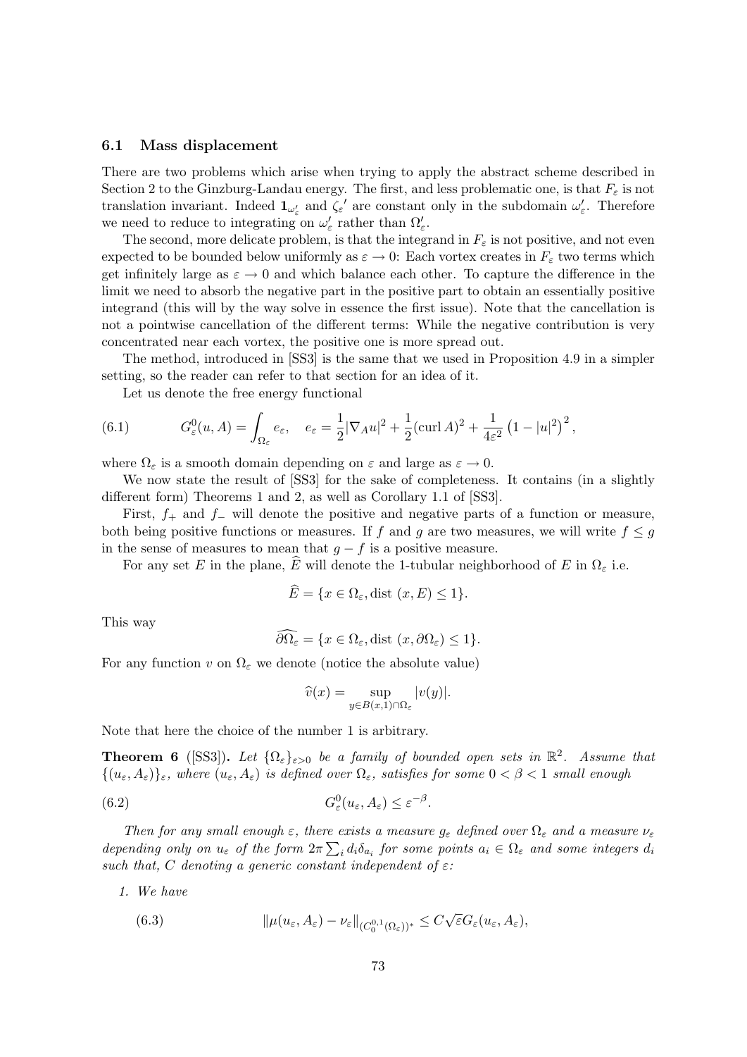### 6.1 Mass displacement

There are two problems which arise when trying to apply the abstract scheme described in Section 2 to the Ginzburg-Landau energy. The first, and less problematic one, is that $F_\varepsilon$ is not translation invariant. Indeed $\mathbf{1}_{\omega_\varepsilon'}$ and ${\zeta_\varepsilon}'$ are constant only in the subdomain $\omega_\varepsilon'$. Therefore we need to reduce to integrating on $\omega_\varepsilon'$ rather than $\Omega_\varepsilon'$.

The second, more delicate problem, is that the integrand in $F_\varepsilon$ is not positive, and not even expected to be bounded below uniformly as $\varepsilon \to 0$: Each vortex creates in $F_\varepsilon$ two terms which get infinitely large as $\varepsilon \to 0$ and which balance each other. To capture the difference in the limit we need to absorb the negative part in the positive part to obtain an essentially positive integrand (this will by the way solve in essence the first issue). Note that the cancellation is not a pointwise cancellation of the different terms: While the negative contribution is very concentrated near each vortex, the positive one is more spread out.

The method, introduced in [SS3] is the same that we used in Proposition 4.9 in a simpler setting, so the reader can refer to that section for an idea of it.

Let us denote the free energy functional

$$G_\varepsilon^0(u, A) = \int_{\Omega_\varepsilon} e_\varepsilon, \quad e_\varepsilon = \frac{1}{2}|\nabla_A u|^2 + \frac{1}{2}(\operatorname{curl} A)^2 + \frac{1}{4\varepsilon^2}\left(1 - |u|^2\right)^2, \tag{6.1}$$

where $\Omega_\varepsilon$ is a smooth domain depending on $\varepsilon$ and large as $\varepsilon \to 0$.

We now state the result of [SS3] for the sake of completeness. It contains (in a slightly different form) Theorems 1 and 2, as well as Corollary 1.1 of [SS3].

First, $f_+$ and $f_-$ will denote the positive and negative parts of a function or measure, both being positive functions or measures. If $f$ and $g$ are two measures, we will write $f \le g$ in the sense of measures to mean that $g - f$ is a positive measure.

For any set $E$ in the plane, $\widehat{E}$ will denote the 1-tubular neighborhood of $E$ in $\Omega_\varepsilon$ i.e.

$$\widehat{E} = \{x \in \Omega_\varepsilon, \operatorname{dist}(x, E) \le 1\}.$$

This way

$$\widehat{\partial\Omega_\varepsilon} = \{x \in \Omega_\varepsilon, \operatorname{dist}(x, \partial\Omega_\varepsilon) \le 1\}.$$

For any function $v$ on $\Omega_\varepsilon$ we denote (notice the absolute value)

$$\widehat{v}(x) = \sup_{y \in B(x,1) \cap \Omega_\varepsilon} |v(y)|.$$

Note that here the choice of the number 1 is arbitrary.

**Theorem 6** ([SS3]). *Let $\{\Omega_\varepsilon\}_{\varepsilon>0}$ be a family of bounded open sets in $\mathbb{R}^2$. Assume that $\{(u_\varepsilon, A_\varepsilon)\}_\varepsilon$, where $(u_\varepsilon, A_\varepsilon)$ is defined over $\Omega_\varepsilon$, satisfies for some $0 < \beta < 1$ small enough*

$$G_\varepsilon^0(u_\varepsilon, A_\varepsilon) \le \varepsilon^{-\beta}. \tag{6.2}$$

*Then for any small enough $\varepsilon$, there exists a measure $g_\varepsilon$ defined over $\Omega_\varepsilon$ and a measure $\nu_\varepsilon$ depending only on $u_\varepsilon$ of the form $2\pi \sum_i d_i \delta_{a_i}$ for some points $a_i \in \Omega_\varepsilon$ and some integers $d_i$ such that, $C$ denoting a generic constant independent of $\varepsilon$:*

1. *We have*

$$\|\mu(u_\varepsilon, A_\varepsilon) - \nu_\varepsilon\|_{(C_0^{0,1}(\Omega_\varepsilon))^*} \le C\sqrt{\varepsilon}G_\varepsilon(u_\varepsilon, A_\varepsilon), \tag{6.3}$$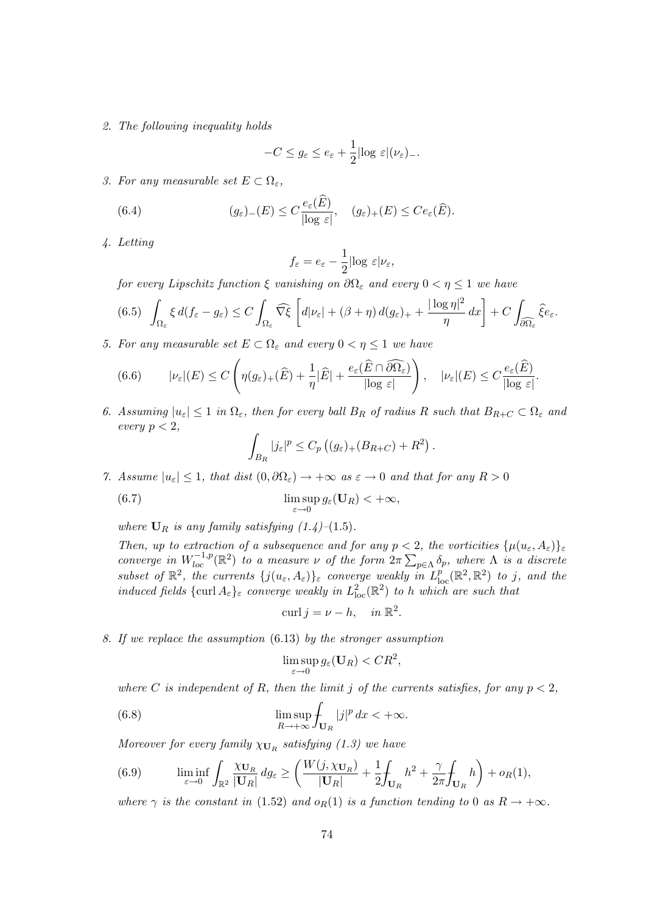2. *The following inequality holds*

$$-C \le g_\varepsilon \le e_\varepsilon + \frac{1}{2}|\log\,\varepsilon|(\nu_\varepsilon)_-.$$

3. *For any measurable set $E \subset \Omega_\varepsilon$,*

$$(g_\varepsilon)_-(E) \le C\frac{e_\varepsilon(\widehat{E})}{|\log\,\varepsilon|}, \quad (g_\varepsilon)_+(E) \le Ce_\varepsilon(\widehat{E}). \tag{6.4}$$

4. *Letting*

$$f_\varepsilon = e_\varepsilon - \frac{1}{2}|\log\,\varepsilon|\nu_\varepsilon,$$

*for every Lipschitz function $\xi$ vanishing on $\partial\Omega_\varepsilon$ and every $0 < \eta \le 1$ we have*

$$\int_{\Omega_\varepsilon} \xi\, d(f_\varepsilon - g_\varepsilon) \le C\int_{\Omega_\varepsilon} \widehat{\nabla\xi}\left[d|\nu_\varepsilon| + (\beta+\eta)\, d(g_\varepsilon)_+ + \frac{|\log\eta|^2}{\eta}\,dx\right] + C\int_{\widehat{\partial\Omega_\varepsilon}} \widehat{\xi} e_\varepsilon. \tag{6.5}$$

5. *For any measurable set $E \subset \Omega_\varepsilon$ and every $0 < \eta \le 1$ we have*

$$|\nu_\varepsilon|(E) \le C\left(\eta(g_\varepsilon)_+(\widehat{E}) + \frac{1}{\eta}|\widehat{E}| + \frac{e_\varepsilon(\widehat{E} \cap \widehat{\partial\Omega_\varepsilon})}{|\log\,\varepsilon|}\right), \quad |\nu_\varepsilon|(E) \le C\frac{e_\varepsilon(\widehat{E})}{|\log\,\varepsilon|}. \tag{6.6}$$

6. *Assuming $|u_\varepsilon| \le 1$ in $\Omega_\varepsilon$, then for every ball $B_R$ of radius $R$ such that $B_{R+C} \subset \Omega_\varepsilon$ and every $p < 2$,*

$$\int_{B_R} |j_\varepsilon|^p \le C_p\left((g_\varepsilon)_+(B_{R+C}) + R^2\right).$$

7. *Assume $|u_\varepsilon| \le 1$, that $\operatorname{dist}(0, \partial\Omega_\varepsilon) \to +\infty$ as $\varepsilon \to 0$ and that for any $R > 0$*

$$\limsup_{\varepsilon\to 0} g_\varepsilon(\mathbf{U}_R) < +\infty, \tag{6.7}$$

*where $\mathbf{U}_R$ is any family satisfying (1.4)–(1.5).*

*Then, up to extraction of a subsequence and for any $p < 2$, the vorticities $\{\mu(u_\varepsilon, A_\varepsilon)\}_\varepsilon$ converge in $W^{-1,p}_{loc}(\mathbb{R}^2)$ to a measure $\nu$ of the form $2\pi\sum_{p\in\Lambda}\delta_p$, where $\Lambda$ is a discrete subset of $\mathbb{R}^2$, the currents $\{j(u_\varepsilon, A_\varepsilon)\}_\varepsilon$ converge weakly in $L^p_{\mathrm{loc}}(\mathbb{R}^2, \mathbb{R}^2)$ to $j$, and the induced fields $\{\operatorname{curl} A_\varepsilon\}_\varepsilon$ converge weakly in $L^2_{\mathrm{loc}}(\mathbb{R}^2)$ to $h$ which are such that*

$$\operatorname{curl} j = \nu - h, \quad \text{in } \mathbb{R}^2.$$

8. *If we replace the assumption (6.13) by the stronger assumption*

$$\limsup_{\varepsilon\to 0} g_\varepsilon(\mathbf{U}_R) < CR^2,$$

*where $C$ is independent of $R$, then the limit $j$ of the currents satisfies, for any $p < 2$,*

$$\limsup_{R\to+\infty} \fint_{\mathbf{U}_R} |j|^p\, dx < +\infty. \tag{6.8}$$

*Moreover for every family $\chi_{\mathbf{U}_R}$ satisfying (1.3) we have*

$$\liminf_{\varepsilon\to 0} \int_{\mathbb{R}^2} \frac{\chi_{\mathbf{U}_R}}{|\mathbf{U}_R|}\, dg_\varepsilon \ge \left(\frac{W(j, \chi_{\mathbf{U}_R})}{|\mathbf{U}_R|} + \frac{1}{2}\fint_{\mathbf{U}_R} h^2 + \frac{\gamma}{2\pi}\fint_{\mathbf{U}_R} h\right) + o_R(1), \tag{6.9}$$

*where $\gamma$ is the constant in (1.52) and $o_R(1)$ is a function tending to 0 as $R \to +\infty$.*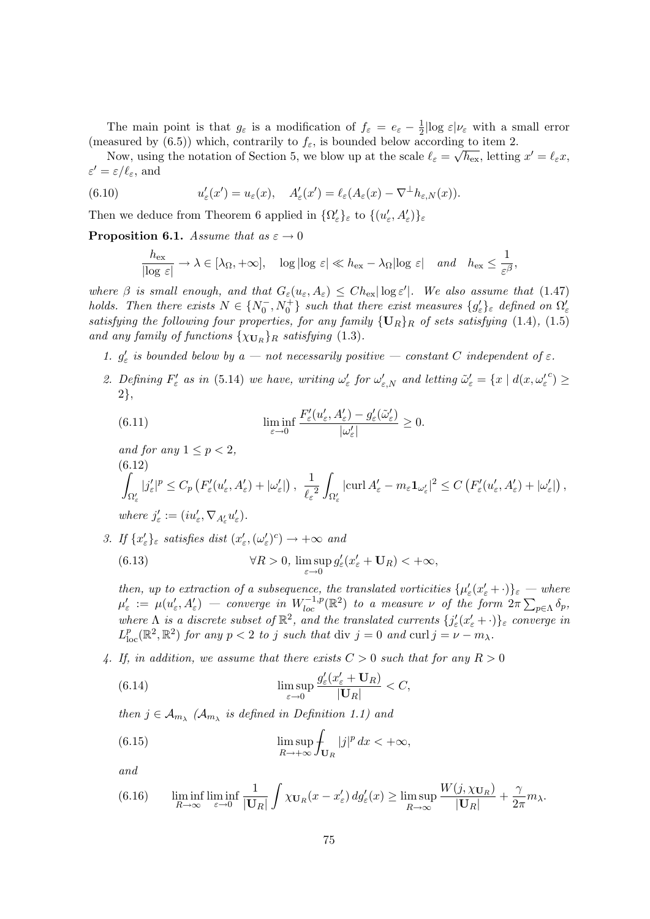The main point is that $g_\varepsilon$ is a modification of $f_\varepsilon = e_\varepsilon - \frac{1}{2}|\log \varepsilon|\nu_\varepsilon$ with a small error (measured by (6.5)) which, contrarily to $f_\varepsilon$, is bounded below according to item 2.

Now, using the notation of Section 5, we blow up at the scale $\ell_\varepsilon = \sqrt{h_{\rm ex}}$, letting $x' = \ell_\varepsilon x$, $\varepsilon' = \varepsilon/\ell_\varepsilon$, and

$$u'_\varepsilon(x') = u_\varepsilon(x), \quad A'_\varepsilon(x') = \ell_\varepsilon(A_\varepsilon(x) - \nabla^\perp h_{\varepsilon,N}(x)). \tag{6.10}$$

Then we deduce from Theorem 6 applied in $\{\Omega'_\varepsilon\}_\varepsilon$ to $\{(u'_\varepsilon, A'_\varepsilon)\}_\varepsilon$

**Proposition 6.1.** *Assume that as $\varepsilon \to 0$*

$$\frac{h_{\rm ex}}{|\log\,\varepsilon|} \to \lambda \in [\lambda_\Omega, +\infty], \quad \log|\log\,\varepsilon| \ll h_{\rm ex} - \lambda_\Omega |\log\,\varepsilon| \quad and \quad h_{\rm ex} \le \frac{1}{\varepsilon^\beta},$$

*where $\beta$ is small enough, and that $G_\varepsilon(u_\varepsilon, A_\varepsilon) \le C h_{\rm ex}|\log \varepsilon'|$. We also assume that (1.47) holds. Then there exists $N \in \{N_0^-, N_0^+\}$ such that there exist measures $\{g'_\varepsilon\}_\varepsilon$ defined on $\Omega'_\varepsilon$ satisfying the following four properties, for any family $\{\mathbf{U}_R\}_R$ of sets satisfying (1.4), (1.5) and any family of functions $\{\chi_{\mathbf{U}_R}\}_R$ satisfying (1.3).*

1. *$g'_\varepsilon$ is bounded below by a — not necessarily positive — constant $C$ independent of $\varepsilon$.*

2. *Defining $F'_\varepsilon$ as in (5.14) we have, writing $\omega'_\varepsilon$ for $\omega'_{\varepsilon,N}$ and letting $\tilde\omega'_\varepsilon = \{x \mid d(x, {\omega'_\varepsilon}^c) \ge 2\}$,*

$$\liminf_{\varepsilon\to 0} \frac{F'_\varepsilon(u'_\varepsilon, A'_\varepsilon) - g'_\varepsilon(\tilde\omega'_\varepsilon)}{|\omega'_\varepsilon|} \ge 0. \tag{6.11}$$

   *and for any $1 \le p < 2$,*

$$\int_{\Omega'_\varepsilon} |j'_\varepsilon|^p \le C_p\left(F'_\varepsilon(u'_\varepsilon, A'_\varepsilon) + |\omega'_\varepsilon|\right), \ \frac{1}{{\ell_\varepsilon}^2}\int_{\Omega'_\varepsilon} |\mathrm{curl}\, A'_\varepsilon - m_\varepsilon \mathbf{1}_{\omega'_\varepsilon}|^2 \le C\left(F'_\varepsilon(u'_\varepsilon, A'_\varepsilon) + |\omega'_\varepsilon|\right), \tag{6.12}$$

   *where $j'_\varepsilon := (iu'_\varepsilon, \nabla_{A'_\varepsilon} u'_\varepsilon)$.*

3. *If $\{x'_\varepsilon\}_\varepsilon$ satisfies $\mathrm{dist}\,(x'_\varepsilon, (\omega'_\varepsilon)^c) \to +\infty$ and*

$$\forall R > 0, \ \limsup_{\varepsilon\to 0} g'_\varepsilon(x'_\varepsilon + \mathbf{U}_R) < +\infty, \tag{6.13}$$

   *then, up to extraction of a subsequence, the translated vorticities $\{\mu'_\varepsilon(x'_\varepsilon + \cdot)\}_\varepsilon$ — where $\mu'_\varepsilon := \mu(u'_\varepsilon, A'_\varepsilon)$ — converge in $W^{-1,p}_{loc}(\mathbb{R}^2)$ to a measure $\nu$ of the form $2\pi\sum_{p\in\Lambda}\delta_p$, where $\Lambda$ is a discrete subset of $\mathbb{R}^2$, and the translated currents $\{j'_\varepsilon(x'_\varepsilon + \cdot)\}_\varepsilon$ converge in $L^p_{\rm loc}(\mathbb{R}^2, \mathbb{R}^2)$ for any $p < 2$ to $j$ such that $\mathrm{div}\, j = 0$ and $\mathrm{curl}\, j = \nu - m_\lambda$.*

4. *If, in addition, we assume that there exists $C > 0$ such that for any $R > 0$*

$$\limsup_{\varepsilon\to 0} \frac{g'_\varepsilon(x'_\varepsilon + \mathbf{U}_R)}{|\mathbf{U}_R|} < C, \tag{6.14}$$

   *then $j \in \mathcal{A}_{m_\lambda}$ ($\mathcal{A}_{m_\lambda}$ is defined in Definition 1.1) and*

$$\limsup_{R\to+\infty} \frac{1}{|\mathbf{U}_R|}\int_{\mathbf{U}_R} |j|^p\, dx < +\infty, \tag{6.15}$$

   *and*

$$\liminf_{R\to\infty}\liminf_{\varepsilon\to 0} \frac{1}{|\mathbf{U}_R|}\int \chi_{\mathbf{U}_R}(x - x'_\varepsilon)\, dg'_\varepsilon(x) \ge \limsup_{R\to\infty} \frac{W(j, \chi_{\mathbf{U}_R})}{|\mathbf{U}_R|} + \frac{\gamma}{2\pi} m_\lambda. \tag{6.16}$$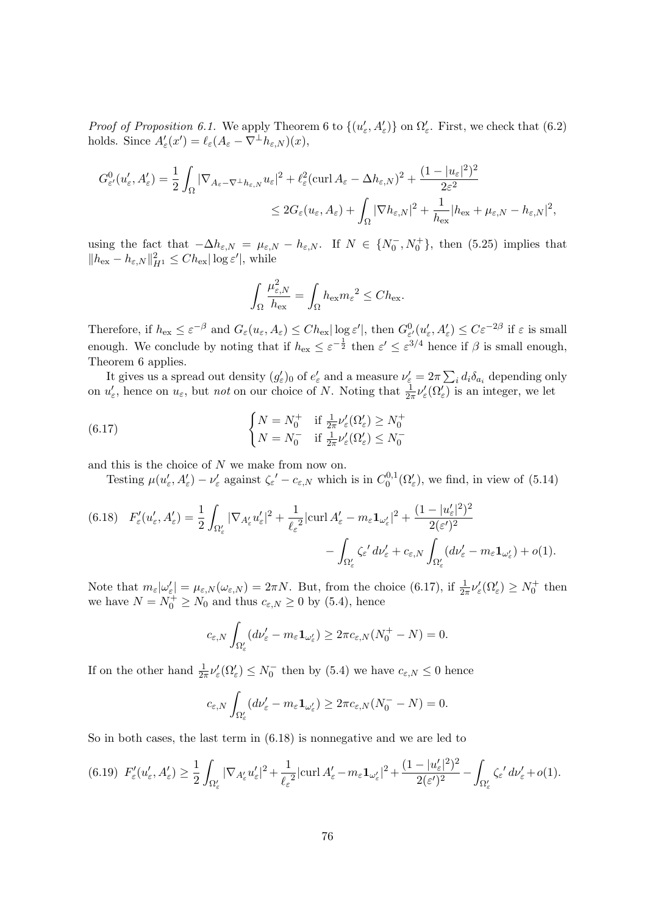*Proof of Proposition 6.1.* We apply Theorem 6 to $\{(u'_\varepsilon, A'_\varepsilon)\}$ on $\Omega'_\varepsilon$. First, we check that (6.2) holds. Since $A'_\varepsilon(x') = \ell_\varepsilon(A_\varepsilon - \nabla^\perp h_{\varepsilon,N})(x)$,

$$G^0_{\varepsilon'}(u'_\varepsilon, A'_\varepsilon) = \frac{1}{2}\int_\Omega |\nabla_{A_\varepsilon - \nabla^\perp h_{\varepsilon,N}} u_\varepsilon|^2 + \ell_\varepsilon^2(\operatorname{curl} A_\varepsilon - \Delta h_{\varepsilon,N})^2 + \frac{(1-|u_\varepsilon|^2)^2}{2\varepsilon^2}$$
$$\leq 2G_\varepsilon(u_\varepsilon, A_\varepsilon) + \int_\Omega |\nabla h_{\varepsilon,N}|^2 + \frac{1}{h_{\rm ex}}|h_{\rm ex} + \mu_{\varepsilon,N} - h_{\varepsilon,N}|^2,$$

using the fact that $-\Delta h_{\varepsilon,N} = \mu_{\varepsilon,N} - h_{\varepsilon,N}$. If $N \in \{N_0^-, N_0^+\}$, then (5.25) implies that $\|h_{\rm ex} - h_{\varepsilon,N}\|^2_{H^1} \leq C h_{\rm ex}|\log \varepsilon'|$, while

$$\int_\Omega \frac{\mu_{\varepsilon,N}^2}{h_{\rm ex}} = \int_\Omega h_{\rm ex} {m_\varepsilon}^2 \leq C h_{\rm ex}.$$

Therefore, if $h_{\rm ex} \leq \varepsilon^{-\beta}$ and $G_\varepsilon(u_\varepsilon, A_\varepsilon) \leq C h_{\rm ex}|\log \varepsilon'|$, then $G^0_{\varepsilon'}(u'_\varepsilon, A'_\varepsilon) \leq C\varepsilon^{-2\beta}$ if $\varepsilon$ is small enough. We conclude by noting that if $h_{\rm ex} \leq \varepsilon^{-\frac{1}{2}}$ then $\varepsilon' \leq \varepsilon^{3/4}$ hence if $\beta$ is small enough, Theorem 6 applies.

It gives us a spread out density $(g'_\varepsilon)_0$ of $e'_\varepsilon$ and a measure $\nu'_\varepsilon = 2\pi \sum_i d_i \delta_{a_i}$ depending only on $u'_\varepsilon$, hence on $u_\varepsilon$, but *not* on our choice of $N$. Noting that $\frac{1}{2\pi}\nu'_\varepsilon(\Omega'_\varepsilon)$ is an integer, we let

$$\begin{cases} N = N_0^+ & \text{if } \frac{1}{2\pi}\nu'_\varepsilon(\Omega'_\varepsilon) \geq N_0^+ \\ N = N_0^- & \text{if } \frac{1}{2\pi}\nu'_\varepsilon(\Omega'_\varepsilon) \leq N_0^- \end{cases} \tag{6.17}$$

and this is the choice of $N$ we make from now on.

Testing $\mu(u'_\varepsilon, A'_\varepsilon) - \nu'_\varepsilon$ against ${\zeta_\varepsilon}' - c_{\varepsilon,N}$ which is in $C^{0,1}_0(\Omega'_\varepsilon)$, we find, in view of (5.14)

$$F'_\varepsilon(u'_\varepsilon, A'_\varepsilon) = \frac{1}{2}\int_{\Omega'_\varepsilon} |\nabla_{A'_\varepsilon} u'_\varepsilon|^2 + \frac{1}{{\ell_\varepsilon}^2}|\operatorname{curl} A'_\varepsilon - m_\varepsilon \mathbf{1}_{\omega'_\varepsilon}|^2 + \frac{(1-|u'_\varepsilon|^2)^2}{2(\varepsilon')^2}$$
$$- \int_{\Omega'_\varepsilon} {\zeta_\varepsilon}'\, d\nu'_\varepsilon + c_{\varepsilon,N}\int_{\Omega'_\varepsilon}(d\nu'_\varepsilon - m_\varepsilon \mathbf{1}_{\omega'_\varepsilon}) + o(1). \tag{6.18}$$

Note that $m_\varepsilon|\omega'_\varepsilon| = \mu_{\varepsilon,N}(\omega_{\varepsilon,N}) = 2\pi N$. But, from the choice (6.17), if $\frac{1}{2\pi}\nu'_\varepsilon(\Omega'_\varepsilon) \geq N_0^+$ then we have $N = N_0^+ \geq N_0$ and thus $c_{\varepsilon,N} \geq 0$ by (5.4), hence

$$c_{\varepsilon,N}\int_{\Omega'_\varepsilon}(d\nu'_\varepsilon - m_\varepsilon \mathbf{1}_{\omega'_\varepsilon}) \geq 2\pi c_{\varepsilon,N}(N_0^+ - N) = 0.$$

If on the other hand $\frac{1}{2\pi}\nu'_\varepsilon(\Omega'_\varepsilon) \leq N_0^-$ then by (5.4) we have $c_{\varepsilon,N} \leq 0$ hence

$$c_{\varepsilon,N}\int_{\Omega'_\varepsilon}(d\nu'_\varepsilon - m_\varepsilon \mathbf{1}_{\omega'_\varepsilon}) \geq 2\pi c_{\varepsilon,N}(N_0^- - N) = 0.$$

So in both cases, the last term in (6.18) is nonnegative and we are led to

$$F'_\varepsilon(u'_\varepsilon, A'_\varepsilon) \geq \frac{1}{2}\int_{\Omega'_\varepsilon} |\nabla_{A'_\varepsilon} u'_\varepsilon|^2 + \frac{1}{{\ell_\varepsilon}^2}|\operatorname{curl} A'_\varepsilon - m_\varepsilon \mathbf{1}_{\omega'_\varepsilon}|^2 + \frac{(1-|u'_\varepsilon|^2)^2}{2(\varepsilon')^2} - \int_{\Omega'_\varepsilon} {\zeta_\varepsilon}'\, d\nu'_\varepsilon + o(1). \tag{6.19}$$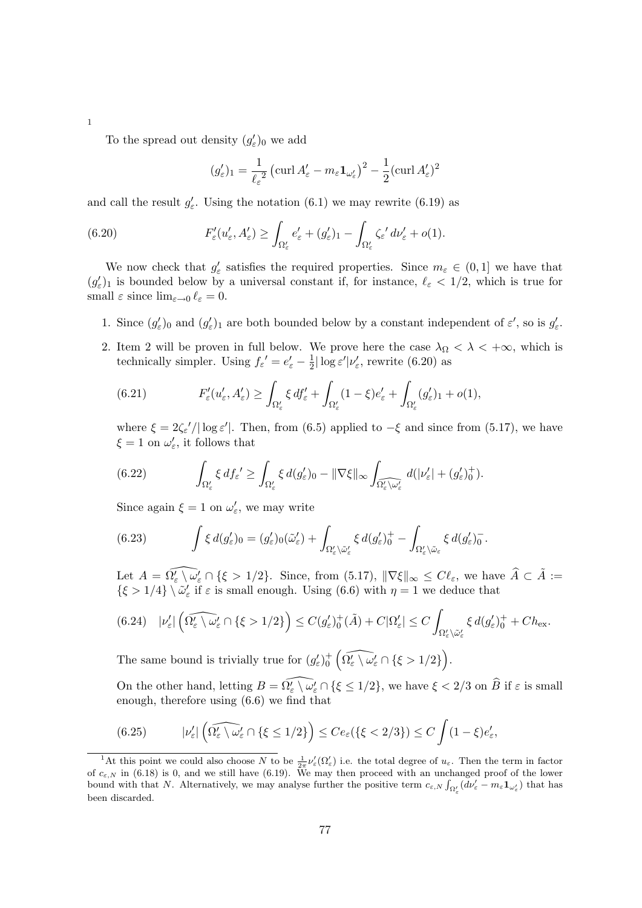[1]

To the spread out density $(g'_\varepsilon)_0$ we add

$$(g'_\varepsilon)_1 = \frac{1}{{\ell_\varepsilon}^2}\left(\operatorname{curl} A'_\varepsilon - m_\varepsilon \mathbf{1}_{\omega'_\varepsilon}\right)^2 - \frac{1}{2}(\operatorname{curl} A'_\varepsilon)^2$$

and call the result $g'_\varepsilon$. Using the notation (6.1) we may rewrite (6.19) as

$$F'_\varepsilon(u'_\varepsilon, A'_\varepsilon) \geq \int_{\Omega'_\varepsilon} e'_\varepsilon + (g'_\varepsilon)_1 - \int_{\Omega'_\varepsilon} {\zeta_\varepsilon}' \, d\nu'_\varepsilon + o(1). \tag{6.20}$$

We now check that $g'_\varepsilon$ satisfies the required properties. Since $m_\varepsilon \in (0, 1]$ we have that $(g'_\varepsilon)_1$ is bounded below by a universal constant if, for instance, $\ell_\varepsilon < 1/2$, which is true for small $\varepsilon$ since $\lim_{\varepsilon \to 0} \ell_\varepsilon = 0$.

1. Since $(g'_\varepsilon)_0$ and $(g'_\varepsilon)_1$ are both bounded below by a constant independent of $\varepsilon'$, so is $g'_\varepsilon$.

2. Item 2 will be proven in full below. We prove here the case $\lambda_\Omega < \lambda < +\infty$, which is technically simpler. Using ${f_\varepsilon}' = e'_\varepsilon - \frac{1}{2}|\log \varepsilon'|\nu'_\varepsilon$, rewrite (6.20) as

$$F'_\varepsilon(u'_\varepsilon, A'_\varepsilon) \geq \int_{\Omega'_\varepsilon} \xi \, d{f_\varepsilon}' + \int_{\Omega'_\varepsilon} (1 - \xi) e'_\varepsilon + \int_{\Omega'_\varepsilon} (g'_\varepsilon)_1 + o(1), \tag{6.21}$$

where $\xi = 2{\zeta_\varepsilon}'/|\log \varepsilon'|$. Then, from (6.5) applied to $-\xi$ and since from (5.17), we have $\xi = 1$ on $\omega'_\varepsilon$, it follows that

$$\int_{\Omega'_\varepsilon} \xi \, d{f_\varepsilon}' \geq \int_{\Omega'_\varepsilon} \xi \, d(g'_\varepsilon)_0 - \|\nabla \xi\|_\infty \int_{\widehat{\Omega'_\varepsilon \setminus \omega'_\varepsilon}} d(|\nu'_\varepsilon| + (g'_\varepsilon)_0^+). \tag{6.22}$$

Since again $\xi = 1$ on $\omega'_\varepsilon$, we may write

$$\int \xi \, d(g'_\varepsilon)_0 = (g'_\varepsilon)_0(\tilde{\omega}'_\varepsilon) + \int_{\Omega'_\varepsilon \setminus \tilde{\omega}'_\varepsilon} \xi \, d(g'_\varepsilon)_0^+ - \int_{\Omega'_\varepsilon \setminus \tilde{\omega}_\varepsilon} \xi \, d(g'_\varepsilon)_0^- . \tag{6.23}$$

Let $A = \widehat{\Omega'_\varepsilon \setminus \omega'_\varepsilon} \cap \{\xi > 1/2\}$. Since, from (5.17), $\|\nabla \xi\|_\infty \leq C\ell_\varepsilon$, we have $\widehat{A} \subset \tilde{A} := \{\xi > 1/4\} \setminus \tilde{\omega}'_\varepsilon$ if $\varepsilon$ is small enough. Using (6.6) with $\eta = 1$ we deduce that

$$|\nu'_\varepsilon|\left(\widehat{\Omega'_\varepsilon \setminus \omega'_\varepsilon} \cap \{\xi > 1/2\}\right) \leq C(g'_\varepsilon)_0^+(\tilde{A}) + C|\Omega'_\varepsilon| \leq C \int_{\Omega'_\varepsilon \setminus \tilde{\omega}'_\varepsilon} \xi \, d(g'_\varepsilon)_0^+ + Ch_{\mathrm{ex}}. \tag{6.24}$$

The same bound is trivially true for $(g'_\varepsilon)_0^+\left(\widehat{\Omega'_\varepsilon \setminus \omega'_\varepsilon} \cap \{\xi > 1/2\}\right)$.

On the other hand, letting $B = \widehat{\Omega'_\varepsilon \setminus \omega'_\varepsilon} \cap \{\xi \leq 1/2\}$, we have $\xi < 2/3$ on $\widehat{B}$ if $\varepsilon$ is small enough, therefore using (6.6) we find that

$$|\nu'_\varepsilon|\left(\widehat{\Omega'_\varepsilon \setminus \omega'_\varepsilon} \cap \{\xi \leq 1/2\}\right) \leq Ce_\varepsilon(\{\xi < 2/3\}) \leq C \int (1 - \xi) e'_\varepsilon, \tag{6.25}$$

---

[1] At this point we could also choose $N$ to be $\frac{1}{2\pi}\nu'_\varepsilon(\Omega'_\varepsilon)$ i.e. the total degree of $u_\varepsilon$. Then the term in factor of $c_{\varepsilon,N}$ in (6.18) is 0, and we still have (6.19). We may then proceed with an unchanged proof of the lower bound with that $N$. Alternatively, we may analyse further the positive term $c_{\varepsilon,N} \int_{\Omega'_\varepsilon} (d\nu'_\varepsilon - m_\varepsilon \mathbf{1}_{\omega'_\varepsilon})$ that has been discarded.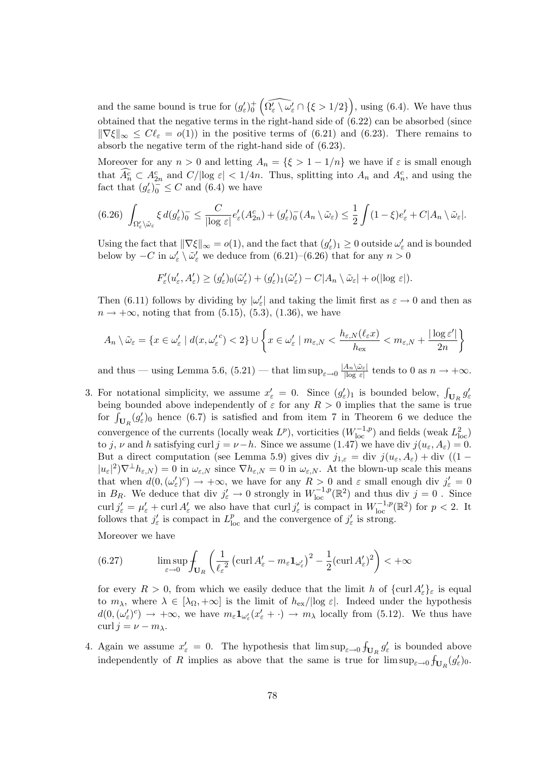and the same bound is true for $(g'_\varepsilon)_0^+\left(\widehat{\Omega'_\varepsilon \setminus \omega'_\varepsilon} \cap \{\xi > 1/2\}\right)$, using (6.4). We have thus obtained that the negative terms in the right-hand side of (6.22) can be absorbed (since $\|\nabla \xi\|_\infty \le C\ell_\varepsilon = o(1)$) in the positive terms of (6.21) and (6.23). There remains to absorb the negative term of the right-hand side of (6.23).

Moreover for any $n > 0$ and letting $A_n = \{\xi > 1 - 1/n\}$ we have if $\varepsilon$ is small enough that $\widehat{A_n^c} \subset A_{2n}^c$ and $C/|\log \varepsilon| < 1/4n$. Thus, splitting into $A_n$ and $A_n^c$, and using the fact that $(g'_\varepsilon)_0^- \le C$ and (6.4) we have

$$(6.26)\quad \int_{\Omega'_\varepsilon \setminus \tilde\omega_\varepsilon} \xi \, d(g'_\varepsilon)_0^- \le \frac{C}{|\log \varepsilon|} e'_\varepsilon(A_{2n}^c) + (g'_\varepsilon)_0^-(A_n \setminus \tilde\omega_\varepsilon) \le \frac12 \int (1-\xi) e'_\varepsilon + C|A_n \setminus \tilde\omega_\varepsilon|.$$

Using the fact that $\|\nabla \xi\|_\infty = o(1)$, and the fact that $(g'_\varepsilon)_1 \ge 0$ outside $\omega'_\varepsilon$ and is bounded below by $-C$ in $\omega'_\varepsilon \setminus \tilde\omega'_\varepsilon$ we deduce from (6.21)–(6.26) that for any $n > 0$

$$F'_\varepsilon(u'_\varepsilon, A'_\varepsilon) \ge (g'_\varepsilon)_0(\tilde\omega'_\varepsilon) + (g'_\varepsilon)_1(\tilde\omega'_\varepsilon) - C|A_n \setminus \tilde\omega_\varepsilon| + o(|\log \varepsilon|).$$

Then (6.11) follows by dividing by $|\omega'_\varepsilon|$ and taking the limit first as $\varepsilon \to 0$ and then as $n \to +\infty$, noting that from (5.15), (5.3), (1.36), we have

$$A_n \setminus \tilde\omega_\varepsilon = \{x \in \omega'_\varepsilon \mid d(x, {\omega'_\varepsilon}^c) < 2\} \cup \left\{ x \in \omega'_\varepsilon \mid m_{\varepsilon,N} < \frac{h_{\varepsilon,N}(\ell_\varepsilon x)}{h_{\rm ex}} < m_{\varepsilon,N} + \frac{|\log \varepsilon'|}{2n} \right\}$$

and thus — using Lemma 5.6, (5.21) — that $\limsup_{\varepsilon\to 0} \frac{|A_n \setminus \tilde\omega_\varepsilon|}{|\log \varepsilon|}$ tends to 0 as $n \to +\infty$.

3. For notational simplicity, we assume $x'_\varepsilon = 0$. Since $(g'_\varepsilon)_1$ is bounded below, $\int_{\mathbf{U}_R} g'_\varepsilon$ being bounded above independently of $\varepsilon$ for any $R > 0$ implies that the same is true for $\int_{\mathbf{U}_R} (g'_\varepsilon)_0$ hence (6.7) is satisfied and from item 7 in Theorem 6 we deduce the convergence of the currents (locally weak $L^p$), vorticities ($W^{-1,p}_{\rm loc}$) and fields (weak $L^2_{\rm loc}$) to $j$, $\nu$ and $h$ satisfying $\operatorname{curl} j = \nu - h$. Since we assume (1.47) we have $\operatorname{div} j(u_\varepsilon, A_\varepsilon) = 0$. But a direct computation (see Lemma 5.9) gives $\operatorname{div} j_{1,\varepsilon} = \operatorname{div} j(u_\varepsilon, A_\varepsilon) + \operatorname{div}((1 - |u_\varepsilon|^2)\nabla^\perp h_{\varepsilon,N}) = 0$ in $\omega_{\varepsilon,N}$ since $\nabla h_{\varepsilon,N} = 0$ in $\omega_{\varepsilon,N}$. At the blown-up scale this means that when $d(0, (\omega'_\varepsilon)^c) \to +\infty$, we have for any $R > 0$ and $\varepsilon$ small enough $\operatorname{div} j'_\varepsilon = 0$ in $B_R$. We deduce that $\operatorname{div} j'_\varepsilon \to 0$ strongly in $W^{-1,p}_{\rm loc}(\mathbb{R}^2)$ and thus $\operatorname{div} j = 0$ . Since $\operatorname{curl} j'_\varepsilon = \mu'_\varepsilon + \operatorname{curl} A'_\varepsilon$ we also have that $\operatorname{curl} j'_\varepsilon$ is compact in $W^{-1,p}_{\rm loc}(\mathbb{R}^2)$ for $p < 2$. It follows that $j'_\varepsilon$ is compact in $L^p_{\rm loc}$ and the convergence of $j'_\varepsilon$ is strong.

   Moreover we have

$$(6.27)\qquad \limsup_{\varepsilon \to 0} ⨍_{\mathbf{U}_R} \left( \frac{1}{{\ell_\varepsilon}^2} \left( \operatorname{curl} A'_\varepsilon - m_\varepsilon \mathbf{1}_{\omega'_\varepsilon} \right)^2 - \frac12 (\operatorname{curl} A'_\varepsilon)^2 \right) < +\infty$$

   for every $R > 0$, from which we easily deduce that the limit $h$ of $\{\operatorname{curl} A'_\varepsilon\}_\varepsilon$ is equal to $m_\lambda$, where $\lambda \in [\lambda_\Omega, +\infty]$ is the limit of $h_{\rm ex}/|\log \varepsilon|$. Indeed under the hypothesis $d(0, (\omega'_\varepsilon)^c) \to +\infty$, we have $m_\varepsilon \mathbf{1}_{\omega'_\varepsilon}(x'_\varepsilon + \cdot) \to m_\lambda$ locally from (5.12). We thus have $\operatorname{curl} j = \nu - m_\lambda$.

4. Again we assume $x'_\varepsilon = 0$. The hypothesis that $\limsup_{\varepsilon \to 0} ⨍_{\mathbf{U}_R} g'_\varepsilon$ is bounded above independently of $R$ implies as above that the same is true for $\limsup_{\varepsilon\to 0} ⨍_{\mathbf{U}_R} (g'_\varepsilon)_0$.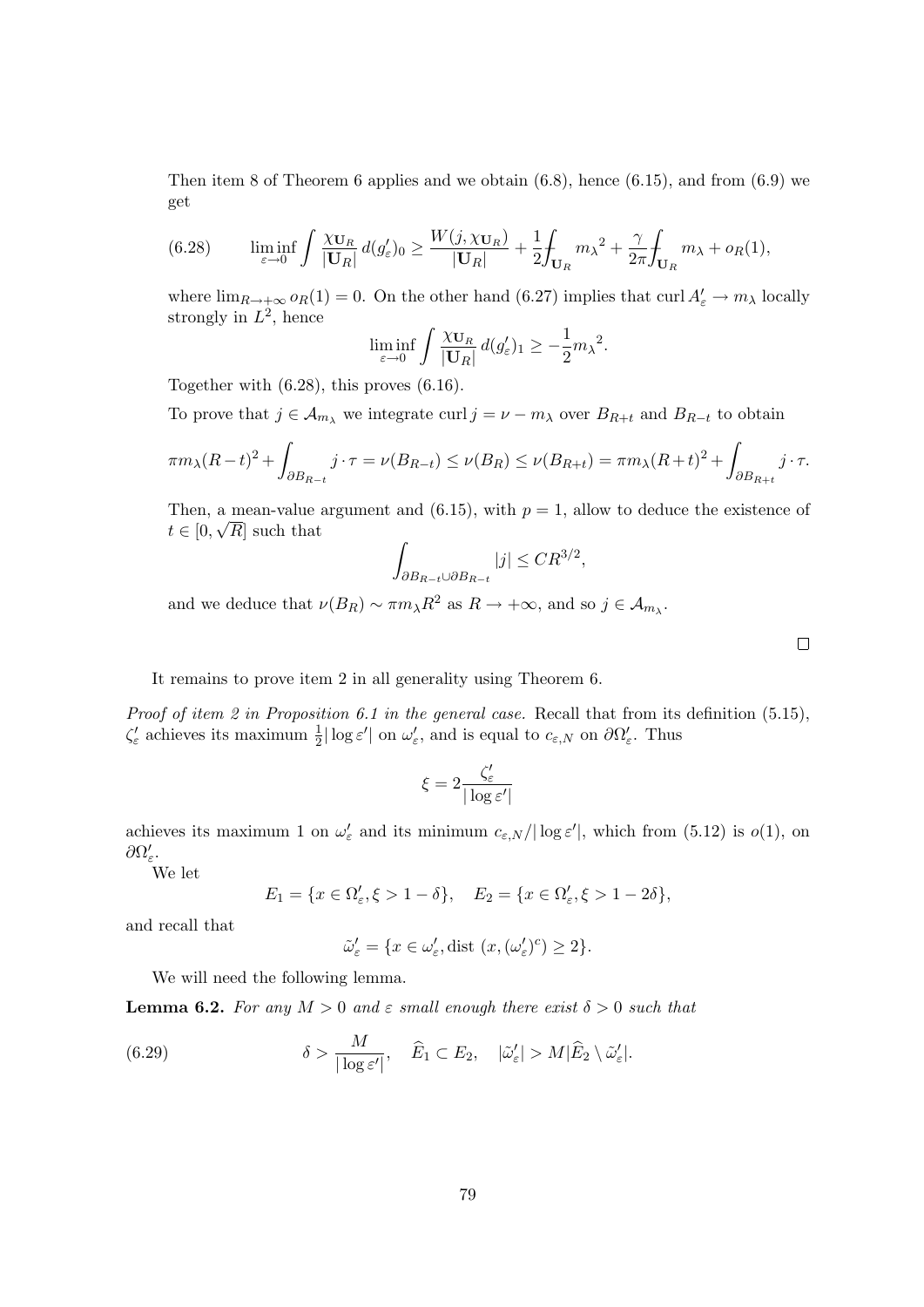Then item 8 of Theorem 6 applies and we obtain (6.8), hence (6.15), and from (6.9) we get

$$\liminf_{\varepsilon\to 0} \int \frac{\chi_{\mathbf{U}_R}}{|\mathbf{U}_R|}\, d(g'_\varepsilon)_0 \geq \frac{W(j,\chi_{\mathbf{U}_R})}{|\mathbf{U}_R|} + \frac{1}{2}\fint_{\mathbf{U}_R} {m_\lambda}^2 + \frac{\gamma}{2\pi}\fint_{\mathbf{U}_R} m_\lambda + o_R(1), \tag{6.28}$$

where $\lim_{R\to+\infty} o_R(1) = 0$. On the other hand (6.27) implies that $\operatorname{curl} A'_\varepsilon \to m_\lambda$ locally strongly in $L^2$, hence

$$\liminf_{\varepsilon\to 0} \int \frac{\chi_{\mathbf{U}_R}}{|\mathbf{U}_R|}\, d(g'_\varepsilon)_1 \geq -\frac{1}{2}{m_\lambda}^2.$$

Together with (6.28), this proves (6.16).

To prove that $j \in \mathcal{A}_{m_\lambda}$ we integrate $\operatorname{curl} j = \nu - m_\lambda$ over $B_{R+t}$ and $B_{R-t}$ to obtain

$$\pi m_\lambda (R-t)^2 + \int_{\partial B_{R-t}} j\cdot\tau = \nu(B_{R-t}) \leq \nu(B_R) \leq \nu(B_{R+t}) = \pi m_\lambda (R+t)^2 + \int_{\partial B_{R+t}} j\cdot\tau.$$

Then, a mean-value argument and (6.15), with $p=1$, allow to deduce the existence of $t\in[0,\sqrt{R}]$ such that

$$\int_{\partial B_{R-t}\cup\partial B_{R-t}} |j| \leq C R^{3/2},$$

and we deduce that $\nu(B_R) \sim \pi m_\lambda R^2$ as $R\to+\infty$, and so $j\in\mathcal{A}_{m_\lambda}$.

□

It remains to prove item 2 in all generality using Theorem 6.

*Proof of item 2 in Proposition 6.1 in the general case.* Recall that from its definition (5.15), $\zeta'_\varepsilon$ achieves its maximum $\frac{1}{2}|\log\varepsilon'|$ on $\omega'_\varepsilon$, and is equal to $c_{\varepsilon,N}$ on $\partial\Omega'_\varepsilon$. Thus

$$\xi = 2\frac{\zeta'_\varepsilon}{|\log\varepsilon'|}$$

achieves its maximum 1 on $\omega'_\varepsilon$ and its minimum $c_{\varepsilon,N}/|\log\varepsilon'|$, which from (5.12) is $o(1)$, on $\partial\Omega'_\varepsilon$.

We let

$$E_1 = \{x\in\Omega'_\varepsilon, \xi > 1-\delta\}, \quad E_2 = \{x\in\Omega'_\varepsilon, \xi > 1-2\delta\},$$

and recall that

$$\tilde\omega'_\varepsilon = \{x\in\omega'_\varepsilon, \operatorname{dist}\,(x,(\omega'_\varepsilon)^c)\geq 2\}.$$

We will need the following lemma.

**Lemma 6.2.** *For any $M>0$ and $\varepsilon$ small enough there exist $\delta>0$ such that*

$$\delta > \frac{M}{|\log\varepsilon'|}, \quad \widehat{E}_1\subset E_2, \quad |\tilde\omega'_\varepsilon| > M|\widehat{E}_2\setminus\tilde\omega'_\varepsilon|. \tag{6.29}$$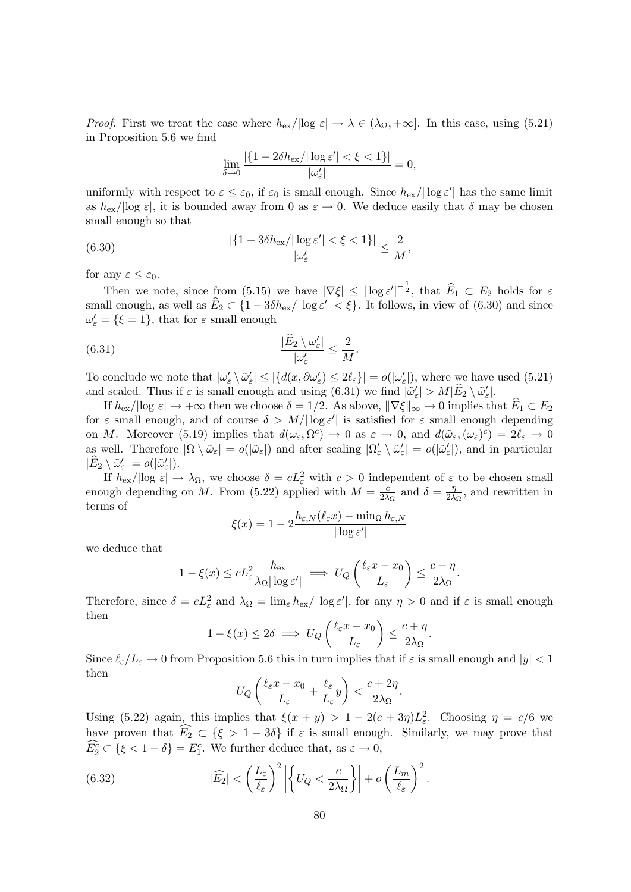*Proof.* First we treat the case where $h_{\rm ex}/|\log \varepsilon| \to \lambda \in (\lambda_\Omega, +\infty]$. In this case, using (5.21) in Proposition 5.6 we find

$$\lim_{\delta\to 0} \frac{|\{1 - 2\delta h_{\rm ex}/|\log \varepsilon'| < \xi < 1\}|}{|\omega'_\varepsilon|} = 0,$$

uniformly with respect to $\varepsilon \le \varepsilon_0$, if $\varepsilon_0$ is small enough. Since $h_{\rm ex}/|\log \varepsilon'|$ has the same limit as $h_{\rm ex}/|\log \varepsilon|$, it is bounded away from 0 as $\varepsilon \to 0$. We deduce easily that $\delta$ may be chosen small enough so that

$$\frac{|\{1 - 3\delta h_{\rm ex}/|\log \varepsilon'| < \xi < 1\}|}{|\omega'_\varepsilon|} \le \frac{2}{M}, \tag{6.30}$$

for any $\varepsilon \le \varepsilon_0$.

Then we note, since from (5.15) we have $|\nabla \xi| \le |\log \varepsilon'|^{-\frac{1}{2}}$, that $\widehat{E}_1 \subset E_2$ holds for $\varepsilon$ small enough, as well as $\widehat{E}_2 \subset \{1 - 3\delta h_{\rm ex}/|\log \varepsilon'| < \xi\}$. It follows, in view of (6.30) and since $\omega'_\varepsilon = \{\xi = 1\}$, that for $\varepsilon$ small enough

$$\frac{|\widehat{E}_2 \setminus \omega'_\varepsilon|}{|\omega'_\varepsilon|} \le \frac{2}{M}. \tag{6.31}$$

To conclude we note that $|\omega'_\varepsilon \setminus \tilde\omega'_\varepsilon| \le |\{d(x, \partial\omega'_\varepsilon) \le 2\ell_\varepsilon\}| = o(|\omega'_\varepsilon|)$, where we have used (5.21) and scaled. Thus if $\varepsilon$ is small enough and using (6.31) we find $|\tilde\omega'_\varepsilon| > M|\widehat{E}_2 \setminus \tilde\omega'_\varepsilon|$.

If $h_{\rm ex}/|\log \varepsilon| \to +\infty$ then we choose $\delta = 1/2$. As above, $\|\nabla \xi\|_\infty \to 0$ implies that $\widehat{E}_1 \subset E_2$ for $\varepsilon$ small enough, and of course $\delta > M/|\log \varepsilon'|$ is satisfied for $\varepsilon$ small enough depending on $M$. Moreover (5.19) implies that $d(\omega_\varepsilon, \Omega^c) \to 0$ as $\varepsilon \to 0$, and $d(\tilde\omega_\varepsilon, (\omega_\varepsilon)^c) = 2\ell_\varepsilon \to 0$ as well. Therefore $|\Omega \setminus \tilde\omega_\varepsilon| = o(|\tilde\omega_\varepsilon|)$ and after scaling $|\Omega'_\varepsilon \setminus \tilde\omega'_\varepsilon| = o(|\tilde\omega'_\varepsilon|)$, and in particular $|\widehat{E}_2 \setminus \tilde\omega'_\varepsilon| = o(|\tilde\omega'_\varepsilon|)$.

If $h_{\rm ex}/|\log \varepsilon| \to \lambda_\Omega$, we choose $\delta = cL_\varepsilon^2$ with $c > 0$ independent of $\varepsilon$ to be chosen small enough depending on $M$. From (5.22) applied with $M = \frac{c}{2\lambda_\Omega}$ and $\delta = \frac{\eta}{2\lambda_\Omega}$, and rewritten in terms of

$$\xi(x) = 1 - 2\frac{h_{\varepsilon,N}(\ell_\varepsilon x) - \min_\Omega h_{\varepsilon,N}}{|\log \varepsilon'|}$$

we deduce that

$$1 - \xi(x) \le cL_\varepsilon^2 \frac{h_{\rm ex}}{\lambda_\Omega |\log \varepsilon'|} \implies U_Q\left(\frac{\ell_\varepsilon x - x_0}{L_\varepsilon}\right) \le \frac{c + \eta}{2\lambda_\Omega}.$$

Therefore, since $\delta = cL_\varepsilon^2$ and $\lambda_\Omega = \lim_\varepsilon h_{\rm ex}/|\log \varepsilon'|$, for any $\eta > 0$ and if $\varepsilon$ is small enough then

$$1 - \xi(x) \le 2\delta \implies U_Q\left(\frac{\ell_\varepsilon x - x_0}{L_\varepsilon}\right) \le \frac{c + \eta}{2\lambda_\Omega}.$$

Since $\ell_\varepsilon/L_\varepsilon \to 0$ from Proposition 5.6 this in turn implies that if $\varepsilon$ is small enough and $|y| < 1$ then

$$U_Q\left(\frac{\ell_\varepsilon x - x_0}{L_\varepsilon} + \frac{\ell_\varepsilon}{L_\varepsilon} y\right) < \frac{c + 2\eta}{2\lambda_\Omega}.$$

Using (5.22) again, this implies that $\xi(x + y) > 1 - 2(c + 3\eta)L_\varepsilon^2$. Choosing $\eta = c/6$ we have proven that $\widehat{E_2} \subset \{\xi > 1 - 3\delta\}$ if $\varepsilon$ is small enough. Similarly, we may prove that $\widehat{E_2^c} \subset \{\xi < 1 - \delta\} = E_1^c$. We further deduce that, as $\varepsilon \to 0$,

$$|\widehat{E_2}| < \left(\frac{L_\varepsilon}{\ell_\varepsilon}\right)^2 \left|\left\{U_Q < \frac{c}{2\lambda_\Omega}\right\}\right| + o\left(\frac{L_m}{\ell_\varepsilon}\right)^2. \tag{6.32}$$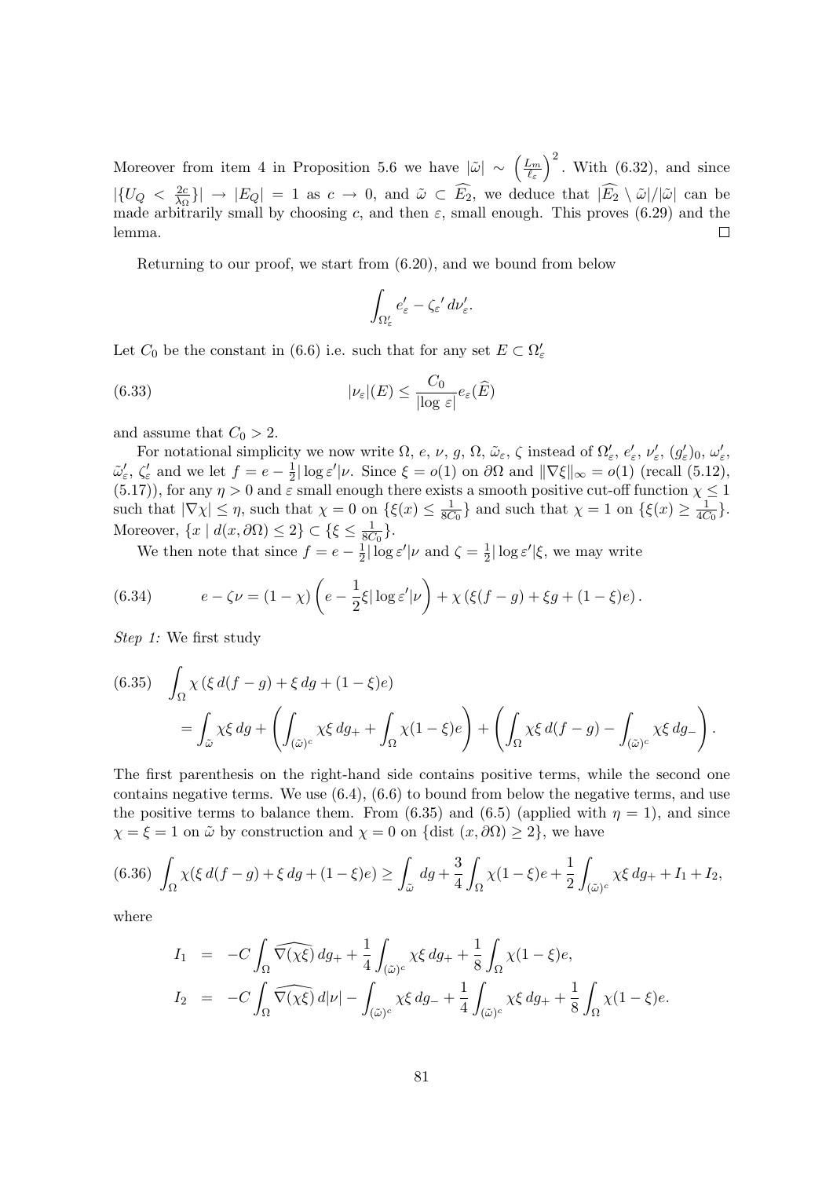Moreover from item 4 in Proposition 5.6 we have $|\tilde{\omega}| \sim \left(\frac{L_m}{\ell_\varepsilon}\right)^2$. With (6.32), and since $|\{U_Q < \frac{2c}{\lambda_\Omega}\}| \to |E_Q| = 1$ as $c \to 0$, and $\tilde{\omega} \subset \widehat{E_2}$, we deduce that $|\widehat{E_2} \setminus \tilde{\omega}|/|\tilde{\omega}|$ can be made arbitrarily small by choosing $c$, and then $\varepsilon$, small enough. This proves (6.29) and the lemma. □

Returning to our proof, we start from (6.20), and we bound from below

$$\int_{\Omega'_\varepsilon} e'_\varepsilon - \zeta_\varepsilon{}' \, d\nu'_\varepsilon.$$

Let $C_0$ be the constant in (6.6) i.e. such that for any set $E \subset \Omega'_\varepsilon$

$$|\nu_\varepsilon|(E) \leq \frac{C_0}{|\log \varepsilon|} e_\varepsilon(\widehat{E}) \tag{6.33}$$

and assume that $C_0 > 2$.

For notational simplicity we now write $\Omega$, $e$, $\nu$, $g$, $\Omega$, $\tilde{\omega}_\varepsilon$, $\zeta$ instead of $\Omega'_\varepsilon$, $e'_\varepsilon$, $\nu'_\varepsilon$, $(g'_\varepsilon)_0$, $\omega'_\varepsilon$, $\tilde{\omega}'_\varepsilon$, $\zeta'_\varepsilon$ and we let $f = e - \frac{1}{2}|\log \varepsilon'|\nu$. Since $\xi = o(1)$ on $\partial\Omega$ and $\|\nabla \xi\|_\infty = o(1)$ (recall (5.12), (5.17)), for any $\eta > 0$ and $\varepsilon$ small enough there exists a smooth positive cut-off function $\chi \leq 1$ such that $|\nabla \chi| \leq \eta$, such that $\chi = 0$ on $\{\xi(x) \leq \frac{1}{8C_0}\}$ and such that $\chi = 1$ on $\{\xi(x) \geq \frac{1}{4C_0}\}$. Moreover, $\{x \mid d(x, \partial\Omega) \leq 2\} \subset \{\xi \leq \frac{1}{8C_0}\}$.

We then note that since $f = e - \frac{1}{2}|\log \varepsilon'|\nu$ and $\zeta = \frac{1}{2}|\log \varepsilon'|\xi$, we may write

$$e - \zeta\nu = (1-\chi)\left(e - \frac{1}{2}\xi|\log \varepsilon'|\nu\right) + \chi\left(\xi(f-g) + \xi g + (1-\xi)e\right). \tag{6.34}$$

*Step 1:* We first study

$$\begin{aligned}
&\int_\Omega \chi\left(\xi \, d(f-g) + \xi \, dg + (1-\xi)e\right) \\
&\quad = \int_{\tilde{\omega}} \chi\xi \, dg + \left(\int_{(\tilde{\omega})^c} \chi\xi \, dg_+ + \int_\Omega \chi(1-\xi)e\right) + \left(\int_\Omega \chi\xi \, d(f-g) - \int_{(\tilde{\omega})^c} \chi\xi \, dg_-\right).
\end{aligned} \tag{6.35}$$

The first parenthesis on the right-hand side contains positive terms, while the second one contains negative terms. We use (6.4), (6.6) to bound from below the negative terms, and use the positive terms to balance them. From (6.35) and (6.5) (applied with $\eta = 1$), and since $\chi = \xi = 1$ on $\tilde{\omega}$ by construction and $\chi = 0$ on $\{\text{dist}\,(x, \partial\Omega) \geq 2\}$, we have

$$\int_\Omega \chi(\xi \, d(f-g) + \xi \, dg + (1-\xi)e) \geq \int_{\tilde{\omega}} dg + \frac{3}{4}\int_\Omega \chi(1-\xi)e + \frac{1}{2}\int_{(\tilde{\omega})^c} \chi\xi \, dg_+ + I_1 + I_2, \tag{6.36}$$

where

$$\begin{aligned}
I_1 &= -C\int_\Omega \widehat{\nabla(\chi\xi)} \, dg_+ + \frac{1}{4}\int_{(\tilde{\omega})^c} \chi\xi \, dg_+ + \frac{1}{8}\int_\Omega \chi(1-\xi)e, \\
I_2 &= -C\int_\Omega \widehat{\nabla(\chi\xi)} \, d|\nu| - \int_{(\tilde{\omega})^c} \chi\xi \, dg_- + \frac{1}{4}\int_{(\tilde{\omega})^c} \chi\xi \, dg_+ + \frac{1}{8}\int_\Omega \chi(1-\xi)e.
\end{aligned}$$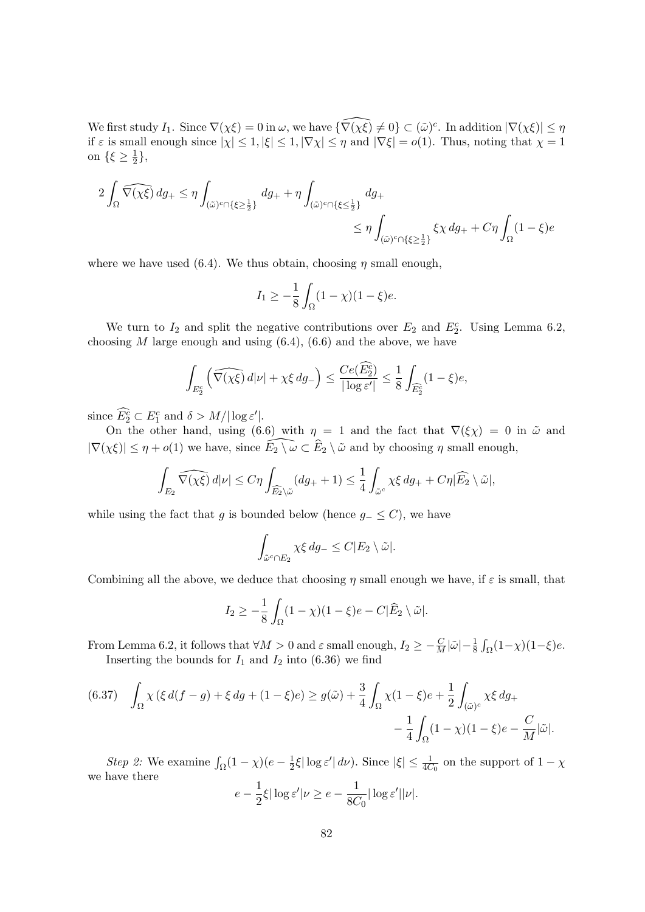We first study $I_1$. Since $\nabla(\chi\xi) = 0$ in $\omega$, we have $\{\widehat{\nabla(\chi\xi)} \neq 0\} \subset (\tilde{\omega})^c$. In addition $|\nabla(\chi\xi)| \leq \eta$ if $\varepsilon$ is small enough since $|\chi| \leq 1, |\xi| \leq 1, |\nabla\chi| \leq \eta$ and $|\nabla\xi| = o(1)$. Thus, noting that $\chi = 1$ on $\{\xi \geq \frac{1}{2}\}$,

$$
\begin{aligned}
2\int_\Omega \widehat{\nabla(\chi\xi)}\, dg_+ &\leq \eta \int_{(\tilde{\omega})^c \cap \{\xi \geq \frac{1}{2}\}} dg_+ + \eta \int_{(\tilde{\omega})^c \cap \{\xi \leq \frac{1}{2}\}} dg_+ \\
&\leq \eta \int_{(\tilde{\omega})^c \cap \{\xi \geq \frac{1}{2}\}} \xi\chi\, dg_+ + C\eta \int_\Omega (1-\xi)e
\end{aligned}
$$

where we have used (6.4). We thus obtain, choosing $\eta$ small enough,

$$
I_1 \geq -\frac{1}{8}\int_\Omega (1-\chi)(1-\xi)e.
$$

We turn to $I_2$ and split the negative contributions over $E_2$ and $E_2^c$. Using Lemma 6.2, choosing $M$ large enough and using (6.4), (6.6) and the above, we have

$$
\int_{E_2^c} \left( \widehat{\nabla(\chi\xi)}\, d|\nu| + \chi\xi\, dg_- \right) \leq \frac{Ce(\widehat{E_2^c})}{|\log \varepsilon'|} \leq \frac{1}{8}\int_{\widehat{E_2^c}} (1-\xi)e,
$$

since $\widehat{E_2^c} \subset E_1^c$ and $\delta > M/|\log\varepsilon'|$.

On the other hand, using (6.6) with $\eta = 1$ and the fact that $\nabla(\xi\chi) = 0$ in $\tilde{\omega}$ and $|\nabla(\chi\xi)| \leq \eta + o(1)$ we have, since $\widehat{E_2 \setminus \omega} \subset \widehat{E}_2 \setminus \tilde{\omega}$ and by choosing $\eta$ small enough,

$$
\int_{E_2} \widehat{\nabla(\chi\xi)}\, d|\nu| \leq C\eta \int_{\widehat{E_2} \setminus \tilde{\omega}} (dg_+ + 1) \leq \frac{1}{4}\int_{\tilde{\omega}^c} \chi\xi\, dg_+ + C\eta|\widehat{E_2} \setminus \tilde{\omega}|,
$$

while using the fact that $g$ is bounded below (hence $g_- \leq C$), we have

$$
\int_{\tilde{\omega}^c \cap E_2} \chi\xi\, dg_- \leq C|E_2 \setminus \tilde{\omega}|.
$$

Combining all the above, we deduce that choosing $\eta$ small enough we have, if $\varepsilon$ is small, that

$$
I_2 \geq -\frac{1}{8}\int_\Omega (1-\chi)(1-\xi)e - C|\widehat{E}_2 \setminus \tilde{\omega}|.
$$

From Lemma 6.2, it follows that $\forall M > 0$ and $\varepsilon$ small enough, $I_2 \geq -\frac{C}{M}|\tilde{\omega}| - \frac{1}{8}\int_\Omega (1-\chi)(1-\xi)e$.

Inserting the bounds for $I_1$ and $I_2$ into (6.36) we find

$$
\begin{aligned}
\text{(6.37)} \quad \int_\Omega \chi\left(\xi\, d(f-g) + \xi\, dg + (1-\xi)e\right) \geq g(\tilde{\omega}) &+ \frac{3}{4}\int_\Omega \chi(1-\xi)e + \frac{1}{2}\int_{(\tilde{\omega})^c} \chi\xi\, dg_+ \\
&- \frac{1}{4}\int_\Omega (1-\chi)(1-\xi)e - \frac{C}{M}|\tilde{\omega}|.
\end{aligned}
$$

*Step 2:* We examine $\int_\Omega (1-\chi)(e - \frac{1}{2}\xi|\log\varepsilon'|\, d\nu)$. Since $|\xi| \leq \frac{1}{4C_0}$ on the support of $1-\chi$ we have there

$$
e - \frac{1}{2}\xi|\log\varepsilon'|\nu \geq e - \frac{1}{8C_0}|\log\varepsilon'||\nu|.
$$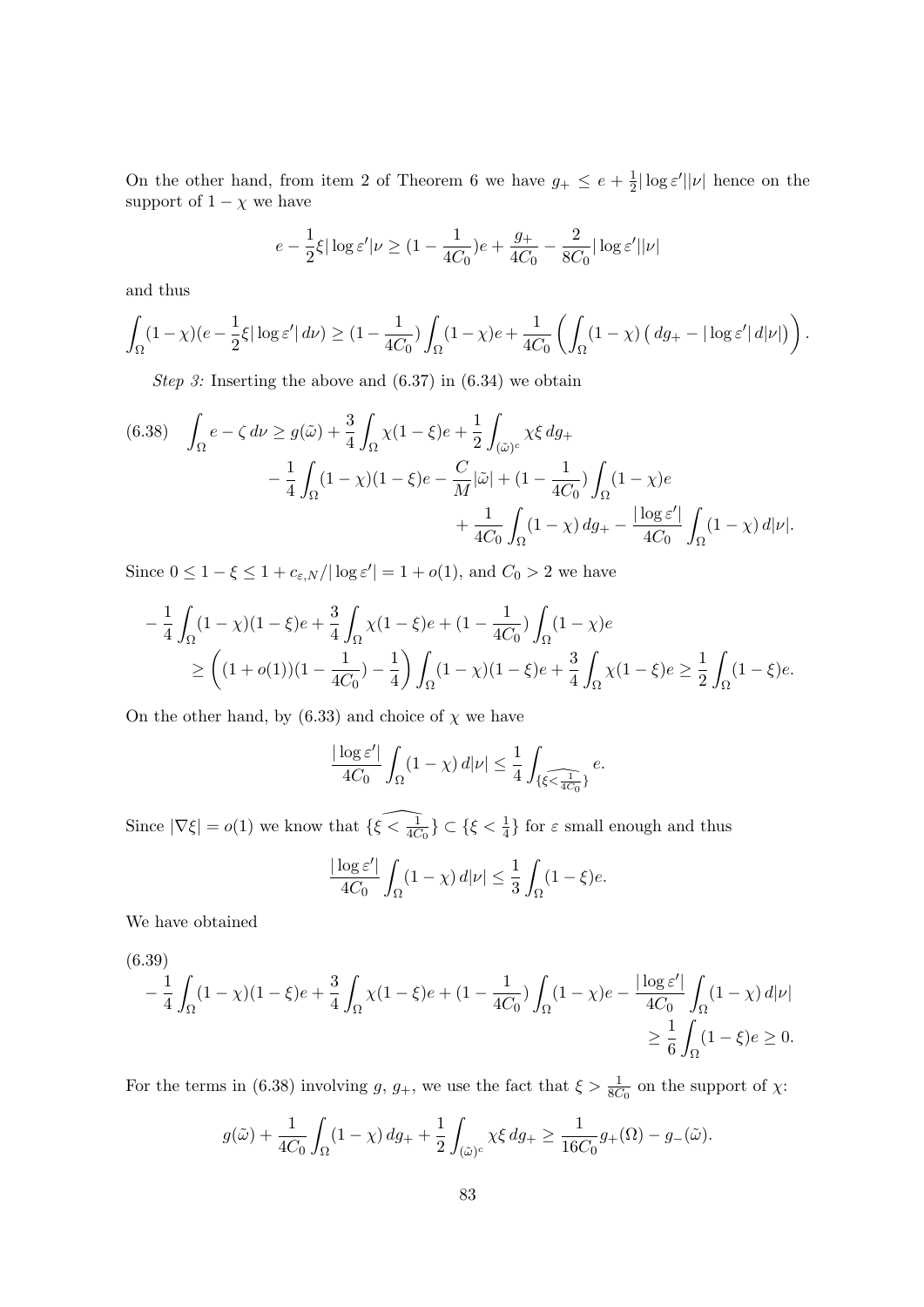On the other hand, from item 2 of Theorem 6 we have $g_+ \le e + \frac{1}{2}|\log \varepsilon'||\nu|$ hence on the support of $1-\chi$ we have

$$e - \frac{1}{2}\xi|\log \varepsilon'|\nu \ge (1 - \frac{1}{4C_0})e + \frac{g_+}{4C_0} - \frac{2}{8C_0}|\log \varepsilon'||\nu|$$

and thus

$$\int_\Omega (1-\chi)(e - \frac{1}{2}\xi|\log \varepsilon'|\, d\nu) \ge (1 - \frac{1}{4C_0})\int_\Omega (1-\chi)e + \frac{1}{4C_0}\left(\int_\Omega (1-\chi)\left(\, dg_+ - |\log \varepsilon'|\, d|\nu|\right)\right).$$

*Step 3:* Inserting the above and (6.37) in (6.34) we obtain

$$\begin{aligned}
(6.38)\quad \int_\Omega e - \zeta\, d\nu \ge g(\tilde\omega) &+ \frac{3}{4}\int_\Omega \chi(1-\xi)e + \frac{1}{2}\int_{(\tilde\omega)^c} \chi\xi\, dg_+ \\
&- \frac{1}{4}\int_\Omega (1-\chi)(1-\xi)e - \frac{C}{M}|\tilde\omega| + (1 - \frac{1}{4C_0})\int_\Omega (1-\chi)e \\
&+ \frac{1}{4C_0}\int_\Omega (1-\chi)\, dg_+ - \frac{|\log \varepsilon'|}{4C_0}\int_\Omega (1-\chi)\, d|\nu|.
\end{aligned}$$

Since $0 \le 1-\xi \le 1 + c_{\varepsilon,N}/|\log \varepsilon'| = 1 + o(1)$, and $C_0 > 2$ we have

$$\begin{aligned}
&-\frac{1}{4}\int_\Omega (1-\chi)(1-\xi)e + \frac{3}{4}\int_\Omega \chi(1-\xi)e + (1 - \frac{1}{4C_0})\int_\Omega (1-\chi)e \\
&\qquad \ge \left((1+o(1))(1 - \frac{1}{4C_0}) - \frac{1}{4}\right)\int_\Omega (1-\chi)(1-\xi)e + \frac{3}{4}\int_\Omega \chi(1-\xi)e \ge \frac{1}{2}\int_\Omega (1-\xi)e.
\end{aligned}$$

On the other hand, by (6.33) and choice of $\chi$ we have

$$\frac{|\log \varepsilon'|}{4C_0}\int_\Omega (1-\chi)\, d|\nu| \le \frac{1}{4}\int_{\widehat{\{\xi < \frac{1}{4C_0}\}}} e.$$

Since $|\nabla \xi| = o(1)$ we know that $\widehat{\{\xi < \frac{1}{4C_0}\}} \subset \{\xi < \frac{1}{4}\}$ for $\varepsilon$ small enough and thus

$$\frac{|\log \varepsilon'|}{4C_0}\int_\Omega (1-\chi)\, d|\nu| \le \frac{1}{3}\int_\Omega (1-\xi)e.$$

We have obtained

$$\begin{aligned}
(6.39)\quad &-\frac{1}{4}\int_\Omega (1-\chi)(1-\xi)e + \frac{3}{4}\int_\Omega \chi(1-\xi)e + (1 - \frac{1}{4C_0})\int_\Omega (1-\chi)e - \frac{|\log \varepsilon'|}{4C_0}\int_\Omega (1-\chi)\, d|\nu| \\
&\qquad \ge \frac{1}{6}\int_\Omega (1-\xi)e \ge 0.
\end{aligned}$$

For the terms in (6.38) involving $g$, $g_+$, we use the fact that $\xi > \frac{1}{8C_0}$ on the support of $\chi$:

$$g(\tilde\omega) + \frac{1}{4C_0}\int_\Omega (1-\chi)\, dg_+ + \frac{1}{2}\int_{(\tilde\omega)^c} \chi\xi\, dg_+ \ge \frac{1}{16C_0} g_+(\Omega) - g_-(\tilde\omega).$$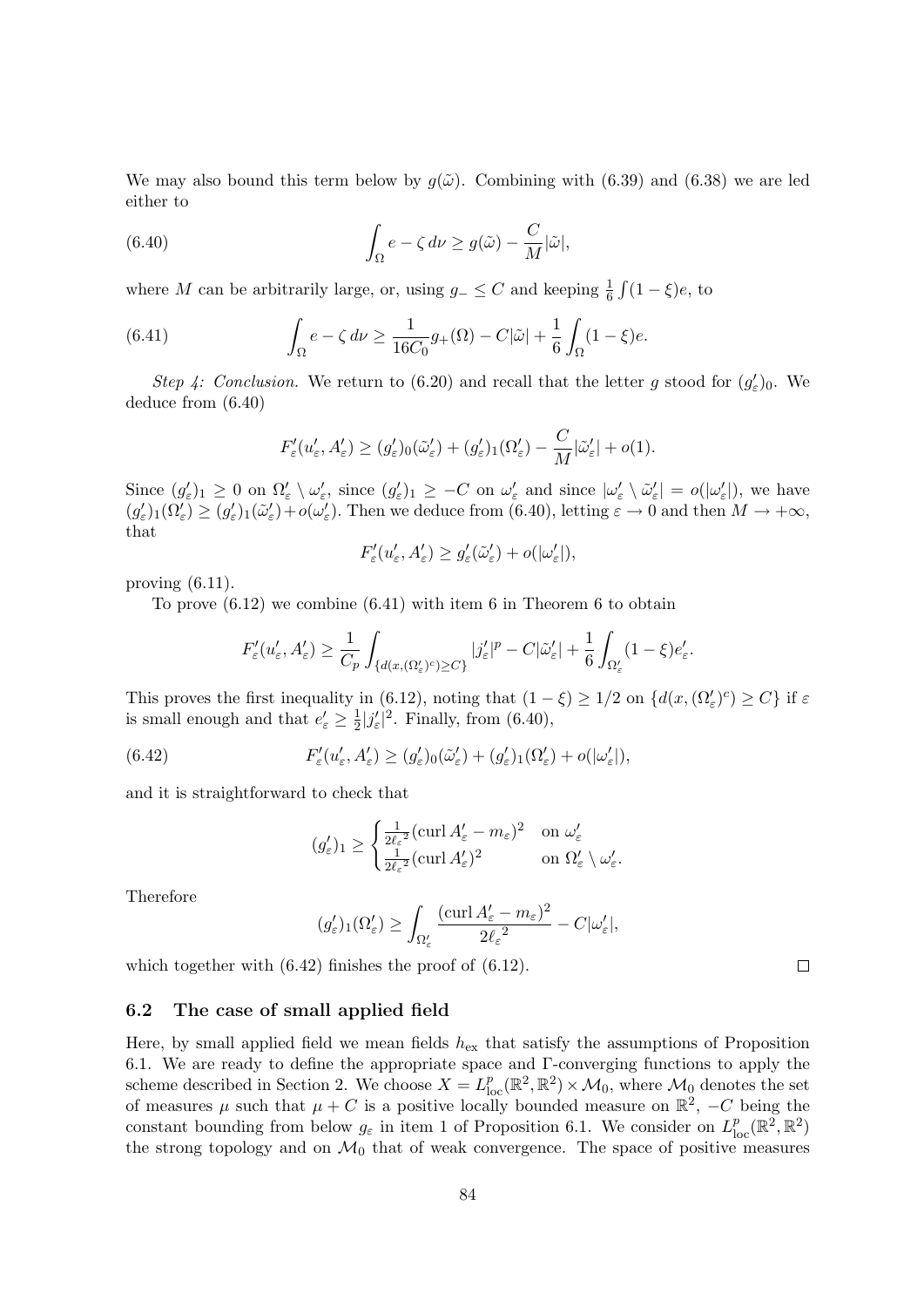We may also bound this term below by $g(\tilde{\omega})$. Combining with (6.39) and (6.38) we are led either to

$$\int_\Omega e - \zeta \, d\nu \geq g(\tilde{\omega}) - \frac{C}{M}|\tilde{\omega}|, \tag{6.40}$$

where $M$ can be arbitrarily large, or, using $g_- \leq C$ and keeping $\frac{1}{6}\int(1-\xi)e$, to

$$\int_\Omega e - \zeta \, d\nu \geq \frac{1}{16C_0} g_+(\Omega) - C|\tilde{\omega}| + \frac{1}{6}\int_\Omega (1-\xi)e. \tag{6.41}$$

*Step 4: Conclusion.* We return to (6.20) and recall that the letter $g$ stood for $(g'_\varepsilon)_0$. We deduce from (6.40)

$$F'_\varepsilon(u'_\varepsilon, A'_\varepsilon) \geq (g'_\varepsilon)_0(\tilde{\omega}'_\varepsilon) + (g'_\varepsilon)_1(\Omega'_\varepsilon) - \frac{C}{M}|\tilde{\omega}'_\varepsilon| + o(1).$$

Since $(g'_\varepsilon)_1 \geq 0$ on $\Omega'_\varepsilon \setminus \omega'_\varepsilon$, since $(g'_\varepsilon)_1 \geq -C$ on $\omega'_\varepsilon$ and since $|\omega'_\varepsilon \setminus \tilde{\omega}'_\varepsilon| = o(|\omega'_\varepsilon|)$, we have $(g'_\varepsilon)_1(\Omega'_\varepsilon) \geq (g'_\varepsilon)_1(\tilde{\omega}'_\varepsilon) + o(\omega'_\varepsilon)$. Then we deduce from (6.40), letting $\varepsilon \to 0$ and then $M \to +\infty$, that

$$F'_\varepsilon(u'_\varepsilon, A'_\varepsilon) \geq g'_\varepsilon(\tilde{\omega}'_\varepsilon) + o(|\omega'_\varepsilon|),$$

proving (6.11).

To prove (6.12) we combine (6.41) with item 6 in Theorem 6 to obtain

$$F'_\varepsilon(u'_\varepsilon, A'_\varepsilon) \geq \frac{1}{C_p}\int_{\{d(x,(\Omega'_\varepsilon)^c) \geq C\}} |j'_\varepsilon|^p - C|\tilde{\omega}'_\varepsilon| + \frac{1}{6}\int_{\Omega'_\varepsilon}(1-\xi)e'_\varepsilon.$$

This proves the first inequality in (6.12), noting that $(1-\xi) \geq 1/2$ on $\{d(x,(\Omega'_\varepsilon)^c) \geq C\}$ if $\varepsilon$ is small enough and that $e'_\varepsilon \geq \frac{1}{2}|j'_\varepsilon|^2$. Finally, from (6.40),

$$F'_\varepsilon(u'_\varepsilon, A'_\varepsilon) \geq (g'_\varepsilon)_0(\tilde{\omega}'_\varepsilon) + (g'_\varepsilon)_1(\Omega'_\varepsilon) + o(|\omega'_\varepsilon|), \tag{6.42}$$

and it is straightforward to check that

$$(g'_\varepsilon)_1 \geq \begin{cases} \frac{1}{2{\ell_\varepsilon}^2}(\operatorname{curl} A'_\varepsilon - m_\varepsilon)^2 & \text{on } \omega'_\varepsilon \\ \frac{1}{2{\ell_\varepsilon}^2}(\operatorname{curl} A'_\varepsilon)^2 & \text{on } \Omega'_\varepsilon \setminus \omega'_\varepsilon. \end{cases}$$

Therefore

$$(g'_\varepsilon)_1(\Omega'_\varepsilon) \geq \int_{\Omega'_\varepsilon} \frac{(\operatorname{curl} A'_\varepsilon - m_\varepsilon)^2}{2{\ell_\varepsilon}^2} - C|\omega'_\varepsilon|,$$

which together with (6.42) finishes the proof of (6.12). □

### 6.2 The case of small applied field

Here, by small applied field we mean fields $h_{\text{ex}}$ that satisfy the assumptions of Proposition 6.1. We are ready to define the appropriate space and Γ-converging functions to apply the scheme described in Section 2. We choose $X = L^p_{\text{loc}}(\mathbb{R}^2, \mathbb{R}^2) \times \mathcal{M}_0$, where $\mathcal{M}_0$ denotes the set of measures $\mu$ such that $\mu + C$ is a positive locally bounded measure on $\mathbb{R}^2$, $-C$ being the constant bounding from below $g_\varepsilon$ in item 1 of Proposition 6.1. We consider on $L^p_{\text{loc}}(\mathbb{R}^2, \mathbb{R}^2)$ the strong topology and on $\mathcal{M}_0$ that of weak convergence. The space of positive measures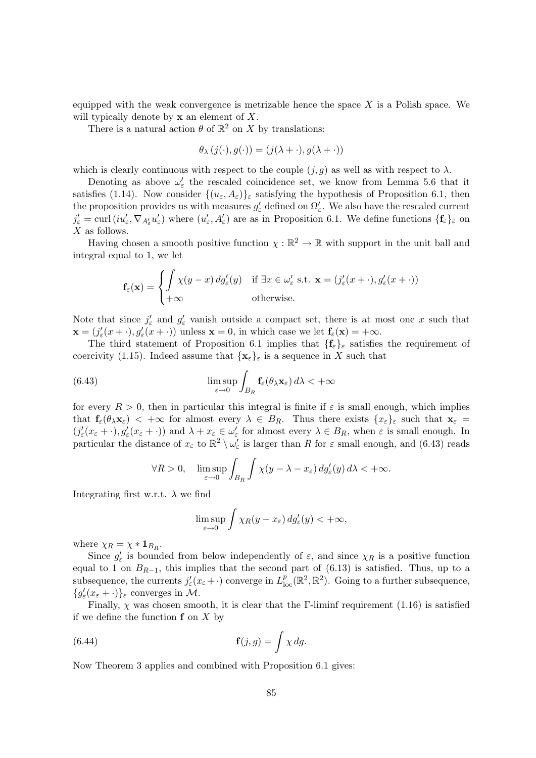equipped with the weak convergence is metrizable hence the space $X$ is a Polish space. We will typically denote by $\mathbf{x}$ an element of $X$.

There is a natural action $\theta$ of $\mathbb{R}^2$ on $X$ by translations:

$$\theta_\lambda\left(j(\cdot), g(\cdot)\right) = (j(\lambda + \cdot), g(\lambda + \cdot))$$

which is clearly continuous with respect to the couple $(j, g)$ as well as with respect to $\lambda$.

Denoting as above $\omega'_\varepsilon$ the rescaled coincidence set, we know from Lemma 5.6 that it satisfies (1.14). Now consider $\{(u_\varepsilon, A_\varepsilon)\}_\varepsilon$ satisfying the hypothesis of Proposition 6.1, then the proposition provides us with measures $g'_\varepsilon$ defined on $\Omega'_\varepsilon$. We also have the rescaled current $j'_\varepsilon = \operatorname{curl}(iu'_\varepsilon, \nabla_{A'_\varepsilon} u'_\varepsilon)$ where $(u'_\varepsilon, A'_\varepsilon)$ are as in Proposition 6.1. We define functions $\{\mathbf{f}_\varepsilon\}_\varepsilon$ on $X$ as follows.

Having chosen a smooth positive function $\chi : \mathbb{R}^2 \to \mathbb{R}$ with support in the unit ball and integral equal to 1, we let

$$\mathbf{f}_\varepsilon(\mathbf{x}) = \begin{cases} \displaystyle\int \chi(y - x)\, dg'_\varepsilon(y) & \text{if } \exists x \in \omega'_\varepsilon \text{ s.t. } \mathbf{x} = (j'_\varepsilon(x + \cdot), g'_\varepsilon(x + \cdot)) \\ +\infty & \text{otherwise.} \end{cases}$$

Note that since $j'_\varepsilon$ and $g'_\varepsilon$ vanish outside a compact set, there is at most one $x$ such that $\mathbf{x} = (j'_\varepsilon(x + \cdot), g'_\varepsilon(x + \cdot))$ unless $\mathbf{x} = 0$, in which case we let $\mathbf{f}_\varepsilon(\mathbf{x}) = +\infty$.

The third statement of Proposition 6.1 implies that $\{\mathbf{f}_\varepsilon\}_\varepsilon$ satisfies the requirement of coercivity (1.15). Indeed assume that $\{\mathbf{x}_\varepsilon\}_\varepsilon$ is a sequence in $X$ such that

$$\limsup_{\varepsilon \to 0} \int_{B_R} \mathbf{f}_\varepsilon(\theta_\lambda \mathbf{x}_\varepsilon)\, d\lambda < +\infty \tag{6.43}$$

for every $R > 0$, then in particular this integral is finite if $\varepsilon$ is small enough, which implies that $\mathbf{f}_\varepsilon(\theta_\lambda \mathbf{x}_\varepsilon) < +\infty$ for almost every $\lambda \in B_R$. Thus there exists $\{x_\varepsilon\}_\varepsilon$ such that $\mathbf{x}_\varepsilon = (j'_\varepsilon(x_\varepsilon + \cdot), g'_\varepsilon(x_\varepsilon + \cdot))$ and $\lambda + x_\varepsilon \in \omega'_\varepsilon$ for almost every $\lambda \in B_R$, when $\varepsilon$ is small enough. In particular the distance of $x_\varepsilon$ to $\mathbb{R}^2 \setminus \omega'_\varepsilon$ is larger than $R$ for $\varepsilon$ small enough, and (6.43) reads

$$\forall R > 0, \quad \limsup_{\varepsilon \to 0} \int_{B_R} \int \chi(y - \lambda - x_\varepsilon)\, dg'_\varepsilon(y)\, d\lambda < +\infty.$$

Integrating first w.r.t. $\lambda$ we find

$$\limsup_{\varepsilon \to 0} \int \chi_R(y - x_\varepsilon)\, dg'_\varepsilon(y) < +\infty,$$

where $\chi_R = \chi * \mathbf{1}_{B_R}$.

Since $g'_\varepsilon$ is bounded from below independently of $\varepsilon$, and since $\chi_R$ is a positive function equal to 1 on $B_{R-1}$, this implies that the second part of (6.13) is satisfied. Thus, up to a subsequence, the currents $j'_\varepsilon(x_\varepsilon + \cdot)$ converge in $L^p_{\text{loc}}(\mathbb{R}^2, \mathbb{R}^2)$. Going to a further subsequence, $\{g'_\varepsilon(x_\varepsilon + \cdot)\}_\varepsilon$ converges in $\mathcal{M}$.

Finally, $\chi$ was chosen smooth, it is clear that the $\Gamma$-liminf requirement (1.16) is satisfied if we define the function $\mathbf{f}$ on $X$ by

$$\mathbf{f}(j, g) = \int \chi\, dg. \tag{6.44}$$

Now Theorem 3 applies and combined with Proposition 6.1 gives: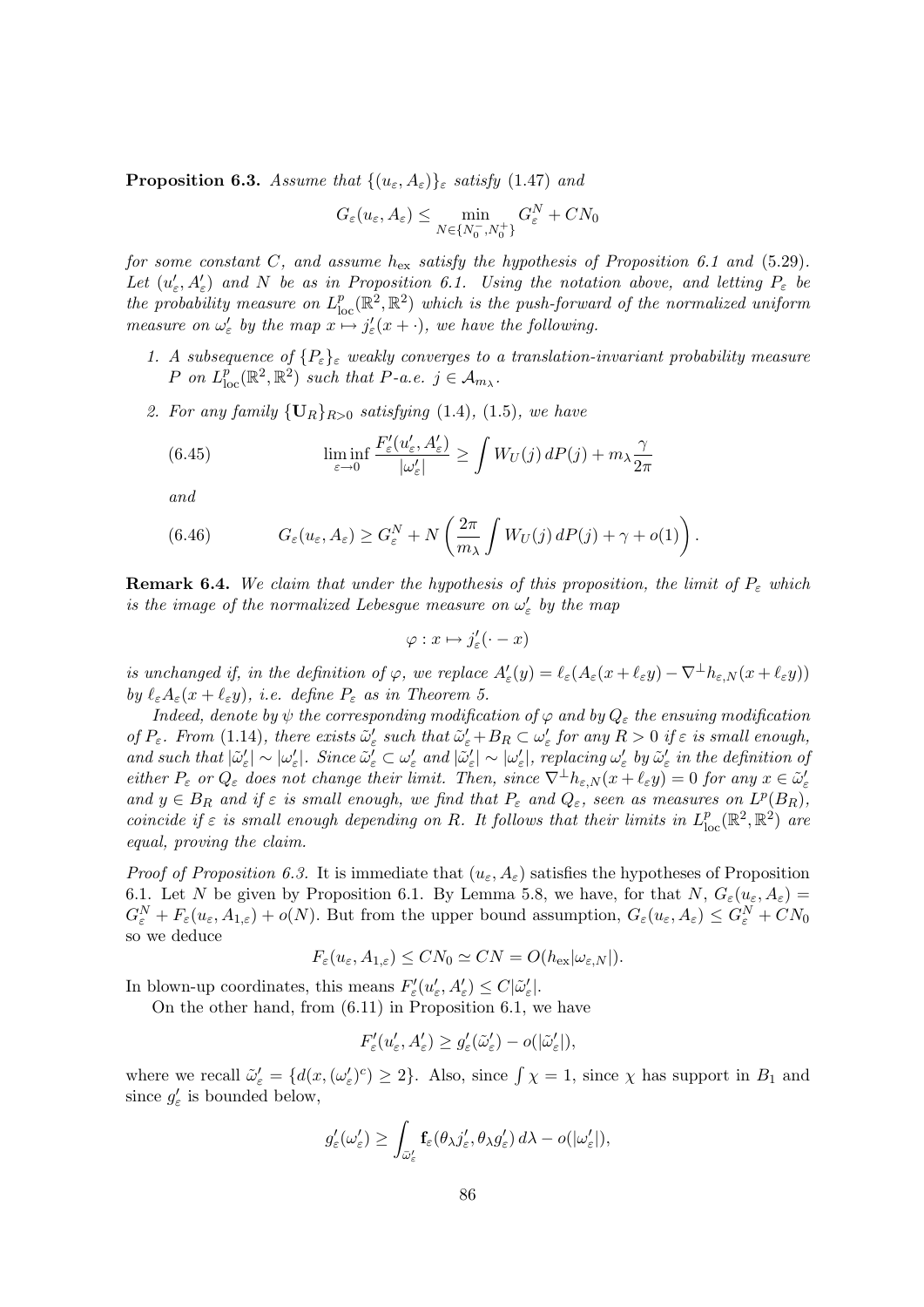**Proposition 6.3.** *Assume that $\{(u_\varepsilon, A_\varepsilon)\}_\varepsilon$ satisfy (1.47) and*

$$G_\varepsilon(u_\varepsilon, A_\varepsilon) \le \min_{N\in\{N_0^-,N_0^+\}} G_\varepsilon^N + CN_0$$

*for some constant $C$, and assume $h_{\rm ex}$ satisfy the hypothesis of Proposition 6.1 and (5.29). Let $(u'_\varepsilon, A'_\varepsilon)$ and $N$ be as in Proposition 6.1. Using the notation above, and letting $P_\varepsilon$ be the probability measure on $L^p_{\rm loc}(\mathbb{R}^2,\mathbb{R}^2)$ which is the push-forward of the normalized uniform measure on $\omega'_\varepsilon$ by the map $x \mapsto j'_\varepsilon(x+\cdot)$, we have the following.*

1. *A subsequence of $\{P_\varepsilon\}_\varepsilon$ weakly converges to a translation-invariant probability measure $P$ on $L^p_{\rm loc}(\mathbb{R}^2,\mathbb{R}^2)$ such that $P$-a.e. $j \in \mathcal{A}_{m_\lambda}$.*
2. *For any family $\{\mathbf{U}_R\}_{R>0}$ satisfying (1.4), (1.5), we have*

$$\liminf_{\varepsilon\to 0} \frac{F'_\varepsilon(u'_\varepsilon, A'_\varepsilon)}{|\omega'_\varepsilon|} \ge \int W_U(j)\,dP(j) + m_\lambda \frac{\gamma}{2\pi} \tag{6.45}$$

*and*

$$G_\varepsilon(u_\varepsilon, A_\varepsilon) \ge G_\varepsilon^N + N\left(\frac{2\pi}{m_\lambda}\int W_U(j)\,dP(j) + \gamma + o(1)\right). \tag{6.46}$$

**Remark 6.4.** *We claim that under the hypothesis of this proposition, the limit of $P_\varepsilon$ which is the image of the normalized Lebesgue measure on $\omega'_\varepsilon$ by the map*

$$\varphi : x \mapsto j'_\varepsilon(\cdot - x)$$

*is unchanged if, in the definition of $\varphi$, we replace $A'_\varepsilon(y) = \ell_\varepsilon(A_\varepsilon(x+\ell_\varepsilon y) - \nabla^\perp h_{\varepsilon,N}(x+\ell_\varepsilon y))$ by $\ell_\varepsilon A_\varepsilon(x+\ell_\varepsilon y)$, i.e. define $P_\varepsilon$ as in Theorem 5.*

*Indeed, denote by $\psi$ the corresponding modification of $\varphi$ and by $Q_\varepsilon$ the ensuing modification of $P_\varepsilon$. From (1.14), there exists $\tilde\omega'_\varepsilon$ such that $\tilde\omega'_\varepsilon + B_R \subset \omega'_\varepsilon$ for any $R>0$ if $\varepsilon$ is small enough, and such that $|\tilde\omega'_\varepsilon| \sim |\omega'_\varepsilon|$. Since $\tilde\omega'_\varepsilon \subset \omega'_\varepsilon$ and $|\tilde\omega'_\varepsilon| \sim |\omega'_\varepsilon|$, replacing $\omega'_\varepsilon$ by $\tilde\omega'_\varepsilon$ in the definition of either $P_\varepsilon$ or $Q_\varepsilon$ does not change their limit. Then, since $\nabla^\perp h_{\varepsilon,N}(x+\ell_\varepsilon y) = 0$ for any $x\in\tilde\omega'_\varepsilon$ and $y \in B_R$ and if $\varepsilon$ is small enough, we find that $P_\varepsilon$ and $Q_\varepsilon$, seen as measures on $L^p(B_R)$, coincide if $\varepsilon$ is small enough depending on $R$. It follows that their limits in $L^p_{\rm loc}(\mathbb{R}^2,\mathbb{R}^2)$ are equal, proving the claim.*

*Proof of Proposition 6.3.* It is immediate that $(u_\varepsilon, A_\varepsilon)$ satisfies the hypotheses of Proposition 6.1. Let $N$ be given by Proposition 6.1. By Lemma 5.8, we have, for that $N$, $G_\varepsilon(u_\varepsilon, A_\varepsilon) = G_\varepsilon^N + F_\varepsilon(u_\varepsilon, A_{1,\varepsilon}) + o(N)$. But from the upper bound assumption, $G_\varepsilon(u_\varepsilon, A_\varepsilon) \le G_\varepsilon^N + CN_0$ so we deduce

$$F_\varepsilon(u_\varepsilon, A_{1,\varepsilon}) \le CN_0 \simeq CN = O(h_{\rm ex}|\omega_{\varepsilon,N}|).$$

In blown-up coordinates, this means $F'_\varepsilon(u'_\varepsilon, A'_\varepsilon) \le C|\tilde\omega'_\varepsilon|$.

On the other hand, from (6.11) in Proposition 6.1, we have

$$F'_\varepsilon(u'_\varepsilon, A'_\varepsilon) \ge g'_\varepsilon(\tilde\omega'_\varepsilon) - o(|\tilde\omega'_\varepsilon|),$$

where we recall $\tilde\omega'_\varepsilon = \{d(x,(\omega'_\varepsilon)^c) \ge 2\}$. Also, since $\int \chi = 1$, since $\chi$ has support in $B_1$ and since $g'_\varepsilon$ is bounded below,

$$g'_\varepsilon(\omega'_\varepsilon) \ge \int_{\tilde\omega'_\varepsilon} \mathbf{f}_\varepsilon(\theta_\lambda j'_\varepsilon, \theta_\lambda g'_\varepsilon)\,d\lambda - o(|\omega'_\varepsilon|),$$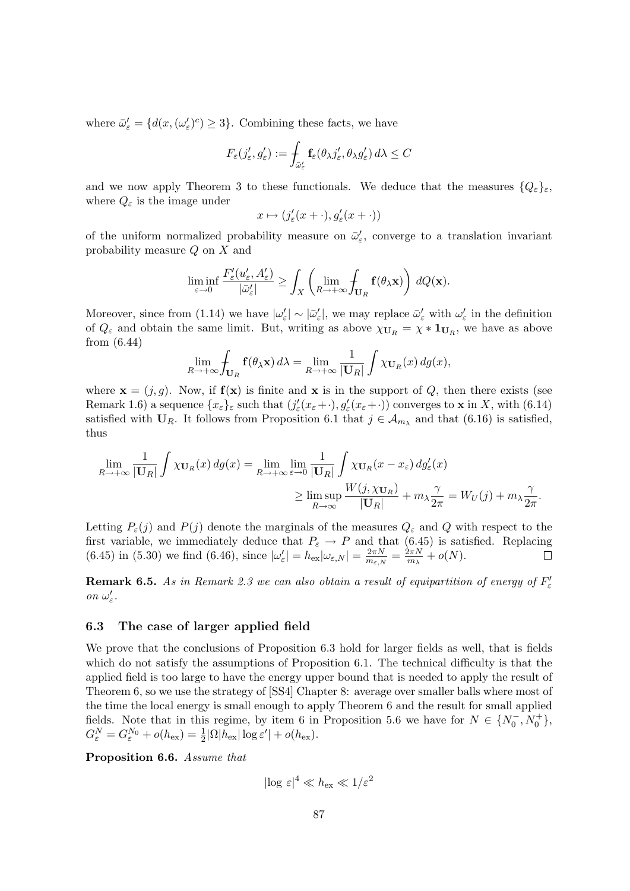where $\bar{\omega}'_\varepsilon = \{d(x, (\omega'_\varepsilon)^c) \geq 3\}$. Combining these facts, we have

$$F_\varepsilon(j'_\varepsilon, g'_\varepsilon) := \fint_{\bar{\omega}'_\varepsilon} \mathbf{f}_\varepsilon(\theta_\lambda j'_\varepsilon, \theta_\lambda g'_\varepsilon)\, d\lambda \leq C$$

and we now apply Theorem 3 to these functionals. We deduce that the measures $\{Q_\varepsilon\}_\varepsilon$, where $Q_\varepsilon$ is the image under

$$x \mapsto (j'_\varepsilon(x + \cdot), g'_\varepsilon(x + \cdot))$$

of the uniform normalized probability measure on $\bar{\omega}'_\varepsilon$, converge to a translation invariant probability measure $Q$ on $X$ and

$$\liminf_{\varepsilon \to 0} \frac{F'_\varepsilon(u'_\varepsilon, A'_\varepsilon)}{|\bar{\omega}'_\varepsilon|} \geq \int_X \left( \lim_{R \to +\infty} \fint_{\mathbf{U}_R} \mathbf{f}(\theta_\lambda \mathbf{x}) \right) dQ(\mathbf{x}).$$

Moreover, since from (1.14) we have $|\omega'_\varepsilon| \sim |\bar{\omega}'_\varepsilon|$, we may replace $\bar{\omega}'_\varepsilon$ with $\omega'_\varepsilon$ in the definition of $Q_\varepsilon$ and obtain the same limit. But, writing as above $\chi_{\mathbf{U}_R} = \chi * \mathbf{1}_{\mathbf{U}_R}$, we have as above from (6.44)

$$\lim_{R \to +\infty} \fint_{\mathbf{U}_R} \mathbf{f}(\theta_\lambda \mathbf{x})\, d\lambda = \lim_{R \to +\infty} \frac{1}{|\mathbf{U}_R|} \int \chi_{\mathbf{U}_R}(x)\, dg(x),$$

where $\mathbf{x} = (j, g)$. Now, if $\mathbf{f}(\mathbf{x})$ is finite and $\mathbf{x}$ is in the support of $Q$, then there exists (see Remark 1.6) a sequence $\{x_\varepsilon\}_\varepsilon$ such that $(j'_\varepsilon(x_\varepsilon + \cdot), g'_\varepsilon(x_\varepsilon + \cdot))$ converges to $\mathbf{x}$ in $X$, with (6.14) satisfied with $\mathbf{U}_R$. It follows from Proposition 6.1 that $j \in \mathcal{A}_{m_\lambda}$ and that (6.16) is satisfied, thus

$$\begin{aligned}\lim_{R \to +\infty} \frac{1}{|\mathbf{U}_R|} \int \chi_{\mathbf{U}_R}(x)\, dg(x) &= \lim_{R \to +\infty} \lim_{\varepsilon \to 0} \frac{1}{|\mathbf{U}_R|} \int \chi_{\mathbf{U}_R}(x - x_\varepsilon)\, dg'_\varepsilon(x) \\ &\geq \limsup_{R \to \infty} \frac{W(j, \chi_{\mathbf{U}_R})}{|\mathbf{U}_R|} + m_\lambda \frac{\gamma}{2\pi} = W_U(j) + m_\lambda \frac{\gamma}{2\pi}.\end{aligned}$$

Letting $P_\varepsilon(j)$ and $P(j)$ denote the marginals of the measures $Q_\varepsilon$ and $Q$ with respect to the first variable, we immediately deduce that $P_\varepsilon \to P$ and that (6.45) is satisfied. Replacing (6.45) in (5.30) we find (6.46), since $|\omega'_\varepsilon| = h_{\text{ex}} |\omega_{\varepsilon,N}| = \frac{2\pi N}{m_{\varepsilon,N}} = \frac{2\pi N}{m_\lambda} + o(N)$. $\square$

**Remark 6.5.** *As in Remark 2.3 we can also obtain a result of equipartition of energy of $F'_\varepsilon$ on $\omega'_\varepsilon$.*

### 6.3 The case of larger applied field

We prove that the conclusions of Proposition 6.3 hold for larger fields as well, that is fields which do not satisfy the assumptions of Proposition 6.1. The technical difficulty is that the applied field is too large to have the energy upper bound that is needed to apply the result of Theorem 6, so we use the strategy of [SS4] Chapter 8: average over smaller balls where most of the time the local energy is small enough to apply Theorem 6 and the result for small applied fields. Note that in this regime, by item 6 in Proposition 5.6 we have for $N \in \{N_0^-, N_0^+\}$, $G_\varepsilon^N = G_\varepsilon^{N_0} + o(h_{\text{ex}}) = \frac{1}{2}|\Omega| h_{\text{ex}} |\log \varepsilon'| + o(h_{\text{ex}})$.

**Proposition 6.6.** *Assume that*

$$|\log \varepsilon|^4 \ll h_{\text{ex}} \ll 1/\varepsilon^2$$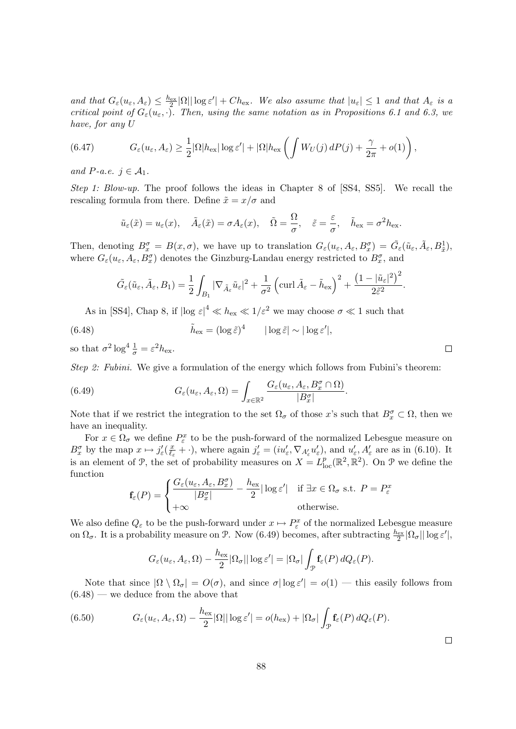*and that $G_\varepsilon(u_\varepsilon, A_\varepsilon) \le \frac{h_{\rm ex}}{2}|\Omega||\log\varepsilon'| + Ch_{\rm ex}$. We also assume that $|u_\varepsilon| \le 1$ and that $A_\varepsilon$ is a critical point of $G_\varepsilon(u_\varepsilon, \cdot)$. Then, using the same notation as in Propositions 6.1 and 6.3, we have, for any $U$*

$$G_\varepsilon(u_\varepsilon, A_\varepsilon) \ge \frac{1}{2}|\Omega|h_{\rm ex}|\log\varepsilon'| + |\Omega|h_{\rm ex}\left(\int W_U(j)\,dP(j) + \frac{\gamma}{2\pi} + o(1)\right), \tag{6.47}$$

*and $P$-a.e. $j \in \mathcal{A}_1$.*

*Step 1: Blow-up.* The proof follows the ideas in Chapter 8 of [SS4, SS5]. We recall the rescaling formula from there. Define $\tilde{x} = x/\sigma$ and

$$\tilde{u}_\varepsilon(\tilde{x}) = u_\varepsilon(x), \quad \tilde{A}_\varepsilon(\tilde{x}) = \sigma A_\varepsilon(x), \quad \tilde{\Omega} = \frac{\Omega}{\sigma}, \quad \tilde{\varepsilon} = \frac{\varepsilon}{\sigma}, \quad \tilde{h}_{\rm ex} = \sigma^2 h_{\rm ex}.$$

Then, denoting $B_x^\sigma = B(x,\sigma)$, we have up to translation $G_\varepsilon(u_\varepsilon, A_\varepsilon, B_x^\sigma) = \tilde{G}_\varepsilon(\tilde{u}_\varepsilon, \tilde{A}_\varepsilon, B_{\tilde{x}}^1)$, where $G_\varepsilon(u_\varepsilon, A_\varepsilon, B_x^\sigma)$ denotes the Ginzburg-Landau energy restricted to $B_x^\sigma$, and

$$\tilde{G}_\varepsilon(\tilde{u}_\varepsilon, \tilde{A}_\varepsilon, B_1) = \frac{1}{2}\int_{B_1} |\nabla_{\tilde{A}_\varepsilon}\tilde{u}_\varepsilon|^2 + \frac{1}{\sigma^2}\left(\operatorname{curl}\tilde{A}_\varepsilon - \tilde{h}_{\rm ex}\right)^2 + \frac{\left(1-|\tilde{u}_\varepsilon|^2\right)^2}{2\tilde{\varepsilon}^2}.$$

As in [SS4], Chap 8, if $|\log\varepsilon|^4 \ll h_{\rm ex} \ll 1/\varepsilon^2$ we may choose $\sigma \ll 1$ such that

$$\tilde{h}_{\rm ex} = (\log\tilde{\varepsilon})^4 \qquad |\log\tilde{\varepsilon}| \sim |\log\varepsilon'|, \tag{6.48}$$

so that $\sigma^2 \log^4 \frac{1}{\sigma} = \varepsilon^2 h_{\rm ex}$. □

*Step 2: Fubini.* We give a formulation of the energy which follows from Fubini's theorem:

$$G_\varepsilon(u_\varepsilon, A_\varepsilon, \Omega) = \int_{x\in\mathbb{R}^2} \frac{G_\varepsilon(u_\varepsilon, A_\varepsilon, B_x^\sigma \cap \Omega)}{|B_x^\sigma|}. \tag{6.49}$$

Note that if we restrict the integration to the set $\Omega_\sigma$ of those $x$'s such that $B_x^\sigma \subset \Omega$, then we have an inequality.

For $x \in \Omega_\sigma$ we define $P_\varepsilon^x$ to be the push-forward of the normalized Lebesgue measure on $B_x^\sigma$ by the map $x \mapsto j'_\varepsilon(\frac{x}{\ell_\varepsilon} + \cdot)$, where again $j'_\varepsilon = (iu'_\varepsilon, \nabla_{A'_\varepsilon}u'_\varepsilon)$, and $u'_\varepsilon, A'_\varepsilon$ are as in (6.10). It is an element of $\mathcal{P}$, the set of probability measures on $X = L^p_{\rm loc}(\mathbb{R}^2, \mathbb{R}^2)$. On $\mathcal{P}$ we define the function

$$\mathbf{f}_\varepsilon(P) = \begin{cases} \dfrac{G_\varepsilon(u_\varepsilon, A_\varepsilon, B_x^\sigma)}{|B_x^\sigma|} - \dfrac{h_{\rm ex}}{2}|\log\varepsilon'| & \text{if } \exists x \in \Omega_\sigma \text{ s.t. } P = P_\varepsilon^x \\ +\infty & \text{otherwise.} \end{cases}$$

We also define $Q_\varepsilon$ to be the push-forward under $x \mapsto P_\varepsilon^x$ of the normalized Lebesgue measure on $\Omega_\sigma$. It is a probability measure on $\mathcal{P}$. Now (6.49) becomes, after subtracting $\frac{h_{\rm ex}}{2}|\Omega_\sigma||\log\varepsilon'|$,

$$G_\varepsilon(u_\varepsilon, A_\varepsilon, \Omega) - \frac{h_{\rm ex}}{2}|\Omega_\sigma||\log\varepsilon'| = |\Omega_\sigma|\int_{\mathcal{P}} \mathbf{f}_\varepsilon(P)\,dQ_\varepsilon(P).$$

Note that since $|\Omega \setminus \Omega_\sigma| = O(\sigma)$, and since $\sigma|\log\varepsilon'| = o(1)$ — this easily follows from (6.48) — we deduce from the above that

$$G_\varepsilon(u_\varepsilon, A_\varepsilon, \Omega) - \frac{h_{\rm ex}}{2}|\Omega||\log\varepsilon'| = o(h_{\rm ex}) + |\Omega_\sigma|\int_{\mathcal{P}} \mathbf{f}_\varepsilon(P)\,dQ_\varepsilon(P). \tag{6.50}$$

□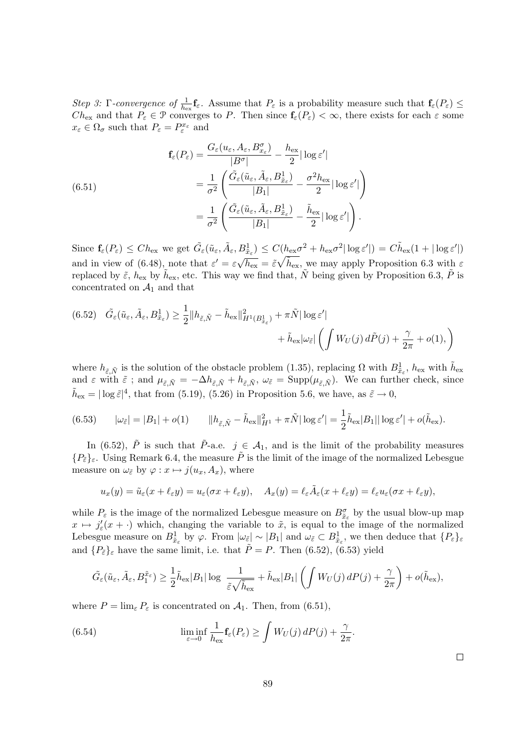*Step 3:* Γ*-convergence of* $\frac{1}{h_{\rm ex}}\mathbf{f}_\varepsilon$. Assume that $P_\varepsilon$ is a probability measure such that $\mathbf{f}_\varepsilon(P_\varepsilon) \le Ch_{\rm ex}$ and that $P_\varepsilon \in \mathcal{P}$ converges to $P$. Then since $\mathbf{f}_\varepsilon(P_\varepsilon) < \infty$, there exists for each $\varepsilon$ some $x_\varepsilon \in \Omega_\sigma$ such that $P_\varepsilon = P_\varepsilon^{x_\varepsilon}$ and

$$
\begin{aligned}
\mathbf{f}_\varepsilon(P_\varepsilon) &= \frac{G_\varepsilon(u_\varepsilon, A_\varepsilon, B^\sigma_{x_\varepsilon})}{|B^\sigma|} - \frac{h_{\rm ex}}{2}|\log\varepsilon'| \\
&= \frac{1}{\sigma^2}\left(\frac{\tilde G_\varepsilon(\tilde u_\varepsilon, \tilde A_\varepsilon, B^1_{\tilde x_\varepsilon})}{|B_1|} - \frac{\sigma^2 h_{\rm ex}}{2}|\log\varepsilon'|\right) \\
&= \frac{1}{\sigma^2}\left(\frac{\tilde G_\varepsilon(\tilde u_\varepsilon, \tilde A_\varepsilon, B^1_{\tilde x_\varepsilon})}{|B_1|} - \frac{\tilde h_{\rm ex}}{2}|\log\varepsilon'|\right).
\end{aligned}
\tag{6.51}
$$

Since $\mathbf{f}_\varepsilon(P_\varepsilon) \le Ch_{\rm ex}$ we get $\tilde G_\varepsilon(\tilde u_\varepsilon, \tilde A_\varepsilon, B^1_{\tilde x_\varepsilon}) \le C(h_{\rm ex}\sigma^2 + h_{\rm ex}\sigma^2|\log\varepsilon'|) = C\tilde h_{\rm ex}(1+|\log\varepsilon'|)$ and in view of (6.48), note that $\varepsilon' = \varepsilon\sqrt{h_{\rm ex}} = \tilde\varepsilon\sqrt{\tilde h_{\rm ex}}$, we may apply Proposition 6.3 with $\varepsilon$ replaced by $\tilde\varepsilon$, $h_{\rm ex}$ by $\tilde h_{\rm ex}$, etc. This way we find that, $\tilde N$ being given by Proposition 6.3, $\tilde P$ is concentrated on $\mathcal{A}_1$ and that

$$
\begin{aligned}
\tilde G_\varepsilon(\tilde u_\varepsilon, \tilde A_\varepsilon, B^1_{\tilde x_\varepsilon}) \ge \frac{1}{2}\|h_{\tilde\varepsilon,\tilde N} - \tilde h_{\rm ex}\|^2_{H^1(B^1_{\tilde x_\varepsilon})} + \pi\tilde N|\log\varepsilon'| \\
+ \tilde h_{\rm ex}|\omega_{\tilde\varepsilon}|\left(\int W_U(j)\,d\tilde P(j) + \frac{\gamma}{2\pi} + o(1),\right)
\end{aligned}
\tag{6.52}
$$

where $h_{\tilde\varepsilon,\tilde N}$ is the solution of the obstacle problem (1.35), replacing $\Omega$ with $B^1_{\tilde x_\varepsilon}$, $h_{\rm ex}$ with $\tilde h_{\rm ex}$ and $\varepsilon$ with $\tilde\varepsilon$ ; and $\mu_{\tilde\varepsilon,\tilde N} = -\Delta h_{\tilde\varepsilon,\tilde N} + h_{\tilde\varepsilon,\tilde N}$, $\omega_{\tilde\varepsilon} = \mathrm{Supp}(\mu_{\tilde\varepsilon,\tilde N})$. We can further check, since $\tilde h_{\rm ex} = |\log\tilde\varepsilon|^4$, that from (5.19), (5.26) in Proposition 5.6, we have, as $\tilde\varepsilon \to 0$,

$$
|\omega_{\tilde\varepsilon}| = |B_1| + o(1) \qquad \|h_{\tilde\varepsilon,\tilde N} - \tilde h_{\rm ex}\|^2_{H^1} + \pi\tilde N|\log\varepsilon'| = \frac{1}{2}\tilde h_{\rm ex}|B_1||\log\varepsilon'| + o(\tilde h_{\rm ex}).
\tag{6.53}
$$

In (6.52), $\tilde P$ is such that $\tilde P$-a.e. $j \in \mathcal{A}_1$, and is the limit of the probability measures $\{P_{\tilde\varepsilon}\}_\varepsilon$. Using Remark 6.4, the measure $\tilde P$ is the limit of the image of the normalized Lebesgue measure on $\omega_{\tilde\varepsilon}$ by $\varphi : x \mapsto j(u_x, A_x)$, where

$$
u_x(y) = \tilde u_\varepsilon(x + \ell_\varepsilon y) = u_\varepsilon(\sigma x + \ell_\varepsilon y), \quad A_x(y) = \ell_\varepsilon\tilde A_\varepsilon(x + \ell_\varepsilon y) = \ell_\varepsilon u_\varepsilon(\sigma x + \ell_\varepsilon y),
$$

while $P_\varepsilon$ is the image of the normalized Lebesgue measure on $B^\sigma_{\tilde x_\varepsilon}$ by the usual blow-up map $x \mapsto j'_\varepsilon(x + \cdot)$ which, changing the variable to $\tilde x$, is equal to the image of the normalized Lebesgue measure on $B^1_{\tilde x_\varepsilon}$ by $\varphi$. From $|\omega_{\tilde\varepsilon}| \sim |B_1|$ and $\omega_{\tilde\varepsilon} \subset B^1_{\tilde x_\varepsilon}$, we then deduce that $\{P_\varepsilon\}_\varepsilon$ and $\{P_{\tilde\varepsilon}\}_\varepsilon$ have the same limit, i.e. that $\tilde P = P$. Then (6.52), (6.53) yield

$$
\tilde G_\varepsilon(\tilde u_\varepsilon, \tilde A_\varepsilon, B_1^{\tilde x_\varepsilon}) \ge \frac{1}{2}\tilde h_{\rm ex}|B_1|\log\frac{1}{\tilde\varepsilon\sqrt{\tilde h_{\rm ex}}} + \tilde h_{\rm ex}|B_1|\left(\int W_U(j)\,dP(j) + \frac{\gamma}{2\pi}\right) + o(\tilde h_{\rm ex}),
$$

where $P = \lim_\varepsilon P_\varepsilon$ is concentrated on $\mathcal{A}_1$. Then, from (6.51),

$$
\liminf_{\varepsilon\to 0}\frac{1}{h_{\rm ex}}\mathbf{f}_\varepsilon(P_\varepsilon) \ge \int W_U(j)\,dP(j) + \frac{\gamma}{2\pi}.
\tag{6.54}
$$

□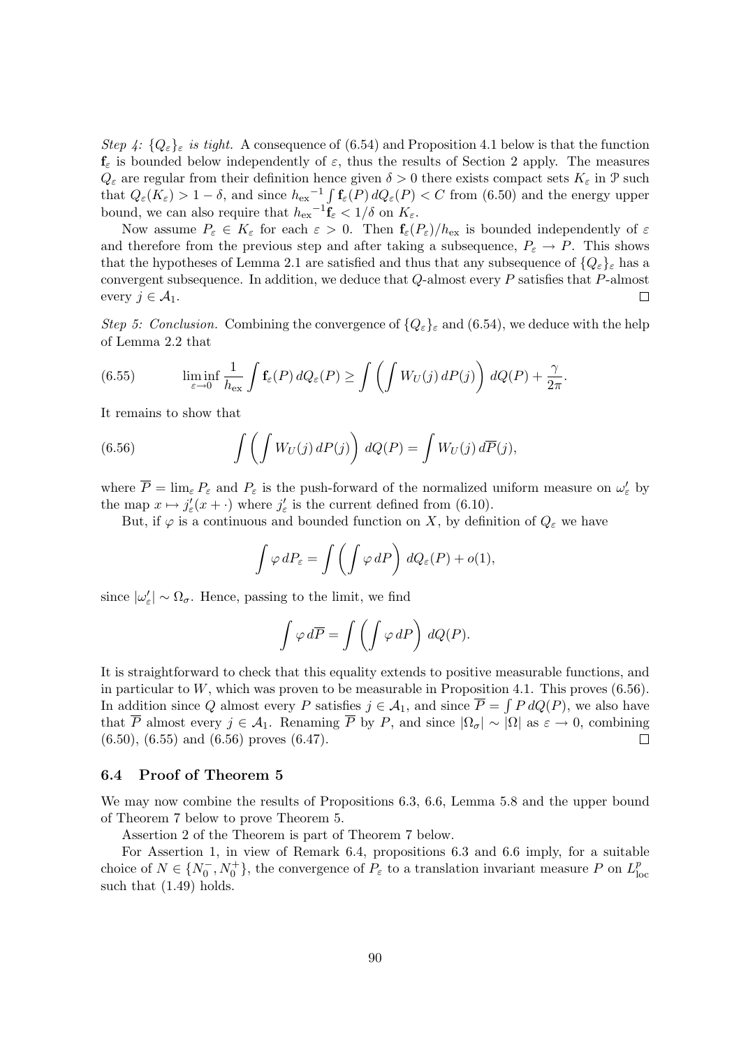*Step 4: $\{Q_\varepsilon\}_\varepsilon$ is tight.* A consequence of (6.54) and Proposition 4.1 below is that the function $\mathbf{f}_\varepsilon$ is bounded below independently of $\varepsilon$, thus the results of Section 2 apply. The measures $Q_\varepsilon$ are regular from their definition hence given $\delta > 0$ there exists compact sets $K_\varepsilon$ in $\mathcal{P}$ such that $Q_\varepsilon(K_\varepsilon) > 1 - \delta$, and since ${h_{\mathrm{ex}}}^{-1} \int \mathbf{f}_\varepsilon(P)\, dQ_\varepsilon(P) < C$ from (6.50) and the energy upper bound, we can also require that ${h_{\mathrm{ex}}}^{-1}\mathbf{f}_\varepsilon < 1/\delta$ on $K_\varepsilon$.

Now assume $P_\varepsilon \in K_\varepsilon$ for each $\varepsilon > 0$. Then $\mathbf{f}_\varepsilon(P_\varepsilon)/h_{\mathrm{ex}}$ is bounded independently of $\varepsilon$ and therefore from the previous step and after taking a subsequence, $P_\varepsilon \to P$. This shows that the hypotheses of Lemma 2.1 are satisfied and thus that any subsequence of $\{Q_\varepsilon\}_\varepsilon$ has a convergent subsequence. In addition, we deduce that $Q$-almost every $P$ satisfies that $P$-almost every $j \in \mathcal{A}_1$. □

*Step 5: Conclusion.* Combining the convergence of $\{Q_\varepsilon\}_\varepsilon$ and (6.54), we deduce with the help of Lemma 2.2 that

$$\liminf_{\varepsilon \to 0} \frac{1}{h_{\mathrm{ex}}} \int \mathbf{f}_\varepsilon(P)\, dQ_\varepsilon(P) \geq \int \left( \int W_U(j)\, dP(j) \right) dQ(P) + \frac{\gamma}{2\pi}. \tag{6.55}$$

It remains to show that

$$\int \left( \int W_U(j)\, dP(j) \right) dQ(P) = \int W_U(j)\, d\overline{P}(j), \tag{6.56}$$

where $\overline{P} = \lim_\varepsilon P_\varepsilon$ and $P_\varepsilon$ is the push-forward of the normalized uniform measure on $\omega'_\varepsilon$ by the map $x \mapsto j'_\varepsilon(x + \cdot)$ where $j'_\varepsilon$ is the current defined from (6.10).

But, if $\varphi$ is a continuous and bounded function on $X$, by definition of $Q_\varepsilon$ we have

$$\int \varphi\, dP_\varepsilon = \int \left( \int \varphi\, dP \right) dQ_\varepsilon(P) + o(1),$$

since $|\omega'_\varepsilon| \sim \Omega_\sigma$. Hence, passing to the limit, we find

$$\int \varphi\, d\overline{P} = \int \left( \int \varphi\, dP \right) dQ(P).$$

It is straightforward to check that this equality extends to positive measurable functions, and in particular to $W$, which was proven to be measurable in Proposition 4.1. This proves (6.56). In addition since $Q$ almost every $P$ satisfies $j \in \mathcal{A}_1$, and since $\overline{P} = \int P\, dQ(P)$, we also have that $\overline{P}$ almost every $j \in \mathcal{A}_1$. Renaming $\overline{P}$ by $P$, and since $|\Omega_\sigma| \sim |\Omega|$ as $\varepsilon \to 0$, combining (6.50), (6.55) and (6.56) proves (6.47). □

### 6.4 Proof of Theorem 5

We may now combine the results of Propositions 6.3, 6.6, Lemma 5.8 and the upper bound of Theorem 7 below to prove Theorem 5.

Assertion 2 of the Theorem is part of Theorem 7 below.

For Assertion 1, in view of Remark 6.4, propositions 6.3 and 6.6 imply, for a suitable choice of $N \in \{N_0^-, N_0^+\}$, the convergence of $P_\varepsilon$ to a translation invariant measure $P$ on $L^p_{\mathrm{loc}}$ such that (1.49) holds.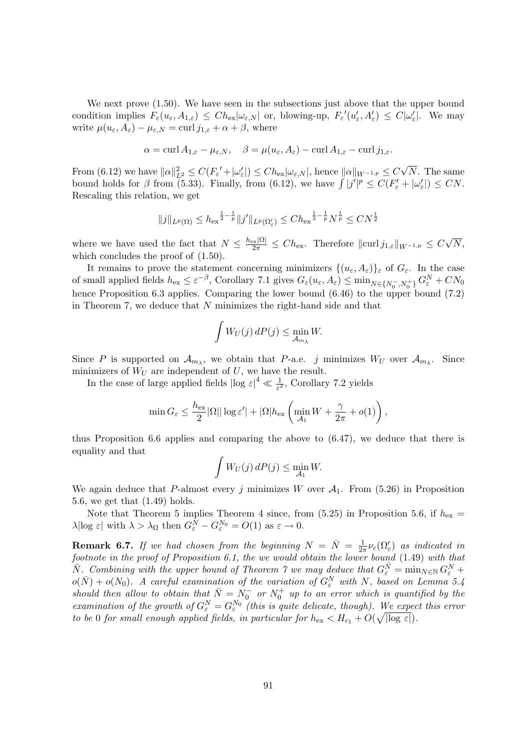We next prove (1.50). We have seen in the subsections just above that the upper bound condition implies $F_\varepsilon(u_\varepsilon, A_{1,\varepsilon}) \le Ch_{\rm ex}|\omega_{\varepsilon,N}|$ or, blowing-up, ${F_\varepsilon}'(u'_\varepsilon, A'_\varepsilon) \le C|\omega'_\varepsilon|$. We may write $\mu(u_\varepsilon, A_\varepsilon) - \mu_{\varepsilon,N} = \operatorname{curl} j_{1,\varepsilon} + \alpha + \beta$, where

$$\alpha = \operatorname{curl} A_{1,\varepsilon} - \mu_{\varepsilon,N}, \quad \beta = \mu(u_\varepsilon, A_\varepsilon) - \operatorname{curl} A_{1,\varepsilon} - \operatorname{curl} j_{1,\varepsilon}.$$

From (6.12) we have $\|\alpha\|_{L^2}^2 \le C({F_\varepsilon}' + |\omega'_\varepsilon|) \le Ch_{\rm ex}|\omega_{\varepsilon,N}|$, hence $\|\alpha\|_{W^{-1,p}} \le C\sqrt{N}$. The same bound holds for $\beta$ from (5.33). Finally, from (6.12), we have $\int |j'|^p \le C(F'_\varepsilon + |\omega'_\varepsilon|) \le CN$. Rescaling this relation, we get

$$\|j\|_{L^p(\Omega)} \le {h_{\rm ex}}^{\frac12 - \frac1p}\|j'\|_{L^p(\Omega'_\varepsilon)} \le C{h_{\rm ex}}^{\frac12 - \frac1p} N^{\frac1p} \le CN^{\frac12}$$

where we have used the fact that $N \le \frac{h_{\rm ex}|\Omega|}{2\pi} \le Ch_{\rm ex}$. Therefore $\|\operatorname{curl} j_{1,\varepsilon}\|_{W^{-1,p}} \le C\sqrt{N}$, which concludes the proof of (1.50).

It remains to prove the statement concerning minimizers $\{(u_\varepsilon, A_\varepsilon)\}_\varepsilon$ of $G_\varepsilon$. In the case of small applied fields $h_{\rm ex} \le \varepsilon^{-\beta}$, Corollary 7.1 gives $G_\varepsilon(u_\varepsilon, A_\varepsilon) \le \min_{N\in\{N_0^-, N_0^+\}} G_\varepsilon^N + CN_0$ hence Proposition 6.3 applies. Comparing the lower bound (6.46) to the upper bound (7.2) in Theorem 7, we deduce that $N$ minimizes the right-hand side and that

$$\int W_U(j)\,dP(j) \le \min_{\mathcal{A}_{m_\lambda}} W.$$

Since $P$ is supported on $\mathcal{A}_{m_\lambda}$, we obtain that $P$-a.e. $j$ minimizes $W_U$ over $\mathcal{A}_{m_\lambda}$. Since minimizers of $W_U$ are independent of $U$, we have the result.

In the case of large applied fields $|\log\varepsilon|^4 \ll \frac{1}{\varepsilon^2}$, Corollary 7.2 yields

$$\min G_\varepsilon \le \frac{h_{\rm ex}}{2}|\Omega||\log\varepsilon'| + |\Omega| h_{\rm ex}\left(\min_{\mathcal{A}_1} W + \frac{\gamma}{2\pi} + o(1)\right),$$

thus Proposition 6.6 applies and comparing the above to (6.47), we deduce that there is equality and that

$$\int W_U(j)\,dP(j) \le \min_{\mathcal{A}_1} W.$$

We again deduce that $P$-almost every $j$ minimizes $W$ over $\mathcal{A}_1$. From (5.26) in Proposition 5.6, we get that (1.49) holds.

Note that Theorem 5 implies Theorem 4 since, from (5.25) in Proposition 5.6, if $h_{\rm ex} = \lambda|\log\varepsilon|$ with $\lambda > \lambda_\Omega$ then $G_\varepsilon^{\bar N} - G_\varepsilon^{N_0} = O(1)$ as $\varepsilon \to 0$.

**Remark 6.7.** *If we had chosen from the beginning $N = \bar N = \frac{1}{2\pi}\nu_\varepsilon(\Omega'_\varepsilon)$ as indicated in footnote in the proof of Proposition 6.1, the we would obtain the lower bound (1.49) with that $\bar N$. Combining with the upper bound of Theorem 7 we may deduce that $G_\varepsilon^{\bar N} = \min_{N\in\mathbb{N}} G_\varepsilon^N + o(\bar N) + o(N_0)$. A careful examination of the variation of $G_\varepsilon^N$ with $N$, based on Lemma 5.4 should then allow to obtain that $\bar N = N_0^-$ or $N_0^+$ up to an error which is quantified by the examination of the growth of $G_\varepsilon^N = G_\varepsilon^{N_0}$ (this is quite delicate, though). We expect this error to be 0 for small enough applied fields, in particular for $h_{\rm ex} < H_{c_1} + O(\sqrt{|\log\varepsilon|})$.*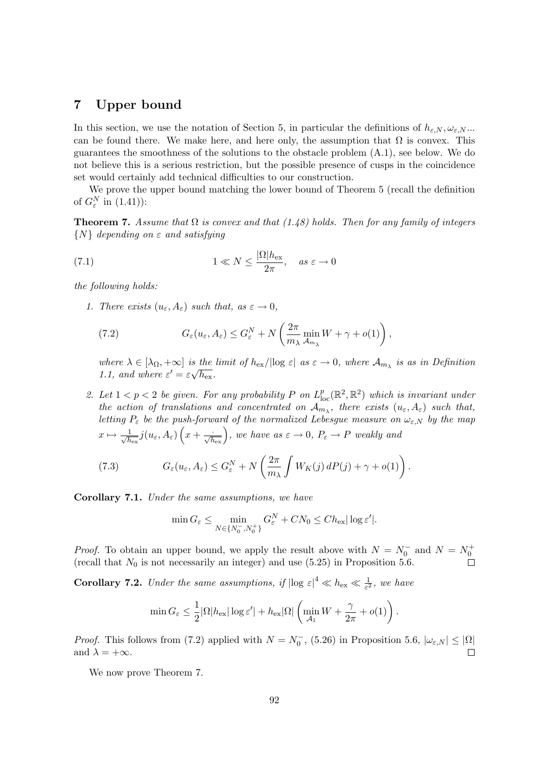# 7 Upper bound

In this section, we use the notation of Section 5, in particular the definitions of $h_{\varepsilon,N}, \omega_{\varepsilon,N}$... can be found there. We make here, and here only, the assumption that $\Omega$ is convex. This guarantees the smoothness of the solutions to the obstacle problem (A.1), see below. We do not believe this is a serious restriction, but the possible presence of cusps in the coincidence set would certainly add technical difficulties to our construction.

We prove the upper bound matching the lower bound of Theorem 5 (recall the definition of $G_\varepsilon^N$ in (1.41)):

**Theorem 7.** *Assume that $\Omega$ is convex and that (1.48) holds. Then for any family of integers $\{N\}$ depending on $\varepsilon$ and satisfying*

$$1 \ll N \leq \frac{|\Omega| h_{\text{ex}}}{2\pi}, \quad \text{as } \varepsilon \to 0 \tag{7.1}$$

*the following holds:*

1. *There exists $(u_\varepsilon, A_\varepsilon)$ such that, as $\varepsilon \to 0$,*

$$G_\varepsilon(u_\varepsilon, A_\varepsilon) \leq G_\varepsilon^N + N\left(\frac{2\pi}{m_\lambda}\min_{\mathcal{A}_{m_\lambda}} W + \gamma + o(1)\right), \tag{7.2}$$

   *where $\lambda \in [\lambda_\Omega, +\infty]$ is the limit of $h_{\text{ex}}/|\log \varepsilon|$ as $\varepsilon \to 0$, where $\mathcal{A}_{m_\lambda}$ is as in Definition 1.1, and where $\varepsilon' = \varepsilon\sqrt{h_{\text{ex}}}$.*

2. *Let $1 < p < 2$ be given. For any probability $P$ on $L^p_{\text{loc}}(\mathbb{R}^2, \mathbb{R}^2)$ which is invariant under the action of translations and concentrated on $\mathcal{A}_{m_\lambda}$, there exists $(u_\varepsilon, A_\varepsilon)$ such that, letting $P_\varepsilon$ be the push-forward of the normalized Lebesgue measure on $\omega_{\varepsilon,N}$ by the map $x \mapsto \frac{1}{\sqrt{h_{\text{ex}}}} j(u_\varepsilon, A_\varepsilon)\left(x + \frac{\cdot}{\sqrt{h_{\text{ex}}}}\right)$, we have as $\varepsilon \to 0$, $P_\varepsilon \to P$ weakly and*

$$G_\varepsilon(u_\varepsilon, A_\varepsilon) \leq G_\varepsilon^N + N\left(\frac{2\pi}{m_\lambda}\int W_K(j)\, dP(j) + \gamma + o(1)\right). \tag{7.3}$$

**Corollary 7.1.** *Under the same assumptions, we have*

$$\min G_\varepsilon \leq \min_{N \in \{N_0^-, N_0^+\}} G_\varepsilon^N + CN_0 \leq Ch_{\text{ex}}|\log \varepsilon'|.$$

*Proof.* To obtain an upper bound, we apply the result above with $N = N_0^-$ and $N = N_0^+$ (recall that $N_0$ is not necessarily an integer) and use (5.25) in Proposition 5.6. $\square$

**Corollary 7.2.** *Under the same assumptions, if $|\log \varepsilon|^4 \ll h_{\text{ex}} \ll \frac{1}{\varepsilon^2}$, we have*

$$\min G_\varepsilon \leq \frac{1}{2}|\Omega| h_{\text{ex}} |\log \varepsilon'| + h_{\text{ex}}|\Omega|\left(\min_{\mathcal{A}_1} W + \frac{\gamma}{2\pi} + o(1)\right).$$

*Proof.* This follows from (7.2) applied with $N = N_0^-$, (5.26) in Proposition 5.6, $|\omega_{\varepsilon,N}| \leq |\Omega|$ and $\lambda = +\infty$. $\square$

We now prove Theorem 7.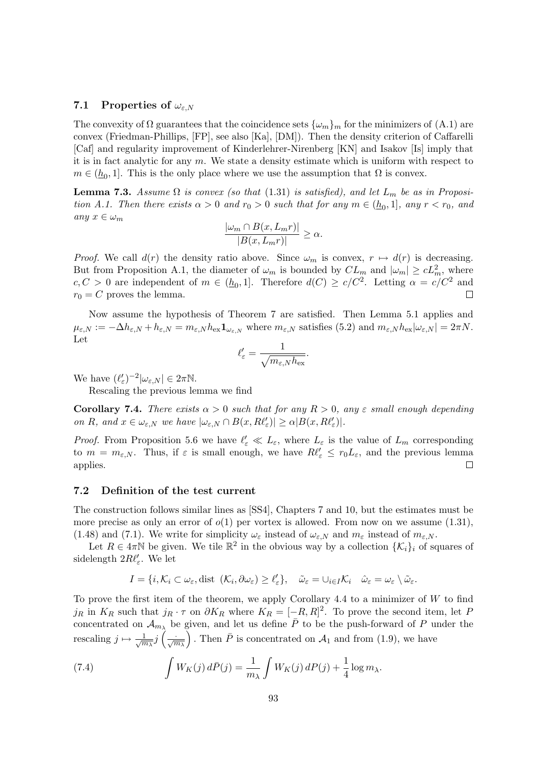### 7.1 Properties of $\omega_{\varepsilon,N}$

The convexity of $\Omega$ guarantees that the coincidence sets $\{\omega_m\}_m$ for the minimizers of (A.1) are convex (Friedman-Phillips, [FP], see also [Ka], [DM]). Then the density criterion of Caffarelli [Caf] and regularity improvement of Kinderlehrer-Nirenberg [KN] and Isakov [Is] imply that it is in fact analytic for any $m$. We state a density estimate which is uniform with respect to $m \in (\underline{h}_0, 1]$. This is the only place where we use the assumption that $\Omega$ is convex.

**Lemma 7.3.** *Assume $\Omega$ is convex (so that* (1.31) *is satisfied), and let $L_m$ be as in Proposition A.1. Then there exists $\alpha > 0$ and $r_0 > 0$ such that for any $m \in (\underline{h}_0, 1]$, any $r < r_0$, and any $x \in \omega_m$*

$$\frac{|\omega_m \cap B(x, L_m r)|}{|B(x, L_m r)|} \geq \alpha.$$

*Proof.* We call $d(r)$ the density ratio above. Since $\omega_m$ is convex, $r \mapsto d(r)$ is decreasing. But from Proposition A.1, the diameter of $\omega_m$ is bounded by $CL_m$ and $|\omega_m| \geq cL_m^2$, where $c, C > 0$ are independent of $m \in (\underline{h}_0, 1]$. Therefore $d(C) \geq c/C^2$. Letting $\alpha = c/C^2$ and $r_0 = C$ proves the lemma. $\square$

Now assume the hypothesis of Theorem 7 are satisfied. Then Lemma 5.1 applies and $\mu_{\varepsilon,N} := -\Delta h_{\varepsilon,N} + h_{\varepsilon,N} = m_{\varepsilon,N} h_{\text{ex}} \mathbf{1}_{\omega_{\varepsilon,N}}$ where $m_{\varepsilon,N}$ satisfies (5.2) and $m_{\varepsilon,N} h_{\text{ex}} |\omega_{\varepsilon,N}| = 2\pi N$. Let

$$\ell'_\varepsilon = \frac{1}{\sqrt{m_{\varepsilon,N} h_{\text{ex}}}}.$$

We have $(\ell'_\varepsilon)^{-2} |\omega_{\varepsilon,N}| \in 2\pi\mathbb{N}$.

Rescaling the previous lemma we find

**Corollary 7.4.** *There exists $\alpha > 0$ such that for any $R > 0$, any $\varepsilon$ small enough depending on $R$, and $x \in \omega_{\varepsilon,N}$ we have $|\omega_{\varepsilon,N} \cap B(x, R\ell'_\varepsilon)| \geq \alpha |B(x, R\ell'_\varepsilon)|$.*

*Proof.* From Proposition 5.6 we have $\ell'_\varepsilon \ll L_\varepsilon$, where $L_\varepsilon$ is the value of $L_m$ corresponding to $m = m_{\varepsilon,N}$. Thus, if $\varepsilon$ is small enough, we have $R\ell'_\varepsilon \leq r_0 L_\varepsilon$, and the previous lemma applies. $\square$

### 7.2 Definition of the test current

The construction follows similar lines as [SS4], Chapters 7 and 10, but the estimates must be more precise as only an error of $o(1)$ per vortex is allowed. From now on we assume (1.31), (1.48) and (7.1). We write for simplicity $\omega_\varepsilon$ instead of $\omega_{\varepsilon,N}$ and $m_\varepsilon$ instead of $m_{\varepsilon,N}$.

Let $R \in 4\pi\mathbb{N}$ be given. We tile $\mathbb{R}^2$ in the obvious way by a collection $\{\mathcal{K}_i\}_i$ of squares of sidelength $2R\ell'_\varepsilon$. We let

$$I = \{i, \mathcal{K}_i \subset \omega_\varepsilon, \text{dist } (\mathcal{K}_i, \partial\omega_\varepsilon) \geq \ell'_\varepsilon\}, \quad \tilde{\omega}_\varepsilon = \cup_{i \in I} \mathcal{K}_i \quad \hat{\omega}_\varepsilon = \omega_\varepsilon \setminus \tilde{\omega}_\varepsilon.$$

To prove the first item of the theorem, we apply Corollary 4.4 to a minimizer of $W$ to find $j_R$ in $K_R$ such that $j_R \cdot \tau$ on $\partial K_R$ where $K_R = [-R, R]^2$. To prove the second item, let $P$ concentrated on $\mathcal{A}_{m_\lambda}$ be given, and let us define $\bar{P}$ to be the push-forward of $P$ under the rescaling $j \mapsto \frac{1}{\sqrt{m_\lambda}} j\left(\frac{\cdot}{\sqrt{m_\lambda}}\right)$. Then $\bar{P}$ is concentrated on $\mathcal{A}_1$ and from (1.9), we have

$$\int W_K(j)\, d\bar{P}(j) = \frac{1}{m_\lambda} \int W_K(j)\, dP(j) + \frac{1}{4} \log m_\lambda. \tag{7.4}$$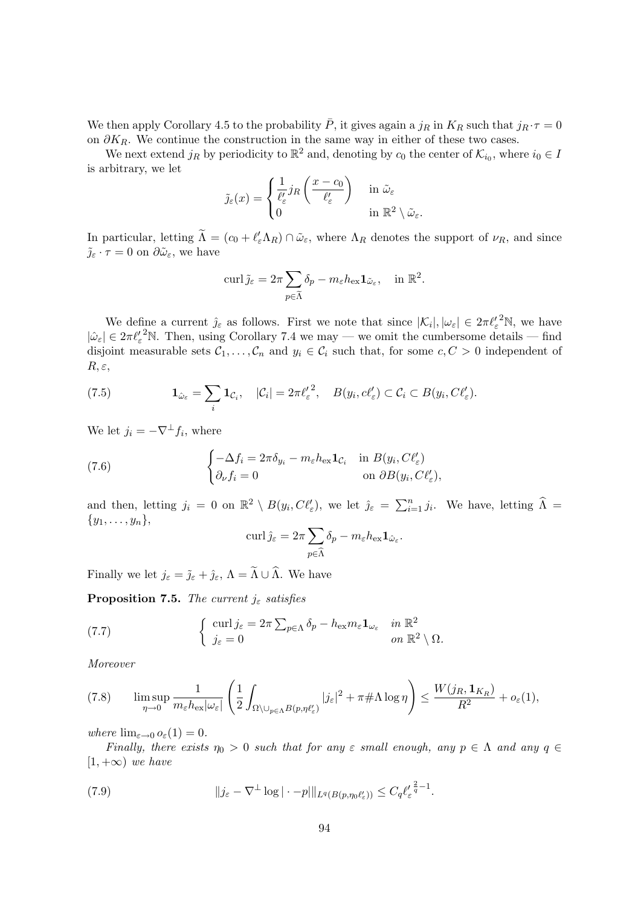We then apply Corollary 4.5 to the probability $\bar{P}$, it gives again a $j_R$ in $K_R$ such that $j_R \cdot \tau = 0$ on $\partial K_R$. We continue the construction in the same way in either of these two cases.

We next extend $j_R$ by periodicity to $\mathbb{R}^2$ and, denoting by $c_0$ the center of $\mathcal{K}_{i_0}$, where $i_0 \in I$ is arbitrary, we let

$$\tilde{j}_\varepsilon(x) = \begin{cases} \dfrac{1}{\ell'_\varepsilon} j_R\left(\dfrac{x - c_0}{\ell'_\varepsilon}\right) & \text{in } \tilde{\omega}_\varepsilon \\ 0 & \text{in } \mathbb{R}^2 \setminus \tilde{\omega}_\varepsilon. \end{cases}$$

In particular, letting $\widetilde{\Lambda} = (c_0 + \ell'_\varepsilon \Lambda_R) \cap \tilde{\omega}_\varepsilon$, where $\Lambda_R$ denotes the support of $\nu_R$, and since $\tilde{j}_\varepsilon \cdot \tau = 0$ on $\partial \tilde{\omega}_\varepsilon$, we have

$$\operatorname{curl} \tilde{j}_\varepsilon = 2\pi \sum_{p \in \widetilde{\Lambda}} \delta_p - m_\varepsilon h_{\text{ex}} \mathbf{1}_{\tilde{\omega}_\varepsilon}, \quad \text{in } \mathbb{R}^2.$$

We define a current $\hat{j}_\varepsilon$ as follows. First we note that since $|\mathcal{K}_i|, |\omega_\varepsilon| \in 2\pi {\ell'_\varepsilon}^2 \mathbb{N}$, we have $|\hat{\omega}_\varepsilon| \in 2\pi {\ell'_\varepsilon}^2 \mathbb{N}$. Then, using Corollary 7.4 we may — we omit the cumbersome details — find disjoint measurable sets $\mathcal{C}_1, \dots, \mathcal{C}_n$ and $y_i \in \mathcal{C}_i$ such that, for some $c, C > 0$ independent of $R, \varepsilon$,

$$\mathbf{1}_{\hat{\omega}_\varepsilon} = \sum_i \mathbf{1}_{\mathcal{C}_i}, \quad |\mathcal{C}_i| = 2\pi {\ell'_\varepsilon}^2, \quad B(y_i, c\ell'_\varepsilon) \subset \mathcal{C}_i \subset B(y_i, C\ell'_\varepsilon). \tag{7.5}$$

We let $j_i = -\nabla^\perp f_i$, where

$$\begin{cases} -\Delta f_i = 2\pi \delta_{y_i} - m_\varepsilon h_{\text{ex}} \mathbf{1}_{\mathcal{C}_i} & \text{in } B(y_i, C\ell'_\varepsilon) \\ \partial_\nu f_i = 0 & \text{on } \partial B(y_i, C\ell'_\varepsilon), \end{cases} \tag{7.6}$$

and then, letting $j_i = 0$ on $\mathbb{R}^2 \setminus B(y_i, C\ell'_\varepsilon)$, we let $\hat{j}_\varepsilon = \sum_{i=1}^n j_i$. We have, letting $\widehat{\Lambda} = \{y_1, \dots, y_n\}$,

$$\operatorname{curl} \hat{j}_\varepsilon = 2\pi \sum_{p \in \widehat{\Lambda}} \delta_p - m_\varepsilon h_{\text{ex}} \mathbf{1}_{\hat{\omega}_\varepsilon}.$$

Finally we let $j_\varepsilon = \tilde{j}_\varepsilon + \hat{j}_\varepsilon$, $\Lambda = \widetilde{\Lambda} \cup \widehat{\Lambda}$. We have

**Proposition 7.5.** *The current $j_\varepsilon$ satisfies*

$$\begin{cases} \operatorname{curl} j_\varepsilon = 2\pi \sum_{p \in \Lambda} \delta_p - h_{\text{ex}} m_\varepsilon \mathbf{1}_{\omega_\varepsilon} & \text{in } \mathbb{R}^2 \\ j_\varepsilon = 0 & \text{on } \mathbb{R}^2 \setminus \Omega. \end{cases} \tag{7.7}$$

*Moreover*

$$\limsup_{\eta \to 0} \frac{1}{m_\varepsilon h_{\text{ex}} |\omega_\varepsilon|} \left( \frac{1}{2} \int_{\Omega \setminus \cup_{p \in \Lambda} B(p, \eta \ell'_\varepsilon)} |j_\varepsilon|^2 + \pi \# \Lambda \log \eta \right) \le \frac{W(j_R, \mathbf{1}_{K_R})}{R^2} + o_\varepsilon(1), \tag{7.8}$$

*where* $\lim_{\varepsilon \to 0} o_\varepsilon(1) = 0$.

*Finally, there exists $\eta_0 > 0$ such that for any $\varepsilon$ small enough, any $p \in \Lambda$ and any $q \in [1, +\infty)$ we have*

$$\| j_\varepsilon - \nabla^\perp \log |\cdot - p| \|_{L^q(B(p, \eta_0 \ell'_\varepsilon))} \le C_q {\ell'_\varepsilon}^{\frac{2}{q} - 1}. \tag{7.9}$$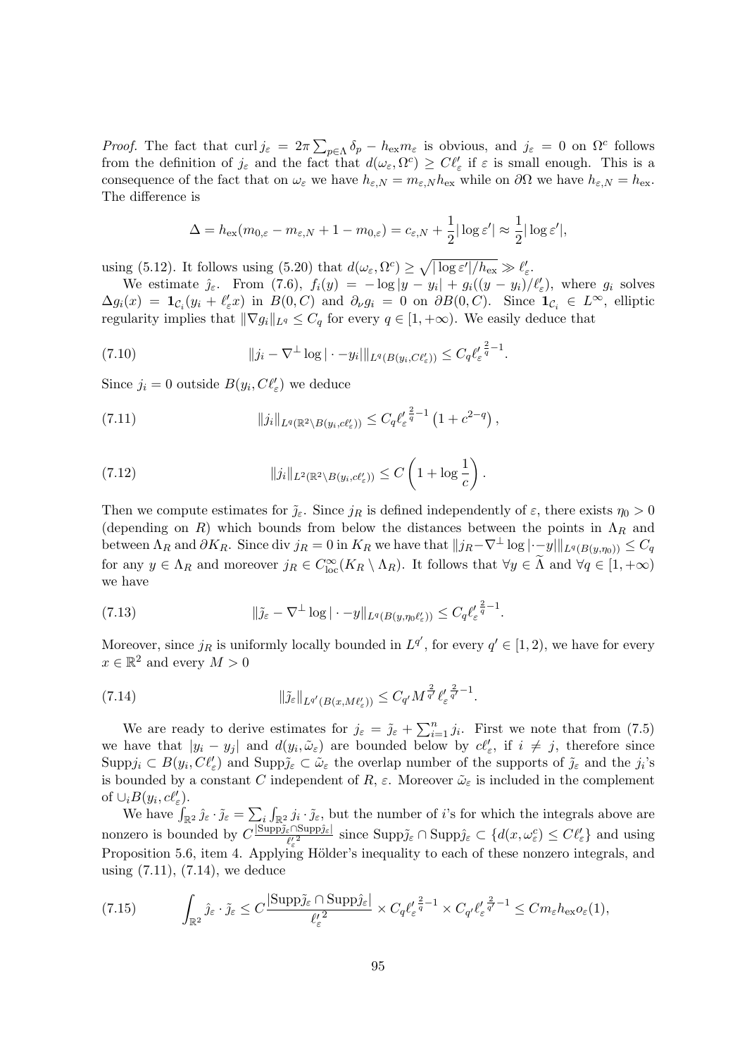*Proof.* The fact that $\operatorname{curl} j_\varepsilon = 2\pi \sum_{p\in\Lambda} \delta_p - h_{\rm ex} m_\varepsilon$ is obvious, and $j_\varepsilon = 0$ on $\Omega^c$ follows from the definition of $j_\varepsilon$ and the fact that $d(\omega_\varepsilon, \Omega^c) \geq C\ell'_\varepsilon$ if $\varepsilon$ is small enough. This is a consequence of the fact that on $\omega_\varepsilon$ we have $h_{\varepsilon,N} = m_{\varepsilon,N} h_{\rm ex}$ while on $\partial\Omega$ we have $h_{\varepsilon,N} = h_{\rm ex}$. The difference is

$$\Delta = h_{\rm ex}(m_{0,\varepsilon} - m_{\varepsilon,N} + 1 - m_{0,\varepsilon}) = c_{\varepsilon,N} + \frac{1}{2}|\log\varepsilon'| \approx \frac{1}{2}|\log\varepsilon'|,$$

using (5.12). It follows using (5.20) that $d(\omega_\varepsilon, \Omega^c) \geq \sqrt{|\log\varepsilon'|/h_{\rm ex}} \gg \ell'_\varepsilon$.

We estimate $\hat{j}_\varepsilon$. From (7.6), $f_i(y) = -\log|y - y_i| + g_i((y-y_i)/\ell'_\varepsilon)$, where $g_i$ solves $\Delta g_i(x) = \mathbf{1}_{\mathcal{C}_i}(y_i + \ell'_\varepsilon x)$ in $B(0,C)$ and $\partial_\nu g_i = 0$ on $\partial B(0,C)$. Since $\mathbf{1}_{\mathcal{C}_i} \in L^\infty$, elliptic regularity implies that $\|\nabla g_i\|_{L^q} \leq C_q$ for every $q \in [1,+\infty)$. We easily deduce that

$$\|j_i - \nabla^\perp \log|\cdot - y_i|\|_{L^q(B(y_i, C\ell'_\varepsilon))} \leq C_q {\ell'_\varepsilon}^{\frac{2}{q}-1}. \tag{7.10}$$

Since $j_i = 0$ outside $B(y_i, C\ell'_\varepsilon)$ we deduce

$$\|j_i\|_{L^q(\mathbb{R}^2 \setminus B(y_i, c\ell'_\varepsilon))} \leq C_q {\ell'_\varepsilon}^{\frac{2}{q}-1}\left(1 + c^{2-q}\right), \tag{7.11}$$

$$\|j_i\|_{L^2(\mathbb{R}^2 \setminus B(y_i, c\ell'_\varepsilon))} \leq C\left(1 + \log\frac{1}{c}\right). \tag{7.12}$$

Then we compute estimates for $\tilde{j}_\varepsilon$. Since $j_R$ is defined independently of $\varepsilon$, there exists $\eta_0 > 0$ (depending on $R$) which bounds from below the distances between the points in $\Lambda_R$ and between $\Lambda_R$ and $\partial K_R$. Since $\operatorname{div} j_R = 0$ in $K_R$ we have that $\|j_R - \nabla^\perp \log|\cdot - y|\|_{L^q(B(y,\eta_0))} \leq C_q$ for any $y \in \Lambda_R$ and moreover $j_R \in C^\infty_{\rm loc}(K_R \setminus \Lambda_R)$. It follows that $\forall y \in \widetilde{\Lambda}$ and $\forall q \in [1,+\infty)$ we have

$$\|\tilde{j}_\varepsilon - \nabla^\perp \log|\cdot - y|\|_{L^q(B(y,\eta_0\ell'_\varepsilon))} \leq C_q {\ell'_\varepsilon}^{\frac{2}{q}-1}. \tag{7.13}$$

Moreover, since $j_R$ is uniformly locally bounded in $L^{q'}$, for every $q' \in [1,2)$, we have for every $x \in \mathbb{R}^2$ and every $M > 0$

$$\|\tilde{j}_\varepsilon\|_{L^{q'}(B(x, M\ell'_\varepsilon))} \leq C_{q'} M^{\frac{2}{q'}} {\ell'_\varepsilon}^{\frac{2}{q'}-1}. \tag{7.14}$$

We are ready to derive estimates for $j_\varepsilon = \tilde{j}_\varepsilon + \sum_{i=1}^n j_i$. First we note that from (7.5) we have that $|y_i - y_j|$ and $d(y_i, \tilde{\omega}_\varepsilon)$ are bounded below by $c\ell'_\varepsilon$, if $i \neq j$, therefore since $\operatorname{Supp} j_i \subset B(y_i, C\ell'_\varepsilon)$ and $\operatorname{Supp} \tilde{j}_\varepsilon \subset \tilde{\omega}_\varepsilon$ the overlap number of the supports of $\tilde{j}_\varepsilon$ and the $j_i$'s is bounded by a constant $C$ independent of $R$, $\varepsilon$. Moreover $\tilde{\omega}_\varepsilon$ is included in the complement of $\cup_i B(y_i, c\ell'_\varepsilon)$.

We have $\int_{\mathbb{R}^2} \hat{j}_\varepsilon \cdot \tilde{j}_\varepsilon = \sum_i \int_{\mathbb{R}^2} j_i \cdot \tilde{j}_\varepsilon$, but the number of $i$'s for which the integrals above are nonzero is bounded by $C\frac{|\operatorname{Supp}\tilde{j}_\varepsilon \cap \operatorname{Supp}\hat{j}_\varepsilon|}{{\ell'_\varepsilon}^2}$ since $\operatorname{Supp}\tilde{j}_\varepsilon \cap \operatorname{Supp}\hat{j}_\varepsilon \subset \{d(x, \omega_\varepsilon^c) \leq C\ell'_\varepsilon\}$ and using Proposition 5.6, item 4. Applying Hölder's inequality to each of these nonzero integrals, and using (7.11), (7.14), we deduce

$$\int_{\mathbb{R}^2} \hat{j}_\varepsilon \cdot \tilde{j}_\varepsilon \leq C\frac{|\operatorname{Supp}\tilde{j}_\varepsilon \cap \operatorname{Supp}\hat{j}_\varepsilon|}{{\ell'_\varepsilon}^2} \times C_q {\ell'_\varepsilon}^{\frac{2}{q}-1} \times C_{q'} {\ell'_\varepsilon}^{\frac{2}{q'}-1} \leq C m_\varepsilon h_{\rm ex} o_\varepsilon(1), \tag{7.15}$$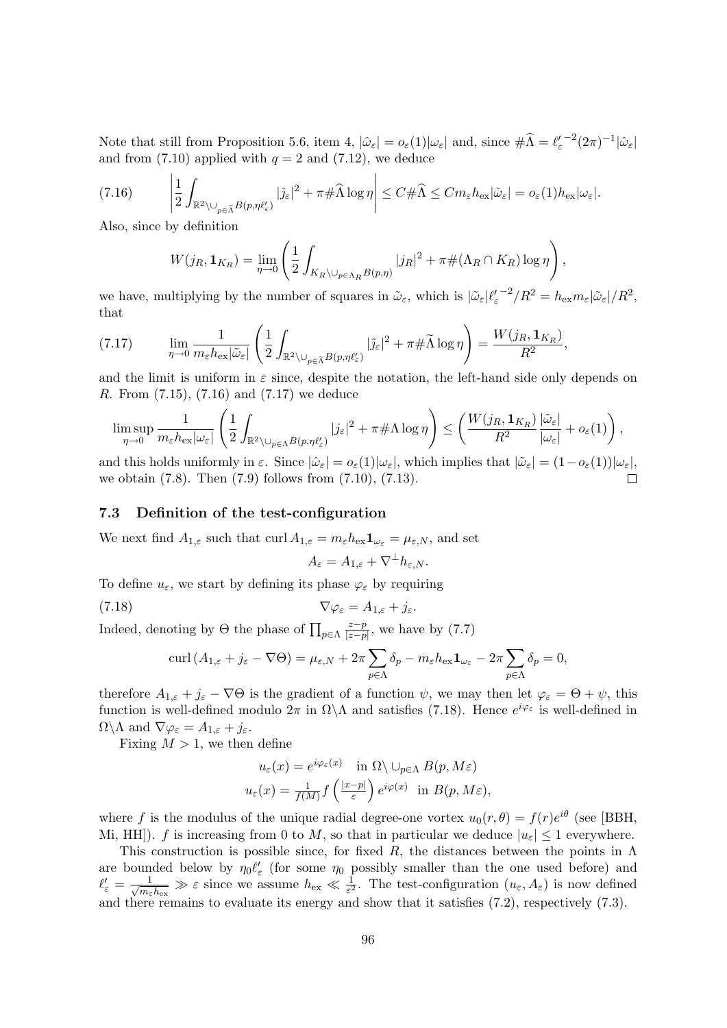Note that still from Proposition 5.6, item 4, $|\hat{\omega}_\varepsilon| = o_\varepsilon(1)|\omega_\varepsilon|$ and, since $\#\widehat{\Lambda} = {\ell'_\varepsilon}^{-2}(2\pi)^{-1}|\hat{\omega}_\varepsilon|$ and from (7.10) applied with $q = 2$ and (7.12), we deduce

$$\left|\frac{1}{2}\int_{\mathbb{R}^2\setminus\cup_{p\in\widehat{\Lambda}}B(p,\eta\ell'_\varepsilon)} |\hat{j}_\varepsilon|^2 + \pi\#\widehat{\Lambda}\log\eta\right| \le C\#\widehat{\Lambda} \le Cm_\varepsilon h_{\rm ex}|\hat{\omega}_\varepsilon| = o_\varepsilon(1)h_{\rm ex}|\omega_\varepsilon|. \tag{7.16}$$

Also, since by definition

$$W(j_R, \mathbf{1}_{K_R}) = \lim_{\eta\to 0}\left(\frac{1}{2}\int_{K_R\setminus\cup_{p\in\Lambda_R}B(p,\eta)} |j_R|^2 + \pi\#(\Lambda_R\cap K_R)\log\eta\right),$$

we have, multiplying by the number of squares in $\tilde{\omega}_\varepsilon$, which is $|\tilde{\omega}_\varepsilon|{\ell'_\varepsilon}^{-2}/R^2 = h_{\rm ex}m_\varepsilon|\tilde{\omega}_\varepsilon|/R^2$, that

$$\lim_{\eta\to 0}\frac{1}{m_\varepsilon h_{\rm ex}|\tilde{\omega}_\varepsilon|}\left(\frac{1}{2}\int_{\mathbb{R}^2\setminus\cup_{p\in\widetilde{\Lambda}}B(p,\eta\ell'_\varepsilon)} |\tilde{j}_\varepsilon|^2 + \pi\#\widetilde{\Lambda}\log\eta\right) = \frac{W(j_R, \mathbf{1}_{K_R})}{R^2}, \tag{7.17}$$

and the limit is uniform in $\varepsilon$ since, despite the notation, the left-hand side only depends on $R$. From (7.15), (7.16) and (7.17) we deduce

$$\limsup_{\eta\to 0}\frac{1}{m_\varepsilon h_{\rm ex}|\omega_\varepsilon|}\left(\frac{1}{2}\int_{\mathbb{R}^2\setminus\cup_{p\in\Lambda}B(p,\eta\ell'_\varepsilon)} |j_\varepsilon|^2 + \pi\#\Lambda\log\eta\right) \le \left(\frac{W(j_R, \mathbf{1}_{K_R})}{R^2}\frac{|\tilde{\omega}_\varepsilon|}{|\omega_\varepsilon|} + o_\varepsilon(1)\right),$$

and this holds uniformly in $\varepsilon$. Since $|\hat{\omega}_\varepsilon| = o_\varepsilon(1)|\omega_\varepsilon|$, which implies that $|\tilde{\omega}_\varepsilon| = (1 - o_\varepsilon(1))|\omega_\varepsilon|$, we obtain (7.8). Then (7.9) follows from (7.10), (7.13). $\square$

### 7.3 Definition of the test-configuration

We next find $A_{1,\varepsilon}$ such that $\operatorname{curl} A_{1,\varepsilon} = m_\varepsilon h_{\rm ex}\mathbf{1}_{\omega_\varepsilon} = \mu_{\varepsilon,N}$, and set

$$A_\varepsilon = A_{1,\varepsilon} + \nabla^\perp h_{\varepsilon,N}.$$

To define $u_\varepsilon$, we start by defining its phase $\varphi_\varepsilon$ by requiring

$$\nabla\varphi_\varepsilon = A_{1,\varepsilon} + j_\varepsilon. \tag{7.18}$$

Indeed, denoting by $\Theta$ the phase of $\prod_{p\in\Lambda}\frac{z-p}{|z-p|}$, we have by (7.7)

$$\operatorname{curl}(A_{1,\varepsilon} + j_\varepsilon - \nabla\Theta) = \mu_{\varepsilon,N} + 2\pi\sum_{p\in\Lambda}\delta_p - m_\varepsilon h_{\rm ex}\mathbf{1}_{\omega_\varepsilon} - 2\pi\sum_{p\in\Lambda}\delta_p = 0,$$

therefore $A_{1,\varepsilon} + j_\varepsilon - \nabla\Theta$ is the gradient of a function $\psi$, we may then let $\varphi_\varepsilon = \Theta + \psi$, this function is well-defined modulo $2\pi$ in $\Omega\setminus\Lambda$ and satisfies (7.18). Hence $e^{i\varphi_\varepsilon}$ is well-defined in $\Omega\setminus\Lambda$ and $\nabla\varphi_\varepsilon = A_{1,\varepsilon} + j_\varepsilon$.

Fixing $M > 1$, we then define

$$u_\varepsilon(x) = e^{i\varphi_\varepsilon(x)} \quad \text{in } \Omega\setminus\cup_{p\in\Lambda}B(p, M\varepsilon)$$
$$u_\varepsilon(x) = \frac{1}{f(M)}f\left(\frac{|x-p|}{\varepsilon}\right)e^{i\varphi(x)} \quad \text{in } B(p, M\varepsilon),$$

where $f$ is the modulus of the unique radial degree-one vortex $u_0(r,\theta) = f(r)e^{i\theta}$ (see [BBH, Mi, HH]). $f$ is increasing from 0 to $M$, so that in particular we deduce $|u_\varepsilon| \le 1$ everywhere.

This construction is possible since, for fixed $R$, the distances between the points in $\Lambda$ are bounded below by $\eta_0\ell'_\varepsilon$ (for some $\eta_0$ possibly smaller than the one used before) and $\ell'_\varepsilon = \frac{1}{\sqrt{m_\varepsilon h_{\rm ex}}} \gg \varepsilon$ since we assume $h_{\rm ex} \ll \frac{1}{\varepsilon^2}$. The test-configuration $(u_\varepsilon, A_\varepsilon)$ is now defined and there remains to evaluate its energy and show that it satisfies (7.2), respectively (7.3).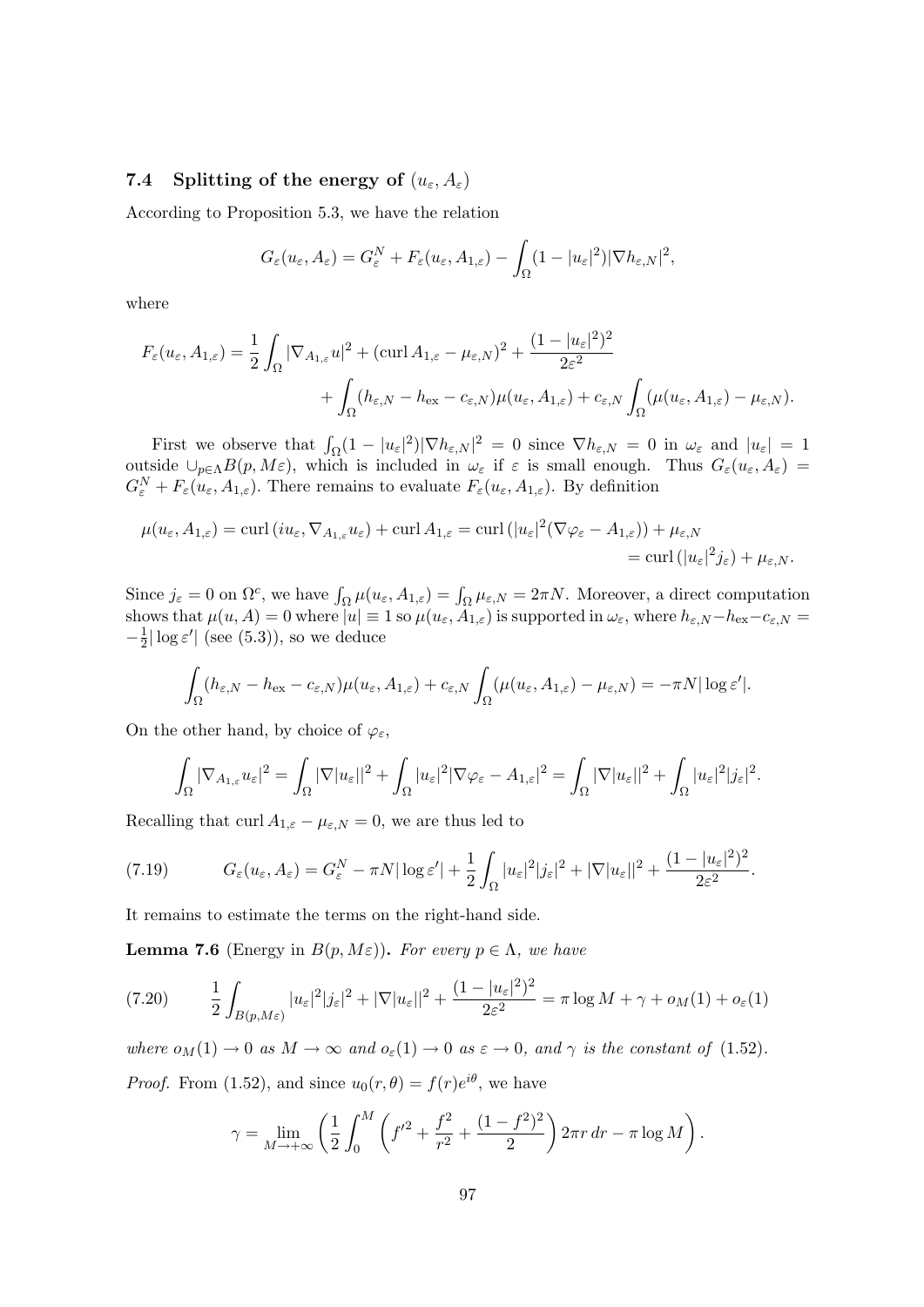### 7.4 Splitting of the energy of $(u_\varepsilon, A_\varepsilon)$

According to Proposition 5.3, we have the relation

$$G_\varepsilon(u_\varepsilon, A_\varepsilon) = G_\varepsilon^N + F_\varepsilon(u_\varepsilon, A_{1,\varepsilon}) - \int_\Omega (1-|u_\varepsilon|^2)|\nabla h_{\varepsilon,N}|^2,$$

where

$$F_\varepsilon(u_\varepsilon, A_{1,\varepsilon}) = \frac{1}{2}\int_\Omega |\nabla_{A_{1,\varepsilon}} u|^2 + (\operatorname{curl} A_{1,\varepsilon} - \mu_{\varepsilon,N})^2 + \frac{(1-|u_\varepsilon|^2)^2}{2\varepsilon^2} + \int_\Omega (h_{\varepsilon,N} - h_{\rm ex} - c_{\varepsilon,N})\mu(u_\varepsilon, A_{1,\varepsilon}) + c_{\varepsilon,N}\int_\Omega (\mu(u_\varepsilon, A_{1,\varepsilon}) - \mu_{\varepsilon,N}).$$

First we observe that $\int_\Omega (1-|u_\varepsilon|^2)|\nabla h_{\varepsilon,N}|^2 = 0$ since $\nabla h_{\varepsilon,N} = 0$ in $\omega_\varepsilon$ and $|u_\varepsilon| = 1$ outside $\cup_{p\in\Lambda} B(p, M\varepsilon)$, which is included in $\omega_\varepsilon$ if $\varepsilon$ is small enough. Thus $G_\varepsilon(u_\varepsilon, A_\varepsilon) = G_\varepsilon^N + F_\varepsilon(u_\varepsilon, A_{1,\varepsilon})$. There remains to evaluate $F_\varepsilon(u_\varepsilon, A_{1,\varepsilon})$. By definition

$$\mu(u_\varepsilon, A_{1,\varepsilon}) = \operatorname{curl}(iu_\varepsilon, \nabla_{A_{1,\varepsilon}} u_\varepsilon) + \operatorname{curl} A_{1,\varepsilon} = \operatorname{curl}(|u_\varepsilon|^2(\nabla\varphi_\varepsilon - A_{1,\varepsilon})) + \mu_{\varepsilon,N} = \operatorname{curl}(|u_\varepsilon|^2 j_\varepsilon) + \mu_{\varepsilon,N}.$$

Since $j_\varepsilon = 0$ on $\Omega^c$, we have $\int_\Omega \mu(u_\varepsilon, A_{1,\varepsilon}) = \int_\Omega \mu_{\varepsilon,N} = 2\pi N$. Moreover, a direct computation shows that $\mu(u, A) = 0$ where $|u| \equiv 1$ so $\mu(u_\varepsilon, A_{1,\varepsilon})$ is supported in $\omega_\varepsilon$, where $h_{\varepsilon,N} - h_{\rm ex} - c_{\varepsilon,N} = -\frac{1}{2}|\log\varepsilon'|$ (see (5.3)), so we deduce

$$\int_\Omega (h_{\varepsilon,N} - h_{\rm ex} - c_{\varepsilon,N})\mu(u_\varepsilon, A_{1,\varepsilon}) + c_{\varepsilon,N}\int_\Omega (\mu(u_\varepsilon, A_{1,\varepsilon}) - \mu_{\varepsilon,N}) = -\pi N|\log\varepsilon'|.$$

On the other hand, by choice of $\varphi_\varepsilon$,

$$\int_\Omega |\nabla_{A_{1,\varepsilon}} u_\varepsilon|^2 = \int_\Omega |\nabla|u_\varepsilon||^2 + \int_\Omega |u_\varepsilon|^2|\nabla\varphi_\varepsilon - A_{1,\varepsilon}|^2 = \int_\Omega |\nabla|u_\varepsilon||^2 + \int_\Omega |u_\varepsilon|^2|j_\varepsilon|^2.$$

Recalling that $\operatorname{curl} A_{1,\varepsilon} - \mu_{\varepsilon,N} = 0$, we are thus led to

$$G_\varepsilon(u_\varepsilon, A_\varepsilon) = G_\varepsilon^N - \pi N|\log\varepsilon'| + \frac{1}{2}\int_\Omega |u_\varepsilon|^2|j_\varepsilon|^2 + |\nabla|u_\varepsilon||^2 + \frac{(1-|u_\varepsilon|^2)^2}{2\varepsilon^2}. \tag{7.19}$$

It remains to estimate the terms on the right-hand side.

**Lemma 7.6** (Energy in $B(p, M\varepsilon)$)**.** *For every $p \in \Lambda$, we have*

$$\frac{1}{2}\int_{B(p,M\varepsilon)} |u_\varepsilon|^2|j_\varepsilon|^2 + |\nabla|u_\varepsilon||^2 + \frac{(1-|u_\varepsilon|^2)^2}{2\varepsilon^2} = \pi\log M + \gamma + o_M(1) + o_\varepsilon(1) \tag{7.20}$$

*where $o_M(1) \to 0$ as $M \to \infty$ and $o_\varepsilon(1) \to 0$ as $\varepsilon \to 0$, and $\gamma$ is the constant of (1.52).*

*Proof.* From (1.52), and since $u_0(r,\theta) = f(r)e^{i\theta}$, we have

$$\gamma = \lim_{M\to+\infty}\left(\frac{1}{2}\int_0^M \left(f'^2 + \frac{f^2}{r^2} + \frac{(1-f^2)^2}{2}\right)2\pi r\,dr - \pi\log M\right).$$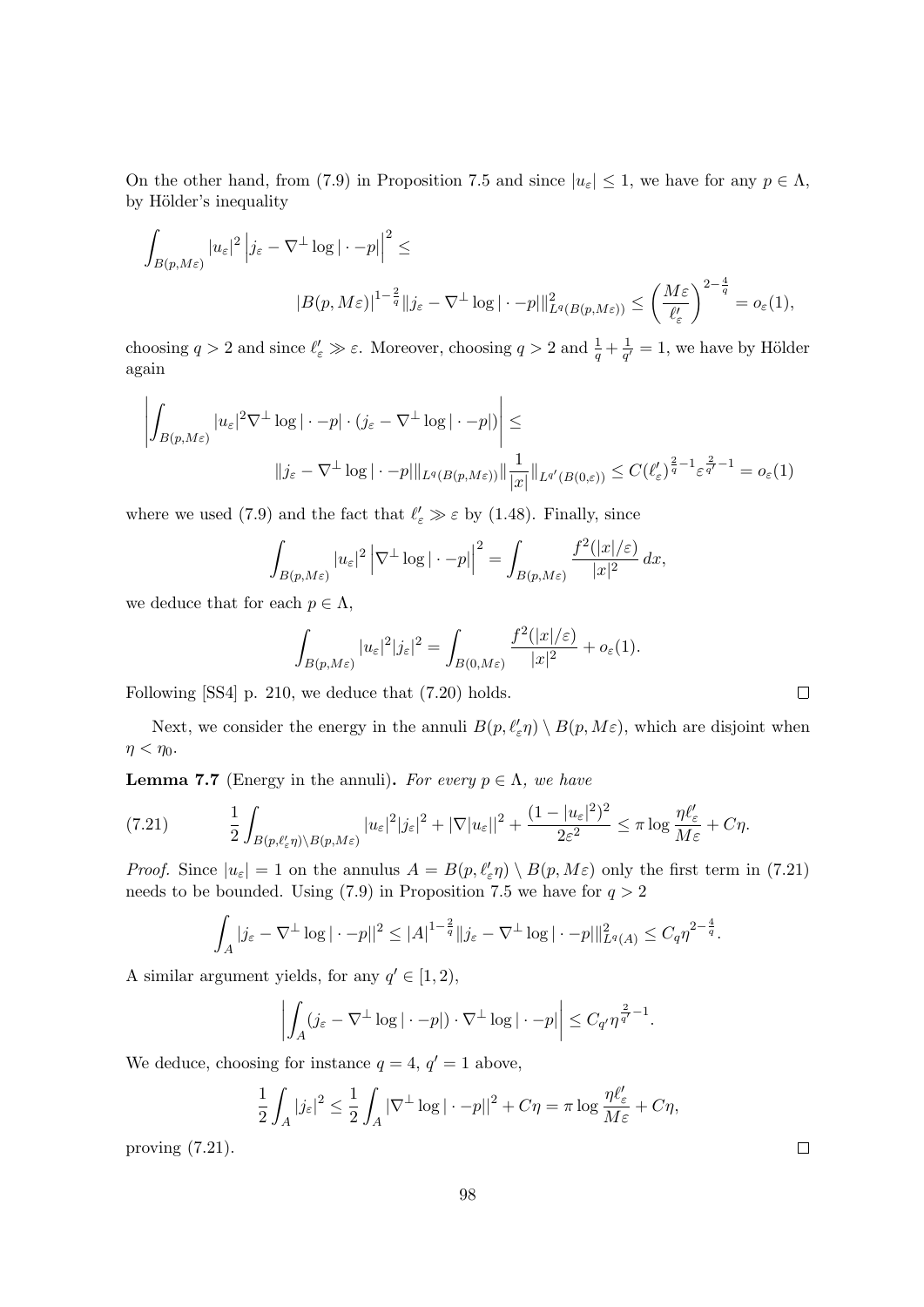On the other hand, from (7.9) in Proposition 7.5 and since $|u_\varepsilon| \le 1$, we have for any $p \in \Lambda$, by Hölder's inequality

$$\int_{B(p,M\varepsilon)} |u_\varepsilon|^2 \left| j_\varepsilon - \nabla^\perp \log|\cdot - p| \right|^2 \le$$

$$|B(p,M\varepsilon)|^{1-\frac{2}{q}} \| j_\varepsilon - \nabla^\perp \log|\cdot - p| \|^2_{L^q(B(p,M\varepsilon))} \le \left(\frac{M\varepsilon}{\ell'_\varepsilon}\right)^{2-\frac{4}{q}} = o_\varepsilon(1),$$

choosing $q > 2$ and since $\ell'_\varepsilon \gg \varepsilon$. Moreover, choosing $q > 2$ and $\frac{1}{q} + \frac{1}{q'} = 1$, we have by Hölder again

$$\left| \int_{B(p,M\varepsilon)} |u_\varepsilon|^2 \nabla^\perp \log|\cdot - p| \cdot (j_\varepsilon - \nabla^\perp \log|\cdot - p|) \right| \le$$

$$\| j_\varepsilon - \nabla^\perp \log|\cdot - p| \|_{L^q(B(p,M\varepsilon))} \| \frac{1}{|x|} \|_{L^{q'}(B(0,\varepsilon))} \le C(\ell'_\varepsilon)^{\frac{2}{q}-1} \varepsilon^{\frac{2}{q'}-1} = o_\varepsilon(1)$$

where we used (7.9) and the fact that $\ell'_\varepsilon \gg \varepsilon$ by (1.48). Finally, since

$$\int_{B(p,M\varepsilon)} |u_\varepsilon|^2 \left| \nabla^\perp \log|\cdot - p| \right|^2 = \int_{B(p,M\varepsilon)} \frac{f^2(|x|/\varepsilon)}{|x|^2}\, dx,$$

we deduce that for each $p \in \Lambda$,

$$\int_{B(p,M\varepsilon)} |u_\varepsilon|^2 |j_\varepsilon|^2 = \int_{B(0,M\varepsilon)} \frac{f^2(|x|/\varepsilon)}{|x|^2} + o_\varepsilon(1).$$

Following [SS4] p. 210, we deduce that (7.20) holds. $\square$

Next, we consider the energy in the annuli $B(p,\ell'_\varepsilon\eta) \setminus B(p,M\varepsilon)$, which are disjoint when $\eta < \eta_0$.

**Lemma 7.7** (Energy in the annuli)**.** *For every $p \in \Lambda$, we have*

$$\frac{1}{2} \int_{B(p,\ell'_\varepsilon\eta)\setminus B(p,M\varepsilon)} |u_\varepsilon|^2 |j_\varepsilon|^2 + |\nabla |u_\varepsilon||^2 + \frac{(1-|u_\varepsilon|^2)^2}{2\varepsilon^2} \le \pi \log \frac{\eta \ell'_\varepsilon}{M\varepsilon} + C\eta. \tag{7.21}$$

*Proof.* Since $|u_\varepsilon| = 1$ on the annulus $A = B(p,\ell'_\varepsilon\eta) \setminus B(p,M\varepsilon)$ only the first term in (7.21) needs to be bounded. Using (7.9) in Proposition 7.5 we have for $q > 2$

$$\int_A |j_\varepsilon - \nabla^\perp \log|\cdot - p||^2 \le |A|^{1-\frac{2}{q}} \| j_\varepsilon - \nabla^\perp \log|\cdot - p| \|^2_{L^q(A)} \le C_q \eta^{2-\frac{4}{q}}.$$

A similar argument yields, for any $q' \in [1,2)$,

$$\left| \int_A (j_\varepsilon - \nabla^\perp \log|\cdot - p|) \cdot \nabla^\perp \log|\cdot - p| \right| \le C_{q'} \eta^{\frac{2}{q'}-1}.$$

We deduce, choosing for instance $q = 4$, $q' = 1$ above,

$$\frac{1}{2} \int_A |j_\varepsilon|^2 \le \frac{1}{2} \int_A |\nabla^\perp \log|\cdot - p||^2 + C\eta = \pi \log \frac{\eta \ell'_\varepsilon}{M\varepsilon} + C\eta,$$

proving (7.21). $\square$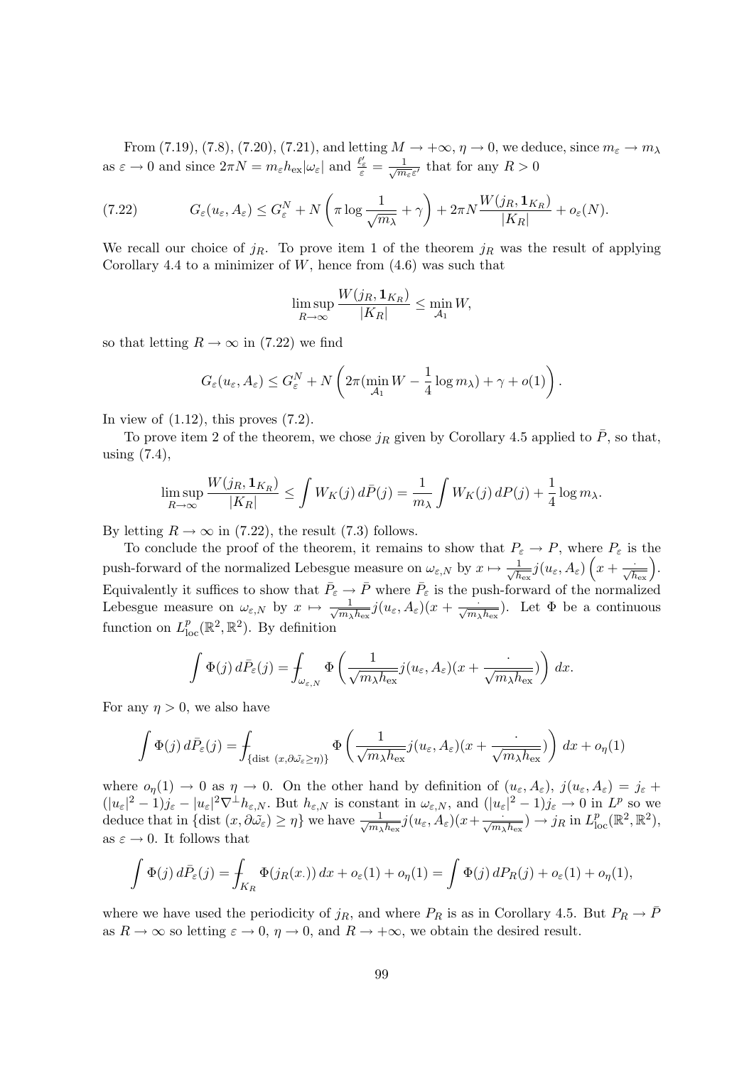From (7.19), (7.8), (7.20), (7.21), and letting $M \to +\infty$, $\eta \to 0$, we deduce, since $m_\varepsilon \to m_\lambda$ as $\varepsilon \to 0$ and since $2\pi N = m_\varepsilon h_{\rm ex} |\omega_\varepsilon|$ and $\frac{\ell'_\varepsilon}{\varepsilon} = \frac{1}{\sqrt{m_\varepsilon}\varepsilon'}$ that for any $R > 0$

$$G_\varepsilon(u_\varepsilon, A_\varepsilon) \le G_\varepsilon^N + N\left(\pi \log \frac{1}{\sqrt{m_\lambda}} + \gamma\right) + 2\pi N \frac{W(j_R, \mathbf{1}_{K_R})}{|K_R|} + o_\varepsilon(N). \tag{7.22}$$

We recall our choice of $j_R$. To prove item 1 of the theorem $j_R$ was the result of applying Corollary 4.4 to a minimizer of $W$, hence from (4.6) was such that

$$\limsup_{R\to\infty} \frac{W(j_R, \mathbf{1}_{K_R})}{|K_R|} \le \min_{\mathcal{A}_1} W,$$

so that letting $R \to \infty$ in (7.22) we find

$$G_\varepsilon(u_\varepsilon, A_\varepsilon) \le G_\varepsilon^N + N\left(2\pi(\min_{\mathcal{A}_1} W - \frac{1}{4}\log m_\lambda) + \gamma + o(1)\right).$$

In view of (1.12), this proves (7.2).

To prove item 2 of the theorem, we chose $j_R$ given by Corollary 4.5 applied to $\bar{P}$, so that, using (7.4),

$$\limsup_{R\to\infty} \frac{W(j_R, \mathbf{1}_{K_R})}{|K_R|} \le \int W_K(j)\, d\bar{P}(j) = \frac{1}{m_\lambda}\int W_K(j)\, dP(j) + \frac{1}{4}\log m_\lambda.$$

By letting $R \to \infty$ in (7.22), the result (7.3) follows.

To conclude the proof of the theorem, it remains to show that $P_\varepsilon \to P$, where $P_\varepsilon$ is the push-forward of the normalized Lebesgue measure on $\omega_{\varepsilon,N}$ by $x \mapsto \frac{1}{\sqrt{h_{\rm ex}}} j(u_\varepsilon, A_\varepsilon)\left(x + \frac{\cdot}{\sqrt{h_{\rm ex}}}\right)$. Equivalently it suffices to show that $\bar{P}_\varepsilon \to \bar{P}$ where $\bar{P}_\varepsilon$ is the push-forward of the normalized Lebesgue measure on $\omega_{\varepsilon,N}$ by $x \mapsto \frac{1}{\sqrt{m_\lambda h_{\rm ex}}} j(u_\varepsilon, A_\varepsilon)(x + \frac{\cdot}{\sqrt{m_\lambda h_{\rm ex}}})$. Let $\Phi$ be a continuous function on $L^p_{\rm loc}(\mathbb{R}^2, \mathbb{R}^2)$. By definition

$$\int \Phi(j)\, d\bar{P}_\varepsilon(j) = \fint_{\omega_{\varepsilon,N}} \Phi\left(\frac{1}{\sqrt{m_\lambda h_{\rm ex}}} j(u_\varepsilon, A_\varepsilon)(x + \frac{\cdot}{\sqrt{m_\lambda h_{\rm ex}}})\right) dx.$$

For any $\eta > 0$, we also have

$$\int \Phi(j)\, d\bar{P}_\varepsilon(j) = \fint_{\{\text{dist }(x, \partial\tilde{\omega}_\varepsilon \ge \eta)\}} \Phi\left(\frac{1}{\sqrt{m_\lambda h_{\rm ex}}} j(u_\varepsilon, A_\varepsilon)(x + \frac{\cdot}{\sqrt{m_\lambda h_{\rm ex}}})\right) dx + o_\eta(1)$$

where $o_\eta(1) \to 0$ as $\eta \to 0$. On the other hand by definition of $(u_\varepsilon, A_\varepsilon)$, $j(u_\varepsilon, A_\varepsilon) = j_\varepsilon + (|u_\varepsilon|^2 - 1)j_\varepsilon - |u_\varepsilon|^2 \nabla^\perp h_{\varepsilon,N}$. But $h_{\varepsilon,N}$ is constant in $\omega_{\varepsilon,N}$, and $(|u_\varepsilon|^2 - 1)j_\varepsilon \to 0$ in $L^p$ so we deduce that in $\{\text{dist }(x, \partial\tilde{\omega}_\varepsilon) \ge \eta\}$ we have $\frac{1}{\sqrt{m_\lambda h_{\rm ex}}} j(u_\varepsilon, A_\varepsilon)(x + \frac{\cdot}{\sqrt{m_\lambda h_{\rm ex}}}) \to j_R$ in $L^p_{\rm loc}(\mathbb{R}^2, \mathbb{R}^2)$, as $\varepsilon \to 0$. It follows that

$$\int \Phi(j)\, d\bar{P}_\varepsilon(j) = \fint_{K_R} \Phi(j_R(x.))\, dx + o_\varepsilon(1) + o_\eta(1) = \int \Phi(j)\, dP_R(j) + o_\varepsilon(1) + o_\eta(1),$$

where we have used the periodicity of $j_R$, and where $P_R$ is as in Corollary 4.5. But $P_R \to \bar{P}$ as $R \to \infty$ so letting $\varepsilon \to 0$, $\eta \to 0$, and $R \to +\infty$, we obtain the desired result.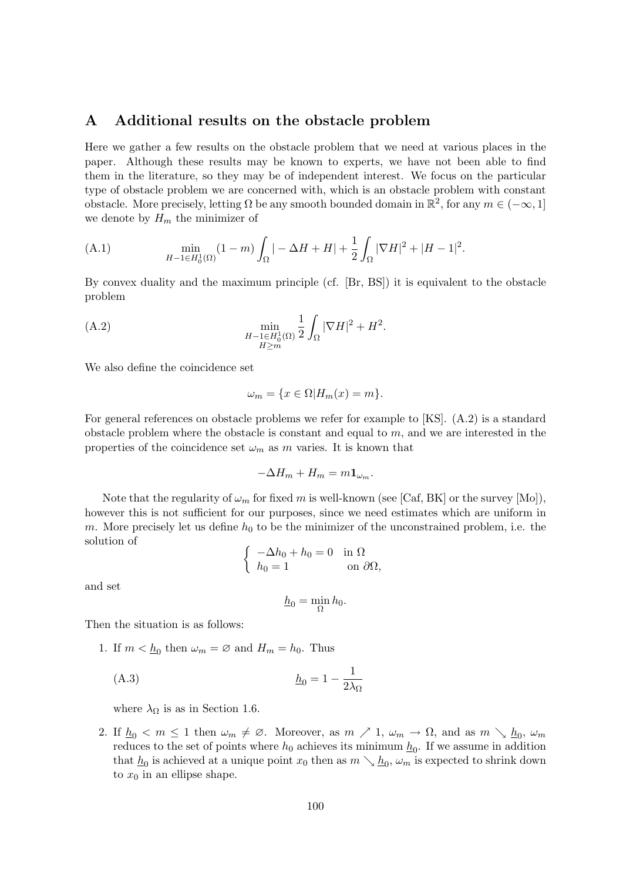## A Additional results on the obstacle problem

Here we gather a few results on the obstacle problem that we need at various places in the paper. Although these results may be known to experts, we have not been able to find them in the literature, so they may be of independent interest. We focus on the particular type of obstacle problem we are concerned with, which is an obstacle problem with constant obstacle. More precisely, letting $\Omega$ be any smooth bounded domain in $\mathbb{R}^2$, for any $m \in (-\infty, 1]$ we denote by $H_m$ the minimizer of

$$\min_{H-1 \in H_0^1(\Omega)} (1-m) \int_\Omega |-\Delta H + H| + \frac{1}{2} \int_\Omega |\nabla H|^2 + |H-1|^2. \tag{A.1}$$

By convex duality and the maximum principle (cf. [Br, BS]) it is equivalent to the obstacle problem

$$\min_{\substack{H-1 \in H_0^1(\Omega) \\ H \geq m}} \frac{1}{2} \int_\Omega |\nabla H|^2 + H^2. \tag{A.2}$$

We also define the coincidence set

$$\omega_m = \{x \in \Omega | H_m(x) = m\}.$$

For general references on obstacle problems we refer for example to [KS]. (A.2) is a standard obstacle problem where the obstacle is constant and equal to $m$, and we are interested in the properties of the coincidence set $\omega_m$ as $m$ varies. It is known that

$$-\Delta H_m + H_m = m \mathbf{1}_{\omega_m}.$$

Note that the regularity of $\omega_m$ for fixed $m$ is well-known (see [Caf, BK] or the survey [Mo]), however this is not sufficient for our purposes, since we need estimates which are uniform in $m$. More precisely let us define $h_0$ to be the minimizer of the unconstrained problem, i.e. the solution of

$$\begin{cases} -\Delta h_0 + h_0 = 0 & \text{in } \Omega \\ h_0 = 1 & \text{on } \partial\Omega, \end{cases}$$

and set

$$\underline{h}_0 = \min_\Omega h_0.$$

Then the situation is as follows:

1. If $m < \underline{h}_0$ then $\omega_m = \varnothing$ and $H_m = h_0$. Thus

$$\underline{h}_0 = 1 - \frac{1}{2\lambda_\Omega} \tag{A.3}$$

   where $\lambda_\Omega$ is as in Section 1.6.

2. If $\underline{h}_0 < m \leq 1$ then $\omega_m \neq \varnothing$. Moreover, as $m \nearrow 1$, $\omega_m \to \Omega$, and as $m \searrow \underline{h}_0$, $\omega_m$ reduces to the set of points where $h_0$ achieves its minimum $\underline{h}_0$. If we assume in addition that $\underline{h}_0$ is achieved at a unique point $x_0$ then as $m \searrow \underline{h}_0$, $\omega_m$ is expected to shrink down to $x_0$ in an ellipse shape.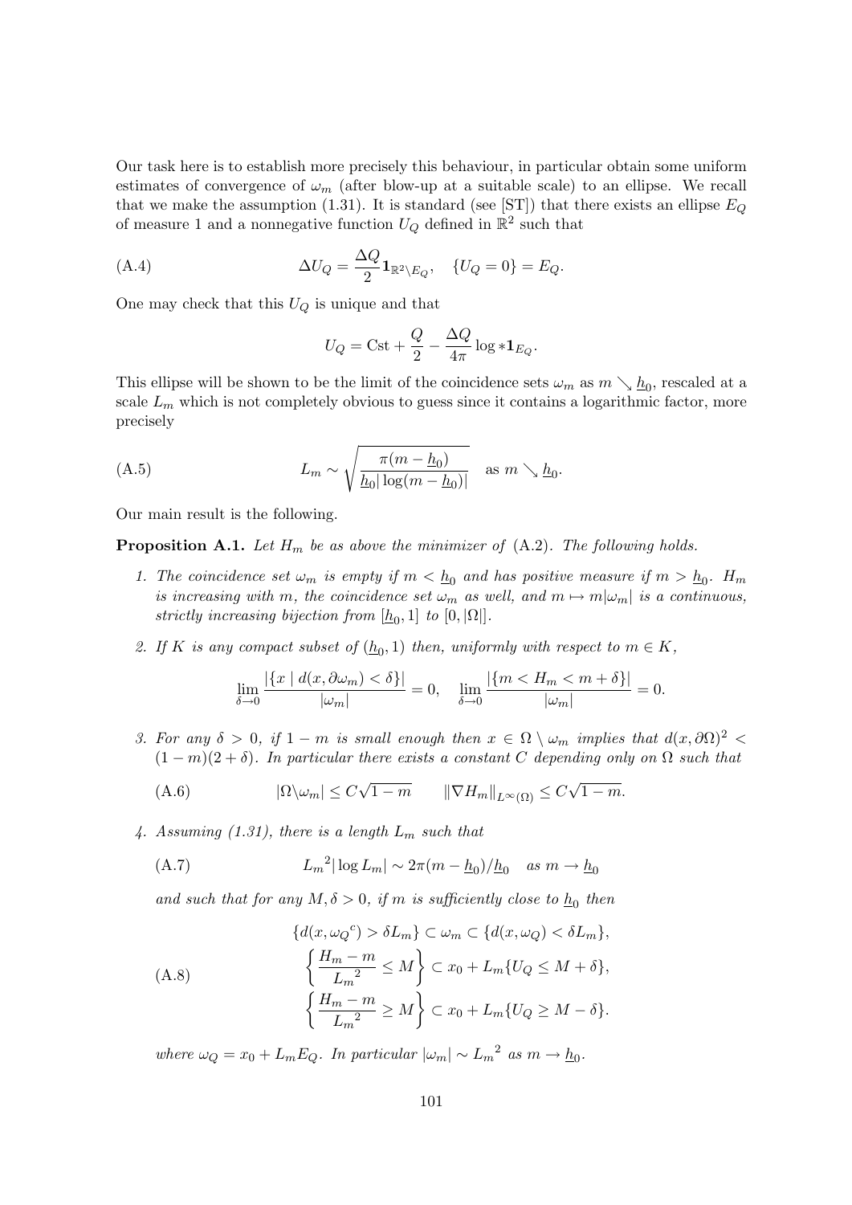Our task here is to establish more precisely this behaviour, in particular obtain some uniform estimates of convergence of $\omega_m$ (after blow-up at a suitable scale) to an ellipse. We recall that we make the assumption (1.31). It is standard (see [ST]) that there exists an ellipse $E_Q$ of measure 1 and a nonnegative function $U_Q$ defined in $\mathbb{R}^2$ such that

$$\Delta U_Q = \frac{\Delta Q}{2} \mathbf{1}_{\mathbb{R}^2 \setminus E_Q}, \quad \{U_Q = 0\} = E_Q. \tag{A.4}$$

One may check that this $U_Q$ is unique and that

$$U_Q = \mathrm{Cst} + \frac{Q}{2} - \frac{\Delta Q}{4\pi} \log * \mathbf{1}_{E_Q}.$$

This ellipse will be shown to be the limit of the coincidence sets $\omega_m$ as $m \searrow \underline{h}_0$, rescaled at a scale $L_m$ which is not completely obvious to guess since it contains a logarithmic factor, more precisely

$$L_m \sim \sqrt{\frac{\pi(m - \underline{h}_0)}{\underline{h}_0 |\log(m - \underline{h}_0)|}} \quad \text{as } m \searrow \underline{h}_0. \tag{A.5}$$

Our main result is the following.

**Proposition A.1.** *Let $H_m$ be as above the minimizer of (A.2). The following holds.*

1. *The coincidence set $\omega_m$ is empty if $m < \underline{h}_0$ and has positive measure if $m > \underline{h}_0$. $H_m$ is increasing with $m$, the coincidence set $\omega_m$ as well, and $m \mapsto m|\omega_m|$ is a continuous, strictly increasing bijection from $[\underline{h}_0, 1]$ to $[0, |\Omega|]$.*

2. *If $K$ is any compact subset of $(\underline{h}_0, 1)$ then, uniformly with respect to $m \in K$,*
$$\lim_{\delta \to 0} \frac{|\{x \mid d(x, \partial\omega_m) < \delta\}|}{|\omega_m|} = 0, \quad \lim_{\delta \to 0} \frac{|\{m < H_m < m + \delta\}|}{|\omega_m|} = 0.$$

3. *For any $\delta > 0$, if $1 - m$ is small enough then $x \in \Omega \setminus \omega_m$ implies that $d(x, \partial\Omega)^2 < (1-m)(2+\delta)$. In particular there exists a constant $C$ depending only on $\Omega$ such that*
$$|\Omega \backslash \omega_m| \leq C\sqrt{1-m} \qquad \|\nabla H_m\|_{L^\infty(\Omega)} \leq C\sqrt{1-m}. \tag{A.6}$$

4. *Assuming (1.31), there is a length $L_m$ such that*
$$L_m{}^2 |\log L_m| \sim 2\pi(m - \underline{h}_0)/\underline{h}_0 \quad \text{as } m \to \underline{h}_0 \tag{A.7}$$
*and such that for any $M, \delta > 0$, if $m$ is sufficiently close to $\underline{h}_0$ then*
$$\begin{gathered} \{d(x, \omega_Q{}^c) > \delta L_m\} \subset \omega_m \subset \{d(x, \omega_Q) < \delta L_m\}, \\ \left\{ \frac{H_m - m}{L_m{}^2} \leq M \right\} \subset x_0 + L_m \{U_Q \leq M + \delta\}, \\ \left\{ \frac{H_m - m}{L_m{}^2} \geq M \right\} \subset x_0 + L_m \{U_Q \geq M - \delta\}. \end{gathered} \tag{A.8}$$
*where $\omega_Q = x_0 + L_m E_Q$. In particular $|\omega_m| \sim L_m{}^2$ as $m \to \underline{h}_0$.*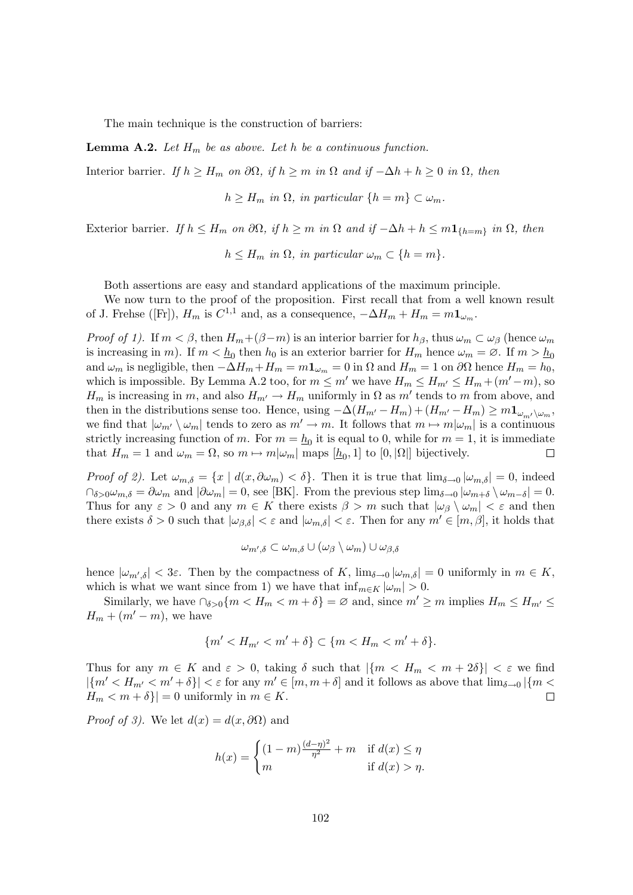The main technique is the construction of barriers:

**Lemma A.2.** *Let $H_m$ be as above. Let $h$ be a continuous function.*

Interior barrier. *If $h \geq H_m$ on $\partial\Omega$, if $h \geq m$ in $\Omega$ and if $-\Delta h + h \geq 0$ in $\Omega$, then*

$$h \geq H_m \text{ in } \Omega, \text{ in particular } \{h = m\} \subset \omega_m.$$

Exterior barrier. *If $h \leq H_m$ on $\partial\Omega$, if $h \geq m$ in $\Omega$ and if $-\Delta h + h \leq m\mathbf{1}_{\{h=m\}}$ in $\Omega$, then*

$$h \leq H_m \text{ in } \Omega, \text{ in particular } \omega_m \subset \{h = m\}.$$

Both assertions are easy and standard applications of the maximum principle.

We now turn to the proof of the proposition. First recall that from a well known result of J. Frehse ([Fr]), $H_m$ is $C^{1,1}$ and, as a consequence, $-\Delta H_m + H_m = m\mathbf{1}_{\omega_m}$.

*Proof of 1).* If $m < \beta$, then $H_m + (\beta - m)$ is an interior barrier for $h_\beta$, thus $\omega_m \subset \omega_\beta$ (hence $\omega_m$ is increasing in $m$). If $m < \underline{h}_0$ then $h_0$ is an exterior barrier for $H_m$ hence $\omega_m = \varnothing$. If $m > \underline{h}_0$ and $\omega_m$ is negligible, then $-\Delta H_m + H_m = m\mathbf{1}_{\omega_m} = 0$ in $\Omega$ and $H_m = 1$ on $\partial\Omega$ hence $H_m = h_0$, which is impossible. By Lemma A.2 too, for $m \leq m'$ we have $H_m \leq H_{m'} \leq H_m + (m' - m)$, so $H_m$ is increasing in $m$, and also $H_{m'} \to H_m$ uniformly in $\Omega$ as $m'$ tends to $m$ from above, and then in the distributions sense too. Hence, using $-\Delta(H_{m'} - H_m) + (H_{m'} - H_m) \geq m\mathbf{1}_{\omega_{m'} \setminus \omega_m}$, we find that $|\omega_{m'} \setminus \omega_m|$ tends to zero as $m' \to m$. It follows that $m \mapsto m|\omega_m|$ is a continuous strictly increasing function of $m$. For $m = \underline{h}_0$ it is equal to 0, while for $m = 1$, it is immediate that $H_m = 1$ and $\omega_m = \Omega$, so $m \mapsto m|\omega_m|$ maps $[\underline{h}_0, 1]$ to $[0, |\Omega|]$ bijectively. $\square$

*Proof of 2).* Let $\omega_{m,\delta} = \{x \mid d(x, \partial\omega_m) < \delta\}$. Then it is true that $\lim_{\delta\to 0} |\omega_{m,\delta}| = 0$, indeed $\cap_{\delta>0}\omega_{m,\delta} = \partial\omega_m$ and $|\partial\omega_m| = 0$, see [BK]. From the previous step $\lim_{\delta\to 0} |\omega_{m+\delta} \setminus \omega_{m-\delta}| = 0$. Thus for any $\varepsilon > 0$ and any $m \in K$ there exists $\beta > m$ such that $|\omega_\beta \setminus \omega_m| < \varepsilon$ and then there exists $\delta > 0$ such that $|\omega_{\beta,\delta}| < \varepsilon$ and $|\omega_{m,\delta}| < \varepsilon$. Then for any $m' \in [m, \beta]$, it holds that

$$\omega_{m',\delta} \subset \omega_{m,\delta} \cup (\omega_\beta \setminus \omega_m) \cup \omega_{\beta,\delta}$$

hence $|\omega_{m',\delta}| < 3\varepsilon$. Then by the compactness of $K$, $\lim_{\delta\to 0} |\omega_{m,\delta}| = 0$ uniformly in $m \in K$, which is what we want since from 1) we have that $\inf_{m\in K} |\omega_m| > 0$.

Similarly, we have $\cap_{\delta>0}\{m < H_m < m + \delta\} = \varnothing$ and, since $m' \geq m$ implies $H_m \leq H_{m'} \leq H_m + (m' - m)$, we have

$$\{m' < H_{m'} < m' + \delta\} \subset \{m < H_m < m' + \delta\}.$$

Thus for any $m \in K$ and $\varepsilon > 0$, taking $\delta$ such that $|\{m < H_m < m + 2\delta\}| < \varepsilon$ we find $|\{m' < H_{m'} < m' + \delta\}| < \varepsilon$ for any $m' \in [m, m + \delta]$ and it follows as above that $\lim_{\delta\to 0} |\{m < H_m < m + \delta\}| = 0$ uniformly in $m \in K$. $\square$

*Proof of 3).* We let $d(x) = d(x, \partial\Omega)$ and

$$h(x) = \begin{cases} (1 - m)\frac{(d-\eta)^2}{\eta^2} + m & \text{if } d(x) \leq \eta \\ m & \text{if } d(x) > \eta. \end{cases}$$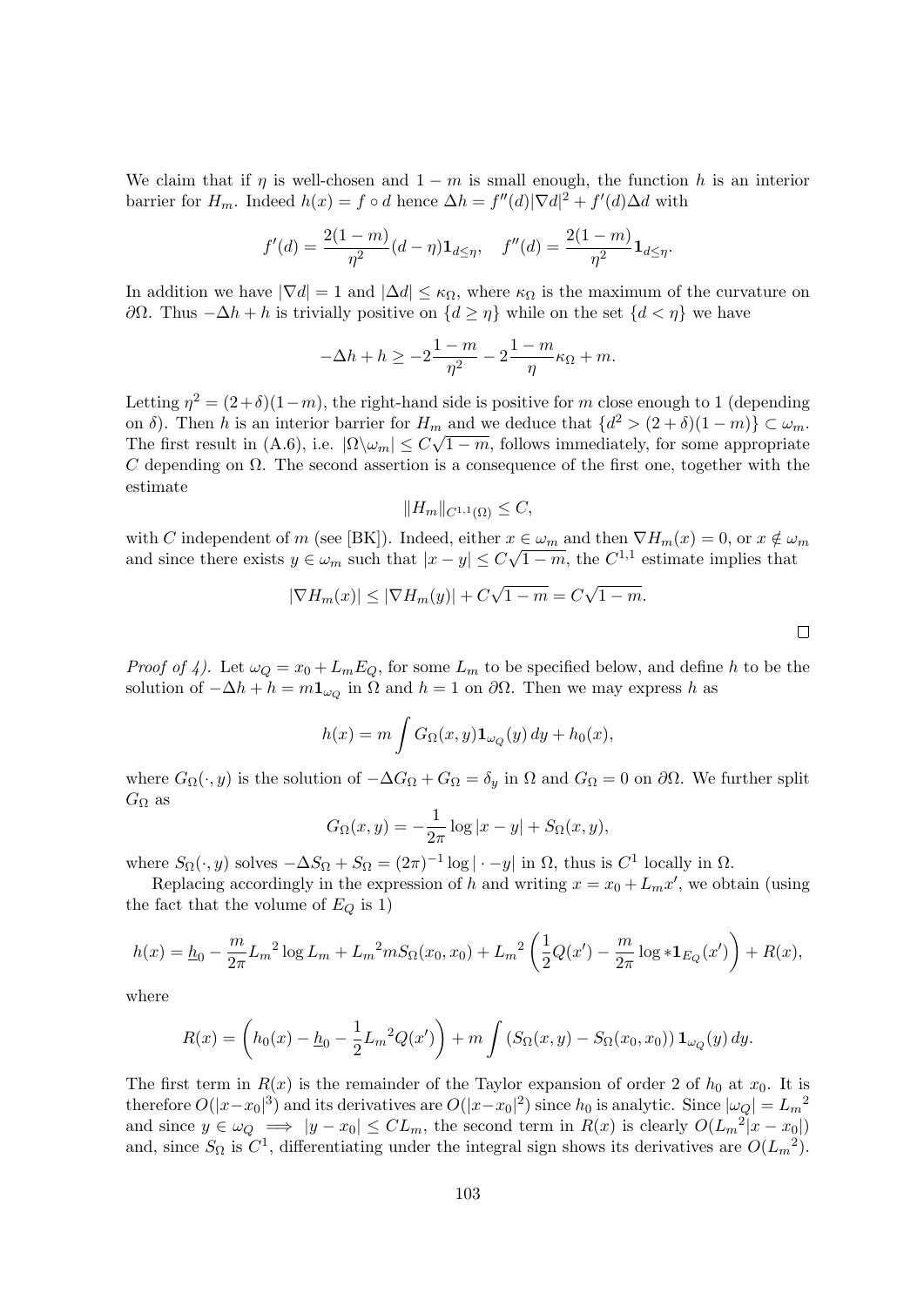We claim that if $\eta$ is well-chosen and $1-m$ is small enough, the function $h$ is an interior barrier for $H_m$. Indeed $h(x) = f \circ d$ hence $\Delta h = f''(d)|\nabla d|^2 + f'(d)\Delta d$ with

$$f'(d) = \frac{2(1-m)}{\eta^2}(d-\eta)\mathbf{1}_{d\le\eta}, \quad f''(d) = \frac{2(1-m)}{\eta^2}\mathbf{1}_{d\le\eta}.$$

In addition we have $|\nabla d| = 1$ and $|\Delta d| \le \kappa_\Omega$, where $\kappa_\Omega$ is the maximum of the curvature on $\partial\Omega$. Thus $-\Delta h + h$ is trivially positive on $\{d \ge \eta\}$ while on the set $\{d < \eta\}$ we have

$$-\Delta h + h \ge -2\frac{1-m}{\eta^2} - 2\frac{1-m}{\eta}\kappa_\Omega + m.$$

Letting $\eta^2 = (2+\delta)(1-m)$, the right-hand side is positive for $m$ close enough to 1 (depending on $\delta$). Then $h$ is an interior barrier for $H_m$ and we deduce that $\{d^2 > (2+\delta)(1-m)\} \subset \omega_m$. The first result in (A.6), i.e. $|\Omega\backslash\omega_m| \le C\sqrt{1-m}$, follows immediately, for some appropriate $C$ depending on $\Omega$. The second assertion is a consequence of the first one, together with the estimate

$$\|H_m\|_{C^{1,1}(\Omega)} \le C,$$

with $C$ independent of $m$ (see [BK]). Indeed, either $x \in \omega_m$ and then $\nabla H_m(x) = 0$, or $x \notin \omega_m$ and since there exists $y \in \omega_m$ such that $|x-y| \le C\sqrt{1-m}$, the $C^{1,1}$ estimate implies that

$$|\nabla H_m(x)| \le |\nabla H_m(y)| + C\sqrt{1-m} = C\sqrt{1-m}.$$

□

*Proof of 4).* Let $\omega_Q = x_0 + L_m E_Q$, for some $L_m$ to be specified below, and define $h$ to be the solution of $-\Delta h + h = m\mathbf{1}_{\omega_Q}$ in $\Omega$ and $h = 1$ on $\partial\Omega$. Then we may express $h$ as

$$h(x) = m\int G_\Omega(x,y)\mathbf{1}_{\omega_Q}(y)\,dy + h_0(x),$$

where $G_\Omega(\cdot,y)$ is the solution of $-\Delta G_\Omega + G_\Omega = \delta_y$ in $\Omega$ and $G_\Omega = 0$ on $\partial\Omega$. We further split $G_\Omega$ as

$$G_\Omega(x,y) = -\frac{1}{2\pi}\log|x-y| + S_\Omega(x,y),$$

where $S_\Omega(\cdot,y)$ solves $-\Delta S_\Omega + S_\Omega = (2\pi)^{-1}\log|\cdot - y|$ in $\Omega$, thus is $C^1$ locally in $\Omega$.

Replacing accordingly in the expression of $h$ and writing $x = x_0 + L_m x'$, we obtain (using the fact that the volume of $E_Q$ is 1)

$$h(x) = \underline{h}_0 - \frac{m}{2\pi}{L_m}^2\log L_m + {L_m}^2 m S_\Omega(x_0,x_0) + {L_m}^2\left(\frac{1}{2}Q(x') - \frac{m}{2\pi}\log * \mathbf{1}_{E_Q}(x')\right) + R(x),$$

where

$$R(x) = \left(h_0(x) - \underline{h}_0 - \frac{1}{2}{L_m}^2 Q(x')\right) + m\int\left(S_\Omega(x,y) - S_\Omega(x_0,x_0)\right)\mathbf{1}_{\omega_Q}(y)\,dy.$$

The first term in $R(x)$ is the remainder of the Taylor expansion of order 2 of $h_0$ at $x_0$. It is therefore $O(|x-x_0|^3)$ and its derivatives are $O(|x-x_0|^2)$ since $h_0$ is analytic. Since $|\omega_Q| = {L_m}^2$ and since $y \in \omega_Q \implies |y-x_0| \le CL_m$, the second term in $R(x)$ is clearly $O({L_m}^2|x-x_0|)$ and, since $S_\Omega$ is $C^1$, differentiating under the integral sign shows its derivatives are $O({L_m}^2)$.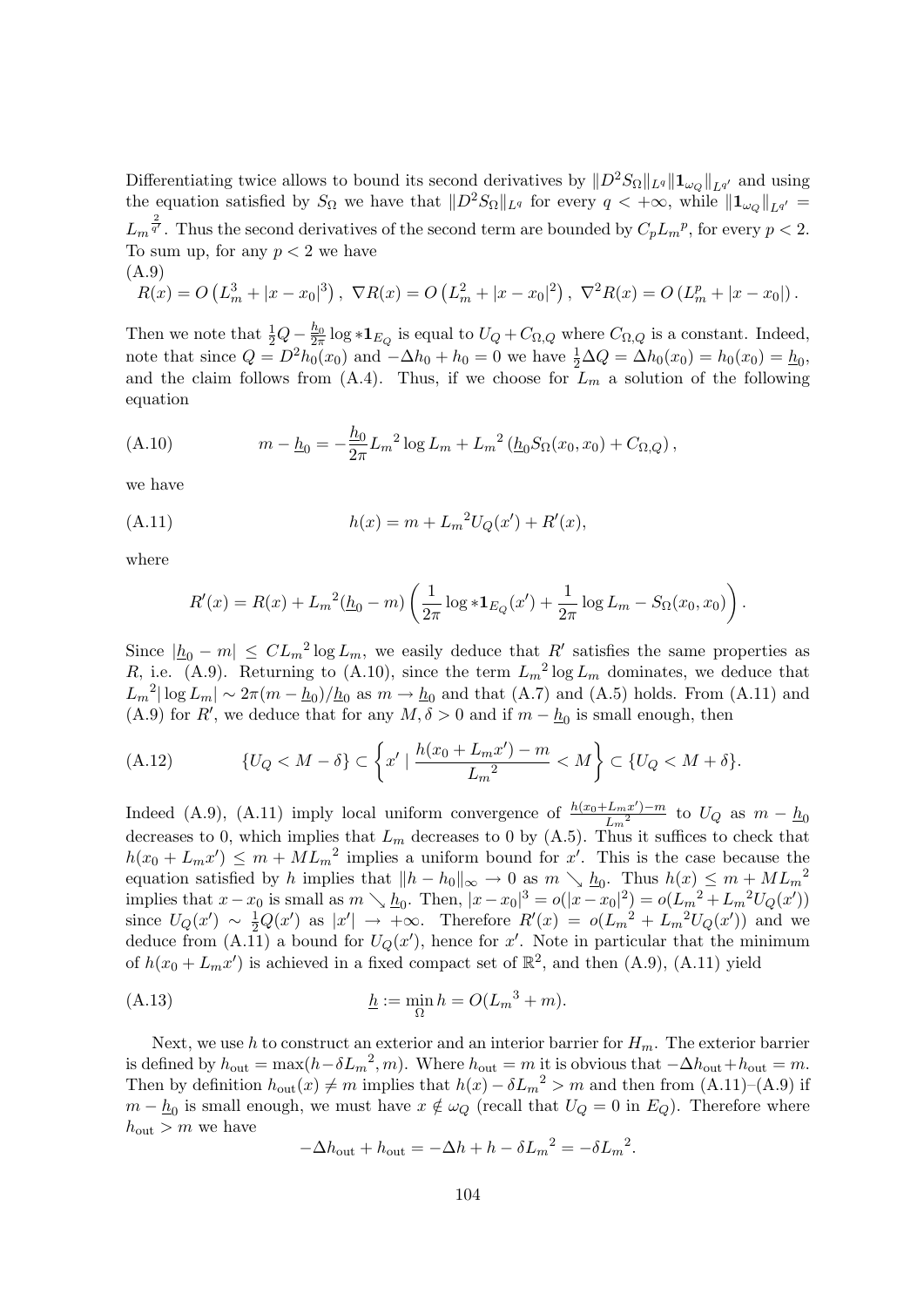Differentiating twice allows to bound its second derivatives by $\|D^2 S_\Omega\|_{L^q} \|\mathbf{1}_{\omega_Q}\|_{L^{q'}}$ and using the equation satisfied by $S_\Omega$ we have that $\|D^2 S_\Omega\|_{L^q}$ for every $q < +\infty$, while $\|\mathbf{1}_{\omega_Q}\|_{L^{q'}} = L_m{}^{\frac{2}{q'}}$. Thus the second derivatives of the second term are bounded by $C_p L_m{}^p$, for every $p < 2$. To sum up, for any $p < 2$ we have

(A.9)

$$R(x) = O\left(L_m^3 + |x - x_0|^3\right),\ \nabla R(x) = O\left(L_m^2 + |x - x_0|^2\right),\ \nabla^2 R(x) = O\left(L_m^p + |x - x_0|\right).$$

Then we note that $\frac{1}{2}Q - \frac{h_0}{2\pi} \log * \mathbf{1}_{E_Q}$ is equal to $U_Q + C_{\Omega,Q}$ where $C_{\Omega,Q}$ is a constant. Indeed, note that since $Q = D^2 h_0(x_0)$ and $-\Delta h_0 + h_0 = 0$ we have $\frac{1}{2}\Delta Q = \Delta h_0(x_0) = h_0(x_0) = \underline{h}_0$, and the claim follows from (A.4). Thus, if we choose for $L_m$ a solution of the following equation

$$m - \underline{h}_0 = -\frac{\underline{h}_0}{2\pi} L_m{}^2 \log L_m + L_m{}^2 \left(\underline{h}_0 S_\Omega(x_0, x_0) + C_{\Omega,Q}\right), \tag{A.10}$$

we have

$$h(x) = m + L_m{}^2 U_Q(x') + R'(x), \tag{A.11}$$

where

$$R'(x) = R(x) + L_m{}^2(\underline{h}_0 - m)\left(\frac{1}{2\pi}\log * \mathbf{1}_{E_Q}(x') + \frac{1}{2\pi}\log L_m - S_\Omega(x_0, x_0)\right).$$

Since $|\underline{h}_0 - m| \le C L_m{}^2 \log L_m$, we easily deduce that $R'$ satisfies the same properties as $R$, i.e. (A.9). Returning to (A.10), since the term $L_m{}^2 \log L_m$ dominates, we deduce that $L_m{}^2 |\log L_m| \sim 2\pi(m - \underline{h}_0)/\underline{h}_0$ as $m \to \underline{h}_0$ and that (A.7) and (A.5) holds. From (A.11) and (A.9) for $R'$, we deduce that for any $M, \delta > 0$ and if $m - \underline{h}_0$ is small enough, then

$$\{U_Q < M - \delta\} \subset \left\{x' \mid \frac{h(x_0 + L_m x') - m}{L_m{}^2} < M\right\} \subset \{U_Q < M + \delta\}. \tag{A.12}$$

Indeed (A.9), (A.11) imply local uniform convergence of $\frac{h(x_0 + L_m x') - m}{L_m{}^2}$ to $U_Q$ as $m - \underline{h}_0$ decreases to 0, which implies that $L_m$ decreases to 0 by (A.5). Thus it suffices to check that $h(x_0 + L_m x') \le m + M L_m{}^2$ implies a uniform bound for $x'$. This is the case because the equation satisfied by $h$ implies that $\|h - h_0\|_\infty \to 0$ as $m \searrow \underline{h}_0$. Thus $h(x) \le m + M L_m{}^2$ implies that $x - x_0$ is small as $m \searrow \underline{h}_0$. Then, $|x - x_0|^3 = o(|x - x_0|^2) = o(L_m{}^2 + L_m{}^2 U_Q(x'))$ since $U_Q(x') \sim \frac{1}{2}Q(x')$ as $|x'| \to +\infty$. Therefore $R'(x) = o(L_m{}^2 + L_m{}^2 U_Q(x'))$ and we deduce from (A.11) a bound for $U_Q(x')$, hence for $x'$. Note in particular that the minimum of $h(x_0 + L_m x')$ is achieved in a fixed compact set of $\mathbb{R}^2$, and then (A.9), (A.11) yield

$$\underline{h} := \min_\Omega h = O(L_m{}^3 + m). \tag{A.13}$$

Next, we use $h$ to construct an exterior and an interior barrier for $H_m$. The exterior barrier is defined by $h_{\text{out}} = \max(h - \delta L_m{}^2, m)$. Where $h_{\text{out}} = m$ it is obvious that $-\Delta h_{\text{out}} + h_{\text{out}} = m$. Then by definition $h_{\text{out}}(x) \ne m$ implies that $h(x) - \delta L_m{}^2 > m$ and then from (A.11)–(A.9) if $m - \underline{h}_0$ is small enough, we must have $x \notin \omega_Q$ (recall that $U_Q = 0$ in $E_Q$). Therefore where $h_{\text{out}} > m$ we have

$$-\Delta h_{\text{out}} + h_{\text{out}} = -\Delta h + h - \delta L_m{}^2 = -\delta L_m{}^2.$$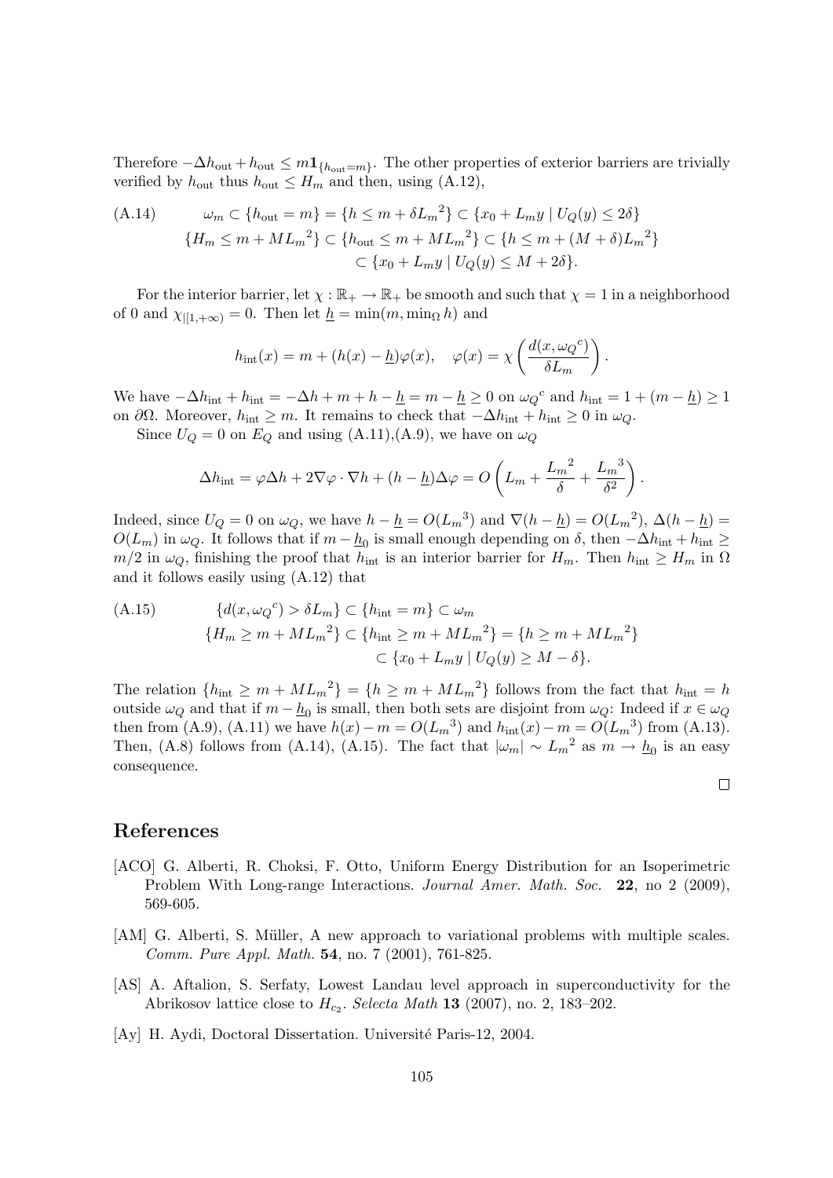Therefore $-\Delta h_{\text{out}} + h_{\text{out}} \le m \mathbf{1}_{\{h_{\text{out}}=m\}}$. The other properties of exterior barriers are trivially verified by $h_{\text{out}}$ thus $h_{\text{out}} \le H_m$ and then, using (A.12),

$$
\begin{aligned}
\text{(A.14)} \qquad \omega_m \subset \{h_{\text{out}} = m\} = \{h \le m + \delta {L_m}^2\} \subset \{x_0 + L_m y \mid U_Q(y) \le 2\delta\} \\
\{H_m \le m + M{L_m}^2\} \subset \{h_{\text{out}} \le m + M{L_m}^2\} \subset \{h \le m + (M+\delta){L_m}^2\} \\
\subset \{x_0 + L_m y \mid U_Q(y) \le M + 2\delta\}.
\end{aligned}
$$

For the interior barrier, let $\chi : \mathbb{R}_+ \to \mathbb{R}_+$ be smooth and such that $\chi = 1$ in a neighborhood of 0 and $\chi_{|[1,+\infty)} = 0$. Then let $\underline{h} = \min(m, \min_\Omega h)$ and

$$
h_{\text{int}}(x) = m + (h(x) - \underline{h})\varphi(x), \quad \varphi(x) = \chi\left(\frac{d(x, {\omega_Q}^c)}{\delta L_m}\right).
$$

We have $-\Delta h_{\text{int}} + h_{\text{int}} = -\Delta h + m + h - \underline{h} = m - \underline{h} \ge 0$ on ${\omega_Q}^c$ and $h_{\text{int}} = 1 + (m - \underline{h}) \ge 1$ on $\partial\Omega$. Moreover, $h_{\text{int}} \ge m$. It remains to check that $-\Delta h_{\text{int}} + h_{\text{int}} \ge 0$ in $\omega_Q$.

Since $U_Q = 0$ on $E_Q$ and using (A.11),(A.9), we have on $\omega_Q$

$$
\Delta h_{\text{int}} = \varphi \Delta h + 2\nabla\varphi \cdot \nabla h + (h - \underline{h})\Delta\varphi = O\left(L_m + \frac{{L_m}^2}{\delta} + \frac{{L_m}^3}{\delta^2}\right).
$$

Indeed, since $U_Q = 0$ on $\omega_Q$, we have $h - \underline{h} = O({L_m}^3)$ and $\nabla(h - \underline{h}) = O({L_m}^2)$, $\Delta(h - \underline{h}) = O(L_m)$ in $\omega_Q$. It follows that if $m - \underline{h}_0$ is small enough depending on $\delta$, then $-\Delta h_{\text{int}} + h_{\text{int}} \ge m/2$ in $\omega_Q$, finishing the proof that $h_{\text{int}}$ is an interior barrier for $H_m$. Then $h_{\text{int}} \ge H_m$ in $\Omega$ and it follows easily using (A.12) that

$$
\begin{aligned}
\text{(A.15)} \qquad \{d(x, {\omega_Q}^c) > \delta L_m\} \subset \{h_{\text{int}} = m\} \subset \omega_m \\
\{H_m \ge m + M{L_m}^2\} \subset \{h_{\text{int}} \ge m + M{L_m}^2\} = \{h \ge m + M{L_m}^2\} \\
\subset \{x_0 + L_m y \mid U_Q(y) \ge M - \delta\}.
\end{aligned}
$$

The relation $\{h_{\text{int}} \ge m + M{L_m}^2\} = \{h \ge m + M{L_m}^2\}$ follows from the fact that $h_{\text{int}} = h$ outside $\omega_Q$ and that if $m - \underline{h}_0$ is small, then both sets are disjoint from $\omega_Q$: Indeed if $x \in \omega_Q$ then from (A.9), (A.11) we have $h(x) - m = O({L_m}^3)$ and $h_{\text{int}}(x) - m = O({L_m}^3)$ from (A.13). Then, (A.8) follows from (A.14), (A.15). The fact that $|\omega_m| \sim {L_m}^2$ as $m \to \underline{h}_0$ is an easy consequence.

□

# References

[ACO] G. Alberti, R. Choksi, F. Otto, Uniform Energy Distribution for an Isoperimetric Problem With Long-range Interactions. *Journal Amer. Math. Soc.* **22**, no 2 (2009), 569-605.

[AM] G. Alberti, S. Müller, A new approach to variational problems with multiple scales. *Comm. Pure Appl. Math.* **54**, no. 7 (2001), 761-825.

[AS] A. Aftalion, S. Serfaty, Lowest Landau level approach in superconductivity for the Abrikosov lattice close to $H_{c_2}$. *Selecta Math* **13** (2007), no. 2, 183–202.

[Ay] H. Aydi, Doctoral Dissertation. Université Paris-12, 2004.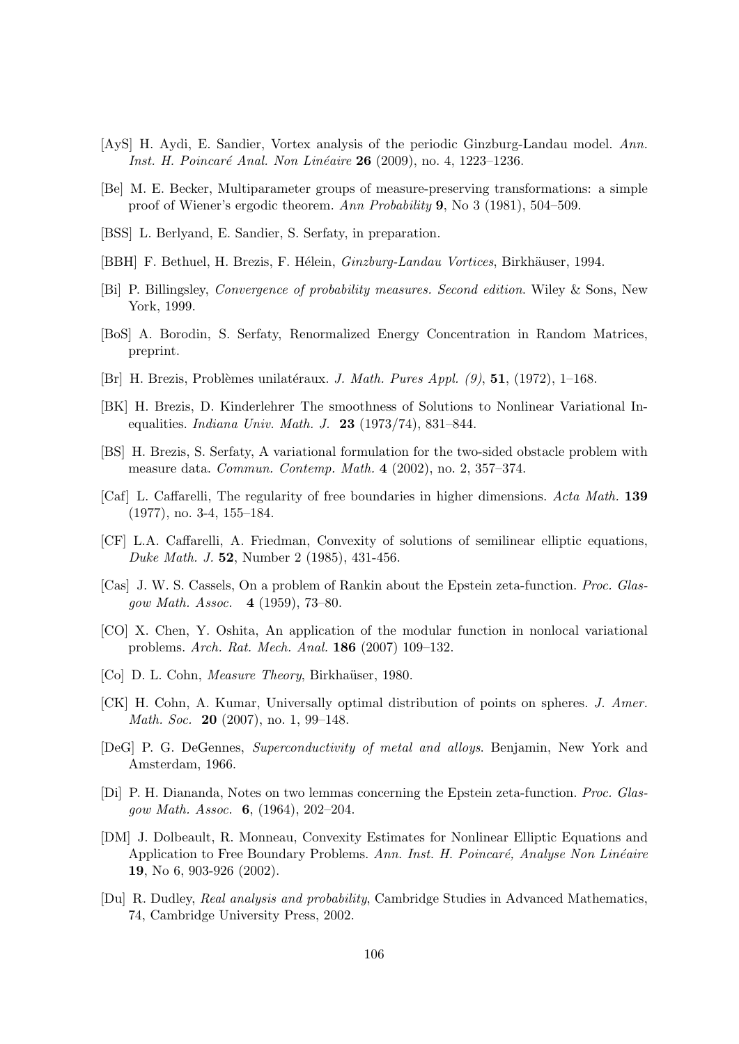[AyS] H. Aydi, E. Sandier, Vortex analysis of the periodic Ginzburg-Landau model. *Ann. Inst. H. Poincaré Anal. Non Linéaire* **26** (2009), no. 4, 1223–1236.

[Be] M. E. Becker, Multiparameter groups of measure-preserving transformations: a simple proof of Wiener's ergodic theorem. *Ann Probability* **9**, No 3 (1981), 504–509.

[BSS] L. Berlyand, E. Sandier, S. Serfaty, in preparation.

[BBH] F. Bethuel, H. Brezis, F. Hélein, *Ginzburg-Landau Vortices*, Birkhäuser, 1994.

[Bi] P. Billingsley, *Convergence of probability measures. Second edition*. Wiley & Sons, New York, 1999.

[BoS] A. Borodin, S. Serfaty, Renormalized Energy Concentration in Random Matrices, preprint.

[Br] H. Brezis, Problèmes unilatéraux. *J. Math. Pures Appl. (9)*, **51**, (1972), 1–168.

[BK] H. Brezis, D. Kinderlehrer The smoothness of Solutions to Nonlinear Variational Inequalities. *Indiana Univ. Math. J.* **23** (1973/74), 831–844.

[BS] H. Brezis, S. Serfaty, A variational formulation for the two-sided obstacle problem with measure data. *Commun. Contemp. Math.* **4** (2002), no. 2, 357–374.

[Caf] L. Caffarelli, The regularity of free boundaries in higher dimensions. *Acta Math.* **139** (1977), no. 3-4, 155–184.

[CF] L.A. Caffarelli, A. Friedman, Convexity of solutions of semilinear elliptic equations, *Duke Math. J.* **52**, Number 2 (1985), 431-456.

[Cas] J. W. S. Cassels, On a problem of Rankin about the Epstein zeta-function. *Proc. Glasgow Math. Assoc.* **4** (1959), 73–80.

[CO] X. Chen, Y. Oshita, An application of the modular function in nonlocal variational problems. *Arch. Rat. Mech. Anal.* **186** (2007) 109–132.

[Co] D. L. Cohn, *Measure Theory*, Birkhaüser, 1980.

[CK] H. Cohn, A. Kumar, Universally optimal distribution of points on spheres. *J. Amer. Math. Soc.* **20** (2007), no. 1, 99–148.

[DeG] P. G. DeGennes, *Superconductivity of metal and alloys*. Benjamin, New York and Amsterdam, 1966.

[Di] P. H. Diananda, Notes on two lemmas concerning the Epstein zeta-function. *Proc. Glasgow Math. Assoc.* **6**, (1964), 202–204.

[DM] J. Dolbeault, R. Monneau, Convexity Estimates for Nonlinear Elliptic Equations and Application to Free Boundary Problems. *Ann. Inst. H. Poincaré, Analyse Non Linéaire* **19**, No 6, 903-926 (2002).

[Du] R. Dudley, *Real analysis and probability*, Cambridge Studies in Advanced Mathematics, 74, Cambridge University Press, 2002.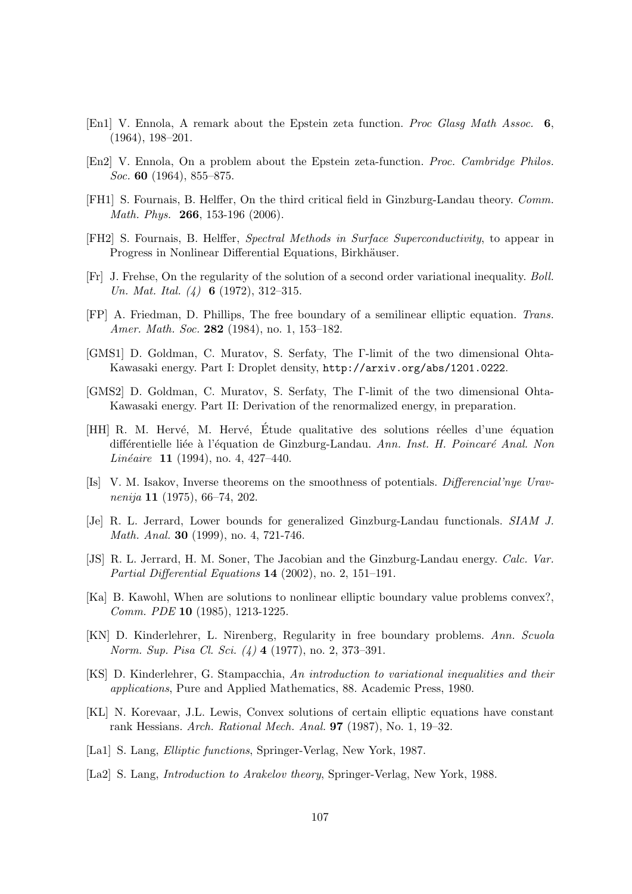[En1] V. Ennola, A remark about the Epstein zeta function. *Proc Glasg Math Assoc.* **6**, (1964), 198–201.

[En2] V. Ennola, On a problem about the Epstein zeta-function. *Proc. Cambridge Philos. Soc.* **60** (1964), 855–875.

[FH1] S. Fournais, B. Helffer, On the third critical field in Ginzburg-Landau theory. *Comm. Math. Phys.* **266**, 153-196 (2006).

[FH2] S. Fournais, B. Helffer, *Spectral Methods in Surface Superconductivity*, to appear in Progress in Nonlinear Differential Equations, Birkhäuser.

[Fr] J. Frehse, On the regularity of the solution of a second order variational inequality. *Boll. Un. Mat. Ital. (4)* **6** (1972), 312–315.

[FP] A. Friedman, D. Phillips, The free boundary of a semilinear elliptic equation. *Trans. Amer. Math. Soc.* **282** (1984), no. 1, 153–182.

[GMS1] D. Goldman, C. Muratov, S. Serfaty, The Γ-limit of the two dimensional Ohta-Kawasaki energy. Part I: Droplet density, `http://arxiv.org/abs/1201.0222`.

[GMS2] D. Goldman, C. Muratov, S. Serfaty, The Γ-limit of the two dimensional Ohta-Kawasaki energy. Part II: Derivation of the renormalized energy, in preparation.

[HH] R. M. Hervé, M. Hervé, Étude qualitative des solutions réelles d'une équation différentielle liée à l'équation de Ginzburg-Landau. *Ann. Inst. H. Poincaré Anal. Non Linéaire* **11** (1994), no. 4, 427–440.

[Is] V. M. Isakov, Inverse theorems on the smoothness of potentials. *Differencial'nye Uravnenija* **11** (1975), 66–74, 202.

[Je] R. L. Jerrard, Lower bounds for generalized Ginzburg-Landau functionals. *SIAM J. Math. Anal.* **30** (1999), no. 4, 721-746.

[JS] R. L. Jerrard, H. M. Soner, The Jacobian and the Ginzburg-Landau energy. *Calc. Var. Partial Differential Equations* **14** (2002), no. 2, 151–191.

[Ka] B. Kawohl, When are solutions to nonlinear elliptic boundary value problems convex?, *Comm. PDE* **10** (1985), 1213-1225.

[KN] D. Kinderlehrer, L. Nirenberg, Regularity in free boundary problems. *Ann. Scuola Norm. Sup. Pisa Cl. Sci. (4)* **4** (1977), no. 2, 373–391.

[KS] D. Kinderlehrer, G. Stampacchia, *An introduction to variational inequalities and their applications*, Pure and Applied Mathematics, 88. Academic Press, 1980.

[KL] N. Korevaar, J.L. Lewis, Convex solutions of certain elliptic equations have constant rank Hessians. *Arch. Rational Mech. Anal.* **97** (1987), No. 1, 19–32.

[La1] S. Lang, *Elliptic functions*, Springer-Verlag, New York, 1987.

[La2] S. Lang, *Introduction to Arakelov theory*, Springer-Verlag, New York, 1988.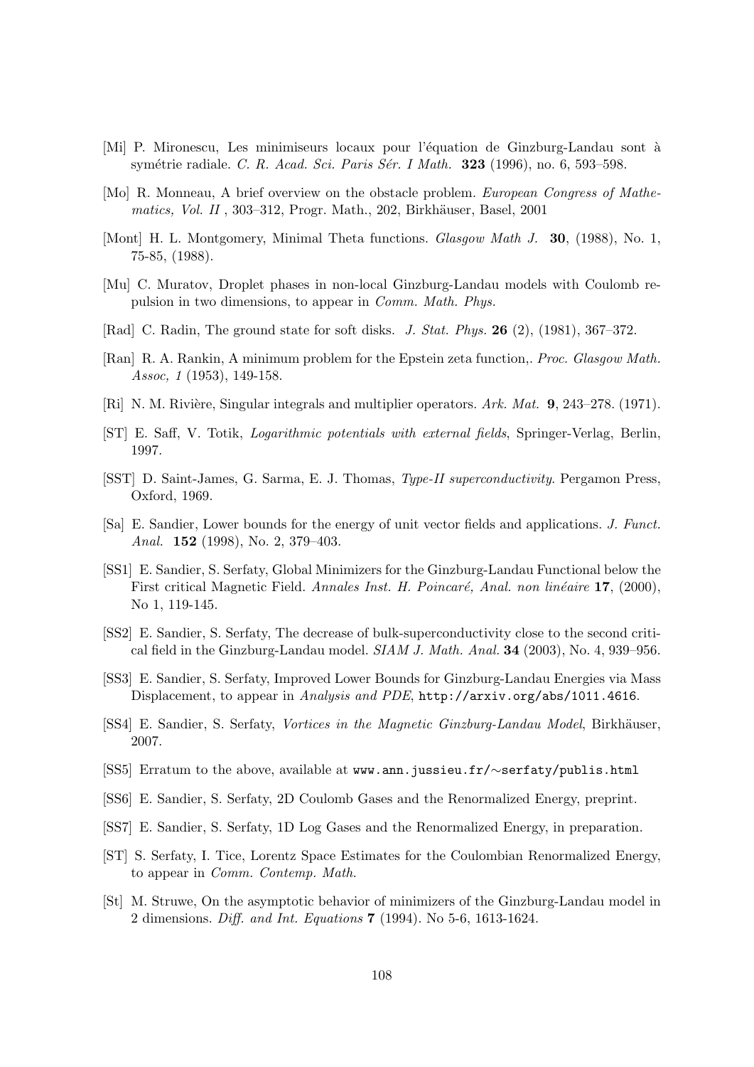- [Mi] P. Mironescu, Les minimiseurs locaux pour l'équation de Ginzburg-Landau sont à symétrie radiale. *C. R. Acad. Sci. Paris Sér. I Math.* **323** (1996), no. 6, 593–598.
- [Mo] R. Monneau, A brief overview on the obstacle problem. *European Congress of Mathematics, Vol. II* , 303–312, Progr. Math., 202, Birkhäuser, Basel, 2001
- [Mont] H. L. Montgomery, Minimal Theta functions. *Glasgow Math J.* **30**, (1988), No. 1, 75-85, (1988).
- [Mu] C. Muratov, Droplet phases in non-local Ginzburg-Landau models with Coulomb repulsion in two dimensions, to appear in *Comm. Math. Phys.*
- [Rad] C. Radin, The ground state for soft disks. *J. Stat. Phys.* **26** (2), (1981), 367–372.
- [Ran] R. A. Rankin, A minimum problem for the Epstein zeta function,. *Proc. Glasgow Math. Assoc, 1* (1953), 149-158.
- [Ri] N. M. Rivière, Singular integrals and multiplier operators. *Ark. Mat.* **9**, 243–278. (1971).
- [ST] E. Saff, V. Totik, *Logarithmic potentials with external fields*, Springer-Verlag, Berlin, 1997.
- [SST] D. Saint-James, G. Sarma, E. J. Thomas, *Type-II superconductivity.* Pergamon Press, Oxford, 1969.
- [Sa] E. Sandier, Lower bounds for the energy of unit vector fields and applications. *J. Funct. Anal.* **152** (1998), No. 2, 379–403.
- [SS1] E. Sandier, S. Serfaty, Global Minimizers for the Ginzburg-Landau Functional below the First critical Magnetic Field. *Annales Inst. H. Poincaré, Anal. non linéaire* **17**, (2000), No 1, 119-145.
- [SS2] E. Sandier, S. Serfaty, The decrease of bulk-superconductivity close to the second critical field in the Ginzburg-Landau model. *SIAM J. Math. Anal.* **34** (2003), No. 4, 939–956.
- [SS3] E. Sandier, S. Serfaty, Improved Lower Bounds for Ginzburg-Landau Energies via Mass Displacement, to appear in *Analysis and PDE*, `http://arxiv.org/abs/1011.4616`.
- [SS4] E. Sandier, S. Serfaty, *Vortices in the Magnetic Ginzburg-Landau Model*, Birkhäuser, 2007.
- [SS5] Erratum to the above, available at `www.ann.jussieu.fr/∼serfaty/publis.html`
- [SS6] E. Sandier, S. Serfaty, 2D Coulomb Gases and the Renormalized Energy, preprint.
- [SS7] E. Sandier, S. Serfaty, 1D Log Gases and the Renormalized Energy, in preparation.
- [ST] S. Serfaty, I. Tice, Lorentz Space Estimates for the Coulombian Renormalized Energy, to appear in *Comm. Contemp. Math.*
- [St] M. Struwe, On the asymptotic behavior of minimizers of the Ginzburg-Landau model in 2 dimensions. *Diff. and Int. Equations* **7** (1994). No 5-6, 1613-1624.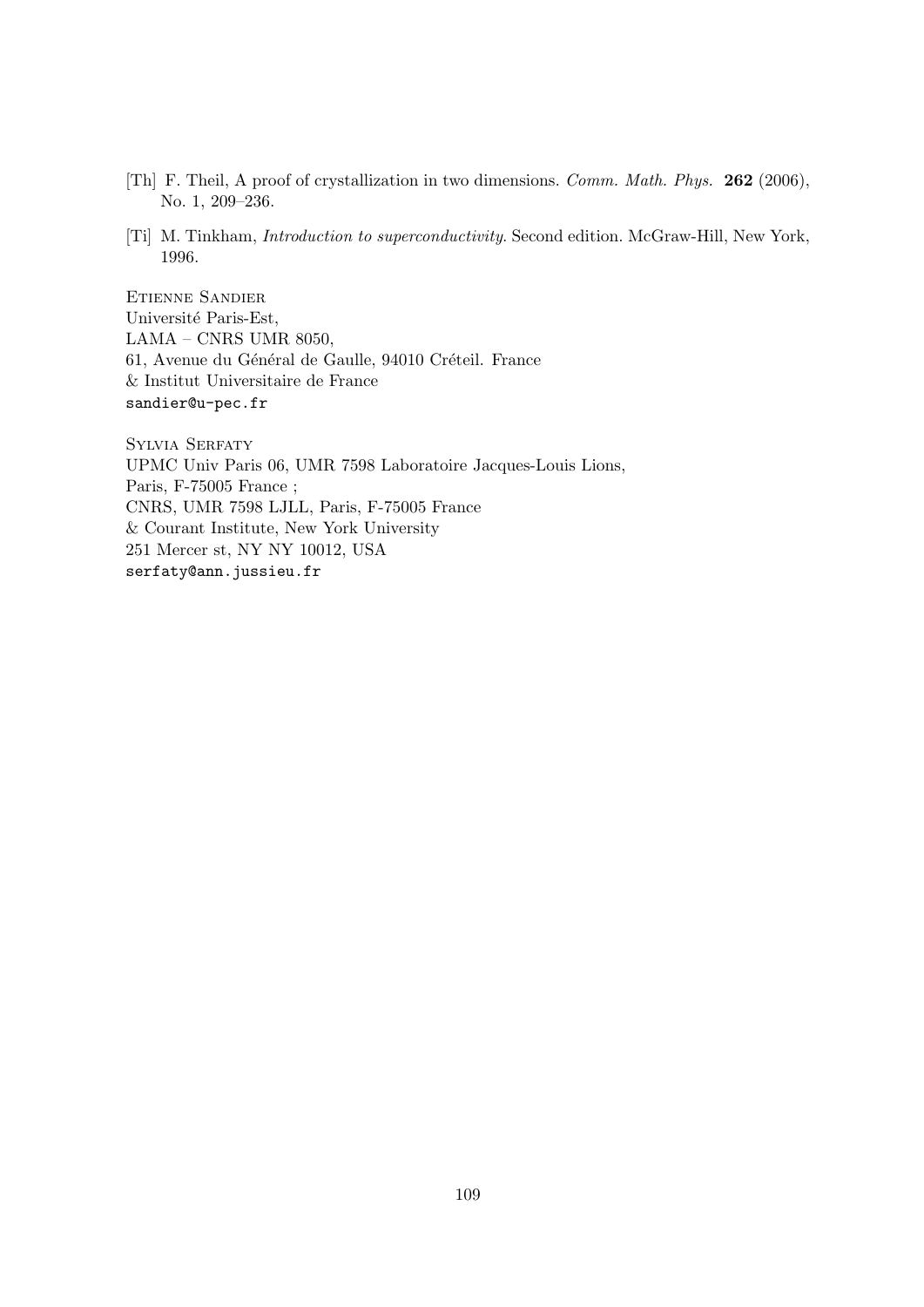[Th] F. Theil, A proof of crystallization in two dimensions. *Comm. Math. Phys.* **262** (2006), No. 1, 209–236.

[Ti] M. Tinkham, *Introduction to superconductivity*. Second edition. McGraw-Hill, New York, 1996.

Etienne Sandier
Université Paris-Est,
LAMA – CNRS UMR 8050,
61, Avenue du Général de Gaulle, 94010 Créteil. France
& Institut Universitaire de France
sandier@u-pec.fr

Sylvia Serfaty
UPMC Univ Paris 06, UMR 7598 Laboratoire Jacques-Louis Lions,
Paris, F-75005 France ;
CNRS, UMR 7598 LJLL, Paris, F-75005 France
& Courant Institute, New York University
251 Mercer st, NY NY 10012, USA
serfaty@ann.jussieu.fr